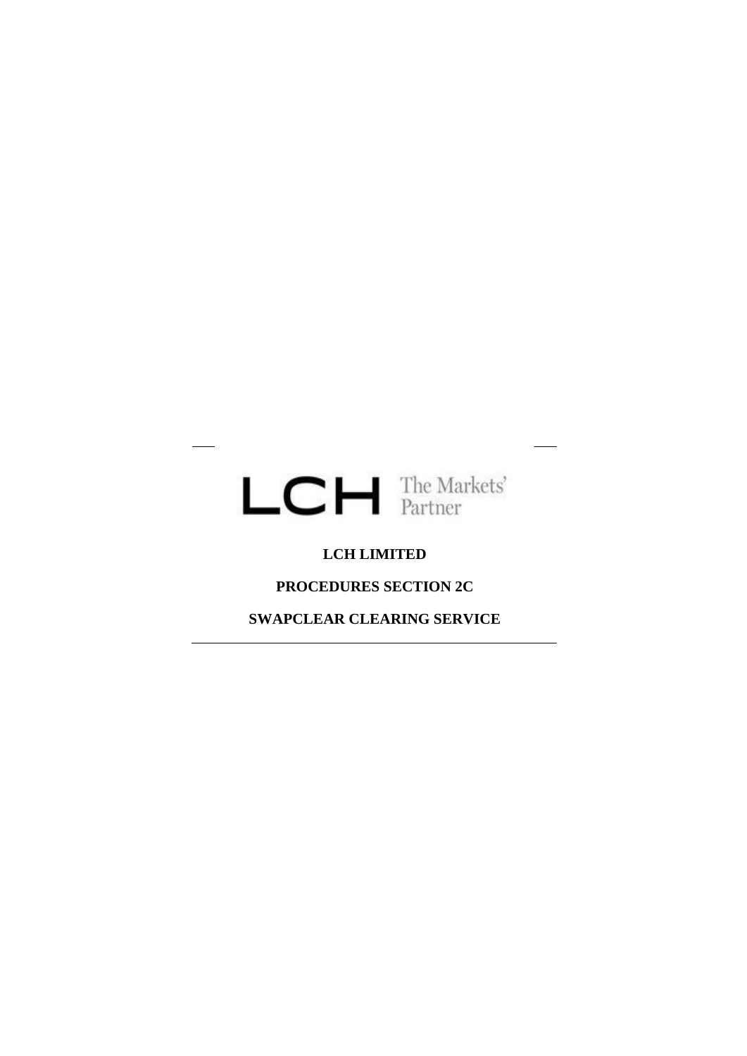LCH The Markets' Partner

**LCH LIMITED**

**PROCEDURES SECTION 2C**

**SWAPCLEAR CLEARING SERVICE**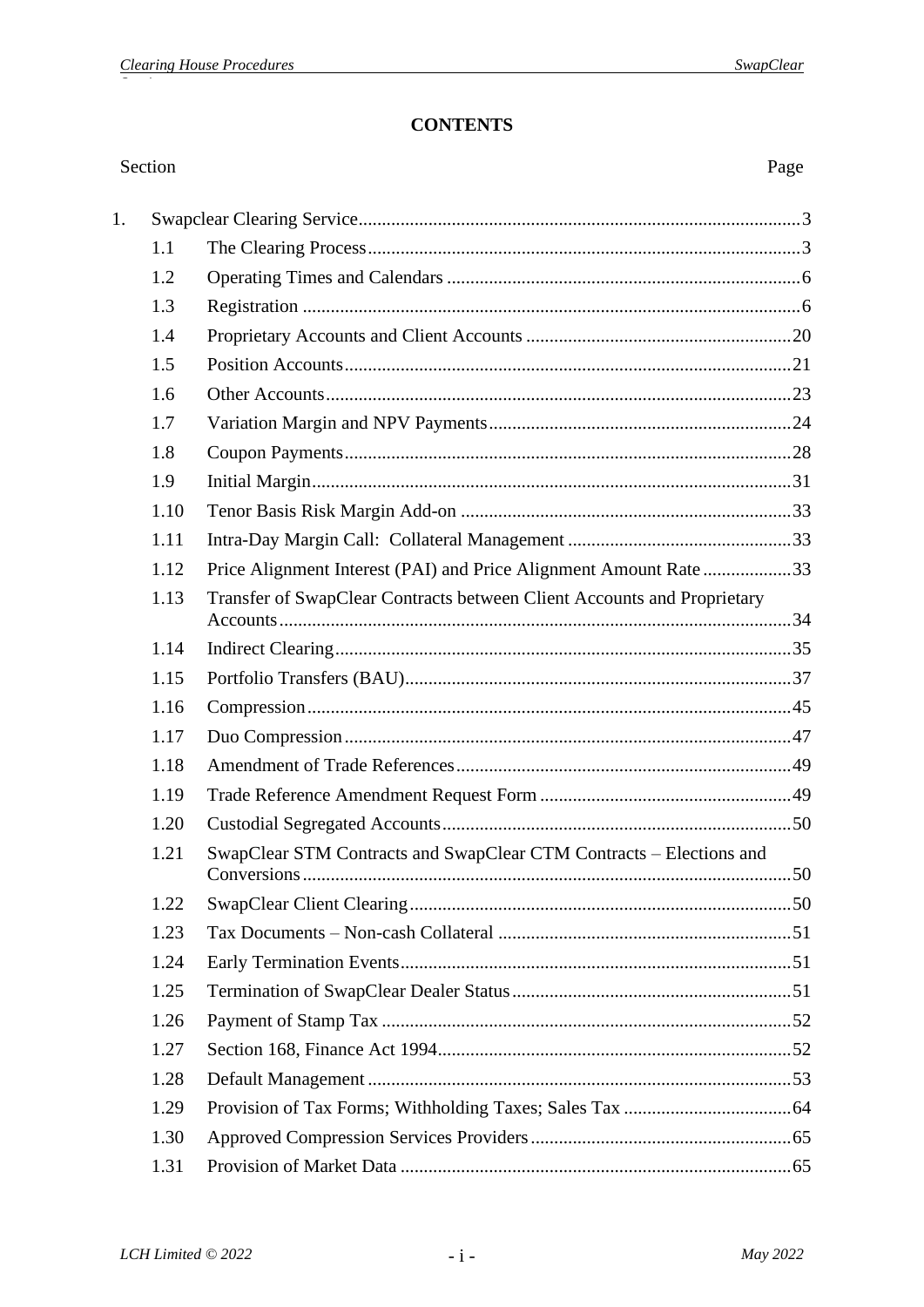**CONTENTS**

| Section | | | Page |
|---|---|---|---|
| 1. | Swapclear Clearing Service | | 3 |
| | 1.1 | The Clearing Process | 3 |
| | 1.2 | Operating Times and Calendars | 6 |
| | 1.3 | Registration | 6 |
| | 1.4 | Proprietary Accounts and Client Accounts | 20 |
| | 1.5 | Position Accounts | 21 |
| | 1.6 | Other Accounts | 23 |
| | 1.7 | Variation Margin and NPV Payments | 24 |
| | 1.8 | Coupon Payments | 28 |
| | 1.9 | Initial Margin | 31 |
| | 1.10 | Tenor Basis Risk Margin Add-on | 33 |
| | 1.11 | Intra-Day Margin Call: Collateral Management | 33 |
| | 1.12 | Price Alignment Interest (PAI) and Price Alignment Amount Rate | 33 |
| | 1.13 | Transfer of SwapClear Contracts between Client Accounts and Proprietary Accounts | 34 |
| | 1.14 | Indirect Clearing | 35 |
| | 1.15 | Portfolio Transfers (BAU) | 37 |
| | 1.16 | Compression | 45 |
| | 1.17 | Duo Compression | 47 |
| | 1.18 | Amendment of Trade References | 49 |
| | 1.19 | Trade Reference Amendment Request Form | 49 |
| | 1.20 | Custodial Segregated Accounts | 50 |
| | 1.21 | SwapClear STM Contracts and SwapClear CTM Contracts – Elections and Conversions | 50 |
| | 1.22 | SwapClear Client Clearing | 50 |
| | 1.23 | Tax Documents – Non-cash Collateral | 51 |
| | 1.24 | Early Termination Events | 51 |
| | 1.25 | Termination of SwapClear Dealer Status | 51 |
| | 1.26 | Payment of Stamp Tax | 52 |
| | 1.27 | Section 168, Finance Act 1994 | 52 |
| | 1.28 | Default Management | 53 |
| | 1.29 | Provision of Tax Forms; Withholding Taxes; Sales Tax | 64 |
| | 1.30 | Approved Compression Services Providers | 65 |
| | 1.31 | Provision of Market Data | 65 |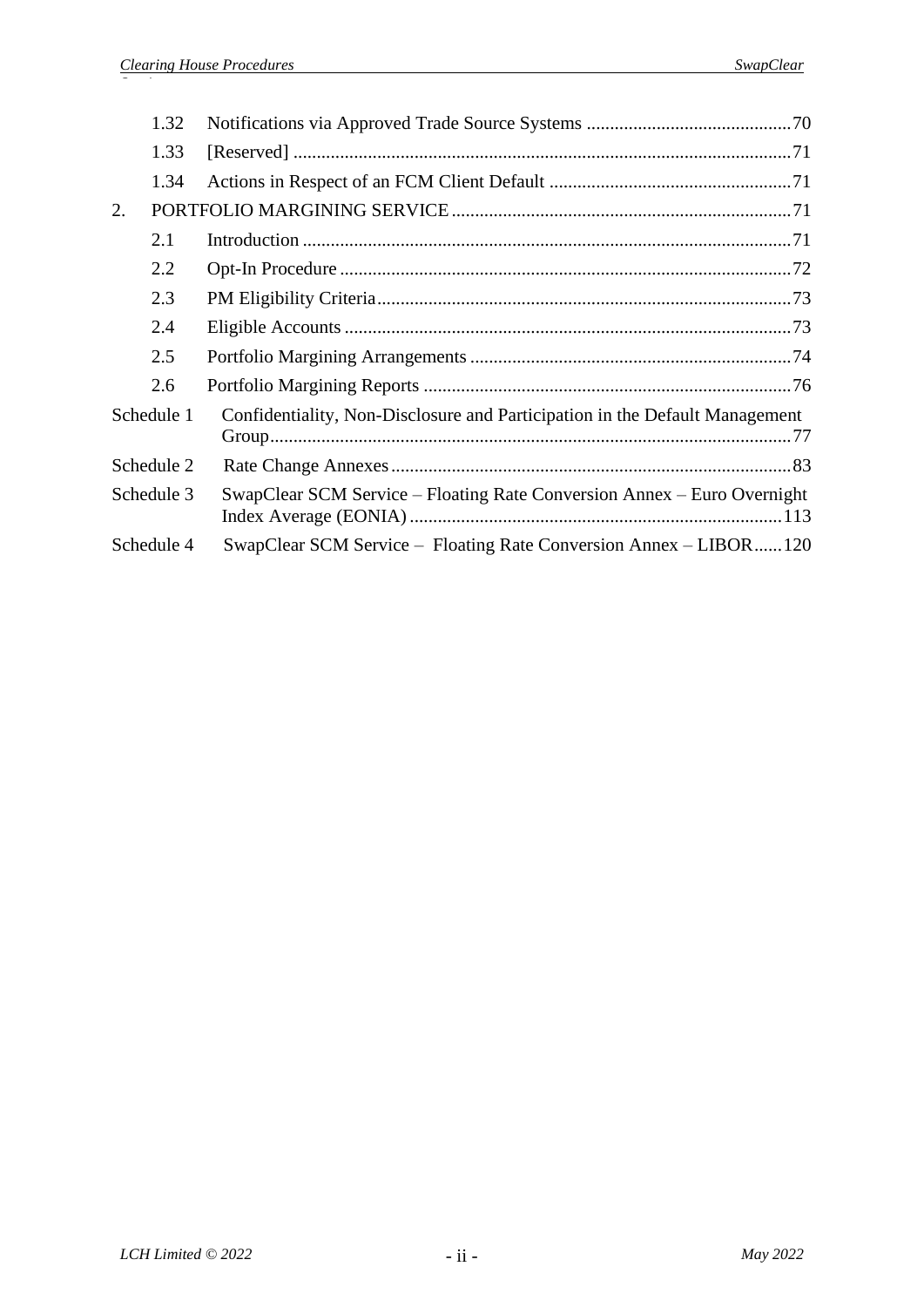| | | |
|---|---|---|
| 1.32 | Notifications via Approved Trade Source Systems | 70 |
| 1.33 | [Reserved] | 71 |
| 1.34 | Actions in Respect of an FCM Client Default | 71 |
| 2. | PORTFOLIO MARGINING SERVICE | 71 |
| 2.1 | Introduction | 71 |
| 2.2 | Opt-In Procedure | 72 |
| 2.3 | PM Eligibility Criteria | 73 |
| 2.4 | Eligible Accounts | 73 |
| 2.5 | Portfolio Margining Arrangements | 74 |
| 2.6 | Portfolio Margining Reports | 76 |
| Schedule 1 | Confidentiality, Non-Disclosure and Participation in the Default Management Group | 77 |
| Schedule 2 | Rate Change Annexes | 83 |
| Schedule 3 | SwapClear SCM Service – Floating Rate Conversion Annex – Euro Overnight Index Average (EONIA) | 113 |
| Schedule 4 | SwapClear SCM Service – Floating Rate Conversion Annex – LIBOR | 120 |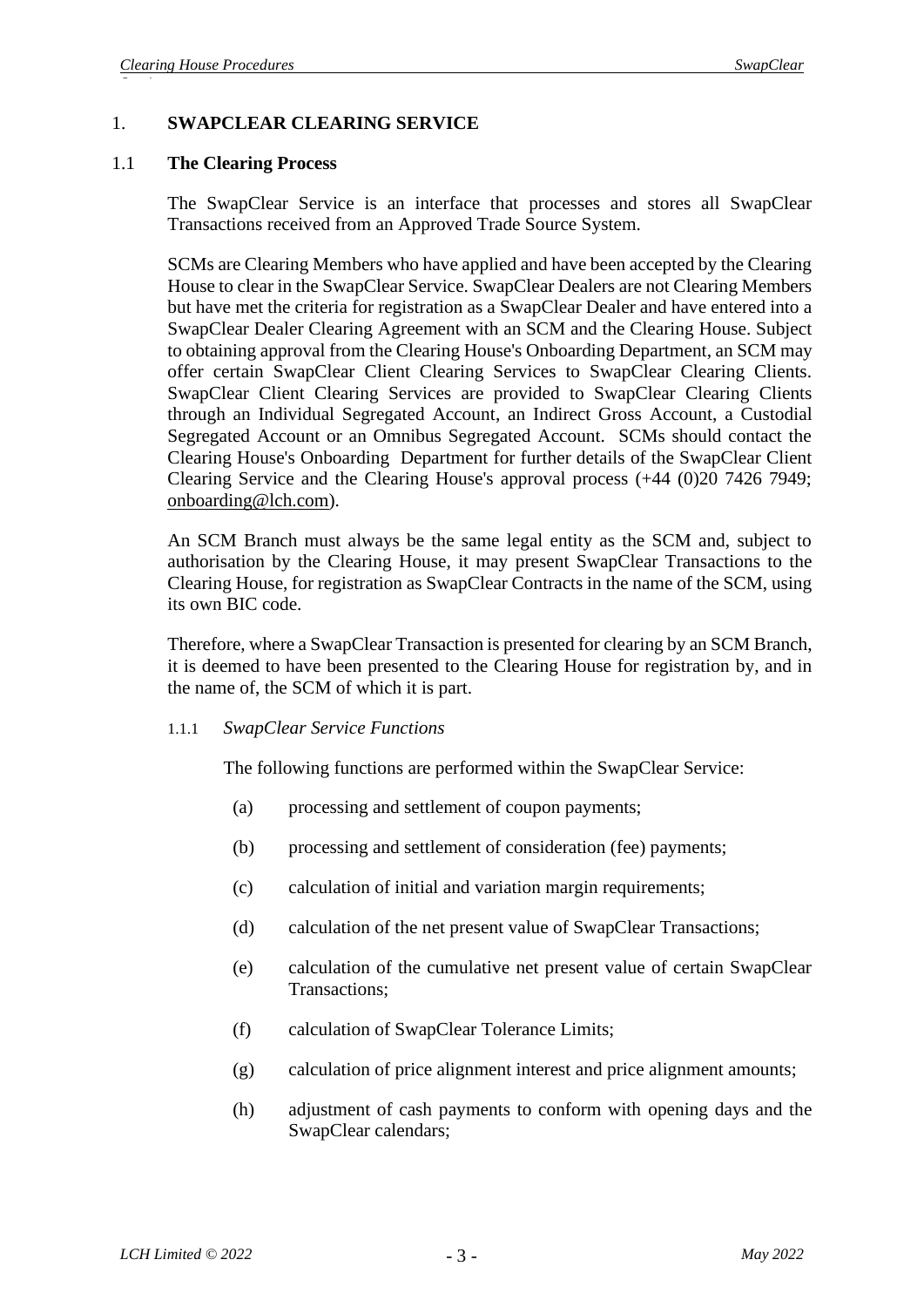# 1. SWAPCLEAR CLEARING SERVICE

## 1.1 The Clearing Process

The SwapClear Service is an interface that processes and stores all SwapClear Transactions received from an Approved Trade Source System.

SCMs are Clearing Members who have applied and have been accepted by the Clearing House to clear in the SwapClear Service. SwapClear Dealers are not Clearing Members but have met the criteria for registration as a SwapClear Dealer and have entered into a SwapClear Dealer Clearing Agreement with an SCM and the Clearing House. Subject to obtaining approval from the Clearing House's Onboarding Department, an SCM may offer certain SwapClear Client Clearing Services to SwapClear Clearing Clients. SwapClear Client Clearing Services are provided to SwapClear Clearing Clients through an Individual Segregated Account, an Indirect Gross Account, a Custodial Segregated Account or an Omnibus Segregated Account. SCMs should contact the Clearing House's Onboarding Department for further details of the SwapClear Client Clearing Service and the Clearing House's approval process (+44 (0)20 7426 7949; onboarding@lch.com).

An SCM Branch must always be the same legal entity as the SCM and, subject to authorisation by the Clearing House, it may present SwapClear Transactions to the Clearing House, for registration as SwapClear Contracts in the name of the SCM, using its own BIC code.

Therefore, where a SwapClear Transaction is presented for clearing by an SCM Branch, it is deemed to have been presented to the Clearing House for registration by, and in the name of, the SCM of which it is part.

### 1.1.1 *SwapClear Service Functions*

The following functions are performed within the SwapClear Service:

(a) processing and settlement of coupon payments;

(b) processing and settlement of consideration (fee) payments;

(c) calculation of initial and variation margin requirements;

(d) calculation of the net present value of SwapClear Transactions;

(e) calculation of the cumulative net present value of certain SwapClear Transactions;

(f) calculation of SwapClear Tolerance Limits;

(g) calculation of price alignment interest and price alignment amounts;

(h) adjustment of cash payments to conform with opening days and the SwapClear calendars;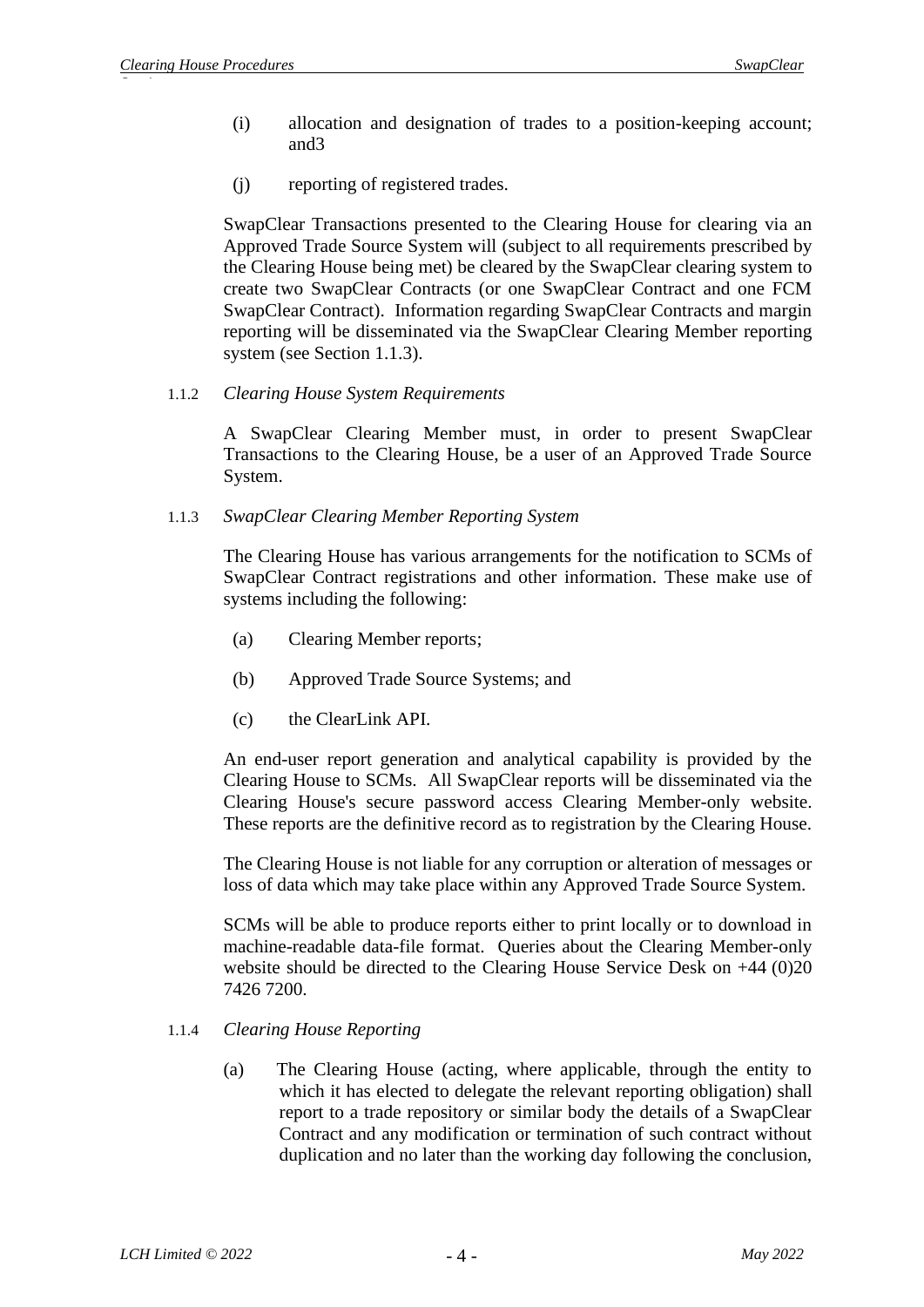(i) allocation and designation of trades to a position-keeping account; and3

(j) reporting of registered trades.

SwapClear Transactions presented to the Clearing House for clearing via an Approved Trade Source System will (subject to all requirements prescribed by the Clearing House being met) be cleared by the SwapClear clearing system to create two SwapClear Contracts (or one SwapClear Contract and one FCM SwapClear Contract). Information regarding SwapClear Contracts and margin reporting will be disseminated via the SwapClear Clearing Member reporting system (see Section 1.1.3).

1.1.2 *Clearing House System Requirements*

A SwapClear Clearing Member must, in order to present SwapClear Transactions to the Clearing House, be a user of an Approved Trade Source System.

1.1.3 *SwapClear Clearing Member Reporting System*

The Clearing House has various arrangements for the notification to SCMs of SwapClear Contract registrations and other information. These make use of systems including the following:

(a) Clearing Member reports;

(b) Approved Trade Source Systems; and

(c) the ClearLink API.

An end-user report generation and analytical capability is provided by the Clearing House to SCMs. All SwapClear reports will be disseminated via the Clearing House's secure password access Clearing Member-only website. These reports are the definitive record as to registration by the Clearing House.

The Clearing House is not liable for any corruption or alteration of messages or loss of data which may take place within any Approved Trade Source System.

SCMs will be able to produce reports either to print locally or to download in machine-readable data-file format. Queries about the Clearing Member-only website should be directed to the Clearing House Service Desk on +44 (0)20 7426 7200.

1.1.4 *Clearing House Reporting*

(a) The Clearing House (acting, where applicable, through the entity to which it has elected to delegate the relevant reporting obligation) shall report to a trade repository or similar body the details of a SwapClear Contract and any modification or termination of such contract without duplication and no later than the working day following the conclusion,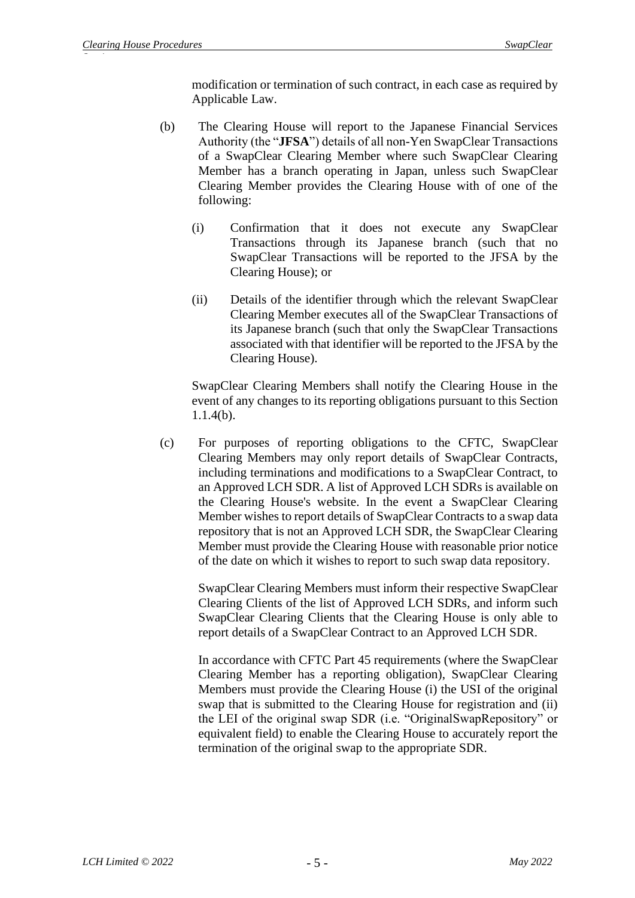modification or termination of such contract, in each case as required by Applicable Law.

(b) The Clearing House will report to the Japanese Financial Services Authority (the "**JFSA**") details of all non-Yen SwapClear Transactions of a SwapClear Clearing Member where such SwapClear Clearing Member has a branch operating in Japan, unless such SwapClear Clearing Member provides the Clearing House with of one of the following:

(i) Confirmation that it does not execute any SwapClear Transactions through its Japanese branch (such that no SwapClear Transactions will be reported to the JFSA by the Clearing House); or

(ii) Details of the identifier through which the relevant SwapClear Clearing Member executes all of the SwapClear Transactions of its Japanese branch (such that only the SwapClear Transactions associated with that identifier will be reported to the JFSA by the Clearing House).

SwapClear Clearing Members shall notify the Clearing House in the event of any changes to its reporting obligations pursuant to this Section 1.1.4(b).

(c) For purposes of reporting obligations to the CFTC, SwapClear Clearing Members may only report details of SwapClear Contracts, including terminations and modifications to a SwapClear Contract, to an Approved LCH SDR. A list of Approved LCH SDRs is available on the Clearing House's website. In the event a SwapClear Clearing Member wishes to report details of SwapClear Contracts to a swap data repository that is not an Approved LCH SDR, the SwapClear Clearing Member must provide the Clearing House with reasonable prior notice of the date on which it wishes to report to such swap data repository.

SwapClear Clearing Members must inform their respective SwapClear Clearing Clients of the list of Approved LCH SDRs, and inform such SwapClear Clearing Clients that the Clearing House is only able to report details of a SwapClear Contract to an Approved LCH SDR.

In accordance with CFTC Part 45 requirements (where the SwapClear Clearing Member has a reporting obligation), SwapClear Clearing Members must provide the Clearing House (i) the USI of the original swap that is submitted to the Clearing House for registration and (ii) the LEI of the original swap SDR (i.e. "OriginalSwapRepository" or equivalent field) to enable the Clearing House to accurately report the termination of the original swap to the appropriate SDR.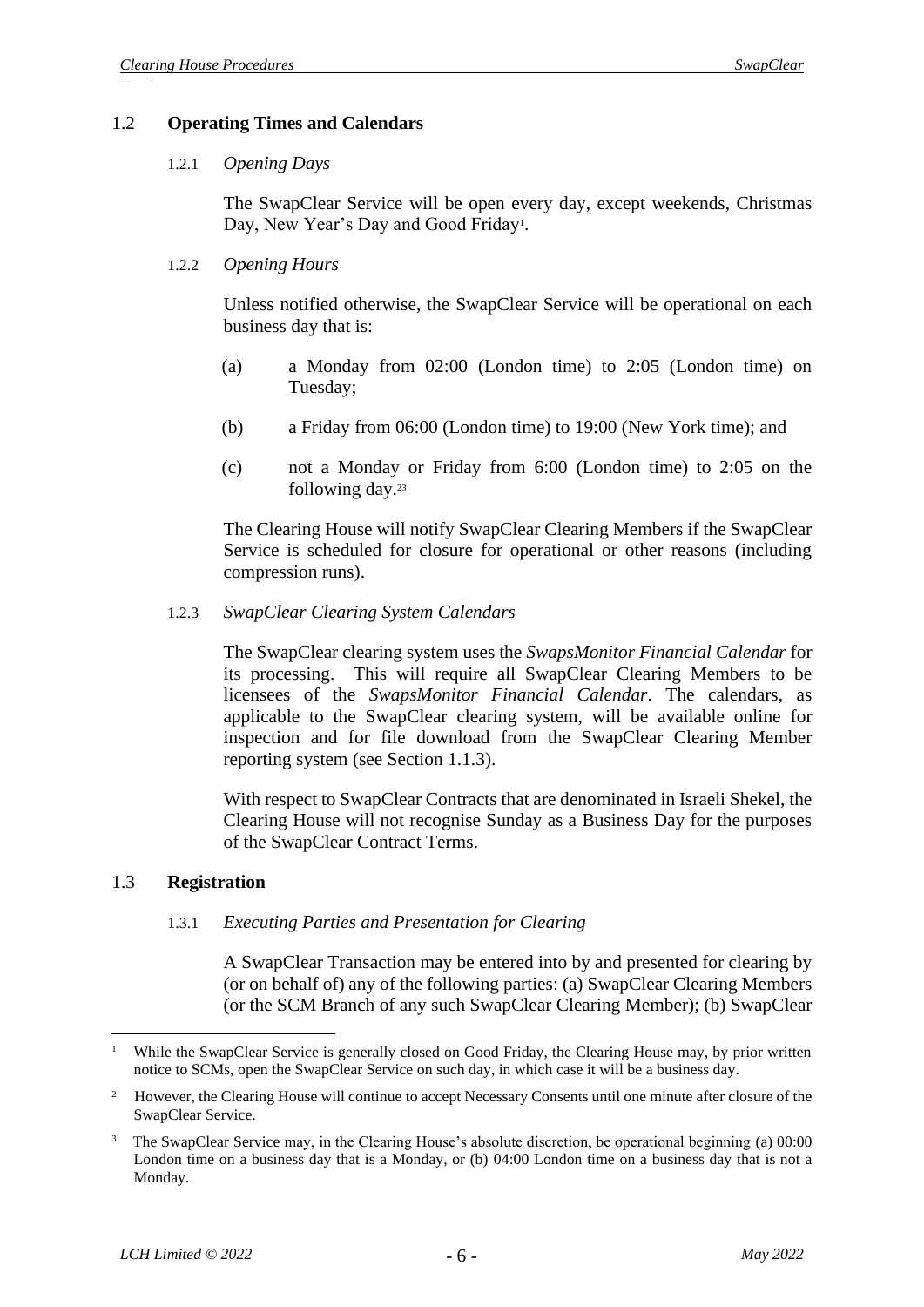## 1.2 Operating Times and Calendars

### 1.2.1 *Opening Days*

The SwapClear Service will be open every day, except weekends, Christmas Day, New Year's Day and Good Friday[1].

### 1.2.2 *Opening Hours*

Unless notified otherwise, the SwapClear Service will be operational on each business day that is:

(a) a Monday from 02:00 (London time) to 2:05 (London time) on Tuesday;

(b) a Friday from 06:00 (London time) to 19:00 (New York time); and

(c) not a Monday or Friday from 6:00 (London time) to 2:05 on the following day.[2][3]

The Clearing House will notify SwapClear Clearing Members if the SwapClear Service is scheduled for closure for operational or other reasons (including compression runs).

### 1.2.3 *SwapClear Clearing System Calendars*

The SwapClear clearing system uses the *SwapsMonitor Financial Calendar* for its processing. This will require all SwapClear Clearing Members to be licensees of the *SwapsMonitor Financial Calendar*. The calendars, as applicable to the SwapClear clearing system, will be available online for inspection and for file download from the SwapClear Clearing Member reporting system (see Section 1.1.3).

With respect to SwapClear Contracts that are denominated in Israeli Shekel, the Clearing House will not recognise Sunday as a Business Day for the purposes of the SwapClear Contract Terms.

## 1.3 Registration

### 1.3.1 *Executing Parties and Presentation for Clearing*

A SwapClear Transaction may be entered into by and presented for clearing by (or on behalf of) any of the following parties: (a) SwapClear Clearing Members (or the SCM Branch of any such SwapClear Clearing Member); (b) SwapClear

---

[1] While the SwapClear Service is generally closed on Good Friday, the Clearing House may, by prior written notice to SCMs, open the SwapClear Service on such day, in which case it will be a business day.

[2] However, the Clearing House will continue to accept Necessary Consents until one minute after closure of the SwapClear Service.

[3] The SwapClear Service may, in the Clearing House's absolute discretion, be operational beginning (a) 00:00 London time on a business day that is a Monday, or (b) 04:00 London time on a business day that is not a Monday.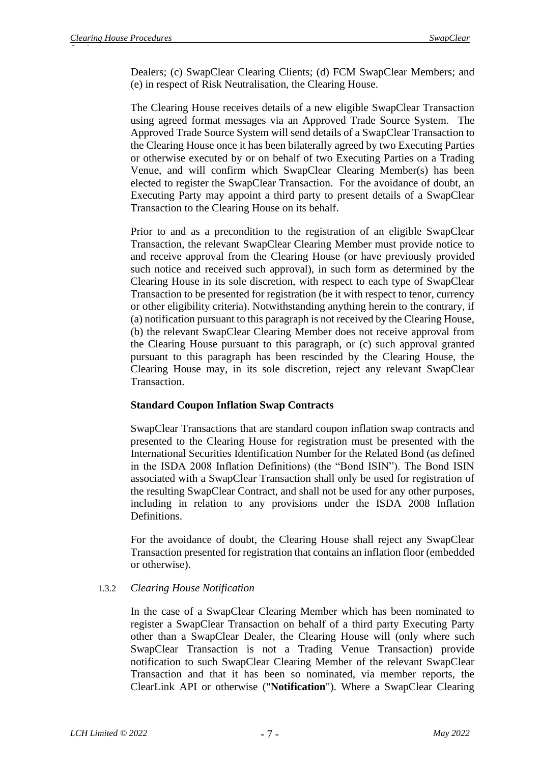Dealers; (c) SwapClear Clearing Clients; (d) FCM SwapClear Members; and (e) in respect of Risk Neutralisation, the Clearing House.

The Clearing House receives details of a new eligible SwapClear Transaction using agreed format messages via an Approved Trade Source System. The Approved Trade Source System will send details of a SwapClear Transaction to the Clearing House once it has been bilaterally agreed by two Executing Parties or otherwise executed by or on behalf of two Executing Parties on a Trading Venue, and will confirm which SwapClear Clearing Member(s) has been elected to register the SwapClear Transaction. For the avoidance of doubt, an Executing Party may appoint a third party to present details of a SwapClear Transaction to the Clearing House on its behalf.

Prior to and as a precondition to the registration of an eligible SwapClear Transaction, the relevant SwapClear Clearing Member must provide notice to and receive approval from the Clearing House (or have previously provided such notice and received such approval), in such form as determined by the Clearing House in its sole discretion, with respect to each type of SwapClear Transaction to be presented for registration (be it with respect to tenor, currency or other eligibility criteria). Notwithstanding anything herein to the contrary, if (a) notification pursuant to this paragraph is not received by the Clearing House, (b) the relevant SwapClear Clearing Member does not receive approval from the Clearing House pursuant to this paragraph, or (c) such approval granted pursuant to this paragraph has been rescinded by the Clearing House, the Clearing House may, in its sole discretion, reject any relevant SwapClear Transaction.

**Standard Coupon Inflation Swap Contracts**

SwapClear Transactions that are standard coupon inflation swap contracts and presented to the Clearing House for registration must be presented with the International Securities Identification Number for the Related Bond (as defined in the ISDA 2008 Inflation Definitions) (the "Bond ISIN"). The Bond ISIN associated with a SwapClear Transaction shall only be used for registration of the resulting SwapClear Contract, and shall not be used for any other purposes, including in relation to any provisions under the ISDA 2008 Inflation Definitions.

For the avoidance of doubt, the Clearing House shall reject any SwapClear Transaction presented for registration that contains an inflation floor (embedded or otherwise).

1.3.2 *Clearing House Notification*

In the case of a SwapClear Clearing Member which has been nominated to register a SwapClear Transaction on behalf of a third party Executing Party other than a SwapClear Dealer, the Clearing House will (only where such SwapClear Transaction is not a Trading Venue Transaction) provide notification to such SwapClear Clearing Member of the relevant SwapClear Transaction and that it has been so nominated, via member reports, the ClearLink API or otherwise ("**Notification**"). Where a SwapClear Clearing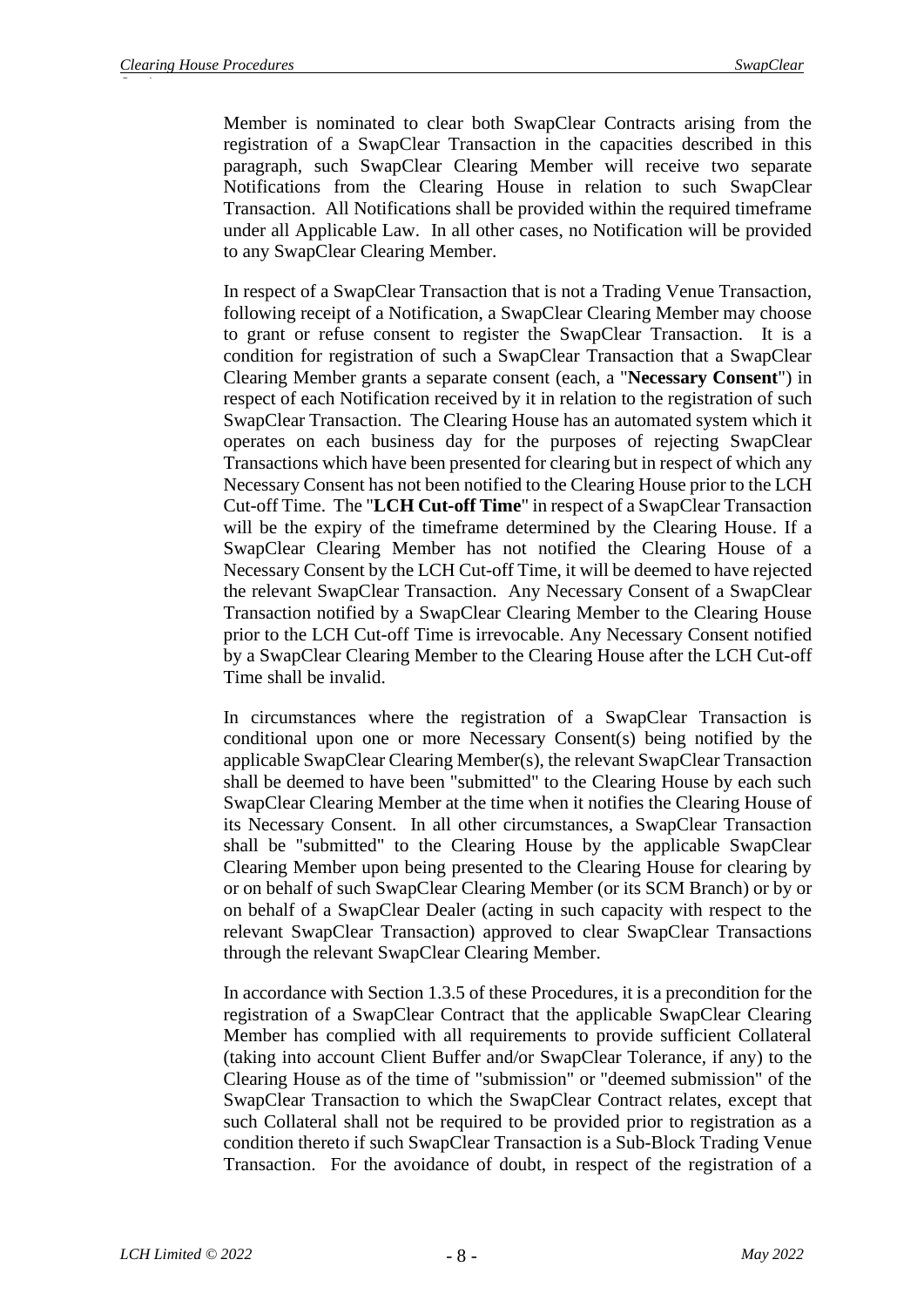Member is nominated to clear both SwapClear Contracts arising from the registration of a SwapClear Transaction in the capacities described in this paragraph, such SwapClear Clearing Member will receive two separate Notifications from the Clearing House in relation to such SwapClear Transaction. All Notifications shall be provided within the required timeframe under all Applicable Law. In all other cases, no Notification will be provided to any SwapClear Clearing Member.

In respect of a SwapClear Transaction that is not a Trading Venue Transaction, following receipt of a Notification, a SwapClear Clearing Member may choose to grant or refuse consent to register the SwapClear Transaction. It is a condition for registration of such a SwapClear Transaction that a SwapClear Clearing Member grants a separate consent (each, a "**Necessary Consent**") in respect of each Notification received by it in relation to the registration of such SwapClear Transaction. The Clearing House has an automated system which it operates on each business day for the purposes of rejecting SwapClear Transactions which have been presented for clearing but in respect of which any Necessary Consent has not been notified to the Clearing House prior to the LCH Cut-off Time. The "**LCH Cut-off Time**" in respect of a SwapClear Transaction will be the expiry of the timeframe determined by the Clearing House. If a SwapClear Clearing Member has not notified the Clearing House of a Necessary Consent by the LCH Cut-off Time, it will be deemed to have rejected the relevant SwapClear Transaction. Any Necessary Consent of a SwapClear Transaction notified by a SwapClear Clearing Member to the Clearing House prior to the LCH Cut-off Time is irrevocable. Any Necessary Consent notified by a SwapClear Clearing Member to the Clearing House after the LCH Cut-off Time shall be invalid.

In circumstances where the registration of a SwapClear Transaction is conditional upon one or more Necessary Consent(s) being notified by the applicable SwapClear Clearing Member(s), the relevant SwapClear Transaction shall be deemed to have been "submitted" to the Clearing House by each such SwapClear Clearing Member at the time when it notifies the Clearing House of its Necessary Consent. In all other circumstances, a SwapClear Transaction shall be "submitted" to the Clearing House by the applicable SwapClear Clearing Member upon being presented to the Clearing House for clearing by or on behalf of such SwapClear Clearing Member (or its SCM Branch) or by or on behalf of a SwapClear Dealer (acting in such capacity with respect to the relevant SwapClear Transaction) approved to clear SwapClear Transactions through the relevant SwapClear Clearing Member.

In accordance with Section 1.3.5 of these Procedures, it is a precondition for the registration of a SwapClear Contract that the applicable SwapClear Clearing Member has complied with all requirements to provide sufficient Collateral (taking into account Client Buffer and/or SwapClear Tolerance, if any) to the Clearing House as of the time of "submission" or "deemed submission" of the SwapClear Transaction to which the SwapClear Contract relates, except that such Collateral shall not be required to be provided prior to registration as a condition thereto if such SwapClear Transaction is a Sub-Block Trading Venue Transaction. For the avoidance of doubt, in respect of the registration of a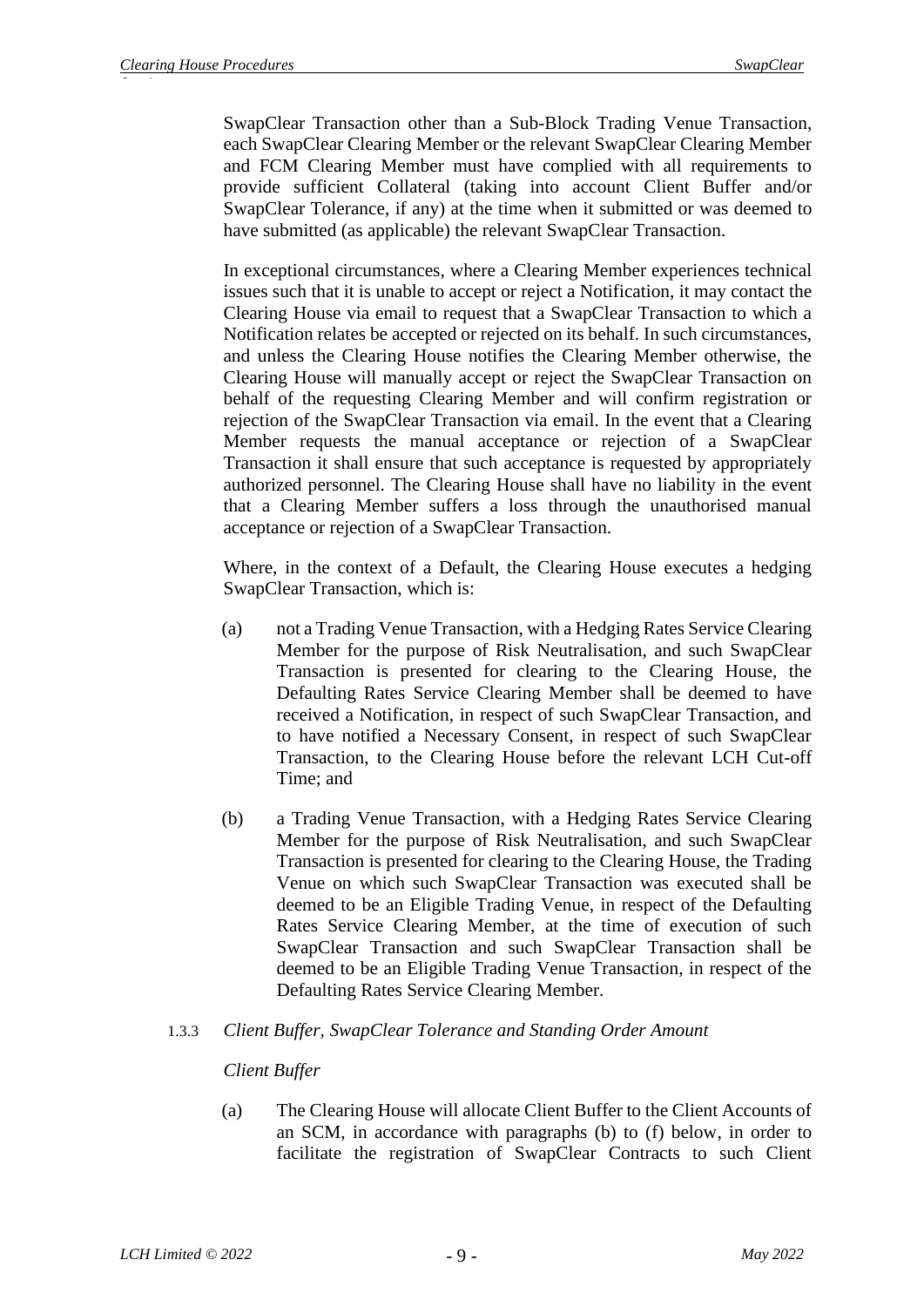SwapClear Transaction other than a Sub-Block Trading Venue Transaction, each SwapClear Clearing Member or the relevant SwapClear Clearing Member and FCM Clearing Member must have complied with all requirements to provide sufficient Collateral (taking into account Client Buffer and/or SwapClear Tolerance, if any) at the time when it submitted or was deemed to have submitted (as applicable) the relevant SwapClear Transaction.

In exceptional circumstances, where a Clearing Member experiences technical issues such that it is unable to accept or reject a Notification, it may contact the Clearing House via email to request that a SwapClear Transaction to which a Notification relates be accepted or rejected on its behalf. In such circumstances, and unless the Clearing House notifies the Clearing Member otherwise, the Clearing House will manually accept or reject the SwapClear Transaction on behalf of the requesting Clearing Member and will confirm registration or rejection of the SwapClear Transaction via email. In the event that a Clearing Member requests the manual acceptance or rejection of a SwapClear Transaction it shall ensure that such acceptance is requested by appropriately authorized personnel. The Clearing House shall have no liability in the event that a Clearing Member suffers a loss through the unauthorised manual acceptance or rejection of a SwapClear Transaction.

Where, in the context of a Default, the Clearing House executes a hedging SwapClear Transaction, which is:

(a) not a Trading Venue Transaction, with a Hedging Rates Service Clearing Member for the purpose of Risk Neutralisation, and such SwapClear Transaction is presented for clearing to the Clearing House, the Defaulting Rates Service Clearing Member shall be deemed to have received a Notification, in respect of such SwapClear Transaction, and to have notified a Necessary Consent, in respect of such SwapClear Transaction, to the Clearing House before the relevant LCH Cut-off Time; and

(b) a Trading Venue Transaction, with a Hedging Rates Service Clearing Member for the purpose of Risk Neutralisation, and such SwapClear Transaction is presented for clearing to the Clearing House, the Trading Venue on which such SwapClear Transaction was executed shall be deemed to be an Eligible Trading Venue, in respect of the Defaulting Rates Service Clearing Member, at the time of execution of such SwapClear Transaction and such SwapClear Transaction shall be deemed to be an Eligible Trading Venue Transaction, in respect of the Defaulting Rates Service Clearing Member.

1.3.3 *Client Buffer, SwapClear Tolerance and Standing Order Amount*

*Client Buffer*

(a) The Clearing House will allocate Client Buffer to the Client Accounts of an SCM, in accordance with paragraphs (b) to (f) below, in order to facilitate the registration of SwapClear Contracts to such Client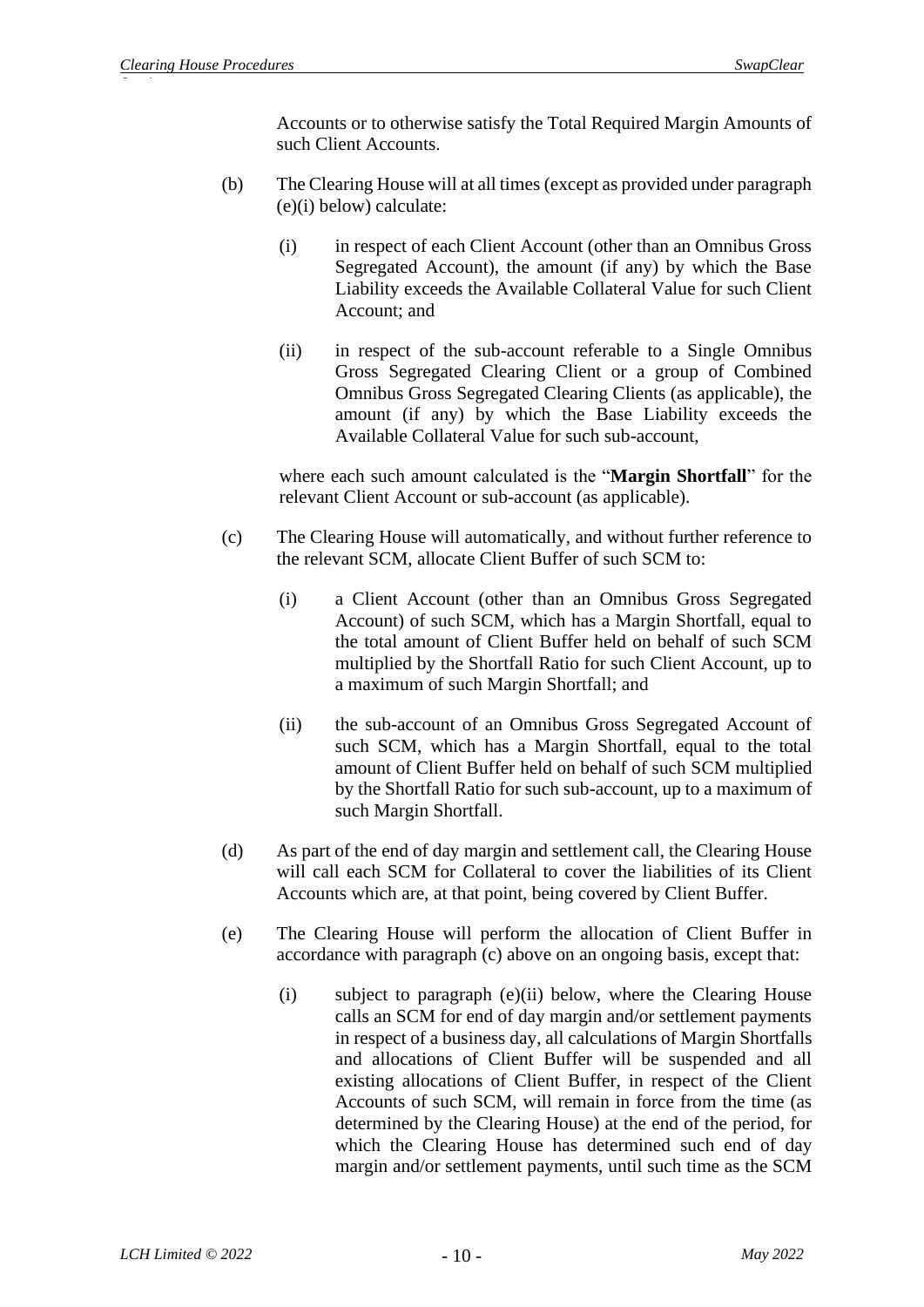Accounts or to otherwise satisfy the Total Required Margin Amounts of such Client Accounts.

(b) The Clearing House will at all times (except as provided under paragraph (e)(i) below) calculate:

(i) in respect of each Client Account (other than an Omnibus Gross Segregated Account), the amount (if any) by which the Base Liability exceeds the Available Collateral Value for such Client Account; and

(ii) in respect of the sub-account referable to a Single Omnibus Gross Segregated Clearing Client or a group of Combined Omnibus Gross Segregated Clearing Clients (as applicable), the amount (if any) by which the Base Liability exceeds the Available Collateral Value for such sub-account,

where each such amount calculated is the "**Margin Shortfall**" for the relevant Client Account or sub-account (as applicable).

(c) The Clearing House will automatically, and without further reference to the relevant SCM, allocate Client Buffer of such SCM to:

(i) a Client Account (other than an Omnibus Gross Segregated Account) of such SCM, which has a Margin Shortfall, equal to the total amount of Client Buffer held on behalf of such SCM multiplied by the Shortfall Ratio for such Client Account, up to a maximum of such Margin Shortfall; and

(ii) the sub-account of an Omnibus Gross Segregated Account of such SCM, which has a Margin Shortfall, equal to the total amount of Client Buffer held on behalf of such SCM multiplied by the Shortfall Ratio for such sub-account, up to a maximum of such Margin Shortfall.

(d) As part of the end of day margin and settlement call, the Clearing House will call each SCM for Collateral to cover the liabilities of its Client Accounts which are, at that point, being covered by Client Buffer.

(e) The Clearing House will perform the allocation of Client Buffer in accordance with paragraph (c) above on an ongoing basis, except that:

(i) subject to paragraph (e)(ii) below, where the Clearing House calls an SCM for end of day margin and/or settlement payments in respect of a business day, all calculations of Margin Shortfalls and allocations of Client Buffer will be suspended and all existing allocations of Client Buffer, in respect of the Client Accounts of such SCM, will remain in force from the time (as determined by the Clearing House) at the end of the period, for which the Clearing House has determined such end of day margin and/or settlement payments, until such time as the SCM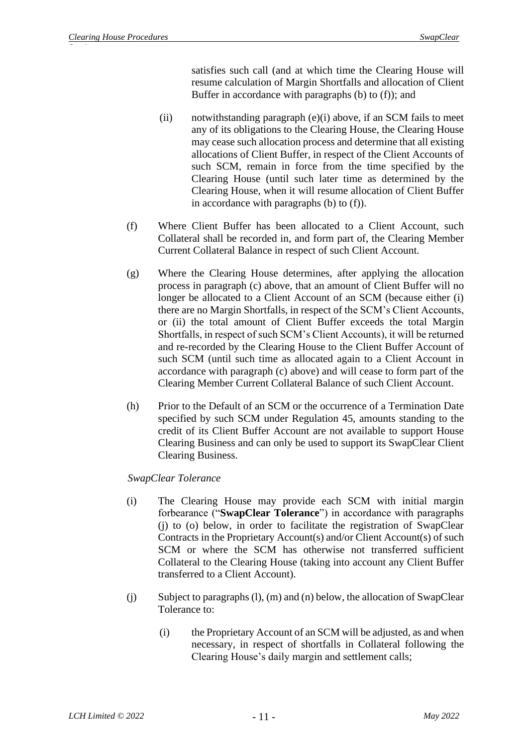satisfies such call (and at which time the Clearing House will resume calculation of Margin Shortfalls and allocation of Client Buffer in accordance with paragraphs (b) to (f)); and

(ii) notwithstanding paragraph (e)(i) above, if an SCM fails to meet any of its obligations to the Clearing House, the Clearing House may cease such allocation process and determine that all existing allocations of Client Buffer, in respect of the Client Accounts of such SCM, remain in force from the time specified by the Clearing House (until such later time as determined by the Clearing House, when it will resume allocation of Client Buffer in accordance with paragraphs (b) to (f)).

(f) Where Client Buffer has been allocated to a Client Account, such Collateral shall be recorded in, and form part of, the Clearing Member Current Collateral Balance in respect of such Client Account.

(g) Where the Clearing House determines, after applying the allocation process in paragraph (c) above, that an amount of Client Buffer will no longer be allocated to a Client Account of an SCM (because either (i) there are no Margin Shortfalls, in respect of the SCM's Client Accounts, or (ii) the total amount of Client Buffer exceeds the total Margin Shortfalls, in respect of such SCM's Client Accounts), it will be returned and re-recorded by the Clearing House to the Client Buffer Account of such SCM (until such time as allocated again to a Client Account in accordance with paragraph (c) above) and will cease to form part of the Clearing Member Current Collateral Balance of such Client Account.

(h) Prior to the Default of an SCM or the occurrence of a Termination Date specified by such SCM under Regulation 45, amounts standing to the credit of its Client Buffer Account are not available to support House Clearing Business and can only be used to support its SwapClear Client Clearing Business.

*SwapClear Tolerance*

(i) The Clearing House may provide each SCM with initial margin forbearance ("**SwapClear Tolerance**") in accordance with paragraphs (j) to (o) below, in order to facilitate the registration of SwapClear Contracts in the Proprietary Account(s) and/or Client Account(s) of such SCM or where the SCM has otherwise not transferred sufficient Collateral to the Clearing House (taking into account any Client Buffer transferred to a Client Account).

(j) Subject to paragraphs (l), (m) and (n) below, the allocation of SwapClear Tolerance to:

(i) the Proprietary Account of an SCM will be adjusted, as and when necessary, in respect of shortfalls in Collateral following the Clearing House's daily margin and settlement calls;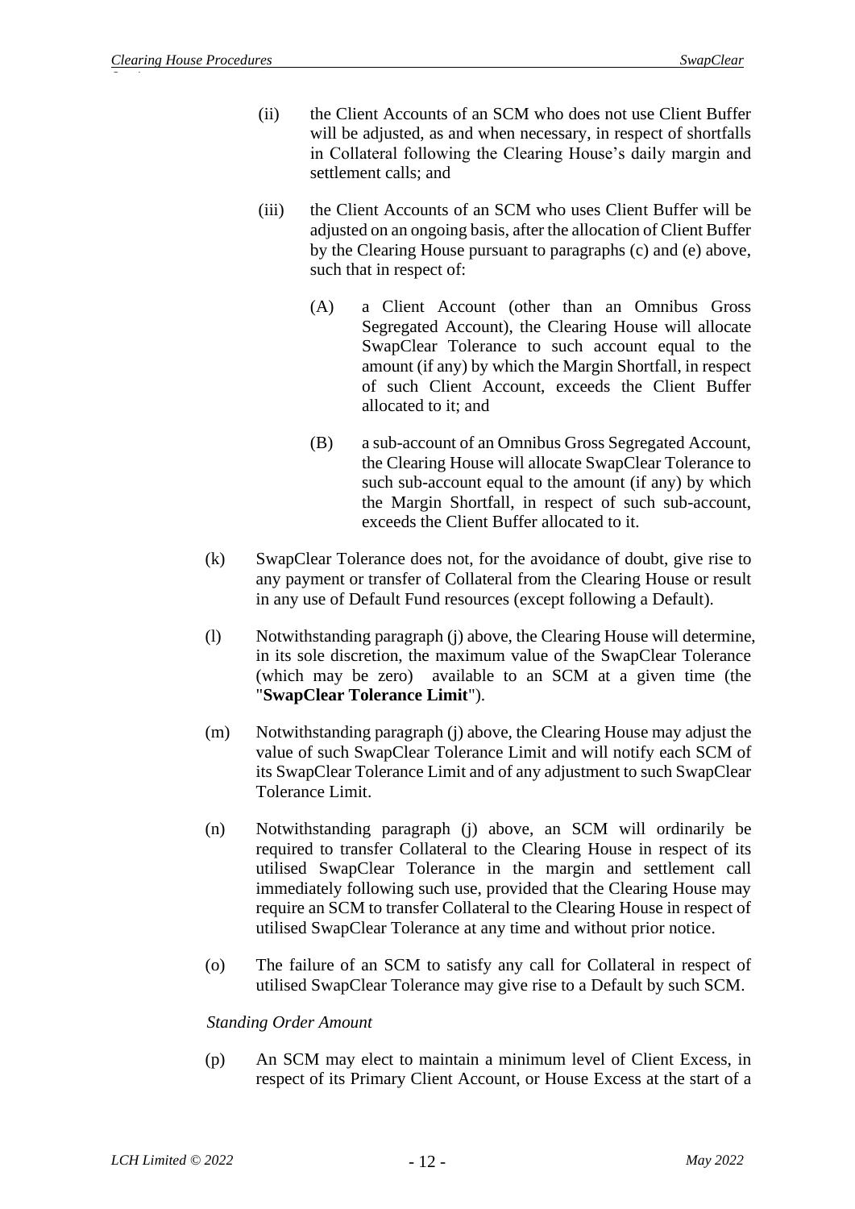(ii) the Client Accounts of an SCM who does not use Client Buffer will be adjusted, as and when necessary, in respect of shortfalls in Collateral following the Clearing House's daily margin and settlement calls; and

(iii) the Client Accounts of an SCM who uses Client Buffer will be adjusted on an ongoing basis, after the allocation of Client Buffer by the Clearing House pursuant to paragraphs (c) and (e) above, such that in respect of:

(A) a Client Account (other than an Omnibus Gross Segregated Account), the Clearing House will allocate SwapClear Tolerance to such account equal to the amount (if any) by which the Margin Shortfall, in respect of such Client Account, exceeds the Client Buffer allocated to it; and

(B) a sub-account of an Omnibus Gross Segregated Account, the Clearing House will allocate SwapClear Tolerance to such sub-account equal to the amount (if any) by which the Margin Shortfall, in respect of such sub-account, exceeds the Client Buffer allocated to it.

(k) SwapClear Tolerance does not, for the avoidance of doubt, give rise to any payment or transfer of Collateral from the Clearing House or result in any use of Default Fund resources (except following a Default).

(l) Notwithstanding paragraph (j) above, the Clearing House will determine, in its sole discretion, the maximum value of the SwapClear Tolerance (which may be zero) available to an SCM at a given time (the "**SwapClear Tolerance Limit**").

(m) Notwithstanding paragraph (j) above, the Clearing House may adjust the value of such SwapClear Tolerance Limit and will notify each SCM of its SwapClear Tolerance Limit and of any adjustment to such SwapClear Tolerance Limit.

(n) Notwithstanding paragraph (j) above, an SCM will ordinarily be required to transfer Collateral to the Clearing House in respect of its utilised SwapClear Tolerance in the margin and settlement call immediately following such use, provided that the Clearing House may require an SCM to transfer Collateral to the Clearing House in respect of utilised SwapClear Tolerance at any time and without prior notice.

(o) The failure of an SCM to satisfy any call for Collateral in respect of utilised SwapClear Tolerance may give rise to a Default by such SCM.

*Standing Order Amount*

(p) An SCM may elect to maintain a minimum level of Client Excess, in respect of its Primary Client Account, or House Excess at the start of a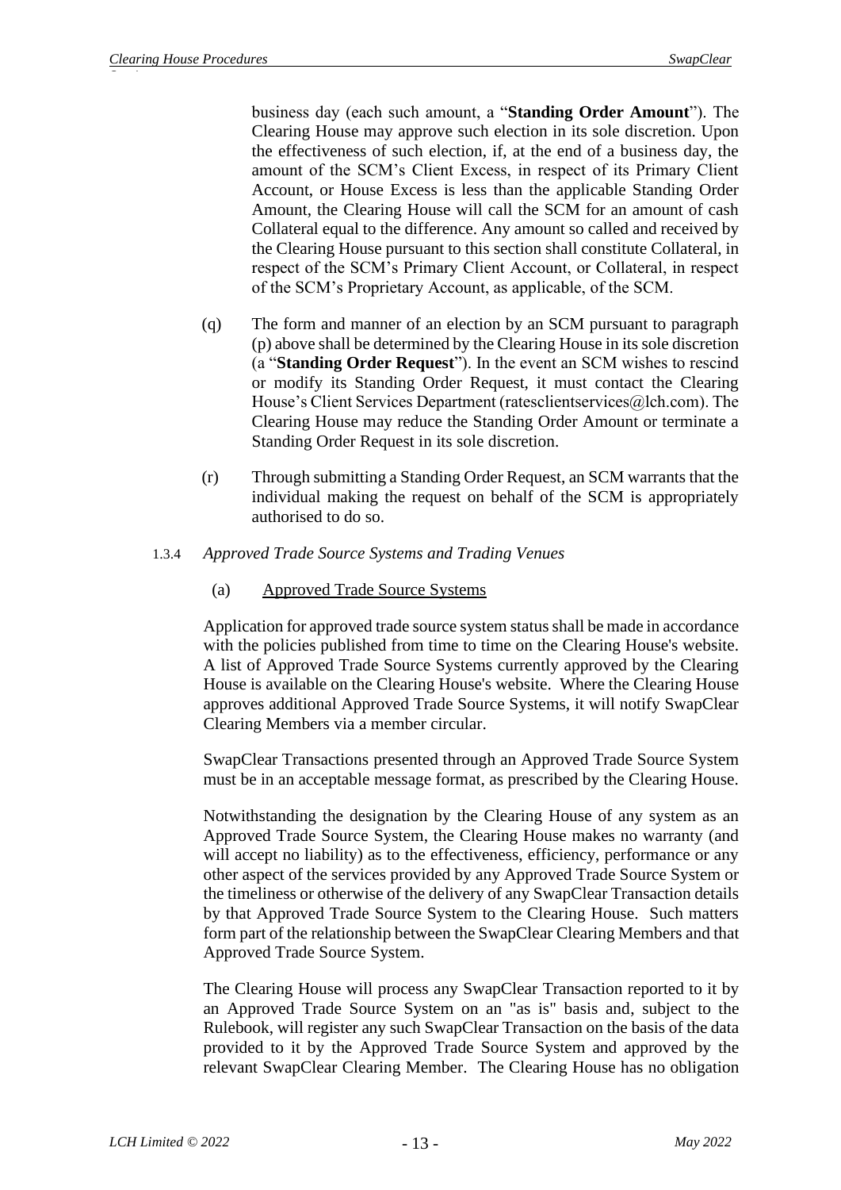business day (each such amount, a "**Standing Order Amount**"). The Clearing House may approve such election in its sole discretion. Upon the effectiveness of such election, if, at the end of a business day, the amount of the SCM's Client Excess, in respect of its Primary Client Account, or House Excess is less than the applicable Standing Order Amount, the Clearing House will call the SCM for an amount of cash Collateral equal to the difference. Any amount so called and received by the Clearing House pursuant to this section shall constitute Collateral, in respect of the SCM's Primary Client Account, or Collateral, in respect of the SCM's Proprietary Account, as applicable, of the SCM.

(q) The form and manner of an election by an SCM pursuant to paragraph (p) above shall be determined by the Clearing House in its sole discretion (a "**Standing Order Request**"). In the event an SCM wishes to rescind or modify its Standing Order Request, it must contact the Clearing House's Client Services Department (ratesclientservices@lch.com). The Clearing House may reduce the Standing Order Amount or terminate a Standing Order Request in its sole discretion.

(r) Through submitting a Standing Order Request, an SCM warrants that the individual making the request on behalf of the SCM is appropriately authorised to do so.

1.3.4 *Approved Trade Source Systems and Trading Venues*

(a) Approved Trade Source Systems

Application for approved trade source system status shall be made in accordance with the policies published from time to time on the Clearing House's website. A list of Approved Trade Source Systems currently approved by the Clearing House is available on the Clearing House's website. Where the Clearing House approves additional Approved Trade Source Systems, it will notify SwapClear Clearing Members via a member circular.

SwapClear Transactions presented through an Approved Trade Source System must be in an acceptable message format, as prescribed by the Clearing House.

Notwithstanding the designation by the Clearing House of any system as an Approved Trade Source System, the Clearing House makes no warranty (and will accept no liability) as to the effectiveness, efficiency, performance or any other aspect of the services provided by any Approved Trade Source System or the timeliness or otherwise of the delivery of any SwapClear Transaction details by that Approved Trade Source System to the Clearing House. Such matters form part of the relationship between the SwapClear Clearing Members and that Approved Trade Source System.

The Clearing House will process any SwapClear Transaction reported to it by an Approved Trade Source System on an "as is" basis and, subject to the Rulebook, will register any such SwapClear Transaction on the basis of the data provided to it by the Approved Trade Source System and approved by the relevant SwapClear Clearing Member. The Clearing House has no obligation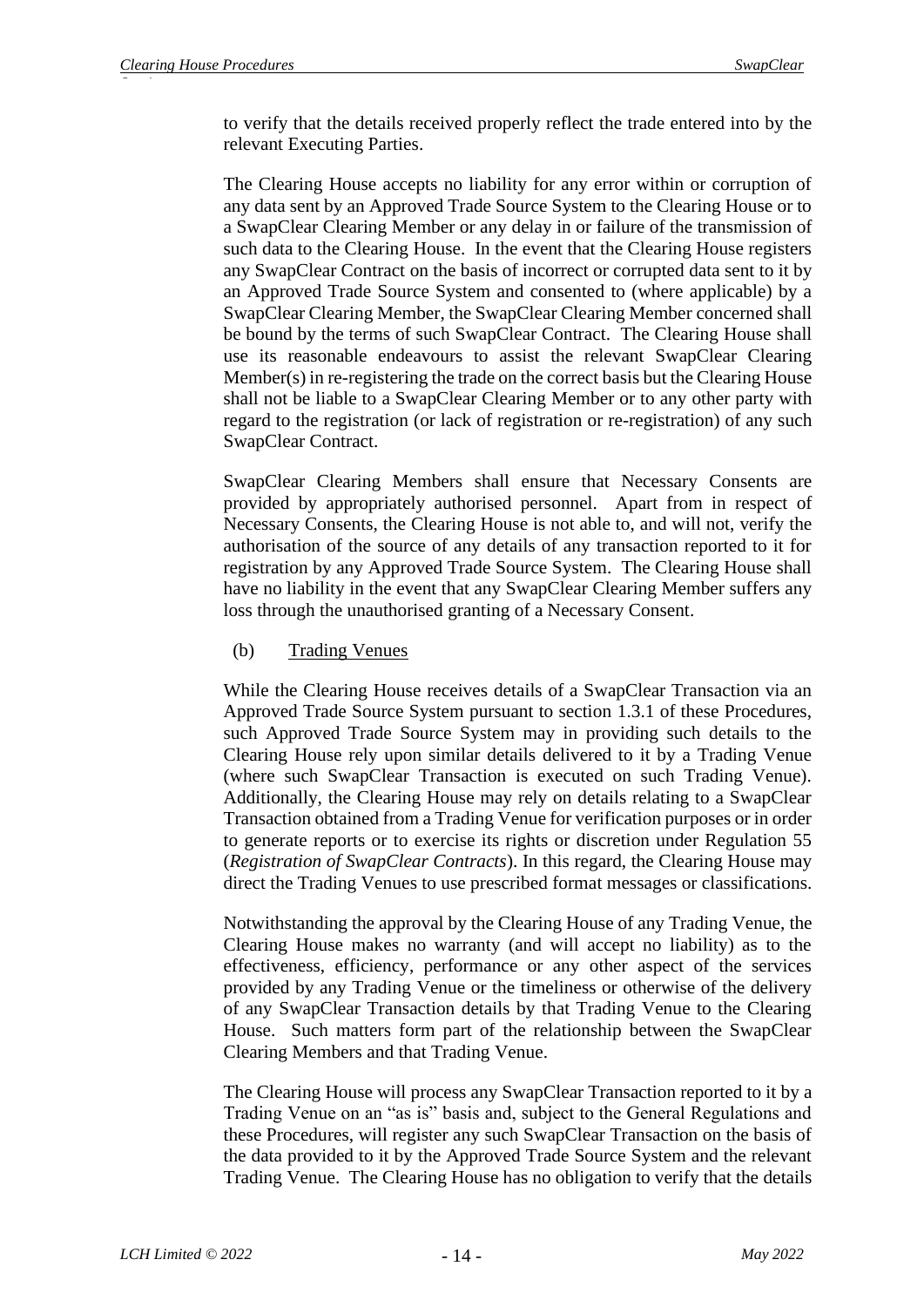to verify that the details received properly reflect the trade entered into by the relevant Executing Parties.

The Clearing House accepts no liability for any error within or corruption of any data sent by an Approved Trade Source System to the Clearing House or to a SwapClear Clearing Member or any delay in or failure of the transmission of such data to the Clearing House. In the event that the Clearing House registers any SwapClear Contract on the basis of incorrect or corrupted data sent to it by an Approved Trade Source System and consented to (where applicable) by a SwapClear Clearing Member, the SwapClear Clearing Member concerned shall be bound by the terms of such SwapClear Contract. The Clearing House shall use its reasonable endeavours to assist the relevant SwapClear Clearing Member(s) in re-registering the trade on the correct basis but the Clearing House shall not be liable to a SwapClear Clearing Member or to any other party with regard to the registration (or lack of registration or re-registration) of any such SwapClear Contract.

SwapClear Clearing Members shall ensure that Necessary Consents are provided by appropriately authorised personnel. Apart from in respect of Necessary Consents, the Clearing House is not able to, and will not, verify the authorisation of the source of any details of any transaction reported to it for registration by any Approved Trade Source System. The Clearing House shall have no liability in the event that any SwapClear Clearing Member suffers any loss through the unauthorised granting of a Necessary Consent.

(b) Trading Venues

While the Clearing House receives details of a SwapClear Transaction via an Approved Trade Source System pursuant to section 1.3.1 of these Procedures, such Approved Trade Source System may in providing such details to the Clearing House rely upon similar details delivered to it by a Trading Venue (where such SwapClear Transaction is executed on such Trading Venue). Additionally, the Clearing House may rely on details relating to a SwapClear Transaction obtained from a Trading Venue for verification purposes or in order to generate reports or to exercise its rights or discretion under Regulation 55 (*Registration of SwapClear Contracts*). In this regard, the Clearing House may direct the Trading Venues to use prescribed format messages or classifications.

Notwithstanding the approval by the Clearing House of any Trading Venue, the Clearing House makes no warranty (and will accept no liability) as to the effectiveness, efficiency, performance or any other aspect of the services provided by any Trading Venue or the timeliness or otherwise of the delivery of any SwapClear Transaction details by that Trading Venue to the Clearing House. Such matters form part of the relationship between the SwapClear Clearing Members and that Trading Venue.

The Clearing House will process any SwapClear Transaction reported to it by a Trading Venue on an "as is" basis and, subject to the General Regulations and these Procedures, will register any such SwapClear Transaction on the basis of the data provided to it by the Approved Trade Source System and the relevant Trading Venue. The Clearing House has no obligation to verify that the details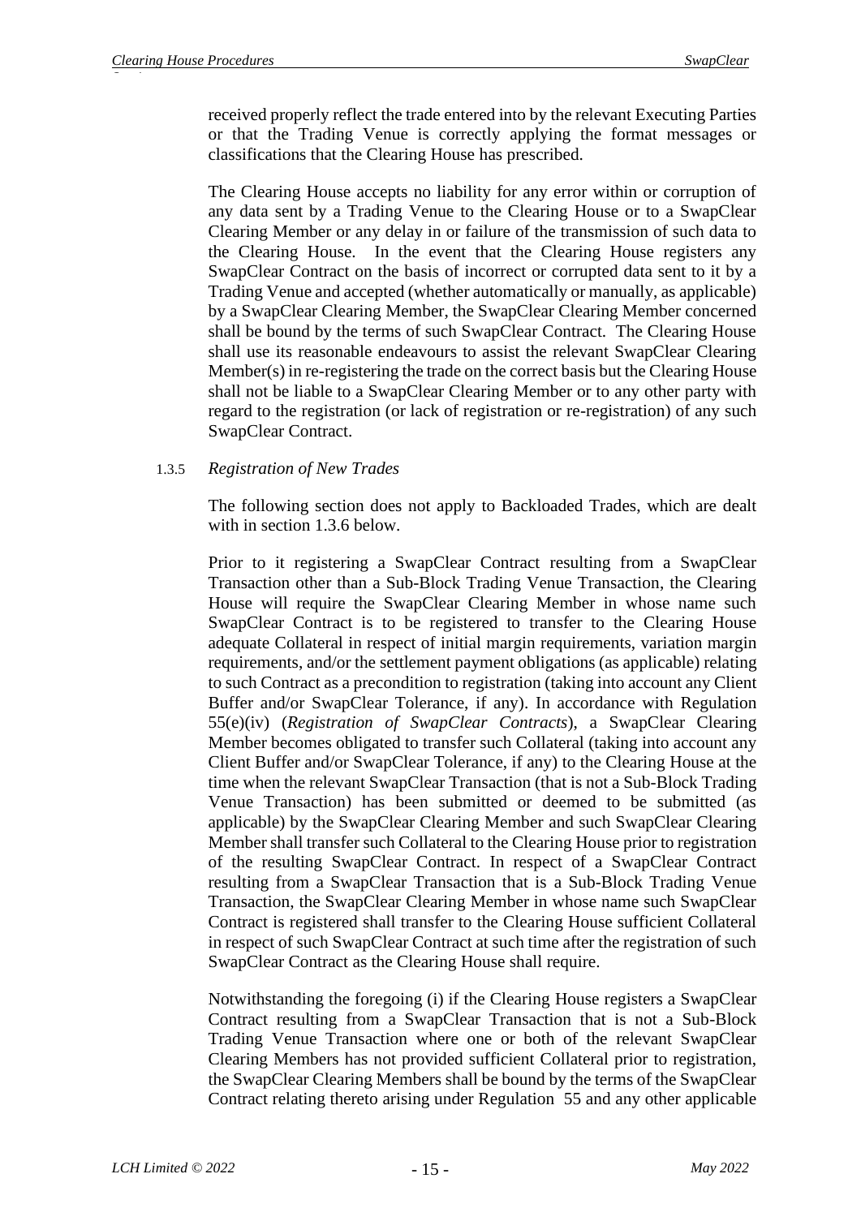received properly reflect the trade entered into by the relevant Executing Parties or that the Trading Venue is correctly applying the format messages or classifications that the Clearing House has prescribed.

The Clearing House accepts no liability for any error within or corruption of any data sent by a Trading Venue to the Clearing House or to a SwapClear Clearing Member or any delay in or failure of the transmission of such data to the Clearing House. In the event that the Clearing House registers any SwapClear Contract on the basis of incorrect or corrupted data sent to it by a Trading Venue and accepted (whether automatically or manually, as applicable) by a SwapClear Clearing Member, the SwapClear Clearing Member concerned shall be bound by the terms of such SwapClear Contract. The Clearing House shall use its reasonable endeavours to assist the relevant SwapClear Clearing Member(s) in re-registering the trade on the correct basis but the Clearing House shall not be liable to a SwapClear Clearing Member or to any other party with regard to the registration (or lack of registration or re-registration) of any such SwapClear Contract.

1.3.5 *Registration of New Trades*

The following section does not apply to Backloaded Trades, which are dealt with in section 1.3.6 below.

Prior to it registering a SwapClear Contract resulting from a SwapClear Transaction other than a Sub-Block Trading Venue Transaction, the Clearing House will require the SwapClear Clearing Member in whose name such SwapClear Contract is to be registered to transfer to the Clearing House adequate Collateral in respect of initial margin requirements, variation margin requirements, and/or the settlement payment obligations (as applicable) relating to such Contract as a precondition to registration (taking into account any Client Buffer and/or SwapClear Tolerance, if any). In accordance with Regulation 55(e)(iv) (*Registration of SwapClear Contracts*), a SwapClear Clearing Member becomes obligated to transfer such Collateral (taking into account any Client Buffer and/or SwapClear Tolerance, if any) to the Clearing House at the time when the relevant SwapClear Transaction (that is not a Sub-Block Trading Venue Transaction) has been submitted or deemed to be submitted (as applicable) by the SwapClear Clearing Member and such SwapClear Clearing Member shall transfer such Collateral to the Clearing House prior to registration of the resulting SwapClear Contract. In respect of a SwapClear Contract resulting from a SwapClear Transaction that is a Sub-Block Trading Venue Transaction, the SwapClear Clearing Member in whose name such SwapClear Contract is registered shall transfer to the Clearing House sufficient Collateral in respect of such SwapClear Contract at such time after the registration of such SwapClear Contract as the Clearing House shall require.

Notwithstanding the foregoing (i) if the Clearing House registers a SwapClear Contract resulting from a SwapClear Transaction that is not a Sub-Block Trading Venue Transaction where one or both of the relevant SwapClear Clearing Members has not provided sufficient Collateral prior to registration, the SwapClear Clearing Members shall be bound by the terms of the SwapClear Contract relating thereto arising under Regulation 55 and any other applicable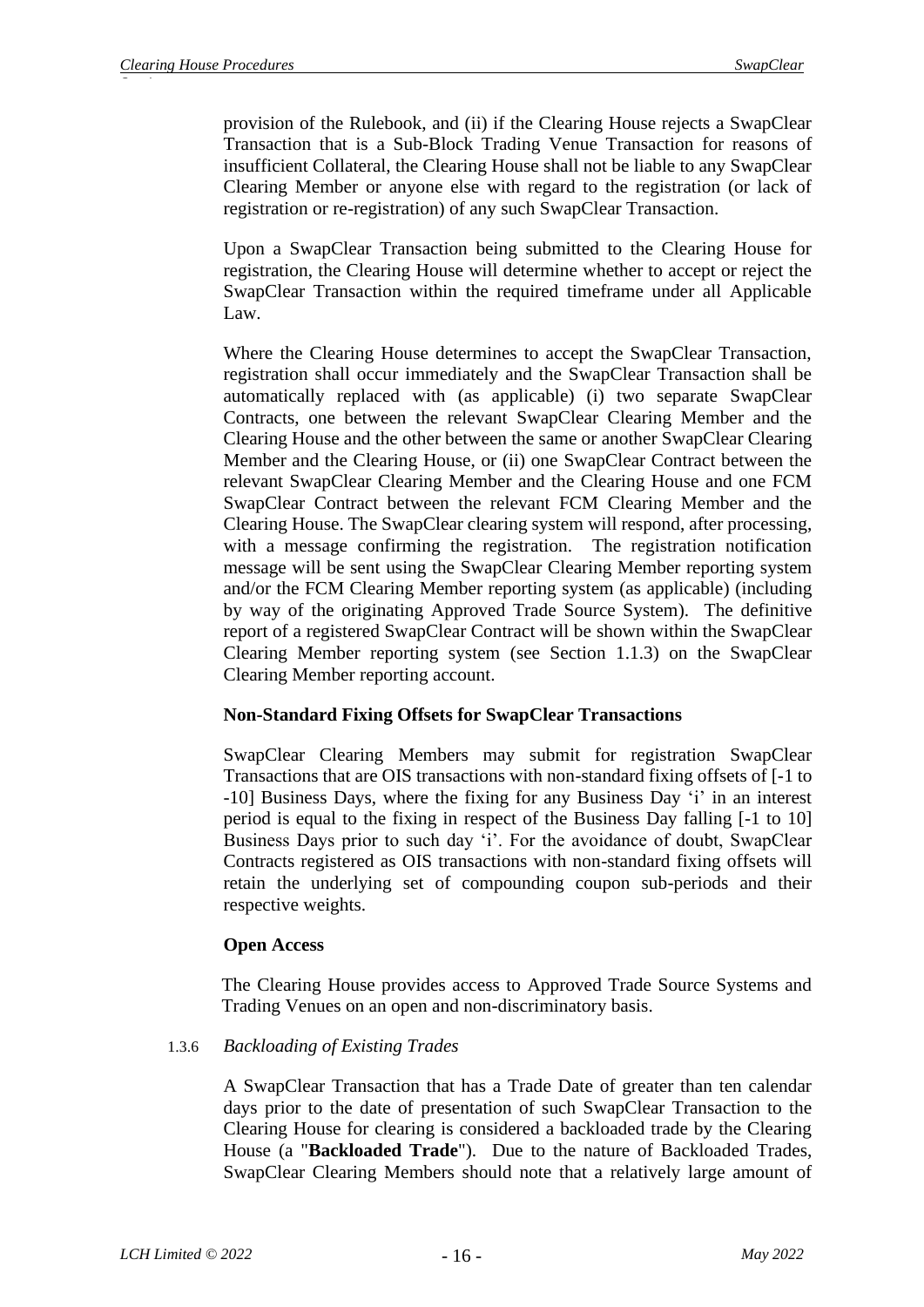provision of the Rulebook, and (ii) if the Clearing House rejects a SwapClear Transaction that is a Sub-Block Trading Venue Transaction for reasons of insufficient Collateral, the Clearing House shall not be liable to any SwapClear Clearing Member or anyone else with regard to the registration (or lack of registration or re-registration) of any such SwapClear Transaction.

Upon a SwapClear Transaction being submitted to the Clearing House for registration, the Clearing House will determine whether to accept or reject the SwapClear Transaction within the required timeframe under all Applicable Law.

Where the Clearing House determines to accept the SwapClear Transaction, registration shall occur immediately and the SwapClear Transaction shall be automatically replaced with (as applicable) (i) two separate SwapClear Contracts, one between the relevant SwapClear Clearing Member and the Clearing House and the other between the same or another SwapClear Clearing Member and the Clearing House, or (ii) one SwapClear Contract between the relevant SwapClear Clearing Member and the Clearing House and one FCM SwapClear Contract between the relevant FCM Clearing Member and the Clearing House. The SwapClear clearing system will respond, after processing, with a message confirming the registration. The registration notification message will be sent using the SwapClear Clearing Member reporting system and/or the FCM Clearing Member reporting system (as applicable) (including by way of the originating Approved Trade Source System). The definitive report of a registered SwapClear Contract will be shown within the SwapClear Clearing Member reporting system (see Section 1.1.3) on the SwapClear Clearing Member reporting account.

**Non-Standard Fixing Offsets for SwapClear Transactions**

SwapClear Clearing Members may submit for registration SwapClear Transactions that are OIS transactions with non-standard fixing offsets of [-1 to -10] Business Days, where the fixing for any Business Day 'i' in an interest period is equal to the fixing in respect of the Business Day falling [-1 to 10] Business Days prior to such day 'i'. For the avoidance of doubt, SwapClear Contracts registered as OIS transactions with non-standard fixing offsets will retain the underlying set of compounding coupon sub-periods and their respective weights.

**Open Access**

The Clearing House provides access to Approved Trade Source Systems and Trading Venues on an open and non-discriminatory basis.

1.3.6 *Backloading of Existing Trades*

A SwapClear Transaction that has a Trade Date of greater than ten calendar days prior to the date of presentation of such SwapClear Transaction to the Clearing House for clearing is considered a backloaded trade by the Clearing House (a "**Backloaded Trade**"). Due to the nature of Backloaded Trades, SwapClear Clearing Members should note that a relatively large amount of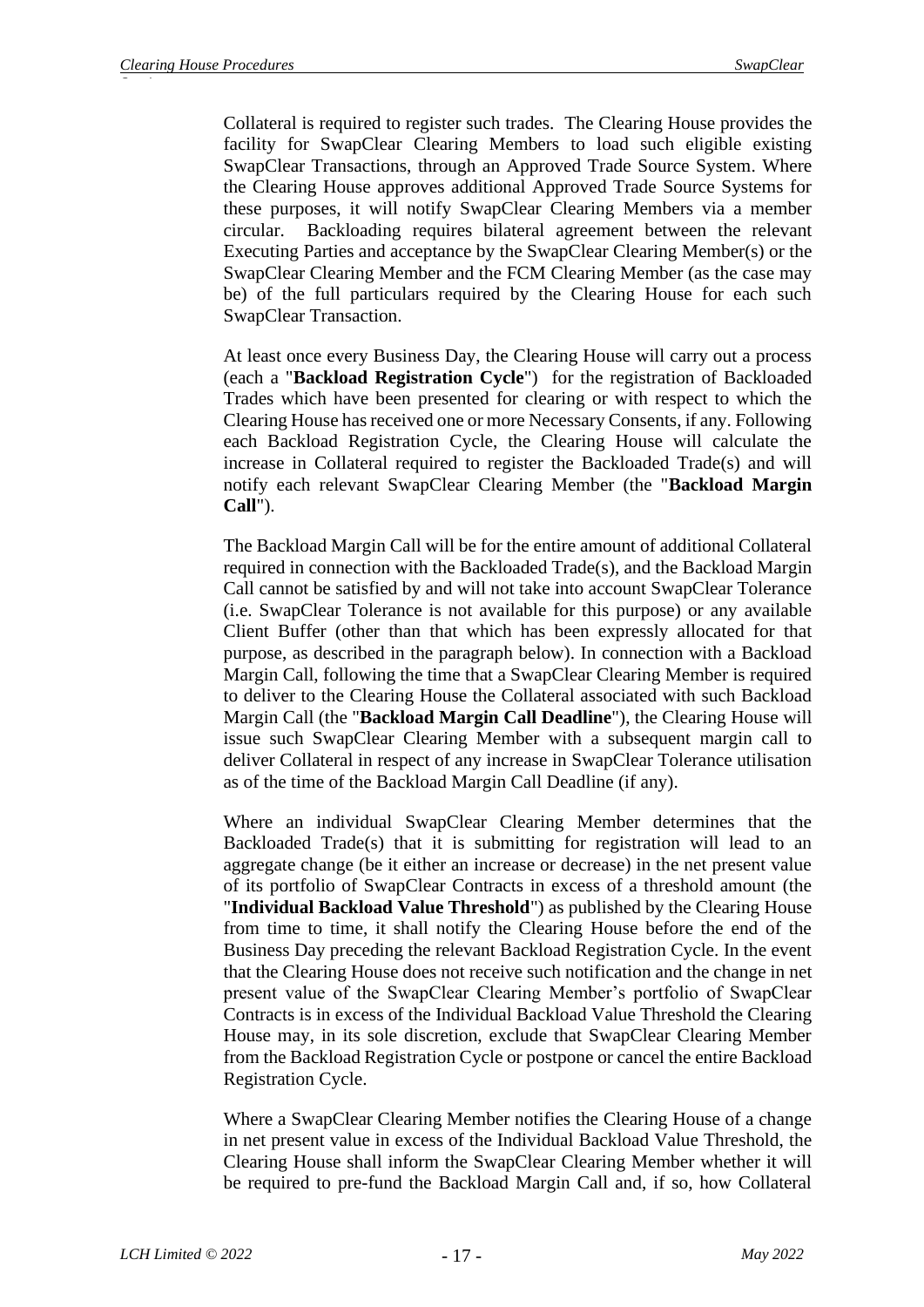Collateral is required to register such trades. The Clearing House provides the facility for SwapClear Clearing Members to load such eligible existing SwapClear Transactions, through an Approved Trade Source System. Where the Clearing House approves additional Approved Trade Source Systems for these purposes, it will notify SwapClear Clearing Members via a member circular. Backloading requires bilateral agreement between the relevant Executing Parties and acceptance by the SwapClear Clearing Member(s) or the SwapClear Clearing Member and the FCM Clearing Member (as the case may be) of the full particulars required by the Clearing House for each such SwapClear Transaction.

At least once every Business Day, the Clearing House will carry out a process (each a "**Backload Registration Cycle**") for the registration of Backloaded Trades which have been presented for clearing or with respect to which the Clearing House has received one or more Necessary Consents, if any. Following each Backload Registration Cycle, the Clearing House will calculate the increase in Collateral required to register the Backloaded Trade(s) and will notify each relevant SwapClear Clearing Member (the "**Backload Margin Call**").

The Backload Margin Call will be for the entire amount of additional Collateral required in connection with the Backloaded Trade(s), and the Backload Margin Call cannot be satisfied by and will not take into account SwapClear Tolerance (i.e. SwapClear Tolerance is not available for this purpose) or any available Client Buffer (other than that which has been expressly allocated for that purpose, as described in the paragraph below). In connection with a Backload Margin Call, following the time that a SwapClear Clearing Member is required to deliver to the Clearing House the Collateral associated with such Backload Margin Call (the "**Backload Margin Call Deadline**"), the Clearing House will issue such SwapClear Clearing Member with a subsequent margin call to deliver Collateral in respect of any increase in SwapClear Tolerance utilisation as of the time of the Backload Margin Call Deadline (if any).

Where an individual SwapClear Clearing Member determines that the Backloaded Trade(s) that it is submitting for registration will lead to an aggregate change (be it either an increase or decrease) in the net present value of its portfolio of SwapClear Contracts in excess of a threshold amount (the "**Individual Backload Value Threshold**") as published by the Clearing House from time to time, it shall notify the Clearing House before the end of the Business Day preceding the relevant Backload Registration Cycle. In the event that the Clearing House does not receive such notification and the change in net present value of the SwapClear Clearing Member's portfolio of SwapClear Contracts is in excess of the Individual Backload Value Threshold the Clearing House may, in its sole discretion, exclude that SwapClear Clearing Member from the Backload Registration Cycle or postpone or cancel the entire Backload Registration Cycle.

Where a SwapClear Clearing Member notifies the Clearing House of a change in net present value in excess of the Individual Backload Value Threshold, the Clearing House shall inform the SwapClear Clearing Member whether it will be required to pre-fund the Backload Margin Call and, if so, how Collateral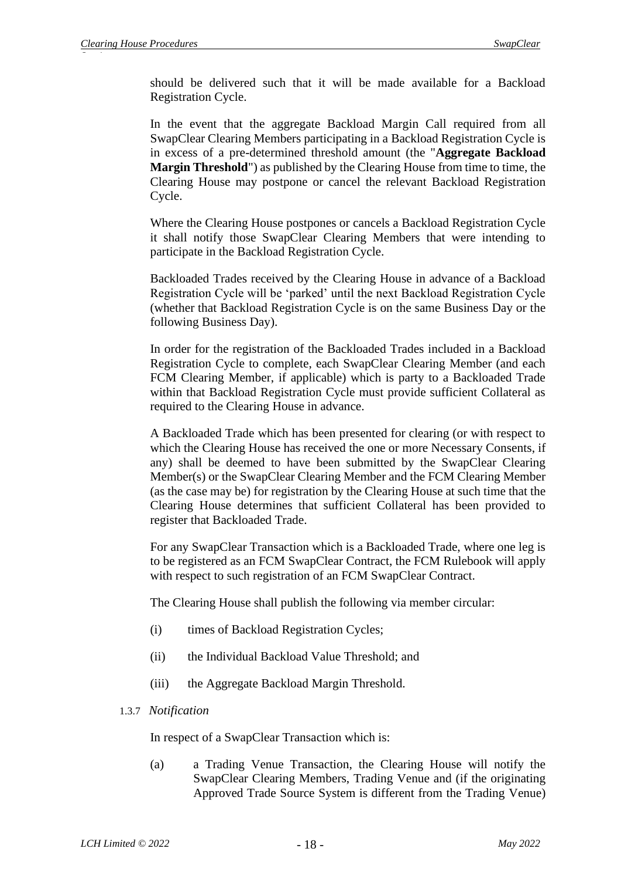should be delivered such that it will be made available for a Backload Registration Cycle.

In the event that the aggregate Backload Margin Call required from all SwapClear Clearing Members participating in a Backload Registration Cycle is in excess of a pre-determined threshold amount (the "**Aggregate Backload Margin Threshold**") as published by the Clearing House from time to time, the Clearing House may postpone or cancel the relevant Backload Registration Cycle.

Where the Clearing House postpones or cancels a Backload Registration Cycle it shall notify those SwapClear Clearing Members that were intending to participate in the Backload Registration Cycle.

Backloaded Trades received by the Clearing House in advance of a Backload Registration Cycle will be 'parked' until the next Backload Registration Cycle (whether that Backload Registration Cycle is on the same Business Day or the following Business Day).

In order for the registration of the Backloaded Trades included in a Backload Registration Cycle to complete, each SwapClear Clearing Member (and each FCM Clearing Member, if applicable) which is party to a Backloaded Trade within that Backload Registration Cycle must provide sufficient Collateral as required to the Clearing House in advance.

A Backloaded Trade which has been presented for clearing (or with respect to which the Clearing House has received the one or more Necessary Consents, if any) shall be deemed to have been submitted by the SwapClear Clearing Member(s) or the SwapClear Clearing Member and the FCM Clearing Member (as the case may be) for registration by the Clearing House at such time that the Clearing House determines that sufficient Collateral has been provided to register that Backloaded Trade.

For any SwapClear Transaction which is a Backloaded Trade, where one leg is to be registered as an FCM SwapClear Contract, the FCM Rulebook will apply with respect to such registration of an FCM SwapClear Contract.

The Clearing House shall publish the following via member circular:

(i) times of Backload Registration Cycles;

(ii) the Individual Backload Value Threshold; and

(iii) the Aggregate Backload Margin Threshold.

1.3.7 *Notification*

In respect of a SwapClear Transaction which is:

(a) a Trading Venue Transaction, the Clearing House will notify the SwapClear Clearing Members, Trading Venue and (if the originating Approved Trade Source System is different from the Trading Venue)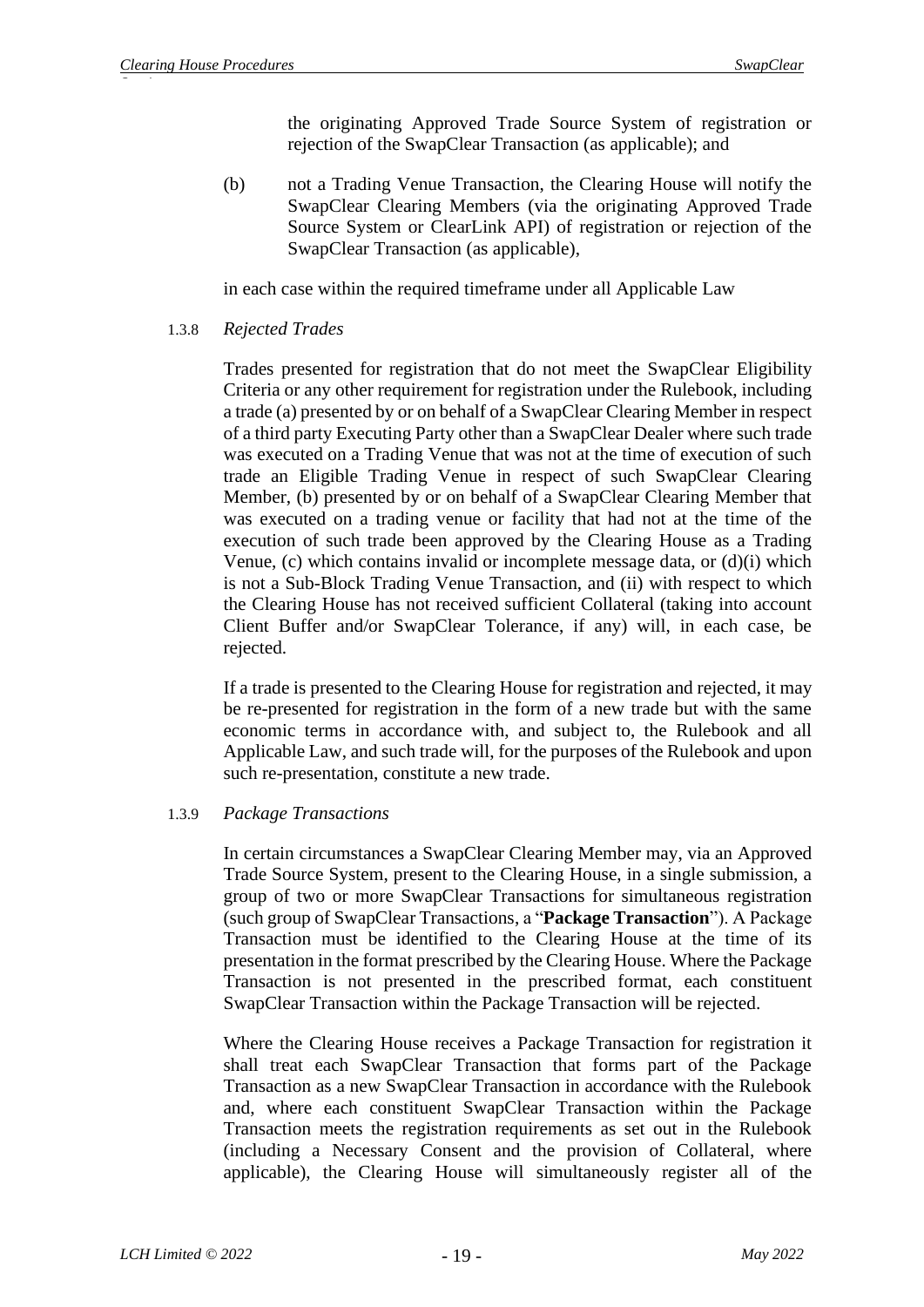the originating Approved Trade Source System of registration or rejection of the SwapClear Transaction (as applicable); and

(b) not a Trading Venue Transaction, the Clearing House will notify the SwapClear Clearing Members (via the originating Approved Trade Source System or ClearLink API) of registration or rejection of the SwapClear Transaction (as applicable),

in each case within the required timeframe under all Applicable Law

1.3.8 *Rejected Trades*

Trades presented for registration that do not meet the SwapClear Eligibility Criteria or any other requirement for registration under the Rulebook, including a trade (a) presented by or on behalf of a SwapClear Clearing Member in respect of a third party Executing Party other than a SwapClear Dealer where such trade was executed on a Trading Venue that was not at the time of execution of such trade an Eligible Trading Venue in respect of such SwapClear Clearing Member, (b) presented by or on behalf of a SwapClear Clearing Member that was executed on a trading venue or facility that had not at the time of the execution of such trade been approved by the Clearing House as a Trading Venue, (c) which contains invalid or incomplete message data, or (d)(i) which is not a Sub-Block Trading Venue Transaction, and (ii) with respect to which the Clearing House has not received sufficient Collateral (taking into account Client Buffer and/or SwapClear Tolerance, if any) will, in each case, be rejected.

If a trade is presented to the Clearing House for registration and rejected, it may be re-presented for registration in the form of a new trade but with the same economic terms in accordance with, and subject to, the Rulebook and all Applicable Law, and such trade will, for the purposes of the Rulebook and upon such re-presentation, constitute a new trade.

1.3.9 *Package Transactions*

In certain circumstances a SwapClear Clearing Member may, via an Approved Trade Source System, present to the Clearing House, in a single submission, a group of two or more SwapClear Transactions for simultaneous registration (such group of SwapClear Transactions, a "**Package Transaction**"). A Package Transaction must be identified to the Clearing House at the time of its presentation in the format prescribed by the Clearing House. Where the Package Transaction is not presented in the prescribed format, each constituent SwapClear Transaction within the Package Transaction will be rejected.

Where the Clearing House receives a Package Transaction for registration it shall treat each SwapClear Transaction that forms part of the Package Transaction as a new SwapClear Transaction in accordance with the Rulebook and, where each constituent SwapClear Transaction within the Package Transaction meets the registration requirements as set out in the Rulebook (including a Necessary Consent and the provision of Collateral, where applicable), the Clearing House will simultaneously register all of the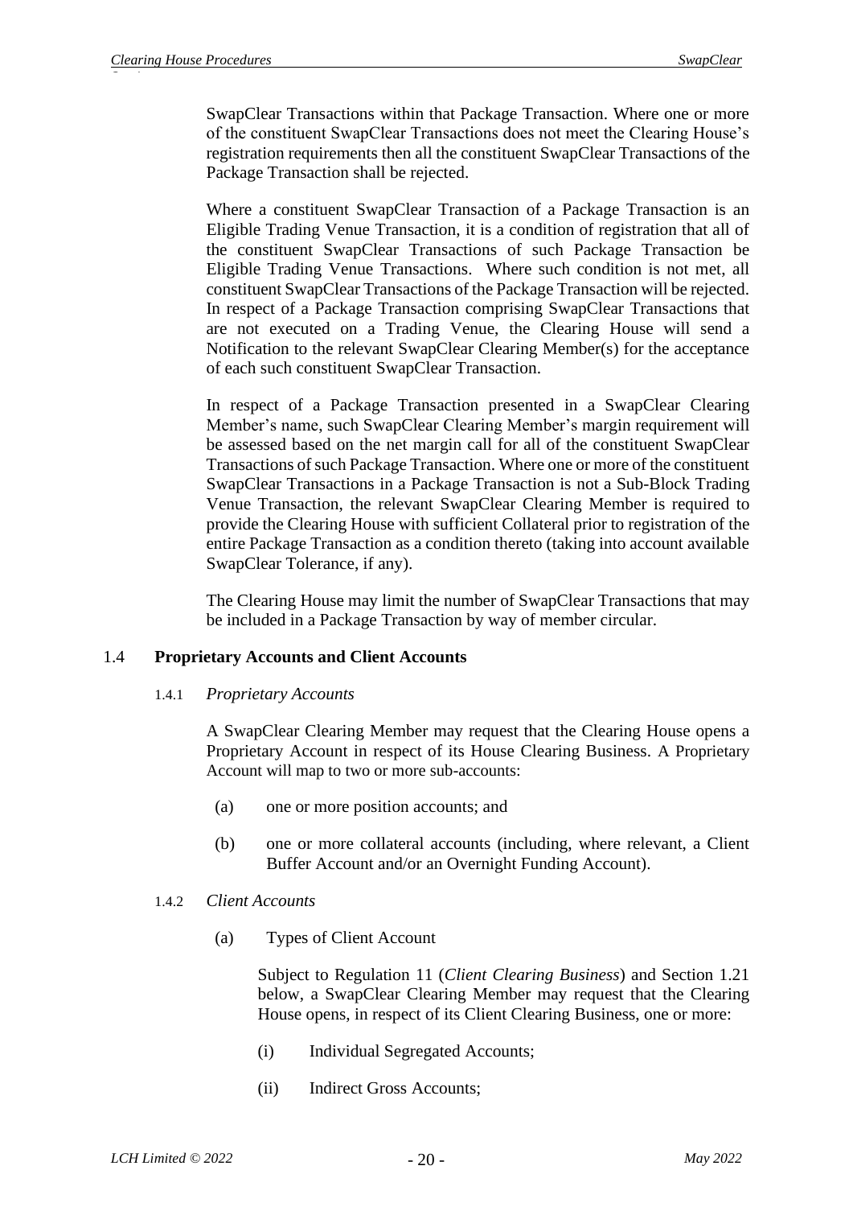SwapClear Transactions within that Package Transaction. Where one or more of the constituent SwapClear Transactions does not meet the Clearing House's registration requirements then all the constituent SwapClear Transactions of the Package Transaction shall be rejected.

Where a constituent SwapClear Transaction of a Package Transaction is an Eligible Trading Venue Transaction, it is a condition of registration that all of the constituent SwapClear Transactions of such Package Transaction be Eligible Trading Venue Transactions. Where such condition is not met, all constituent SwapClear Transactions of the Package Transaction will be rejected. In respect of a Package Transaction comprising SwapClear Transactions that are not executed on a Trading Venue, the Clearing House will send a Notification to the relevant SwapClear Clearing Member(s) for the acceptance of each such constituent SwapClear Transaction.

In respect of a Package Transaction presented in a SwapClear Clearing Member's name, such SwapClear Clearing Member's margin requirement will be assessed based on the net margin call for all of the constituent SwapClear Transactions of such Package Transaction. Where one or more of the constituent SwapClear Transactions in a Package Transaction is not a Sub-Block Trading Venue Transaction, the relevant SwapClear Clearing Member is required to provide the Clearing House with sufficient Collateral prior to registration of the entire Package Transaction as a condition thereto (taking into account available SwapClear Tolerance, if any).

The Clearing House may limit the number of SwapClear Transactions that may be included in a Package Transaction by way of member circular.

## 1.4 Proprietary Accounts and Client Accounts

### 1.4.1 *Proprietary Accounts*

A SwapClear Clearing Member may request that the Clearing House opens a Proprietary Account in respect of its House Clearing Business. A Proprietary Account will map to two or more sub-accounts:

(a) one or more position accounts; and

(b) one or more collateral accounts (including, where relevant, a Client Buffer Account and/or an Overnight Funding Account).

### 1.4.2 *Client Accounts*

(a) Types of Client Account

Subject to Regulation 11 (*Client Clearing Business*) and Section 1.21 below, a SwapClear Clearing Member may request that the Clearing House opens, in respect of its Client Clearing Business, one or more:

(i) Individual Segregated Accounts;

(ii) Indirect Gross Accounts;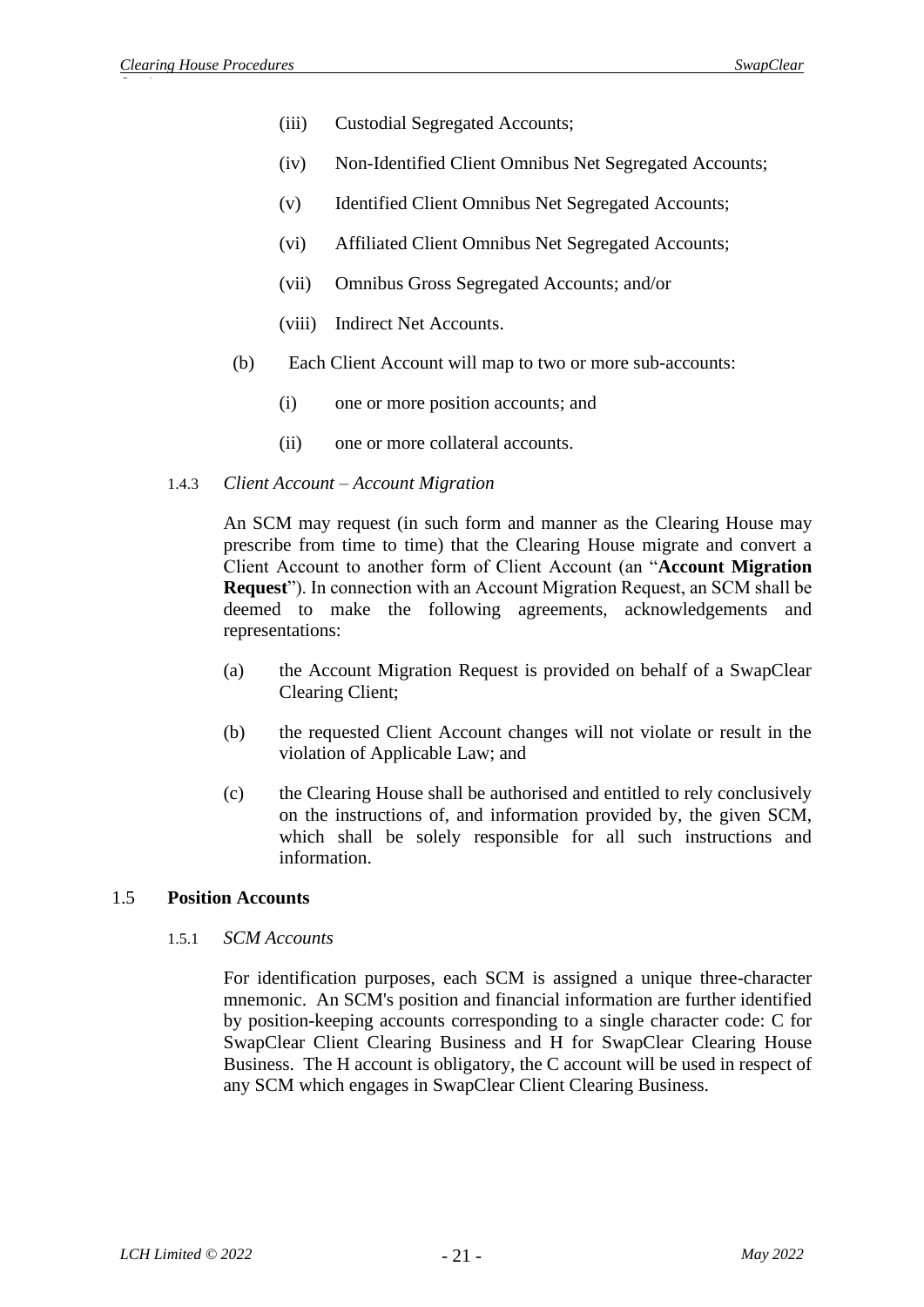(iii) Custodial Segregated Accounts;

(iv) Non-Identified Client Omnibus Net Segregated Accounts;

(v) Identified Client Omnibus Net Segregated Accounts;

(vi) Affiliated Client Omnibus Net Segregated Accounts;

(vii) Omnibus Gross Segregated Accounts; and/or

(viii) Indirect Net Accounts.

(b) Each Client Account will map to two or more sub-accounts:

(i) one or more position accounts; and

(ii) one or more collateral accounts.

1.4.3 *Client Account – Account Migration*

An SCM may request (in such form and manner as the Clearing House may prescribe from time to time) that the Clearing House migrate and convert a Client Account to another form of Client Account (an "**Account Migration Request**"). In connection with an Account Migration Request, an SCM shall be deemed to make the following agreements, acknowledgements and representations:

(a) the Account Migration Request is provided on behalf of a SwapClear Clearing Client;

(b) the requested Client Account changes will not violate or result in the violation of Applicable Law; and

(c) the Clearing House shall be authorised and entitled to rely conclusively on the instructions of, and information provided by, the given SCM, which shall be solely responsible for all such instructions and information.

## 1.5 Position Accounts

1.5.1 *SCM Accounts*

For identification purposes, each SCM is assigned a unique three-character mnemonic. An SCM's position and financial information are further identified by position-keeping accounts corresponding to a single character code: C for SwapClear Client Clearing Business and H for SwapClear Clearing House Business. The H account is obligatory, the C account will be used in respect of any SCM which engages in SwapClear Client Clearing Business.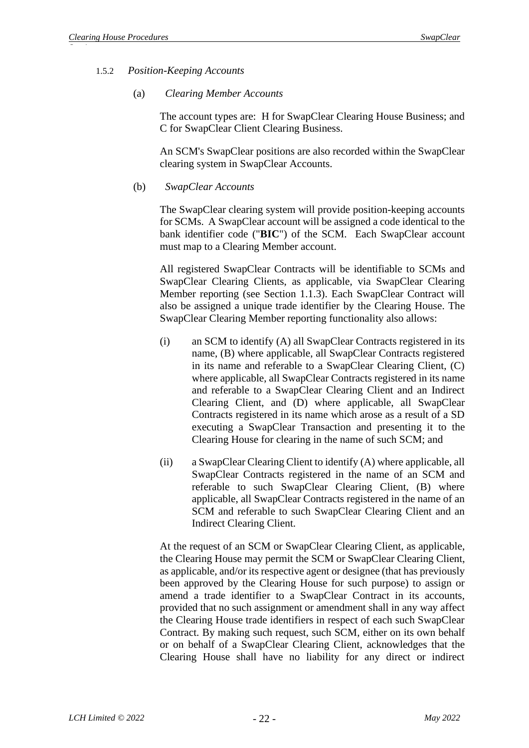#### 1.5.2 *Position-Keeping Accounts*

(a) *Clearing Member Accounts*

The account types are: H for SwapClear Clearing House Business; and C for SwapClear Client Clearing Business.

An SCM's SwapClear positions are also recorded within the SwapClear clearing system in SwapClear Accounts.

(b) *SwapClear Accounts*

The SwapClear clearing system will provide position-keeping accounts for SCMs. A SwapClear account will be assigned a code identical to the bank identifier code ("**BIC**") of the SCM. Each SwapClear account must map to a Clearing Member account.

All registered SwapClear Contracts will be identifiable to SCMs and SwapClear Clearing Clients, as applicable, via SwapClear Clearing Member reporting (see Section 1.1.3). Each SwapClear Contract will also be assigned a unique trade identifier by the Clearing House. The SwapClear Clearing Member reporting functionality also allows:

(i) an SCM to identify (A) all SwapClear Contracts registered in its name, (B) where applicable, all SwapClear Contracts registered in its name and referable to a SwapClear Clearing Client, (C) where applicable, all SwapClear Contracts registered in its name and referable to a SwapClear Clearing Client and an Indirect Clearing Client, and (D) where applicable, all SwapClear Contracts registered in its name which arose as a result of a SD executing a SwapClear Transaction and presenting it to the Clearing House for clearing in the name of such SCM; and

(ii) a SwapClear Clearing Client to identify (A) where applicable, all SwapClear Contracts registered in the name of an SCM and referable to such SwapClear Clearing Client, (B) where applicable, all SwapClear Contracts registered in the name of an SCM and referable to such SwapClear Clearing Client and an Indirect Clearing Client.

At the request of an SCM or SwapClear Clearing Client, as applicable, the Clearing House may permit the SCM or SwapClear Clearing Client, as applicable, and/or its respective agent or designee (that has previously been approved by the Clearing House for such purpose) to assign or amend a trade identifier to a SwapClear Contract in its accounts, provided that no such assignment or amendment shall in any way affect the Clearing House trade identifiers in respect of each such SwapClear Contract. By making such request, such SCM, either on its own behalf or on behalf of a SwapClear Clearing Client, acknowledges that the Clearing House shall have no liability for any direct or indirect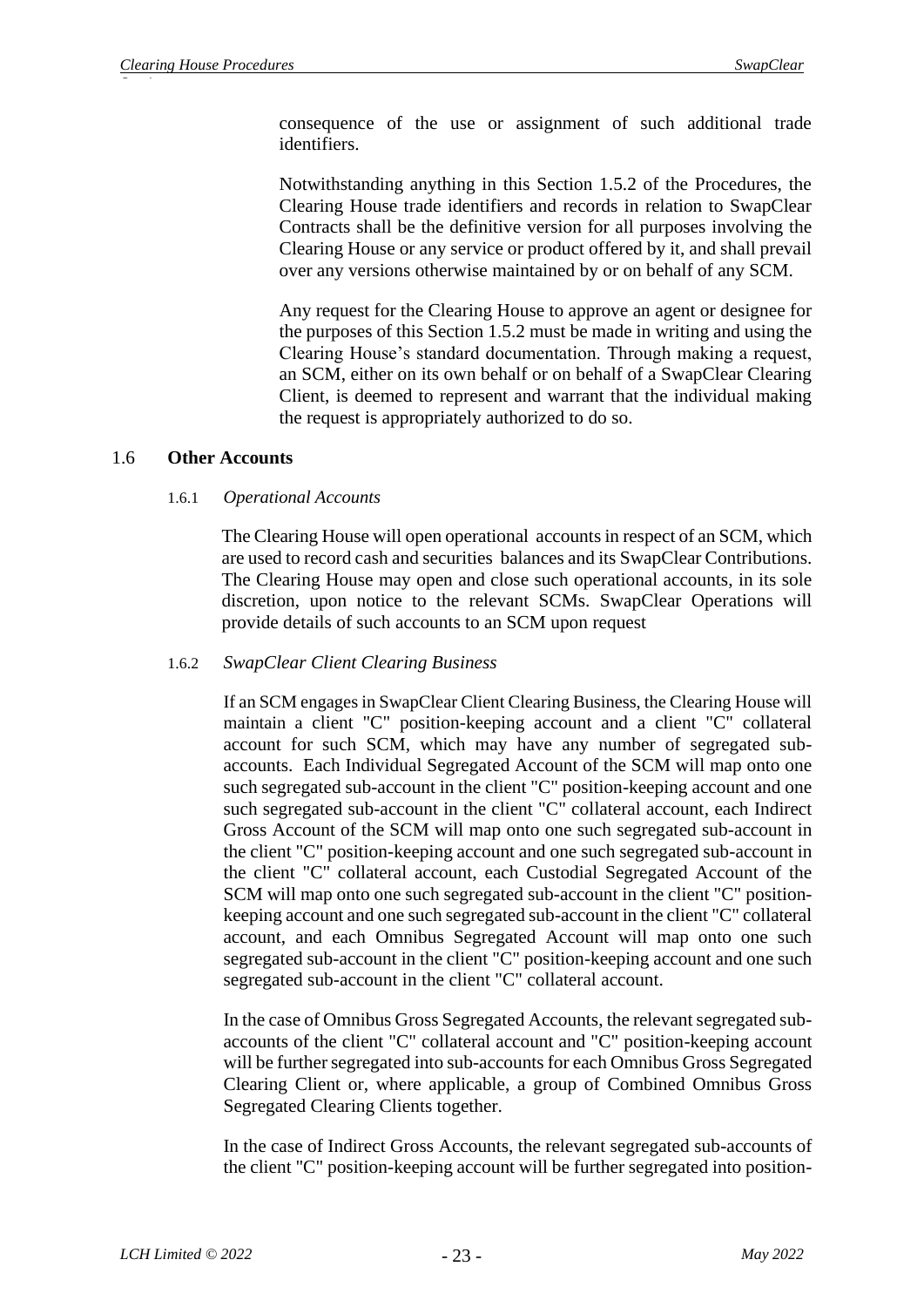consequence of the use or assignment of such additional trade identifiers.

Notwithstanding anything in this Section 1.5.2 of the Procedures, the Clearing House trade identifiers and records in relation to SwapClear Contracts shall be the definitive version for all purposes involving the Clearing House or any service or product offered by it, and shall prevail over any versions otherwise maintained by or on behalf of any SCM.

Any request for the Clearing House to approve an agent or designee for the purposes of this Section 1.5.2 must be made in writing and using the Clearing House's standard documentation. Through making a request, an SCM, either on its own behalf or on behalf of a SwapClear Clearing Client, is deemed to represent and warrant that the individual making the request is appropriately authorized to do so.

## 1.6 **Other Accounts**

### 1.6.1 *Operational Accounts*

The Clearing House will open operational accounts in respect of an SCM, which are used to record cash and securities balances and its SwapClear Contributions. The Clearing House may open and close such operational accounts, in its sole discretion, upon notice to the relevant SCMs. SwapClear Operations will provide details of such accounts to an SCM upon request

### 1.6.2 *SwapClear Client Clearing Business*

If an SCM engages in SwapClear Client Clearing Business, the Clearing House will maintain a client "C" position-keeping account and a client "C" collateral account for such SCM, which may have any number of segregated sub-accounts. Each Individual Segregated Account of the SCM will map onto one such segregated sub-account in the client "C" position-keeping account and one such segregated sub-account in the client "C" collateral account, each Indirect Gross Account of the SCM will map onto one such segregated sub-account in the client "C" position-keeping account and one such segregated sub-account in the client "C" collateral account, each Custodial Segregated Account of the SCM will map onto one such segregated sub-account in the client "C" position-keeping account and one such segregated sub-account in the client "C" collateral account, and each Omnibus Segregated Account will map onto one such segregated sub-account in the client "C" position-keeping account and one such segregated sub-account in the client "C" collateral account.

In the case of Omnibus Gross Segregated Accounts, the relevant segregated sub-accounts of the client "C" collateral account and "C" position-keeping account will be further segregated into sub-accounts for each Omnibus Gross Segregated Clearing Client or, where applicable, a group of Combined Omnibus Gross Segregated Clearing Clients together.

In the case of Indirect Gross Accounts, the relevant segregated sub-accounts of the client "C" position-keeping account will be further segregated into position-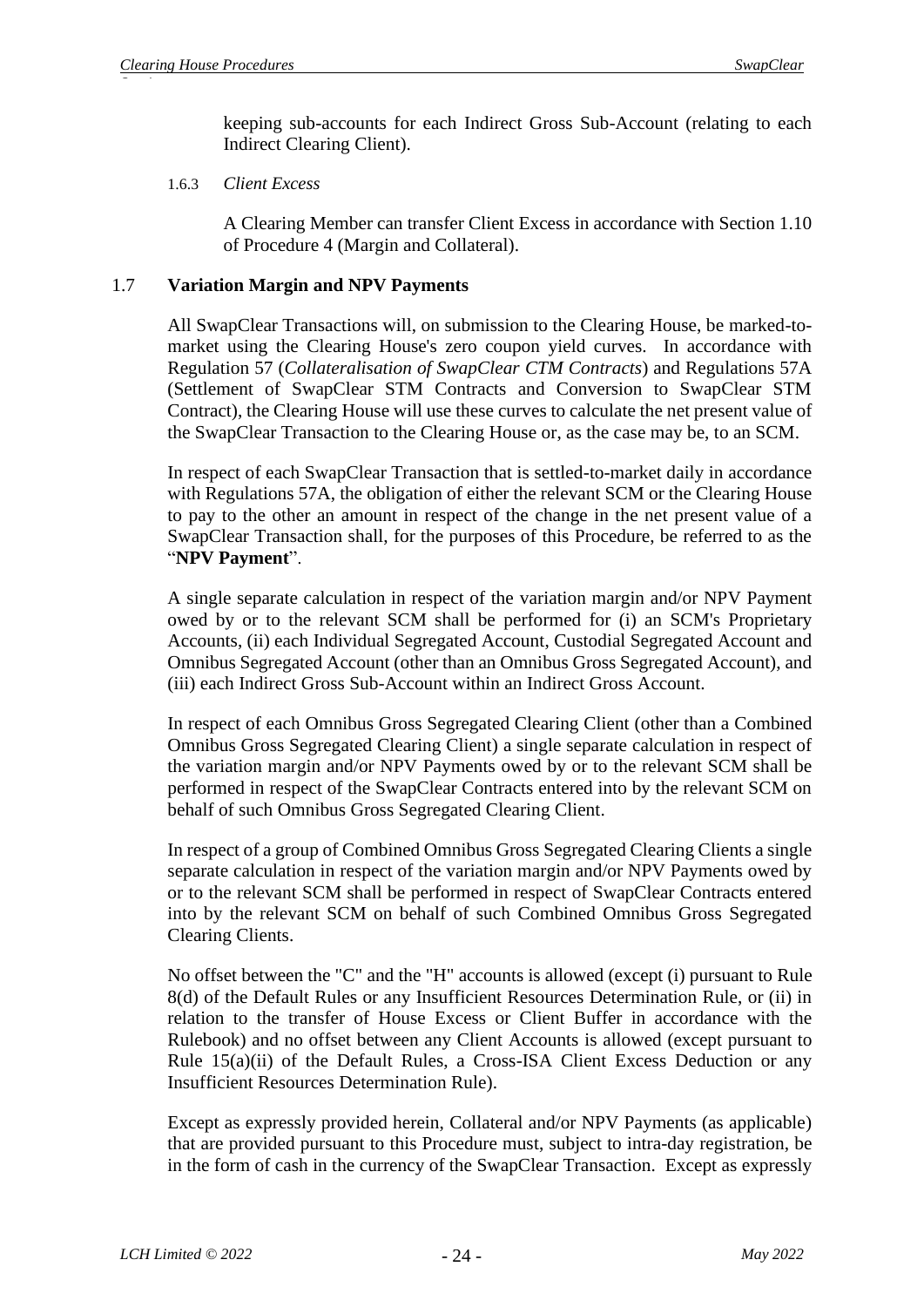keeping sub-accounts for each Indirect Gross Sub-Account (relating to each Indirect Clearing Client).

1.6.3 *Client Excess*

A Clearing Member can transfer Client Excess in accordance with Section 1.10 of Procedure 4 (Margin and Collateral).

## 1.7 Variation Margin and NPV Payments

All SwapClear Transactions will, on submission to the Clearing House, be marked-to-market using the Clearing House's zero coupon yield curves. In accordance with Regulation 57 (*Collateralisation of SwapClear CTM Contracts*) and Regulations 57A (Settlement of SwapClear STM Contracts and Conversion to SwapClear STM Contract), the Clearing House will use these curves to calculate the net present value of the SwapClear Transaction to the Clearing House or, as the case may be, to an SCM.

In respect of each SwapClear Transaction that is settled-to-market daily in accordance with Regulations 57A, the obligation of either the relevant SCM or the Clearing House to pay to the other an amount in respect of the change in the net present value of a SwapClear Transaction shall, for the purposes of this Procedure, be referred to as the "**NPV Payment**".

A single separate calculation in respect of the variation margin and/or NPV Payment owed by or to the relevant SCM shall be performed for (i) an SCM's Proprietary Accounts, (ii) each Individual Segregated Account, Custodial Segregated Account and Omnibus Segregated Account (other than an Omnibus Gross Segregated Account), and (iii) each Indirect Gross Sub-Account within an Indirect Gross Account.

In respect of each Omnibus Gross Segregated Clearing Client (other than a Combined Omnibus Gross Segregated Clearing Client) a single separate calculation in respect of the variation margin and/or NPV Payments owed by or to the relevant SCM shall be performed in respect of the SwapClear Contracts entered into by the relevant SCM on behalf of such Omnibus Gross Segregated Clearing Client.

In respect of a group of Combined Omnibus Gross Segregated Clearing Clients a single separate calculation in respect of the variation margin and/or NPV Payments owed by or to the relevant SCM shall be performed in respect of SwapClear Contracts entered into by the relevant SCM on behalf of such Combined Omnibus Gross Segregated Clearing Clients.

No offset between the "C" and the "H" accounts is allowed (except (i) pursuant to Rule 8(d) of the Default Rules or any Insufficient Resources Determination Rule, or (ii) in relation to the transfer of House Excess or Client Buffer in accordance with the Rulebook) and no offset between any Client Accounts is allowed (except pursuant to Rule 15(a)(ii) of the Default Rules, a Cross-ISA Client Excess Deduction or any Insufficient Resources Determination Rule).

Except as expressly provided herein, Collateral and/or NPV Payments (as applicable) that are provided pursuant to this Procedure must, subject to intra-day registration, be in the form of cash in the currency of the SwapClear Transaction. Except as expressly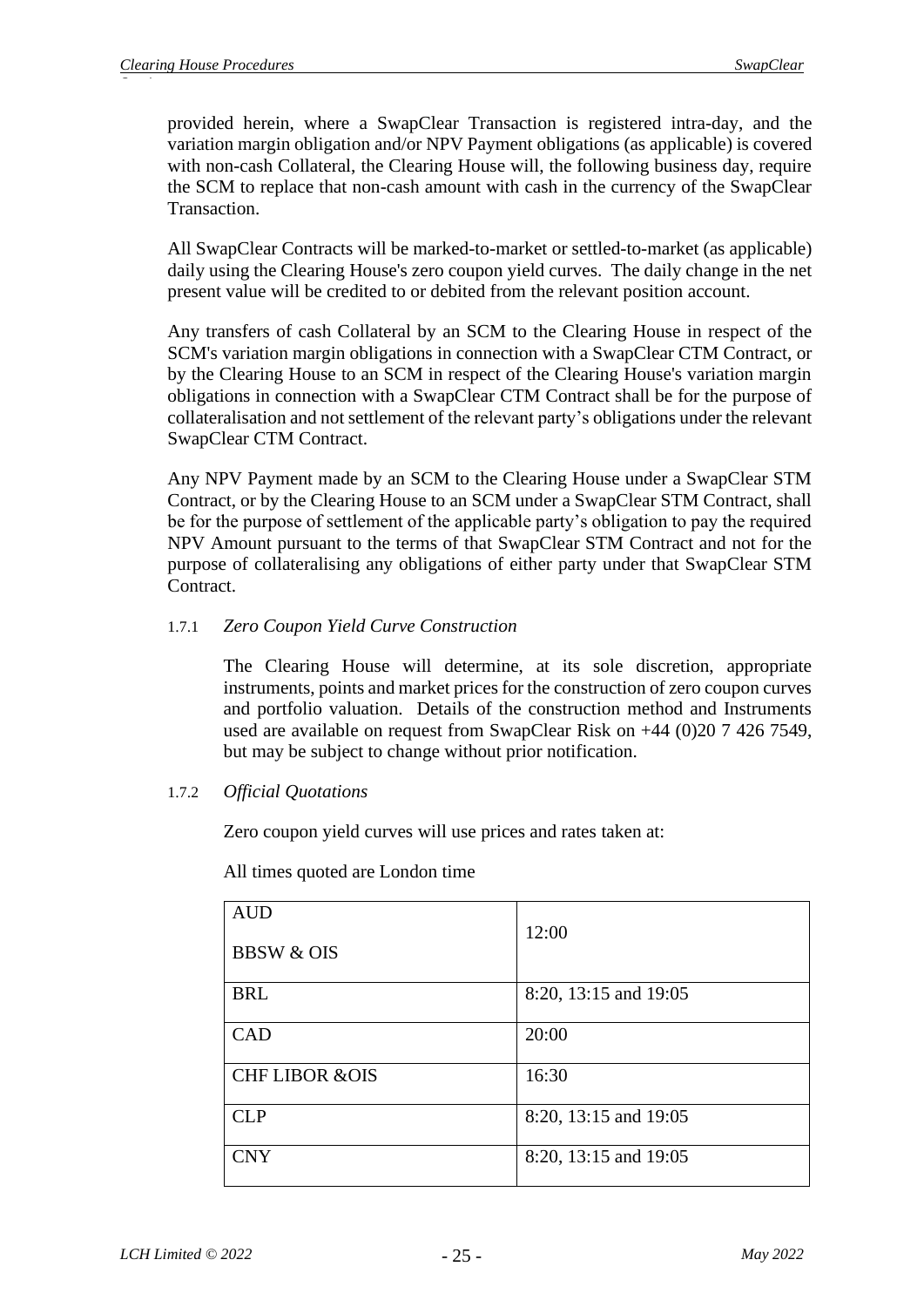provided herein, where a SwapClear Transaction is registered intra-day, and the variation margin obligation and/or NPV Payment obligations (as applicable) is covered with non-cash Collateral, the Clearing House will, the following business day, require the SCM to replace that non-cash amount with cash in the currency of the SwapClear Transaction.

All SwapClear Contracts will be marked-to-market or settled-to-market (as applicable) daily using the Clearing House's zero coupon yield curves. The daily change in the net present value will be credited to or debited from the relevant position account.

Any transfers of cash Collateral by an SCM to the Clearing House in respect of the SCM's variation margin obligations in connection with a SwapClear CTM Contract, or by the Clearing House to an SCM in respect of the Clearing House's variation margin obligations in connection with a SwapClear CTM Contract shall be for the purpose of collateralisation and not settlement of the relevant party's obligations under the relevant SwapClear CTM Contract.

Any NPV Payment made by an SCM to the Clearing House under a SwapClear STM Contract, or by the Clearing House to an SCM under a SwapClear STM Contract, shall be for the purpose of settlement of the applicable party's obligation to pay the required NPV Amount pursuant to the terms of that SwapClear STM Contract and not for the purpose of collateralising any obligations of either party under that SwapClear STM Contract.

1.7.1 *Zero Coupon Yield Curve Construction*

The Clearing House will determine, at its sole discretion, appropriate instruments, points and market prices for the construction of zero coupon curves and portfolio valuation. Details of the construction method and Instruments used are available on request from SwapClear Risk on +44 (0)20 7 426 7549, but may be subject to change without prior notification.

1.7.2 *Official Quotations*

Zero coupon yield curves will use prices and rates taken at:

All times quoted are London time

| | |
|---|---|
| AUD<br>BBSW & OIS | 12:00 |
| BRL | 8:20, 13:15 and 19:05 |
| CAD | 20:00 |
| CHF LIBOR &OIS | 16:30 |
| CLP | 8:20, 13:15 and 19:05 |
| CNY | 8:20, 13:15 and 19:05 |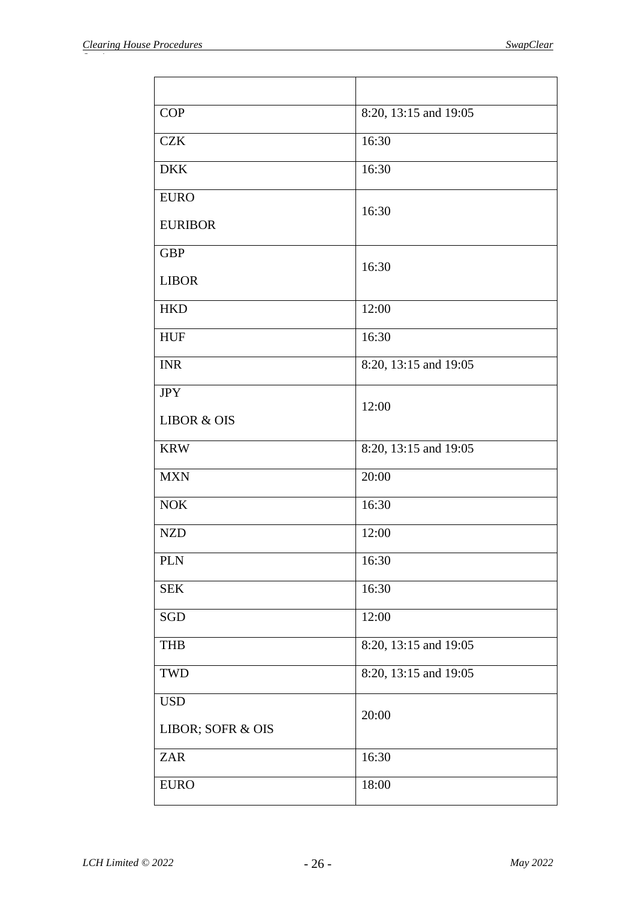| | |
|---|---|
| COP | 8:20, 13:15 and 19:05 |
| CZK | 16:30 |
| DKK | 16:30 |
| EURO<br>EURIBOR | 16:30 |
| GBP<br>LIBOR | 16:30 |
| HKD | 12:00 |
| HUF | 16:30 |
| INR | 8:20, 13:15 and 19:05 |
| JPY<br>LIBOR & OIS | 12:00 |
| KRW | 8:20, 13:15 and 19:05 |
| MXN | 20:00 |
| NOK | 16:30 |
| NZD | 12:00 |
| PLN | 16:30 |
| SEK | 16:30 |
| SGD | 12:00 |
| THB | 8:20, 13:15 and 19:05 |
| TWD | 8:20, 13:15 and 19:05 |
| USD<br>LIBOR; SOFR & OIS | 20:00 |
| ZAR | 16:30 |
| EURO | 18:00 |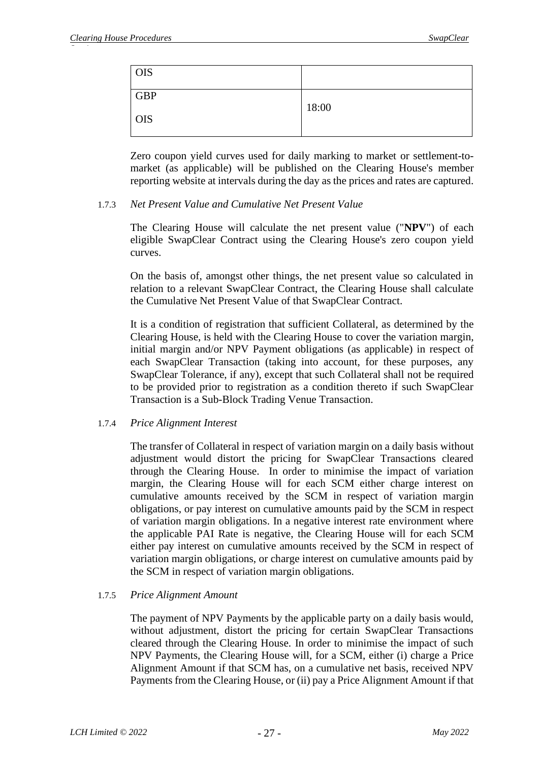| OIS | |
| --- | --- |
| GBP<br><br>OIS | 18:00 |

Zero coupon yield curves used for daily marking to market or settlement-to-market (as applicable) will be published on the Clearing House's member reporting website at intervals during the day as the prices and rates are captured.

1.7.3 *Net Present Value and Cumulative Net Present Value*

The Clearing House will calculate the net present value ("**NPV**") of each eligible SwapClear Contract using the Clearing House's zero coupon yield curves.

On the basis of, amongst other things, the net present value so calculated in relation to a relevant SwapClear Contract, the Clearing House shall calculate the Cumulative Net Present Value of that SwapClear Contract.

It is a condition of registration that sufficient Collateral, as determined by the Clearing House, is held with the Clearing House to cover the variation margin, initial margin and/or NPV Payment obligations (as applicable) in respect of each SwapClear Transaction (taking into account, for these purposes, any SwapClear Tolerance, if any), except that such Collateral shall not be required to be provided prior to registration as a condition thereto if such SwapClear Transaction is a Sub-Block Trading Venue Transaction.

1.7.4 *Price Alignment Interest*

The transfer of Collateral in respect of variation margin on a daily basis without adjustment would distort the pricing for SwapClear Transactions cleared through the Clearing House. In order to minimise the impact of variation margin, the Clearing House will for each SCM either charge interest on cumulative amounts received by the SCM in respect of variation margin obligations, or pay interest on cumulative amounts paid by the SCM in respect of variation margin obligations. In a negative interest rate environment where the applicable PAI Rate is negative, the Clearing House will for each SCM either pay interest on cumulative amounts received by the SCM in respect of variation margin obligations, or charge interest on cumulative amounts paid by the SCM in respect of variation margin obligations.

1.7.5 *Price Alignment Amount*

The payment of NPV Payments by the applicable party on a daily basis would, without adjustment, distort the pricing for certain SwapClear Transactions cleared through the Clearing House. In order to minimise the impact of such NPV Payments, the Clearing House will, for a SCM, either (i) charge a Price Alignment Amount if that SCM has, on a cumulative net basis, received NPV Payments from the Clearing House, or (ii) pay a Price Alignment Amount if that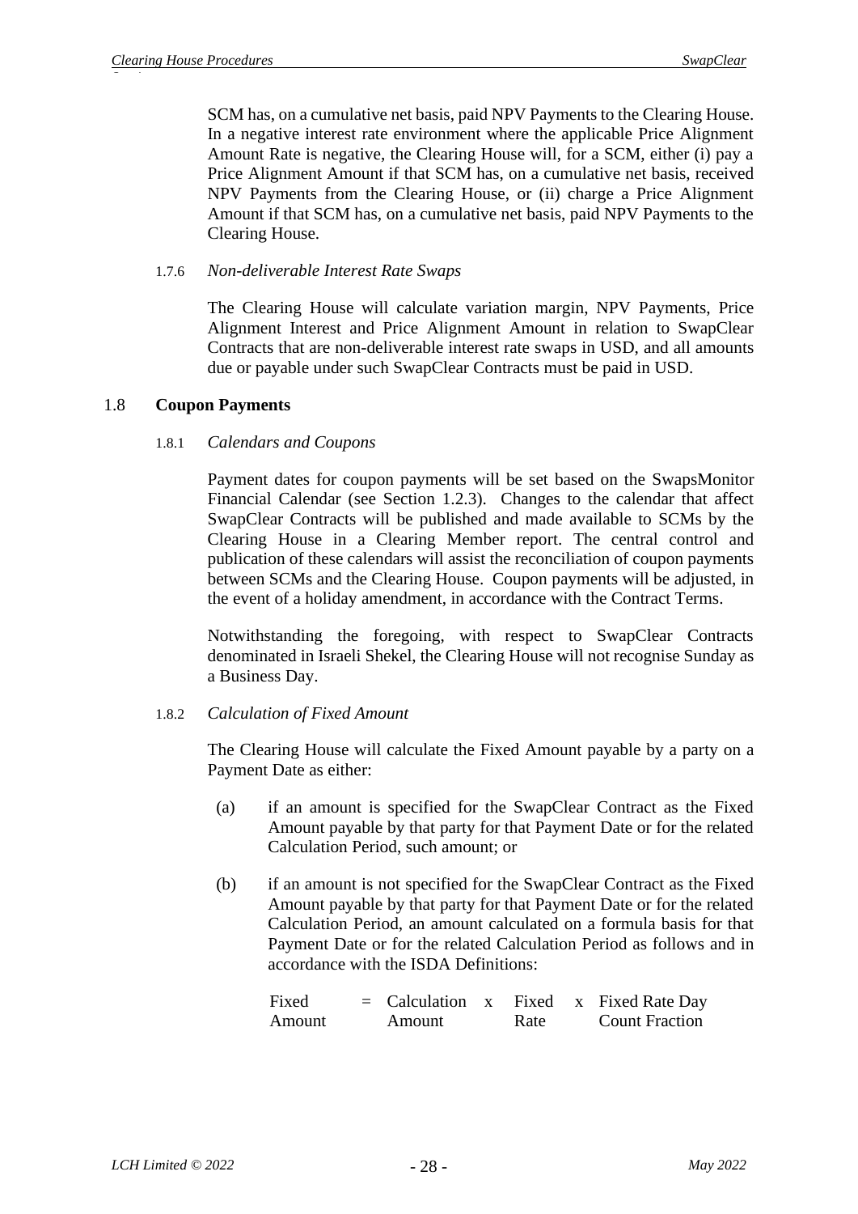SCM has, on a cumulative net basis, paid NPV Payments to the Clearing House. In a negative interest rate environment where the applicable Price Alignment Amount Rate is negative, the Clearing House will, for a SCM, either (i) pay a Price Alignment Amount if that SCM has, on a cumulative net basis, received NPV Payments from the Clearing House, or (ii) charge a Price Alignment Amount if that SCM has, on a cumulative net basis, paid NPV Payments to the Clearing House.

#### 1.7.6 *Non-deliverable Interest Rate Swaps*

The Clearing House will calculate variation margin, NPV Payments, Price Alignment Interest and Price Alignment Amount in relation to SwapClear Contracts that are non-deliverable interest rate swaps in USD, and all amounts due or payable under such SwapClear Contracts must be paid in USD.

### 1.8 **Coupon Payments**

#### 1.8.1 *Calendars and Coupons*

Payment dates for coupon payments will be set based on the SwapsMonitor Financial Calendar (see Section 1.2.3). Changes to the calendar that affect SwapClear Contracts will be published and made available to SCMs by the Clearing House in a Clearing Member report. The central control and publication of these calendars will assist the reconciliation of coupon payments between SCMs and the Clearing House. Coupon payments will be adjusted, in the event of a holiday amendment, in accordance with the Contract Terms.

Notwithstanding the foregoing, with respect to SwapClear Contracts denominated in Israeli Shekel, the Clearing House will not recognise Sunday as a Business Day.

#### 1.8.2 *Calculation of Fixed Amount*

The Clearing House will calculate the Fixed Amount payable by a party on a Payment Date as either:

(a) if an amount is specified for the SwapClear Contract as the Fixed Amount payable by that party for that Payment Date or for the related Calculation Period, such amount; or

(b) if an amount is not specified for the SwapClear Contract as the Fixed Amount payable by that party for that Payment Date or for the related Calculation Period, an amount calculated on a formula basis for that Payment Date or for the related Calculation Period as follows and in accordance with the ISDA Definitions:

$$\text{Fixed Amount} = \text{Calculation Amount} \times \text{Fixed Rate} \times \text{Fixed Rate Day Count Fraction}$$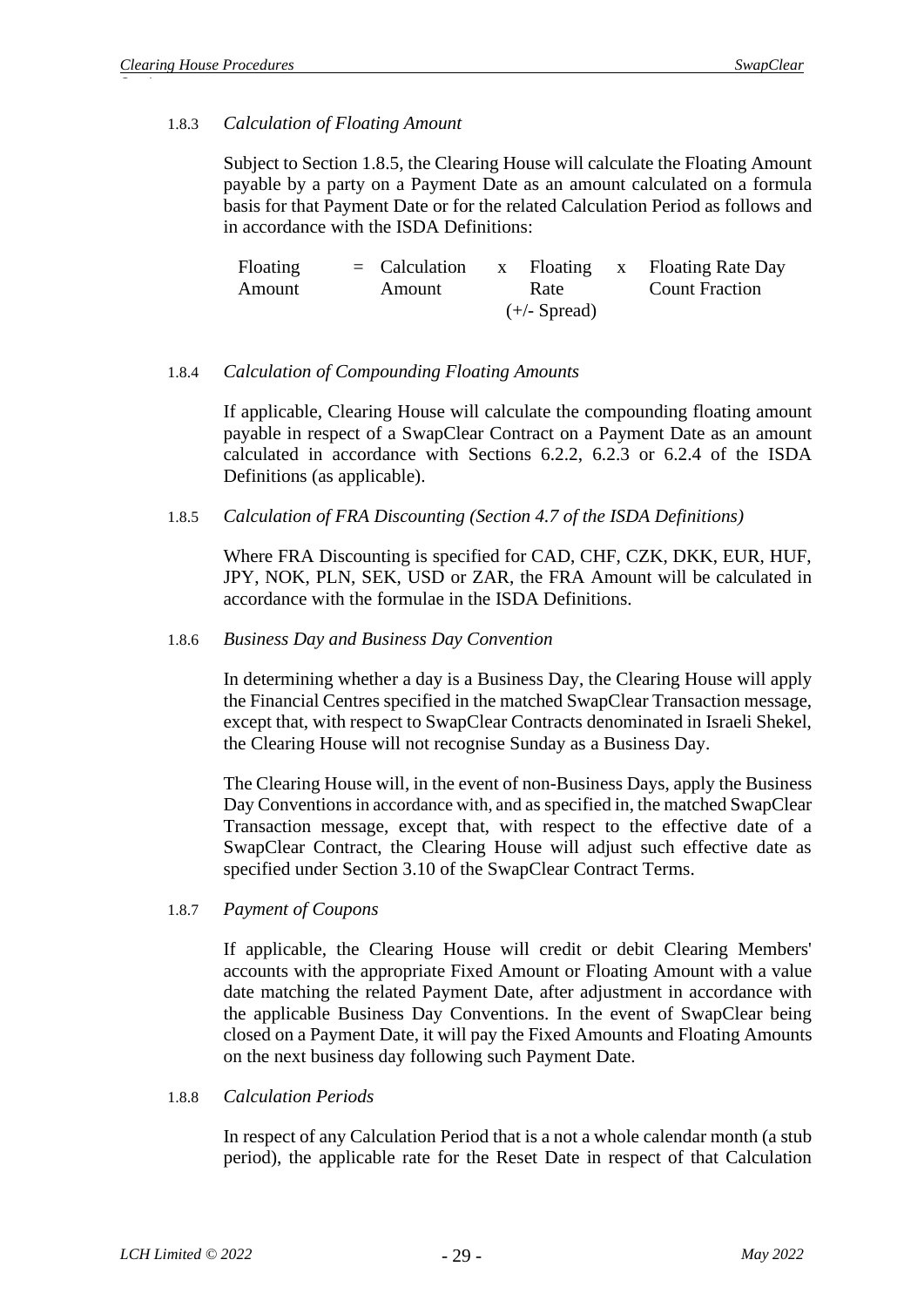1.8.3 *Calculation of Floating Amount*

Subject to Section 1.8.5, the Clearing House will calculate the Floating Amount payable by a party on a Payment Date as an amount calculated on a formula basis for that Payment Date or for the related Calculation Period as follows and in accordance with the ISDA Definitions:

$$\text{Floating Amount} = \text{Calculation Amount} \times \text{Floating Rate (+/- Spread)} \times \text{Floating Rate Day Count Fraction}$$

1.8.4 *Calculation of Compounding Floating Amounts*

If applicable, Clearing House will calculate the compounding floating amount payable in respect of a SwapClear Contract on a Payment Date as an amount calculated in accordance with Sections 6.2.2, 6.2.3 or 6.2.4 of the ISDA Definitions (as applicable).

1.8.5 *Calculation of FRA Discounting (Section 4.7 of the ISDA Definitions)*

Where FRA Discounting is specified for CAD, CHF, CZK, DKK, EUR, HUF, JPY, NOK, PLN, SEK, USD or ZAR, the FRA Amount will be calculated in accordance with the formulae in the ISDA Definitions.

1.8.6 *Business Day and Business Day Convention*

In determining whether a day is a Business Day, the Clearing House will apply the Financial Centres specified in the matched SwapClear Transaction message, except that, with respect to SwapClear Contracts denominated in Israeli Shekel, the Clearing House will not recognise Sunday as a Business Day.

The Clearing House will, in the event of non-Business Days, apply the Business Day Conventions in accordance with, and as specified in, the matched SwapClear Transaction message, except that, with respect to the effective date of a SwapClear Contract, the Clearing House will adjust such effective date as specified under Section 3.10 of the SwapClear Contract Terms.

1.8.7 *Payment of Coupons*

If applicable, the Clearing House will credit or debit Clearing Members' accounts with the appropriate Fixed Amount or Floating Amount with a value date matching the related Payment Date, after adjustment in accordance with the applicable Business Day Conventions. In the event of SwapClear being closed on a Payment Date, it will pay the Fixed Amounts and Floating Amounts on the next business day following such Payment Date.

1.8.8 *Calculation Periods*

In respect of any Calculation Period that is a not a whole calendar month (a stub period), the applicable rate for the Reset Date in respect of that Calculation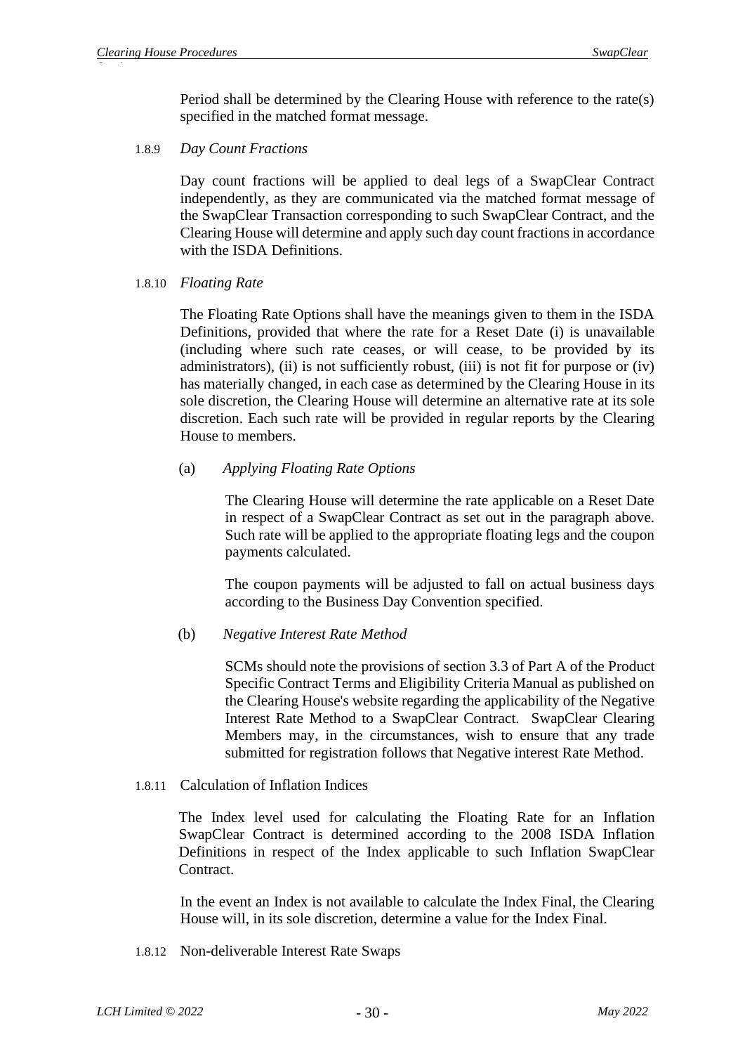Period shall be determined by the Clearing House with reference to the rate(s) specified in the matched format message.

1.8.9 *Day Count Fractions*

Day count fractions will be applied to deal legs of a SwapClear Contract independently, as they are communicated via the matched format message of the SwapClear Transaction corresponding to such SwapClear Contract, and the Clearing House will determine and apply such day count fractions in accordance with the ISDA Definitions.

1.8.10 *Floating Rate*

The Floating Rate Options shall have the meanings given to them in the ISDA Definitions, provided that where the rate for a Reset Date (i) is unavailable (including where such rate ceases, or will cease, to be provided by its administrators), (ii) is not sufficiently robust, (iii) is not fit for purpose or (iv) has materially changed, in each case as determined by the Clearing House in its sole discretion, the Clearing House will determine an alternative rate at its sole discretion. Each such rate will be provided in regular reports by the Clearing House to members.

(a) *Applying Floating Rate Options*

The Clearing House will determine the rate applicable on a Reset Date in respect of a SwapClear Contract as set out in the paragraph above. Such rate will be applied to the appropriate floating legs and the coupon payments calculated.

The coupon payments will be adjusted to fall on actual business days according to the Business Day Convention specified.

(b) *Negative Interest Rate Method*

SCMs should note the provisions of section 3.3 of Part A of the Product Specific Contract Terms and Eligibility Criteria Manual as published on the Clearing House's website regarding the applicability of the Negative Interest Rate Method to a SwapClear Contract. SwapClear Clearing Members may, in the circumstances, wish to ensure that any trade submitted for registration follows that Negative interest Rate Method.

1.8.11 Calculation of Inflation Indices

The Index level used for calculating the Floating Rate for an Inflation SwapClear Contract is determined according to the 2008 ISDA Inflation Definitions in respect of the Index applicable to such Inflation SwapClear Contract.

In the event an Index is not available to calculate the Index Final, the Clearing House will, in its sole discretion, determine a value for the Index Final.

1.8.12 Non-deliverable Interest Rate Swaps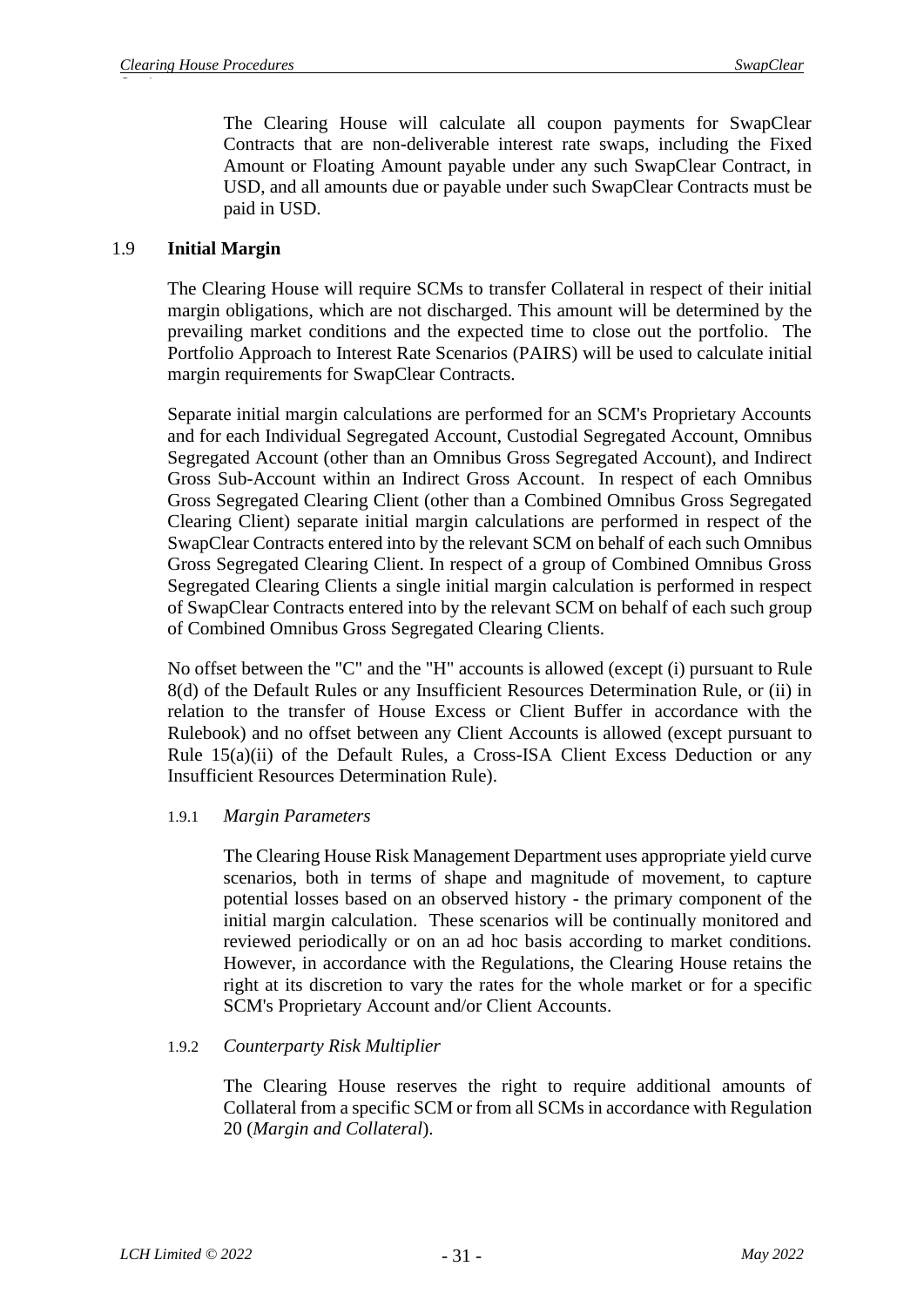The Clearing House will calculate all coupon payments for SwapClear Contracts that are non-deliverable interest rate swaps, including the Fixed Amount or Floating Amount payable under any such SwapClear Contract, in USD, and all amounts due or payable under such SwapClear Contracts must be paid in USD.

## 1.9 Initial Margin

The Clearing House will require SCMs to transfer Collateral in respect of their initial margin obligations, which are not discharged. This amount will be determined by the prevailing market conditions and the expected time to close out the portfolio. The Portfolio Approach to Interest Rate Scenarios (PAIRS) will be used to calculate initial margin requirements for SwapClear Contracts.

Separate initial margin calculations are performed for an SCM's Proprietary Accounts and for each Individual Segregated Account, Custodial Segregated Account, Omnibus Segregated Account (other than an Omnibus Gross Segregated Account), and Indirect Gross Sub-Account within an Indirect Gross Account. In respect of each Omnibus Gross Segregated Clearing Client (other than a Combined Omnibus Gross Segregated Clearing Client) separate initial margin calculations are performed in respect of the SwapClear Contracts entered into by the relevant SCM on behalf of each such Omnibus Gross Segregated Clearing Client. In respect of a group of Combined Omnibus Gross Segregated Clearing Clients a single initial margin calculation is performed in respect of SwapClear Contracts entered into by the relevant SCM on behalf of each such group of Combined Omnibus Gross Segregated Clearing Clients.

No offset between the "C" and the "H" accounts is allowed (except (i) pursuant to Rule 8(d) of the Default Rules or any Insufficient Resources Determination Rule, or (ii) in relation to the transfer of House Excess or Client Buffer in accordance with the Rulebook) and no offset between any Client Accounts is allowed (except pursuant to Rule 15(a)(ii) of the Default Rules, a Cross-ISA Client Excess Deduction or any Insufficient Resources Determination Rule).

### 1.9.1 *Margin Parameters*

The Clearing House Risk Management Department uses appropriate yield curve scenarios, both in terms of shape and magnitude of movement, to capture potential losses based on an observed history - the primary component of the initial margin calculation. These scenarios will be continually monitored and reviewed periodically or on an ad hoc basis according to market conditions. However, in accordance with the Regulations, the Clearing House retains the right at its discretion to vary the rates for the whole market or for a specific SCM's Proprietary Account and/or Client Accounts.

### 1.9.2 *Counterparty Risk Multiplier*

The Clearing House reserves the right to require additional amounts of Collateral from a specific SCM or from all SCMs in accordance with Regulation 20 (*Margin and Collateral*).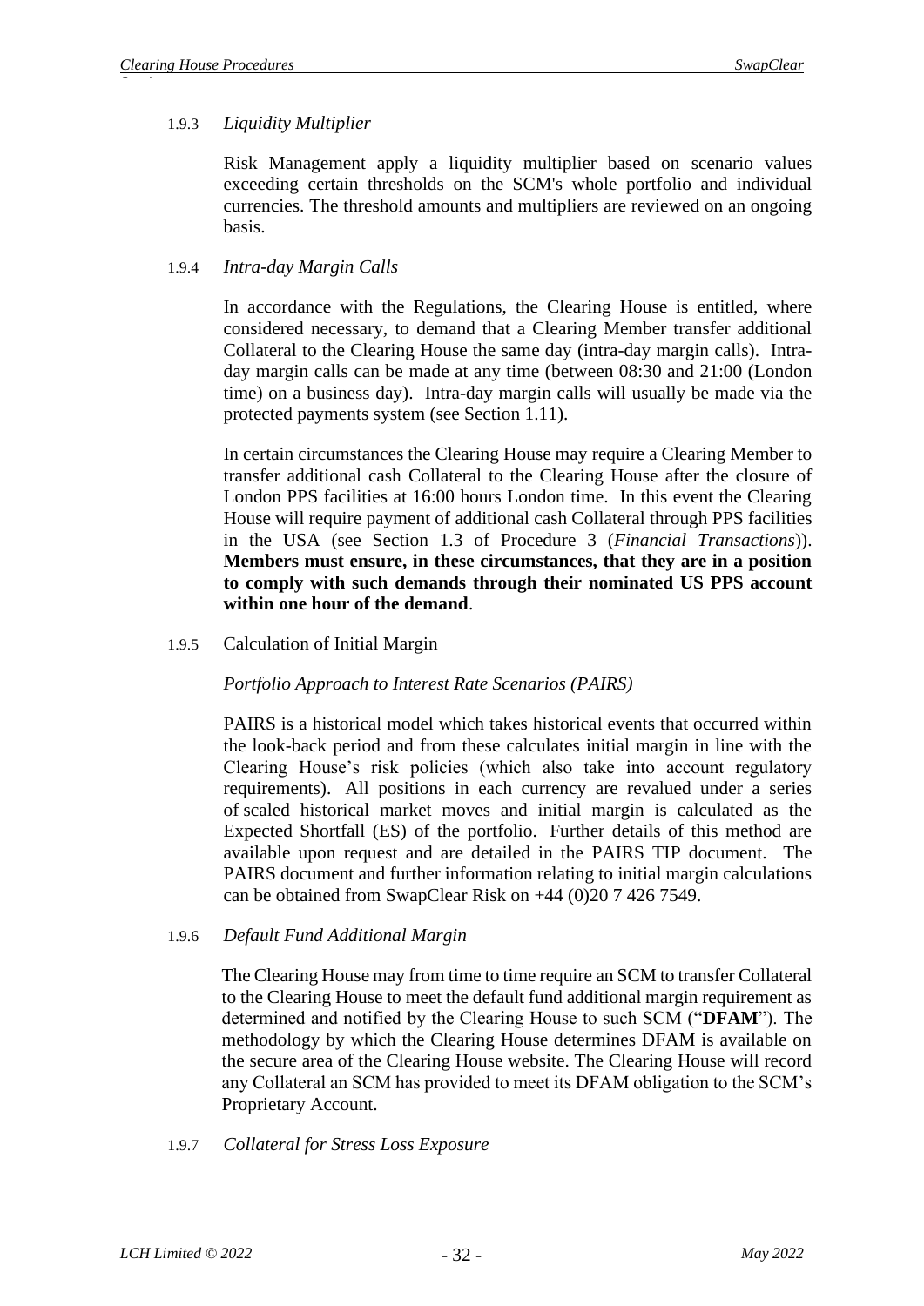#### 1.9.3 *Liquidity Multiplier*

Risk Management apply a liquidity multiplier based on scenario values exceeding certain thresholds on the SCM's whole portfolio and individual currencies. The threshold amounts and multipliers are reviewed on an ongoing basis.

#### 1.9.4 *Intra-day Margin Calls*

In accordance with the Regulations, the Clearing House is entitled, where considered necessary, to demand that a Clearing Member transfer additional Collateral to the Clearing House the same day (intra-day margin calls). Intra-day margin calls can be made at any time (between 08:30 and 21:00 (London time) on a business day). Intra-day margin calls will usually be made via the protected payments system (see Section 1.11).

In certain circumstances the Clearing House may require a Clearing Member to transfer additional cash Collateral to the Clearing House after the closure of London PPS facilities at 16:00 hours London time. In this event the Clearing House will require payment of additional cash Collateral through PPS facilities in the USA (see Section 1.3 of Procedure 3 (*Financial Transactions*)). **Members must ensure, in these circumstances, that they are in a position to comply with such demands through their nominated US PPS account within one hour of the demand**.

#### 1.9.5 Calculation of Initial Margin

*Portfolio Approach to Interest Rate Scenarios (PAIRS)*

PAIRS is a historical model which takes historical events that occurred within the look-back period and from these calculates initial margin in line with the Clearing House's risk policies (which also take into account regulatory requirements). All positions in each currency are revalued under a series of scaled historical market moves and initial margin is calculated as the Expected Shortfall (ES) of the portfolio. Further details of this method are available upon request and are detailed in the PAIRS TIP document. The PAIRS document and further information relating to initial margin calculations can be obtained from SwapClear Risk on +44 (0)20 7 426 7549.

#### 1.9.6 *Default Fund Additional Margin*

The Clearing House may from time to time require an SCM to transfer Collateral to the Clearing House to meet the default fund additional margin requirement as determined and notified by the Clearing House to such SCM ("**DFAM**"). The methodology by which the Clearing House determines DFAM is available on the secure area of the Clearing House website. The Clearing House will record any Collateral an SCM has provided to meet its DFAM obligation to the SCM's Proprietary Account.

#### 1.9.7 *Collateral for Stress Loss Exposure*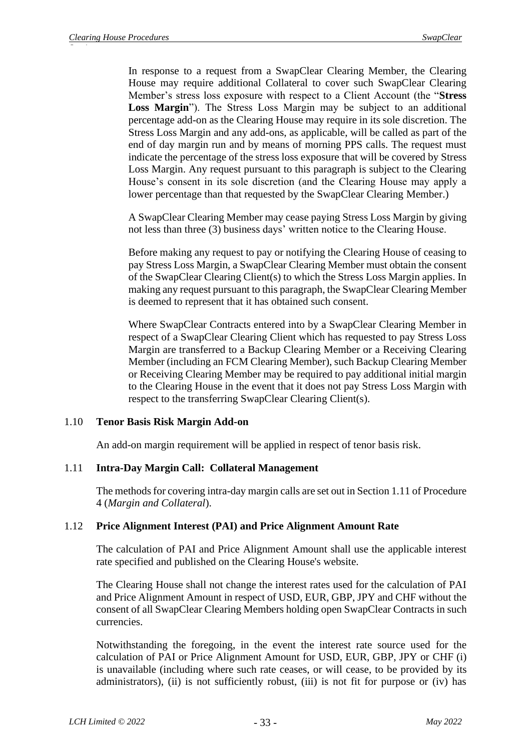In response to a request from a SwapClear Clearing Member, the Clearing House may require additional Collateral to cover such SwapClear Clearing Member's stress loss exposure with respect to a Client Account (the "**Stress Loss Margin**"). The Stress Loss Margin may be subject to an additional percentage add-on as the Clearing House may require in its sole discretion. The Stress Loss Margin and any add-ons, as applicable, will be called as part of the end of day margin run and by means of morning PPS calls. The request must indicate the percentage of the stress loss exposure that will be covered by Stress Loss Margin. Any request pursuant to this paragraph is subject to the Clearing House's consent in its sole discretion (and the Clearing House may apply a lower percentage than that requested by the SwapClear Clearing Member.)

A SwapClear Clearing Member may cease paying Stress Loss Margin by giving not less than three (3) business days' written notice to the Clearing House.

Before making any request to pay or notifying the Clearing House of ceasing to pay Stress Loss Margin, a SwapClear Clearing Member must obtain the consent of the SwapClear Clearing Client(s) to which the Stress Loss Margin applies. In making any request pursuant to this paragraph, the SwapClear Clearing Member is deemed to represent that it has obtained such consent.

Where SwapClear Contracts entered into by a SwapClear Clearing Member in respect of a SwapClear Clearing Client which has requested to pay Stress Loss Margin are transferred to a Backup Clearing Member or a Receiving Clearing Member (including an FCM Clearing Member), such Backup Clearing Member or Receiving Clearing Member may be required to pay additional initial margin to the Clearing House in the event that it does not pay Stress Loss Margin with respect to the transferring SwapClear Clearing Client(s).

### 1.10 Tenor Basis Risk Margin Add-on

An add-on margin requirement will be applied in respect of tenor basis risk.

### 1.11 Intra-Day Margin Call: Collateral Management

The methods for covering intra-day margin calls are set out in Section 1.11 of Procedure 4 (*Margin and Collateral*).

### 1.12 Price Alignment Interest (PAI) and Price Alignment Amount Rate

The calculation of PAI and Price Alignment Amount shall use the applicable interest rate specified and published on the Clearing House's website.

The Clearing House shall not change the interest rates used for the calculation of PAI and Price Alignment Amount in respect of USD, EUR, GBP, JPY and CHF without the consent of all SwapClear Clearing Members holding open SwapClear Contracts in such currencies.

Notwithstanding the foregoing, in the event the interest rate source used for the calculation of PAI or Price Alignment Amount for USD, EUR, GBP, JPY or CHF (i) is unavailable (including where such rate ceases, or will cease, to be provided by its administrators), (ii) is not sufficiently robust, (iii) is not fit for purpose or (iv) has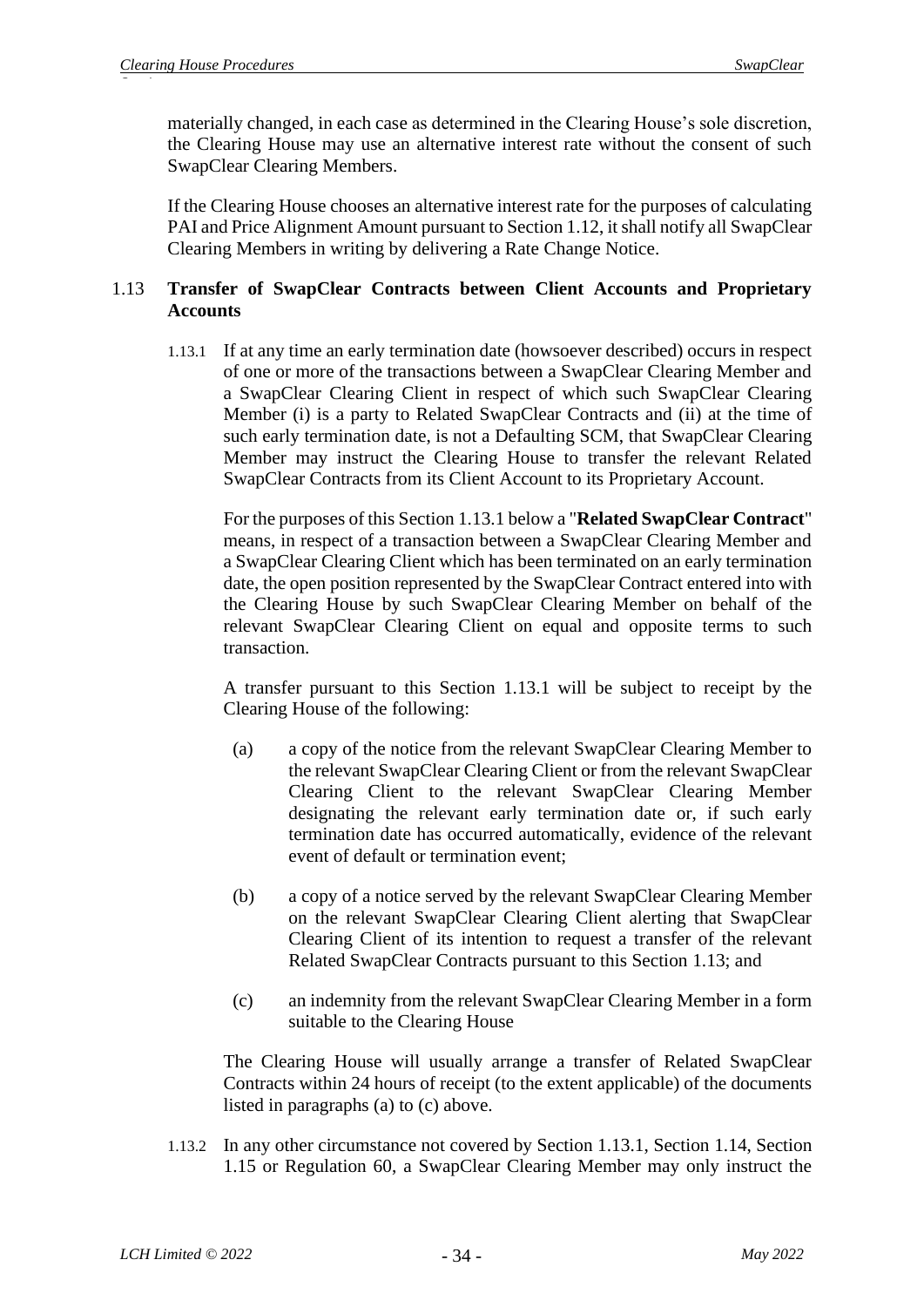materially changed, in each case as determined in the Clearing House's sole discretion, the Clearing House may use an alternative interest rate without the consent of such SwapClear Clearing Members.

If the Clearing House chooses an alternative interest rate for the purposes of calculating PAI and Price Alignment Amount pursuant to Section 1.12, it shall notify all SwapClear Clearing Members in writing by delivering a Rate Change Notice.

## 1.13 Transfer of SwapClear Contracts between Client Accounts and Proprietary Accounts

1.13.1 If at any time an early termination date (howsoever described) occurs in respect of one or more of the transactions between a SwapClear Clearing Member and a SwapClear Clearing Client in respect of which such SwapClear Clearing Member (i) is a party to Related SwapClear Contracts and (ii) at the time of such early termination date, is not a Defaulting SCM, that SwapClear Clearing Member may instruct the Clearing House to transfer the relevant Related SwapClear Contracts from its Client Account to its Proprietary Account.

For the purposes of this Section 1.13.1 below a "**Related SwapClear Contract**" means, in respect of a transaction between a SwapClear Clearing Member and a SwapClear Clearing Client which has been terminated on an early termination date, the open position represented by the SwapClear Contract entered into with the Clearing House by such SwapClear Clearing Member on behalf of the relevant SwapClear Clearing Client on equal and opposite terms to such transaction.

A transfer pursuant to this Section 1.13.1 will be subject to receipt by the Clearing House of the following:

(a) a copy of the notice from the relevant SwapClear Clearing Member to the relevant SwapClear Clearing Client or from the relevant SwapClear Clearing Client to the relevant SwapClear Clearing Member designating the relevant early termination date or, if such early termination date has occurred automatically, evidence of the relevant event of default or termination event;

(b) a copy of a notice served by the relevant SwapClear Clearing Member on the relevant SwapClear Clearing Client alerting that SwapClear Clearing Client of its intention to request a transfer of the relevant Related SwapClear Contracts pursuant to this Section 1.13; and

(c) an indemnity from the relevant SwapClear Clearing Member in a form suitable to the Clearing House

The Clearing House will usually arrange a transfer of Related SwapClear Contracts within 24 hours of receipt (to the extent applicable) of the documents listed in paragraphs (a) to (c) above.

1.13.2 In any other circumstance not covered by Section 1.13.1, Section 1.14, Section 1.15 or Regulation 60, a SwapClear Clearing Member may only instruct the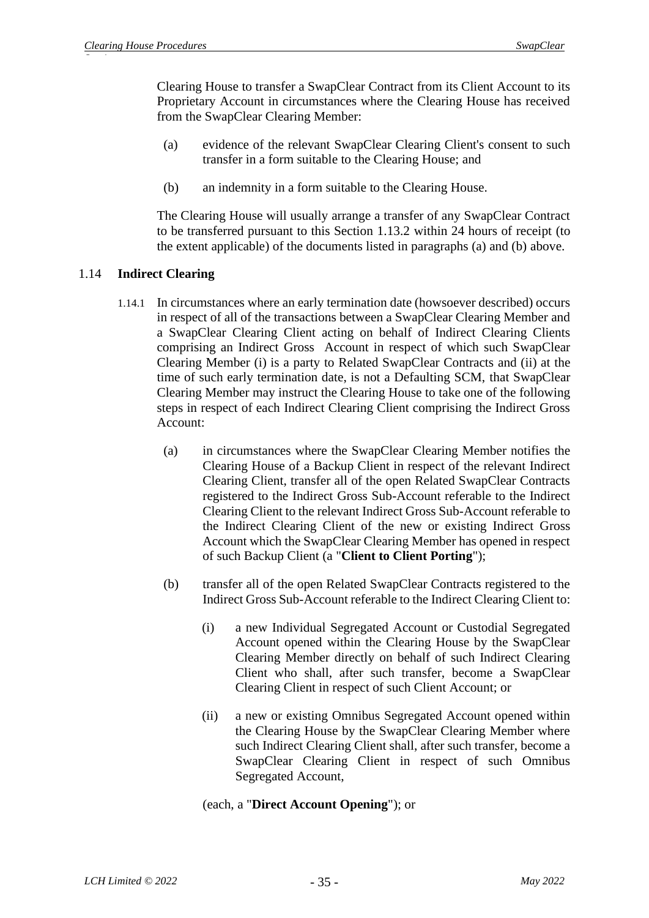Clearing House to transfer a SwapClear Contract from its Client Account to its Proprietary Account in circumstances where the Clearing House has received from the SwapClear Clearing Member:

(a) evidence of the relevant SwapClear Clearing Client's consent to such transfer in a form suitable to the Clearing House; and

(b) an indemnity in a form suitable to the Clearing House.

The Clearing House will usually arrange a transfer of any SwapClear Contract to be transferred pursuant to this Section 1.13.2 within 24 hours of receipt (to the extent applicable) of the documents listed in paragraphs (a) and (b) above.

## 1.14 Indirect Clearing

1.14.1 In circumstances where an early termination date (howsoever described) occurs in respect of all of the transactions between a SwapClear Clearing Member and a SwapClear Clearing Client acting on behalf of Indirect Clearing Clients comprising an Indirect Gross Account in respect of which such SwapClear Clearing Member (i) is a party to Related SwapClear Contracts and (ii) at the time of such early termination date, is not a Defaulting SCM, that SwapClear Clearing Member may instruct the Clearing House to take one of the following steps in respect of each Indirect Clearing Client comprising the Indirect Gross Account:

(a) in circumstances where the SwapClear Clearing Member notifies the Clearing House of a Backup Client in respect of the relevant Indirect Clearing Client, transfer all of the open Related SwapClear Contracts registered to the Indirect Gross Sub-Account referable to the Indirect Clearing Client to the relevant Indirect Gross Sub-Account referable to the Indirect Clearing Client of the new or existing Indirect Gross Account which the SwapClear Clearing Member has opened in respect of such Backup Client (a "**Client to Client Porting**");

(b) transfer all of the open Related SwapClear Contracts registered to the Indirect Gross Sub-Account referable to the Indirect Clearing Client to:

(i) a new Individual Segregated Account or Custodial Segregated Account opened within the Clearing House by the SwapClear Clearing Member directly on behalf of such Indirect Clearing Client who shall, after such transfer, become a SwapClear Clearing Client in respect of such Client Account; or

(ii) a new or existing Omnibus Segregated Account opened within the Clearing House by the SwapClear Clearing Member where such Indirect Clearing Client shall, after such transfer, become a SwapClear Clearing Client in respect of such Omnibus Segregated Account,

(each, a "**Direct Account Opening**"); or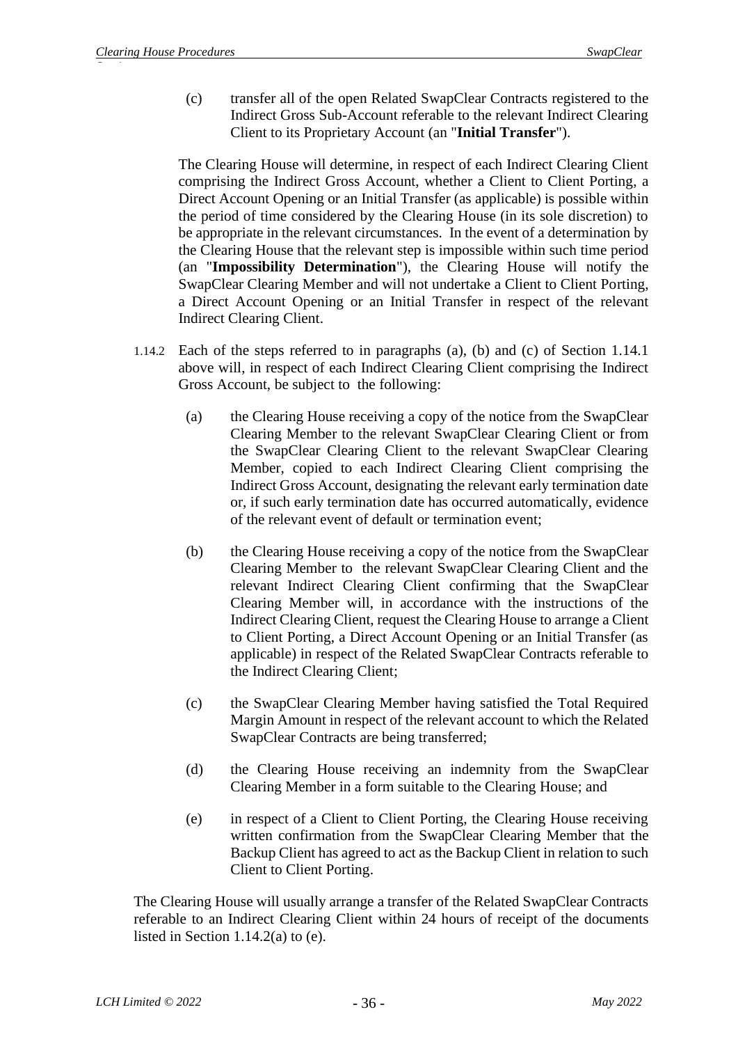(c) transfer all of the open Related SwapClear Contracts registered to the Indirect Gross Sub-Account referable to the relevant Indirect Clearing Client to its Proprietary Account (an "**Initial Transfer**").

The Clearing House will determine, in respect of each Indirect Clearing Client comprising the Indirect Gross Account, whether a Client to Client Porting, a Direct Account Opening or an Initial Transfer (as applicable) is possible within the period of time considered by the Clearing House (in its sole discretion) to be appropriate in the relevant circumstances. In the event of a determination by the Clearing House that the relevant step is impossible within such time period (an "**Impossibility Determination**"), the Clearing House will notify the SwapClear Clearing Member and will not undertake a Client to Client Porting, a Direct Account Opening or an Initial Transfer in respect of the relevant Indirect Clearing Client.

1.14.2 Each of the steps referred to in paragraphs (a), (b) and (c) of Section 1.14.1 above will, in respect of each Indirect Clearing Client comprising the Indirect Gross Account, be subject to the following:

(a) the Clearing House receiving a copy of the notice from the SwapClear Clearing Member to the relevant SwapClear Clearing Client or from the SwapClear Clearing Client to the relevant SwapClear Clearing Member, copied to each Indirect Clearing Client comprising the Indirect Gross Account, designating the relevant early termination date or, if such early termination date has occurred automatically, evidence of the relevant event of default or termination event;

(b) the Clearing House receiving a copy of the notice from the SwapClear Clearing Member to the relevant SwapClear Clearing Client and the relevant Indirect Clearing Client confirming that the SwapClear Clearing Member will, in accordance with the instructions of the Indirect Clearing Client, request the Clearing House to arrange a Client to Client Porting, a Direct Account Opening or an Initial Transfer (as applicable) in respect of the Related SwapClear Contracts referable to the Indirect Clearing Client;

(c) the SwapClear Clearing Member having satisfied the Total Required Margin Amount in respect of the relevant account to which the Related SwapClear Contracts are being transferred;

(d) the Clearing House receiving an indemnity from the SwapClear Clearing Member in a form suitable to the Clearing House; and

(e) in respect of a Client to Client Porting, the Clearing House receiving written confirmation from the SwapClear Clearing Member that the Backup Client has agreed to act as the Backup Client in relation to such Client to Client Porting.

The Clearing House will usually arrange a transfer of the Related SwapClear Contracts referable to an Indirect Clearing Client within 24 hours of receipt of the documents listed in Section 1.14.2(a) to (e).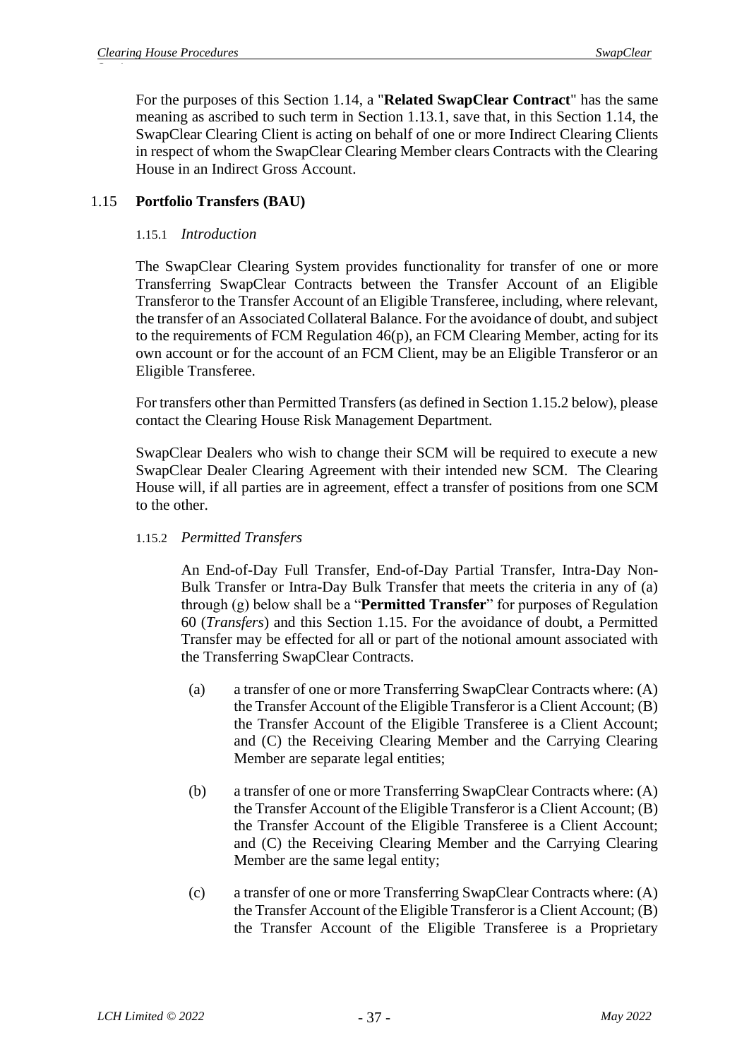For the purposes of this Section 1.14, a "**Related SwapClear Contract**" has the same meaning as ascribed to such term in Section 1.13.1, save that, in this Section 1.14, the SwapClear Clearing Client is acting on behalf of one or more Indirect Clearing Clients in respect of whom the SwapClear Clearing Member clears Contracts with the Clearing House in an Indirect Gross Account.

## 1.15 **Portfolio Transfers (BAU)**

### 1.15.1 *Introduction*

The SwapClear Clearing System provides functionality for transfer of one or more Transferring SwapClear Contracts between the Transfer Account of an Eligible Transferor to the Transfer Account of an Eligible Transferee, including, where relevant, the transfer of an Associated Collateral Balance. For the avoidance of doubt, and subject to the requirements of FCM Regulation 46(p), an FCM Clearing Member, acting for its own account or for the account of an FCM Client, may be an Eligible Transferor or an Eligible Transferee.

For transfers other than Permitted Transfers (as defined in Section 1.15.2 below), please contact the Clearing House Risk Management Department.

SwapClear Dealers who wish to change their SCM will be required to execute a new SwapClear Dealer Clearing Agreement with their intended new SCM. The Clearing House will, if all parties are in agreement, effect a transfer of positions from one SCM to the other.

### 1.15.2 *Permitted Transfers*

An End-of-Day Full Transfer, End-of-Day Partial Transfer, Intra-Day Non-Bulk Transfer or Intra-Day Bulk Transfer that meets the criteria in any of (a) through (g) below shall be a "**Permitted Transfer**" for purposes of Regulation 60 (*Transfers*) and this Section 1.15. For the avoidance of doubt, a Permitted Transfer may be effected for all or part of the notional amount associated with the Transferring SwapClear Contracts.

(a) a transfer of one or more Transferring SwapClear Contracts where: (A) the Transfer Account of the Eligible Transferor is a Client Account; (B) the Transfer Account of the Eligible Transferee is a Client Account; and (C) the Receiving Clearing Member and the Carrying Clearing Member are separate legal entities;

(b) a transfer of one or more Transferring SwapClear Contracts where: (A) the Transfer Account of the Eligible Transferor is a Client Account; (B) the Transfer Account of the Eligible Transferee is a Client Account; and (C) the Receiving Clearing Member and the Carrying Clearing Member are the same legal entity;

(c) a transfer of one or more Transferring SwapClear Contracts where: (A) the Transfer Account of the Eligible Transferor is a Client Account; (B) the Transfer Account of the Eligible Transferee is a Proprietary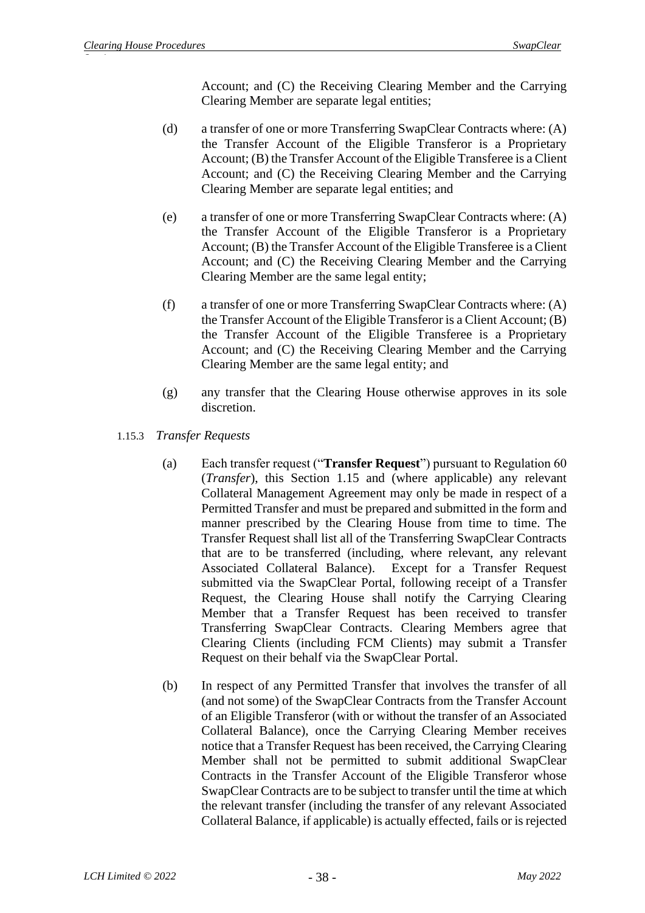Account; and (C) the Receiving Clearing Member and the Carrying Clearing Member are separate legal entities;

(d) a transfer of one or more Transferring SwapClear Contracts where: (A) the Transfer Account of the Eligible Transferor is a Proprietary Account; (B) the Transfer Account of the Eligible Transferee is a Client Account; and (C) the Receiving Clearing Member and the Carrying Clearing Member are separate legal entities; and

(e) a transfer of one or more Transferring SwapClear Contracts where: (A) the Transfer Account of the Eligible Transferor is a Proprietary Account; (B) the Transfer Account of the Eligible Transferee is a Client Account; and (C) the Receiving Clearing Member and the Carrying Clearing Member are the same legal entity;

(f) a transfer of one or more Transferring SwapClear Contracts where: (A) the Transfer Account of the Eligible Transferor is a Client Account; (B) the Transfer Account of the Eligible Transferee is a Proprietary Account; and (C) the Receiving Clearing Member and the Carrying Clearing Member are the same legal entity; and

(g) any transfer that the Clearing House otherwise approves in its sole discretion.

1.15.3 *Transfer Requests*

(a) Each transfer request ("**Transfer Request**") pursuant to Regulation 60 (*Transfer*), this Section 1.15 and (where applicable) any relevant Collateral Management Agreement may only be made in respect of a Permitted Transfer and must be prepared and submitted in the form and manner prescribed by the Clearing House from time to time. The Transfer Request shall list all of the Transferring SwapClear Contracts that are to be transferred (including, where relevant, any relevant Associated Collateral Balance). Except for a Transfer Request submitted via the SwapClear Portal, following receipt of a Transfer Request, the Clearing House shall notify the Carrying Clearing Member that a Transfer Request has been received to transfer Transferring SwapClear Contracts. Clearing Members agree that Clearing Clients (including FCM Clients) may submit a Transfer Request on their behalf via the SwapClear Portal.

(b) In respect of any Permitted Transfer that involves the transfer of all (and not some) of the SwapClear Contracts from the Transfer Account of an Eligible Transferor (with or without the transfer of an Associated Collateral Balance), once the Carrying Clearing Member receives notice that a Transfer Request has been received, the Carrying Clearing Member shall not be permitted to submit additional SwapClear Contracts in the Transfer Account of the Eligible Transferor whose SwapClear Contracts are to be subject to transfer until the time at which the relevant transfer (including the transfer of any relevant Associated Collateral Balance, if applicable) is actually effected, fails or is rejected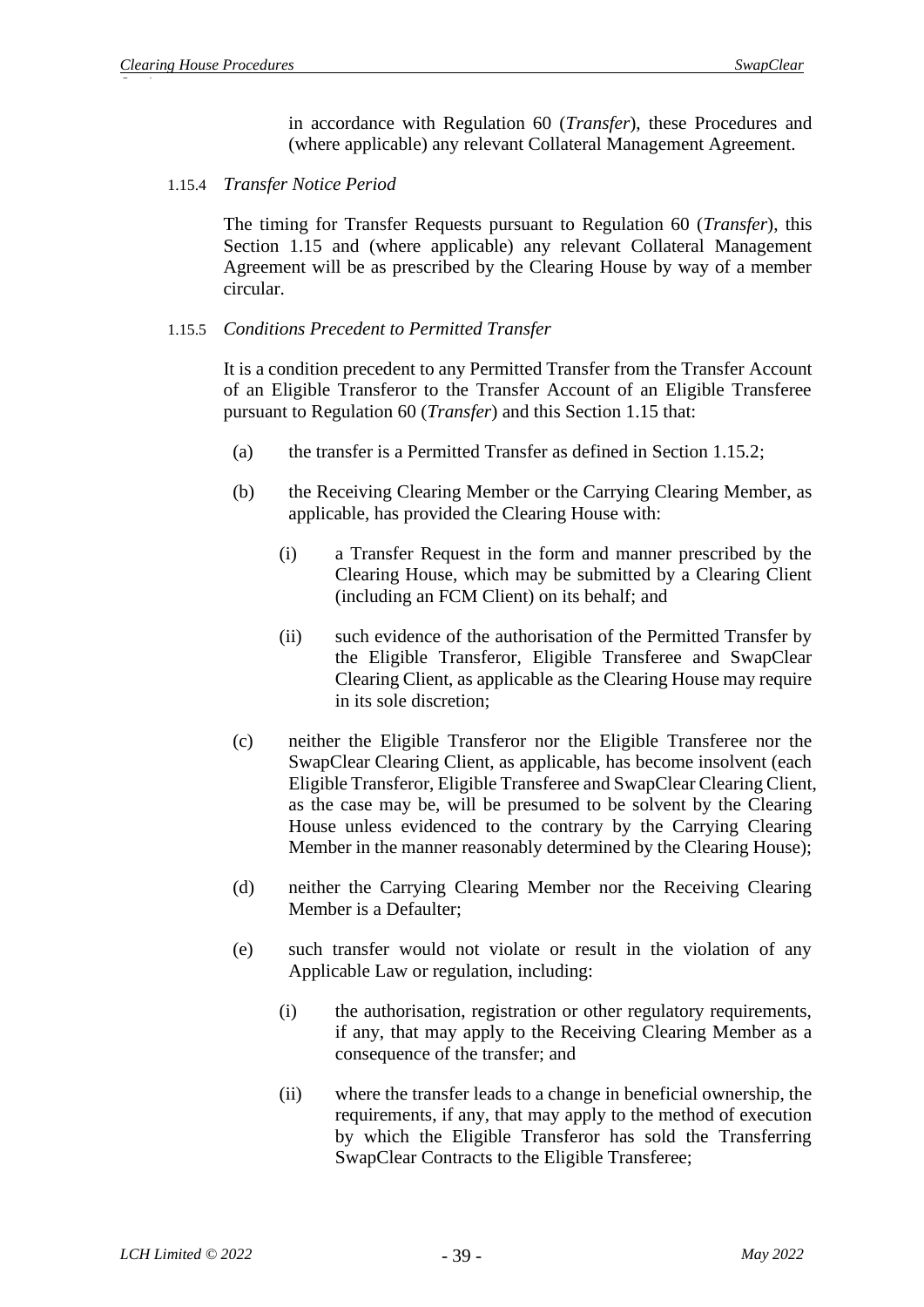in accordance with Regulation 60 (*Transfer*), these Procedures and (where applicable) any relevant Collateral Management Agreement.

1.15.4 *Transfer Notice Period*

The timing for Transfer Requests pursuant to Regulation 60 (*Transfer*), this Section 1.15 and (where applicable) any relevant Collateral Management Agreement will be as prescribed by the Clearing House by way of a member circular.

1.15.5 *Conditions Precedent to Permitted Transfer*

It is a condition precedent to any Permitted Transfer from the Transfer Account of an Eligible Transferor to the Transfer Account of an Eligible Transferee pursuant to Regulation 60 (*Transfer*) and this Section 1.15 that:

(a) the transfer is a Permitted Transfer as defined in Section 1.15.2;

(b) the Receiving Clearing Member or the Carrying Clearing Member, as applicable, has provided the Clearing House with:

(i) a Transfer Request in the form and manner prescribed by the Clearing House, which may be submitted by a Clearing Client (including an FCM Client) on its behalf; and

(ii) such evidence of the authorisation of the Permitted Transfer by the Eligible Transferor, Eligible Transferee and SwapClear Clearing Client, as applicable as the Clearing House may require in its sole discretion;

(c) neither the Eligible Transferor nor the Eligible Transferee nor the SwapClear Clearing Client, as applicable, has become insolvent (each Eligible Transferor, Eligible Transferee and SwapClear Clearing Client, as the case may be, will be presumed to be solvent by the Clearing House unless evidenced to the contrary by the Carrying Clearing Member in the manner reasonably determined by the Clearing House);

(d) neither the Carrying Clearing Member nor the Receiving Clearing Member is a Defaulter;

(e) such transfer would not violate or result in the violation of any Applicable Law or regulation, including:

(i) the authorisation, registration or other regulatory requirements, if any, that may apply to the Receiving Clearing Member as a consequence of the transfer; and

(ii) where the transfer leads to a change in beneficial ownership, the requirements, if any, that may apply to the method of execution by which the Eligible Transferor has sold the Transferring SwapClear Contracts to the Eligible Transferee;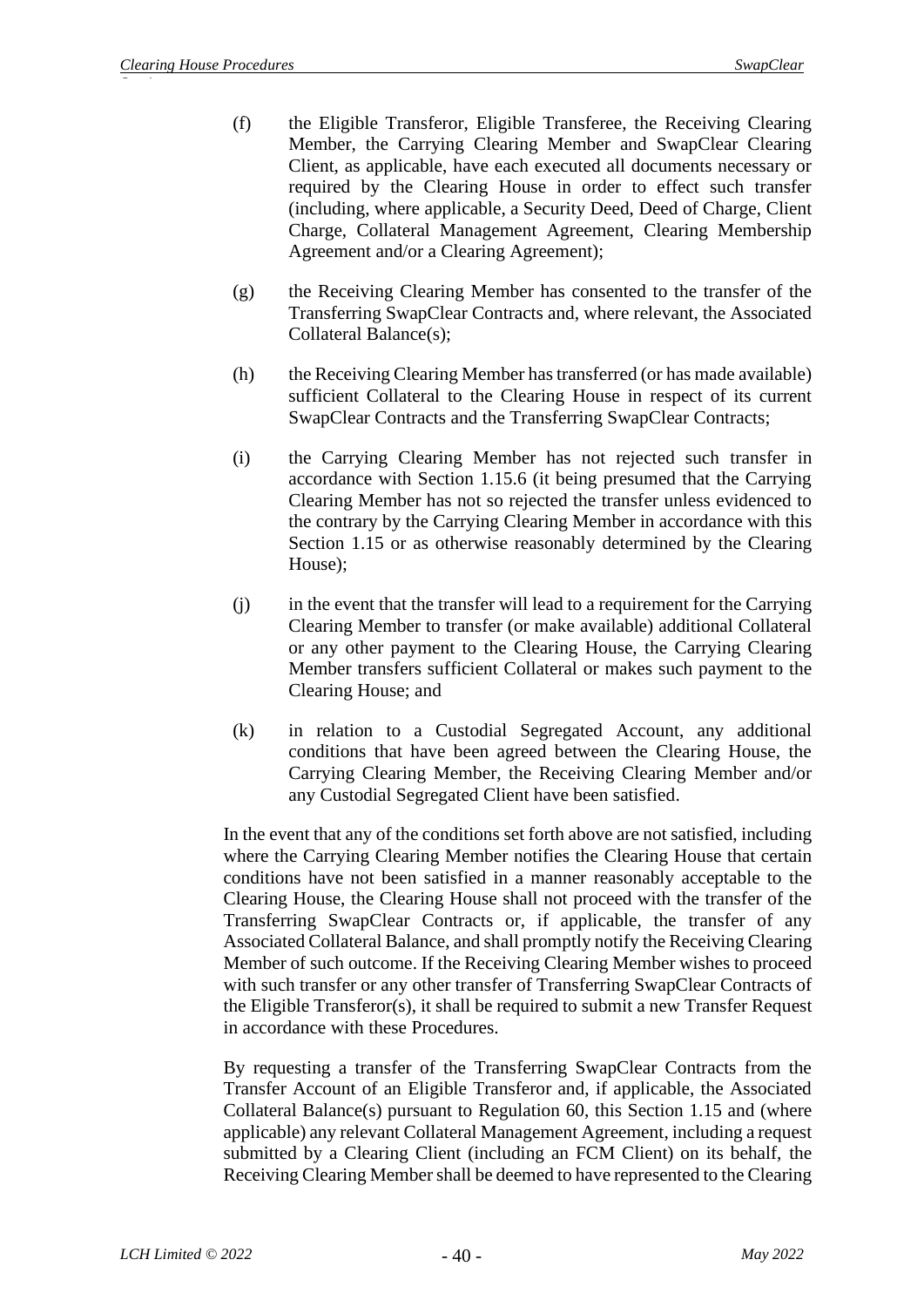(f) the Eligible Transferor, Eligible Transferee, the Receiving Clearing Member, the Carrying Clearing Member and SwapClear Clearing Client, as applicable, have each executed all documents necessary or required by the Clearing House in order to effect such transfer (including, where applicable, a Security Deed, Deed of Charge, Client Charge, Collateral Management Agreement, Clearing Membership Agreement and/or a Clearing Agreement);

(g) the Receiving Clearing Member has consented to the transfer of the Transferring SwapClear Contracts and, where relevant, the Associated Collateral Balance(s);

(h) the Receiving Clearing Member has transferred (or has made available) sufficient Collateral to the Clearing House in respect of its current SwapClear Contracts and the Transferring SwapClear Contracts;

(i) the Carrying Clearing Member has not rejected such transfer in accordance with Section 1.15.6 (it being presumed that the Carrying Clearing Member has not so rejected the transfer unless evidenced to the contrary by the Carrying Clearing Member in accordance with this Section 1.15 or as otherwise reasonably determined by the Clearing House);

(j) in the event that the transfer will lead to a requirement for the Carrying Clearing Member to transfer (or make available) additional Collateral or any other payment to the Clearing House, the Carrying Clearing Member transfers sufficient Collateral or makes such payment to the Clearing House; and

(k) in relation to a Custodial Segregated Account, any additional conditions that have been agreed between the Clearing House, the Carrying Clearing Member, the Receiving Clearing Member and/or any Custodial Segregated Client have been satisfied.

In the event that any of the conditions set forth above are not satisfied, including where the Carrying Clearing Member notifies the Clearing House that certain conditions have not been satisfied in a manner reasonably acceptable to the Clearing House, the Clearing House shall not proceed with the transfer of the Transferring SwapClear Contracts or, if applicable, the transfer of any Associated Collateral Balance, and shall promptly notify the Receiving Clearing Member of such outcome. If the Receiving Clearing Member wishes to proceed with such transfer or any other transfer of Transferring SwapClear Contracts of the Eligible Transferor(s), it shall be required to submit a new Transfer Request in accordance with these Procedures.

By requesting a transfer of the Transferring SwapClear Contracts from the Transfer Account of an Eligible Transferor and, if applicable, the Associated Collateral Balance(s) pursuant to Regulation 60, this Section 1.15 and (where applicable) any relevant Collateral Management Agreement, including a request submitted by a Clearing Client (including an FCM Client) on its behalf, the Receiving Clearing Member shall be deemed to have represented to the Clearing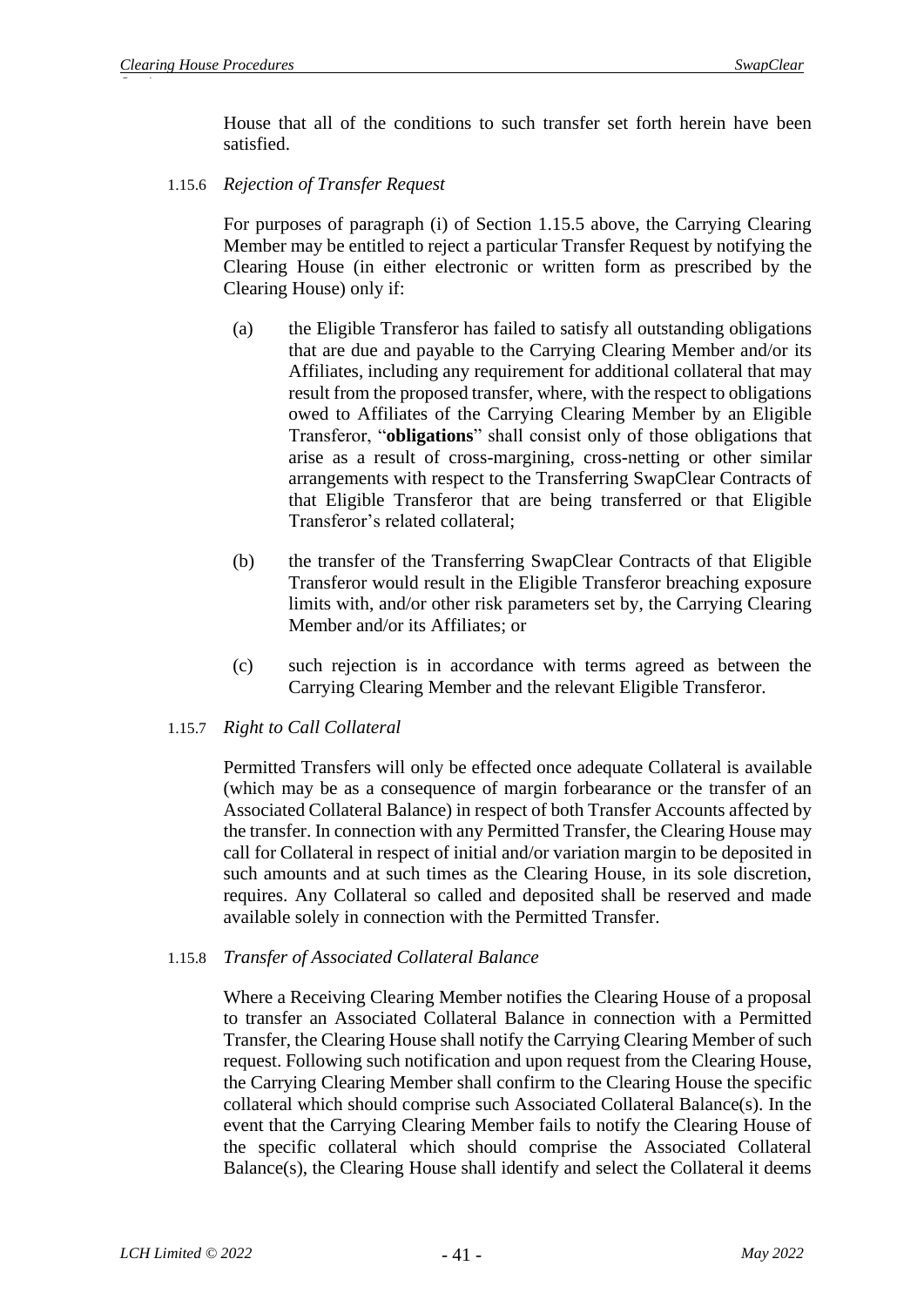House that all of the conditions to such transfer set forth herein have been satisfied.

1.15.6 *Rejection of Transfer Request*

For purposes of paragraph (i) of Section 1.15.5 above, the Carrying Clearing Member may be entitled to reject a particular Transfer Request by notifying the Clearing House (in either electronic or written form as prescribed by the Clearing House) only if:

(a) the Eligible Transferor has failed to satisfy all outstanding obligations that are due and payable to the Carrying Clearing Member and/or its Affiliates, including any requirement for additional collateral that may result from the proposed transfer, where, with the respect to obligations owed to Affiliates of the Carrying Clearing Member by an Eligible Transferor, "**obligations**" shall consist only of those obligations that arise as a result of cross-margining, cross-netting or other similar arrangements with respect to the Transferring SwapClear Contracts of that Eligible Transferor that are being transferred or that Eligible Transferor's related collateral;

(b) the transfer of the Transferring SwapClear Contracts of that Eligible Transferor would result in the Eligible Transferor breaching exposure limits with, and/or other risk parameters set by, the Carrying Clearing Member and/or its Affiliates; or

(c) such rejection is in accordance with terms agreed as between the Carrying Clearing Member and the relevant Eligible Transferor.

1.15.7 *Right to Call Collateral*

Permitted Transfers will only be effected once adequate Collateral is available (which may be as a consequence of margin forbearance or the transfer of an Associated Collateral Balance) in respect of both Transfer Accounts affected by the transfer. In connection with any Permitted Transfer, the Clearing House may call for Collateral in respect of initial and/or variation margin to be deposited in such amounts and at such times as the Clearing House, in its sole discretion, requires. Any Collateral so called and deposited shall be reserved and made available solely in connection with the Permitted Transfer.

1.15.8 *Transfer of Associated Collateral Balance*

Where a Receiving Clearing Member notifies the Clearing House of a proposal to transfer an Associated Collateral Balance in connection with a Permitted Transfer, the Clearing House shall notify the Carrying Clearing Member of such request. Following such notification and upon request from the Clearing House, the Carrying Clearing Member shall confirm to the Clearing House the specific collateral which should comprise such Associated Collateral Balance(s). In the event that the Carrying Clearing Member fails to notify the Clearing House of the specific collateral which should comprise the Associated Collateral Balance(s), the Clearing House shall identify and select the Collateral it deems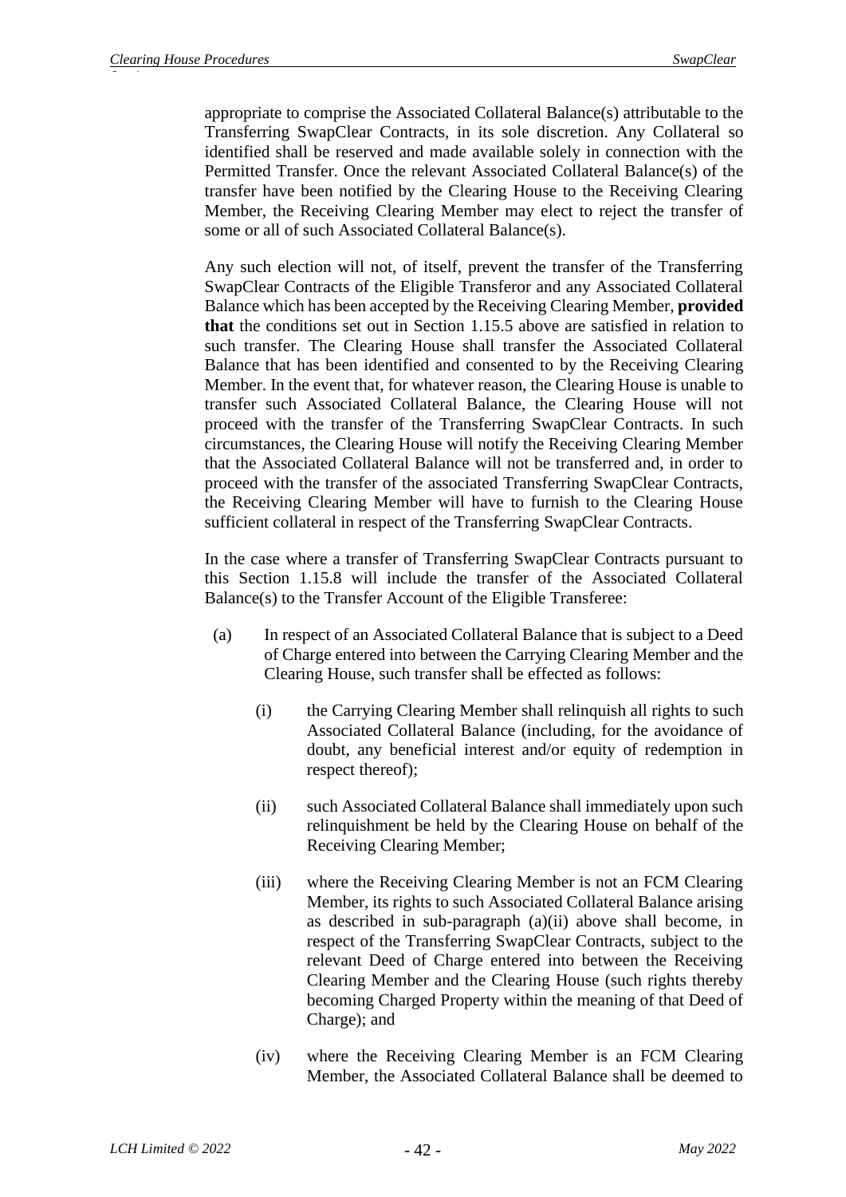appropriate to comprise the Associated Collateral Balance(s) attributable to the Transferring SwapClear Contracts, in its sole discretion. Any Collateral so identified shall be reserved and made available solely in connection with the Permitted Transfer. Once the relevant Associated Collateral Balance(s) of the transfer have been notified by the Clearing House to the Receiving Clearing Member, the Receiving Clearing Member may elect to reject the transfer of some or all of such Associated Collateral Balance(s).

Any such election will not, of itself, prevent the transfer of the Transferring SwapClear Contracts of the Eligible Transferor and any Associated Collateral Balance which has been accepted by the Receiving Clearing Member, **provided that** the conditions set out in Section 1.15.5 above are satisfied in relation to such transfer. The Clearing House shall transfer the Associated Collateral Balance that has been identified and consented to by the Receiving Clearing Member. In the event that, for whatever reason, the Clearing House is unable to transfer such Associated Collateral Balance, the Clearing House will not proceed with the transfer of the Transferring SwapClear Contracts. In such circumstances, the Clearing House will notify the Receiving Clearing Member that the Associated Collateral Balance will not be transferred and, in order to proceed with the transfer of the associated Transferring SwapClear Contracts, the Receiving Clearing Member will have to furnish to the Clearing House sufficient collateral in respect of the Transferring SwapClear Contracts.

In the case where a transfer of Transferring SwapClear Contracts pursuant to this Section 1.15.8 will include the transfer of the Associated Collateral Balance(s) to the Transfer Account of the Eligible Transferee:

(a) In respect of an Associated Collateral Balance that is subject to a Deed of Charge entered into between the Carrying Clearing Member and the Clearing House, such transfer shall be effected as follows:

   (i) the Carrying Clearing Member shall relinquish all rights to such Associated Collateral Balance (including, for the avoidance of doubt, any beneficial interest and/or equity of redemption in respect thereof);

   (ii) such Associated Collateral Balance shall immediately upon such relinquishment be held by the Clearing House on behalf of the Receiving Clearing Member;

   (iii) where the Receiving Clearing Member is not an FCM Clearing Member, its rights to such Associated Collateral Balance arising as described in sub-paragraph (a)(ii) above shall become, in respect of the Transferring SwapClear Contracts, subject to the relevant Deed of Charge entered into between the Receiving Clearing Member and the Clearing House (such rights thereby becoming Charged Property within the meaning of that Deed of Charge); and

   (iv) where the Receiving Clearing Member is an FCM Clearing Member, the Associated Collateral Balance shall be deemed to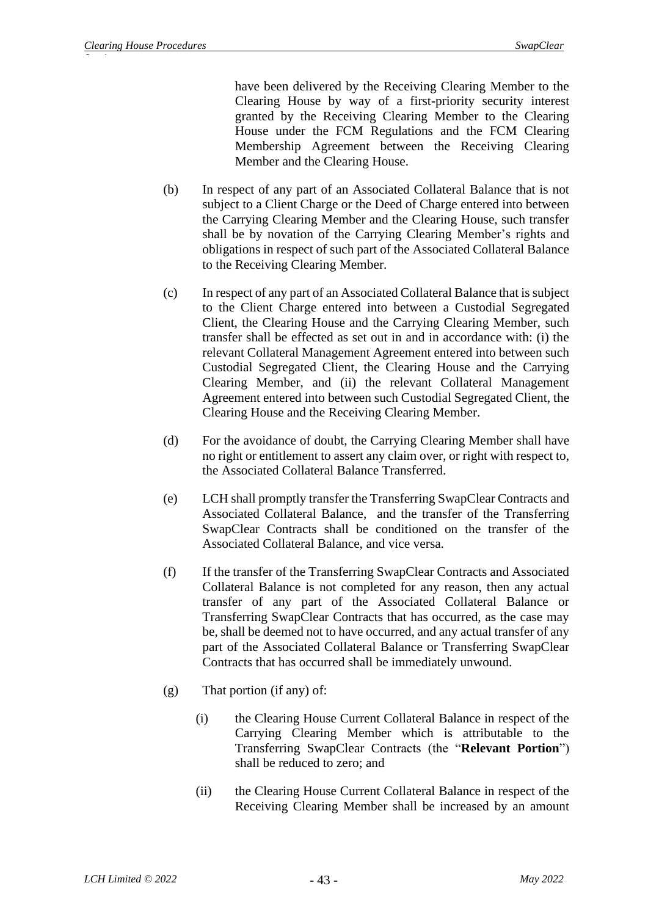have been delivered by the Receiving Clearing Member to the Clearing House by way of a first-priority security interest granted by the Receiving Clearing Member to the Clearing House under the FCM Regulations and the FCM Clearing Membership Agreement between the Receiving Clearing Member and the Clearing House.

(b) In respect of any part of an Associated Collateral Balance that is not subject to a Client Charge or the Deed of Charge entered into between the Carrying Clearing Member and the Clearing House, such transfer shall be by novation of the Carrying Clearing Member's rights and obligations in respect of such part of the Associated Collateral Balance to the Receiving Clearing Member.

(c) In respect of any part of an Associated Collateral Balance that is subject to the Client Charge entered into between a Custodial Segregated Client, the Clearing House and the Carrying Clearing Member, such transfer shall be effected as set out in and in accordance with: (i) the relevant Collateral Management Agreement entered into between such Custodial Segregated Client, the Clearing House and the Carrying Clearing Member, and (ii) the relevant Collateral Management Agreement entered into between such Custodial Segregated Client, the Clearing House and the Receiving Clearing Member.

(d) For the avoidance of doubt, the Carrying Clearing Member shall have no right or entitlement to assert any claim over, or right with respect to, the Associated Collateral Balance Transferred.

(e) LCH shall promptly transfer the Transferring SwapClear Contracts and Associated Collateral Balance, and the transfer of the Transferring SwapClear Contracts shall be conditioned on the transfer of the Associated Collateral Balance, and vice versa.

(f) If the transfer of the Transferring SwapClear Contracts and Associated Collateral Balance is not completed for any reason, then any actual transfer of any part of the Associated Collateral Balance or Transferring SwapClear Contracts that has occurred, as the case may be, shall be deemed not to have occurred, and any actual transfer of any part of the Associated Collateral Balance or Transferring SwapClear Contracts that has occurred shall be immediately unwound.

(g) That portion (if any) of:

(i) the Clearing House Current Collateral Balance in respect of the Carrying Clearing Member which is attributable to the Transferring SwapClear Contracts (the "**Relevant Portion**") shall be reduced to zero; and

(ii) the Clearing House Current Collateral Balance in respect of the Receiving Clearing Member shall be increased by an amount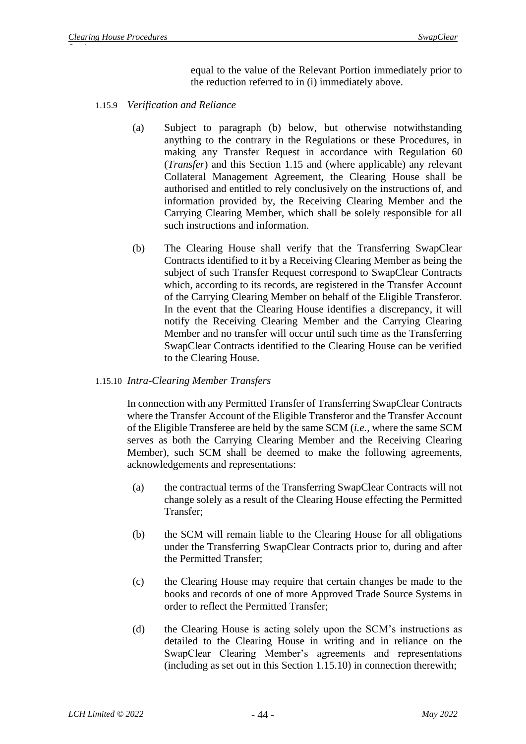equal to the value of the Relevant Portion immediately prior to the reduction referred to in (i) immediately above.

1.15.9 *Verification and Reliance*

(a) Subject to paragraph (b) below, but otherwise notwithstanding anything to the contrary in the Regulations or these Procedures, in making any Transfer Request in accordance with Regulation 60 (*Transfer*) and this Section 1.15 and (where applicable) any relevant Collateral Management Agreement, the Clearing House shall be authorised and entitled to rely conclusively on the instructions of, and information provided by, the Receiving Clearing Member and the Carrying Clearing Member, which shall be solely responsible for all such instructions and information.

(b) The Clearing House shall verify that the Transferring SwapClear Contracts identified to it by a Receiving Clearing Member as being the subject of such Transfer Request correspond to SwapClear Contracts which, according to its records, are registered in the Transfer Account of the Carrying Clearing Member on behalf of the Eligible Transferor. In the event that the Clearing House identifies a discrepancy, it will notify the Receiving Clearing Member and the Carrying Clearing Member and no transfer will occur until such time as the Transferring SwapClear Contracts identified to the Clearing House can be verified to the Clearing House.

1.15.10 *Intra-Clearing Member Transfers*

In connection with any Permitted Transfer of Transferring SwapClear Contracts where the Transfer Account of the Eligible Transferor and the Transfer Account of the Eligible Transferee are held by the same SCM (*i.e.*, where the same SCM serves as both the Carrying Clearing Member and the Receiving Clearing Member), such SCM shall be deemed to make the following agreements, acknowledgements and representations:

(a) the contractual terms of the Transferring SwapClear Contracts will not change solely as a result of the Clearing House effecting the Permitted Transfer;

(b) the SCM will remain liable to the Clearing House for all obligations under the Transferring SwapClear Contracts prior to, during and after the Permitted Transfer;

(c) the Clearing House may require that certain changes be made to the books and records of one of more Approved Trade Source Systems in order to reflect the Permitted Transfer;

(d) the Clearing House is acting solely upon the SCM's instructions as detailed to the Clearing House in writing and in reliance on the SwapClear Clearing Member's agreements and representations (including as set out in this Section 1.15.10) in connection therewith;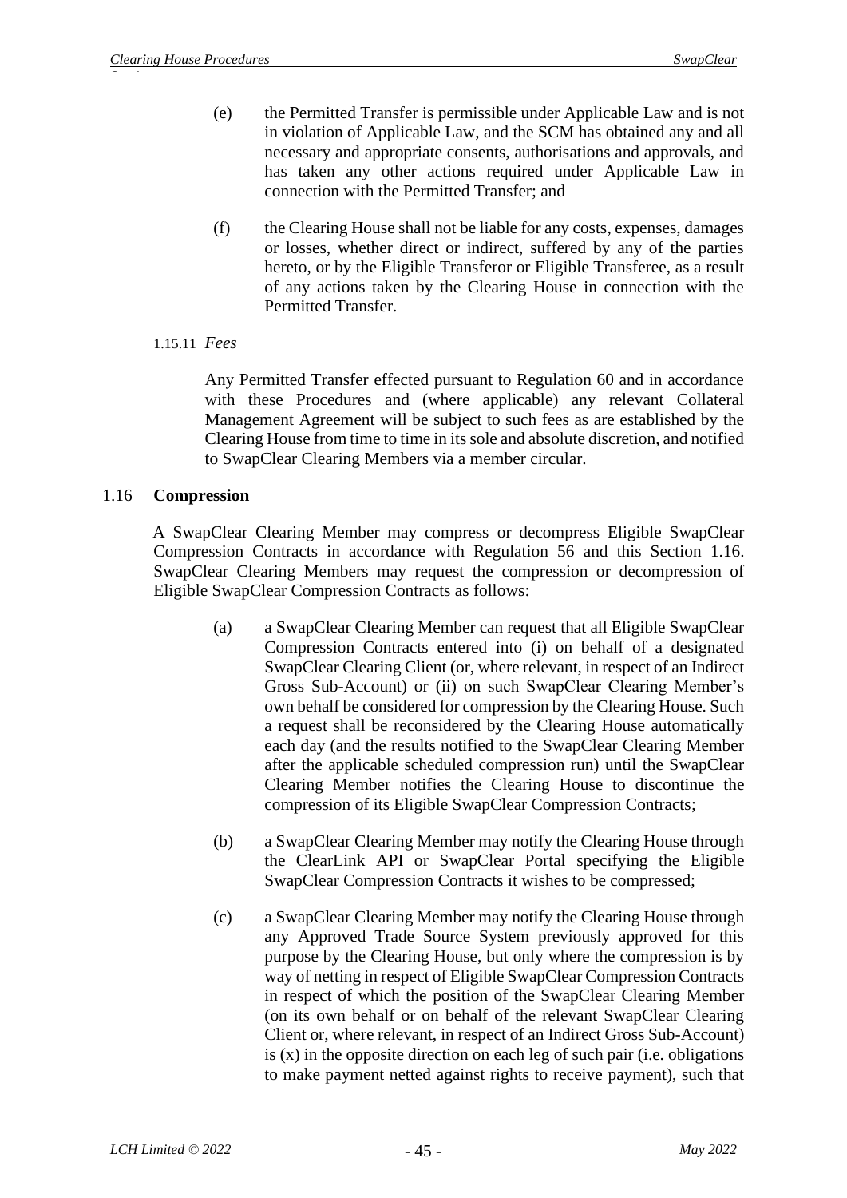(e) the Permitted Transfer is permissible under Applicable Law and is not in violation of Applicable Law, and the SCM has obtained any and all necessary and appropriate consents, authorisations and approvals, and has taken any other actions required under Applicable Law in connection with the Permitted Transfer; and

(f) the Clearing House shall not be liable for any costs, expenses, damages or losses, whether direct or indirect, suffered by any of the parties hereto, or by the Eligible Transferor or Eligible Transferee, as a result of any actions taken by the Clearing House in connection with the Permitted Transfer.

1.15.11 *Fees*

Any Permitted Transfer effected pursuant to Regulation 60 and in accordance with these Procedures and (where applicable) any relevant Collateral Management Agreement will be subject to such fees as are established by the Clearing House from time to time in its sole and absolute discretion, and notified to SwapClear Clearing Members via a member circular.

## 1.16 **Compression**

A SwapClear Clearing Member may compress or decompress Eligible SwapClear Compression Contracts in accordance with Regulation 56 and this Section 1.16. SwapClear Clearing Members may request the compression or decompression of Eligible SwapClear Compression Contracts as follows:

(a) a SwapClear Clearing Member can request that all Eligible SwapClear Compression Contracts entered into (i) on behalf of a designated SwapClear Clearing Client (or, where relevant, in respect of an Indirect Gross Sub-Account) or (ii) on such SwapClear Clearing Member's own behalf be considered for compression by the Clearing House. Such a request shall be reconsidered by the Clearing House automatically each day (and the results notified to the SwapClear Clearing Member after the applicable scheduled compression run) until the SwapClear Clearing Member notifies the Clearing House to discontinue the compression of its Eligible SwapClear Compression Contracts;

(b) a SwapClear Clearing Member may notify the Clearing House through the ClearLink API or SwapClear Portal specifying the Eligible SwapClear Compression Contracts it wishes to be compressed;

(c) a SwapClear Clearing Member may notify the Clearing House through any Approved Trade Source System previously approved for this purpose by the Clearing House, but only where the compression is by way of netting in respect of Eligible SwapClear Compression Contracts in respect of which the position of the SwapClear Clearing Member (on its own behalf or on behalf of the relevant SwapClear Clearing Client or, where relevant, in respect of an Indirect Gross Sub-Account) is (x) in the opposite direction on each leg of such pair (i.e. obligations to make payment netted against rights to receive payment), such that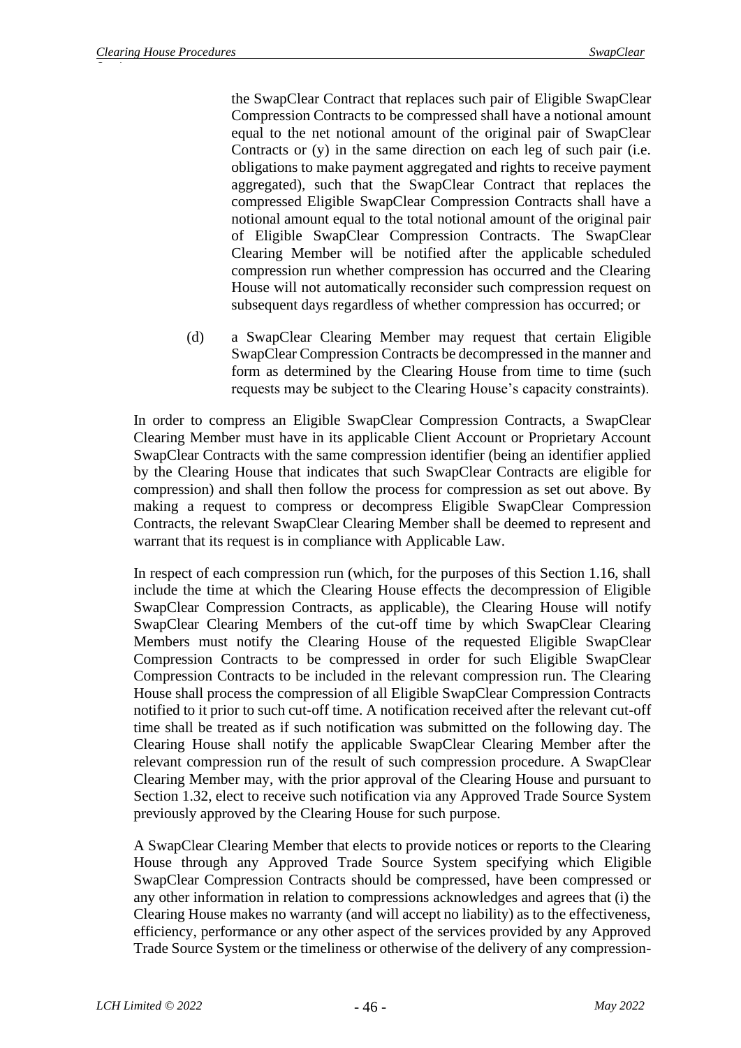the SwapClear Contract that replaces such pair of Eligible SwapClear Compression Contracts to be compressed shall have a notional amount equal to the net notional amount of the original pair of SwapClear Contracts or (y) in the same direction on each leg of such pair (i.e. obligations to make payment aggregated and rights to receive payment aggregated), such that the SwapClear Contract that replaces the compressed Eligible SwapClear Compression Contracts shall have a notional amount equal to the total notional amount of the original pair of Eligible SwapClear Compression Contracts. The SwapClear Clearing Member will be notified after the applicable scheduled compression run whether compression has occurred and the Clearing House will not automatically reconsider such compression request on subsequent days regardless of whether compression has occurred; or

(d) a SwapClear Clearing Member may request that certain Eligible SwapClear Compression Contracts be decompressed in the manner and form as determined by the Clearing House from time to time (such requests may be subject to the Clearing House's capacity constraints).

In order to compress an Eligible SwapClear Compression Contracts, a SwapClear Clearing Member must have in its applicable Client Account or Proprietary Account SwapClear Contracts with the same compression identifier (being an identifier applied by the Clearing House that indicates that such SwapClear Contracts are eligible for compression) and shall then follow the process for compression as set out above. By making a request to compress or decompress Eligible SwapClear Compression Contracts, the relevant SwapClear Clearing Member shall be deemed to represent and warrant that its request is in compliance with Applicable Law.

In respect of each compression run (which, for the purposes of this Section 1.16, shall include the time at which the Clearing House effects the decompression of Eligible SwapClear Compression Contracts, as applicable), the Clearing House will notify SwapClear Clearing Members of the cut-off time by which SwapClear Clearing Members must notify the Clearing House of the requested Eligible SwapClear Compression Contracts to be compressed in order for such Eligible SwapClear Compression Contracts to be included in the relevant compression run. The Clearing House shall process the compression of all Eligible SwapClear Compression Contracts notified to it prior to such cut-off time. A notification received after the relevant cut-off time shall be treated as if such notification was submitted on the following day. The Clearing House shall notify the applicable SwapClear Clearing Member after the relevant compression run of the result of such compression procedure. A SwapClear Clearing Member may, with the prior approval of the Clearing House and pursuant to Section 1.32, elect to receive such notification via any Approved Trade Source System previously approved by the Clearing House for such purpose.

A SwapClear Clearing Member that elects to provide notices or reports to the Clearing House through any Approved Trade Source System specifying which Eligible SwapClear Compression Contracts should be compressed, have been compressed or any other information in relation to compressions acknowledges and agrees that (i) the Clearing House makes no warranty (and will accept no liability) as to the effectiveness, efficiency, performance or any other aspect of the services provided by any Approved Trade Source System or the timeliness or otherwise of the delivery of any compression-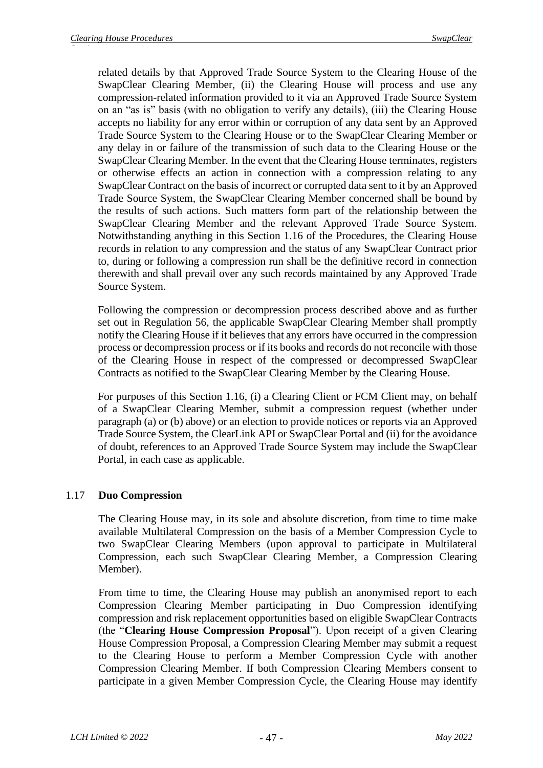related details by that Approved Trade Source System to the Clearing House of the SwapClear Clearing Member, (ii) the Clearing House will process and use any compression-related information provided to it via an Approved Trade Source System on an "as is" basis (with no obligation to verify any details), (iii) the Clearing House accepts no liability for any error within or corruption of any data sent by an Approved Trade Source System to the Clearing House or to the SwapClear Clearing Member or any delay in or failure of the transmission of such data to the Clearing House or the SwapClear Clearing Member. In the event that the Clearing House terminates, registers or otherwise effects an action in connection with a compression relating to any SwapClear Contract on the basis of incorrect or corrupted data sent to it by an Approved Trade Source System, the SwapClear Clearing Member concerned shall be bound by the results of such actions. Such matters form part of the relationship between the SwapClear Clearing Member and the relevant Approved Trade Source System. Notwithstanding anything in this Section 1.16 of the Procedures, the Clearing House records in relation to any compression and the status of any SwapClear Contract prior to, during or following a compression run shall be the definitive record in connection therewith and shall prevail over any such records maintained by any Approved Trade Source System.

Following the compression or decompression process described above and as further set out in Regulation 56, the applicable SwapClear Clearing Member shall promptly notify the Clearing House if it believes that any errors have occurred in the compression process or decompression process or if its books and records do not reconcile with those of the Clearing House in respect of the compressed or decompressed SwapClear Contracts as notified to the SwapClear Clearing Member by the Clearing House.

For purposes of this Section 1.16, (i) a Clearing Client or FCM Client may, on behalf of a SwapClear Clearing Member, submit a compression request (whether under paragraph (a) or (b) above) or an election to provide notices or reports via an Approved Trade Source System, the ClearLink API or SwapClear Portal and (ii) for the avoidance of doubt, references to an Approved Trade Source System may include the SwapClear Portal, in each case as applicable.

## 1.17 **Duo Compression**

The Clearing House may, in its sole and absolute discretion, from time to time make available Multilateral Compression on the basis of a Member Compression Cycle to two SwapClear Clearing Members (upon approval to participate in Multilateral Compression, each such SwapClear Clearing Member, a Compression Clearing Member).

From time to time, the Clearing House may publish an anonymised report to each Compression Clearing Member participating in Duo Compression identifying compression and risk replacement opportunities based on eligible SwapClear Contracts (the "**Clearing House Compression Proposal**"). Upon receipt of a given Clearing House Compression Proposal, a Compression Clearing Member may submit a request to the Clearing House to perform a Member Compression Cycle with another Compression Clearing Member. If both Compression Clearing Members consent to participate in a given Member Compression Cycle, the Clearing House may identify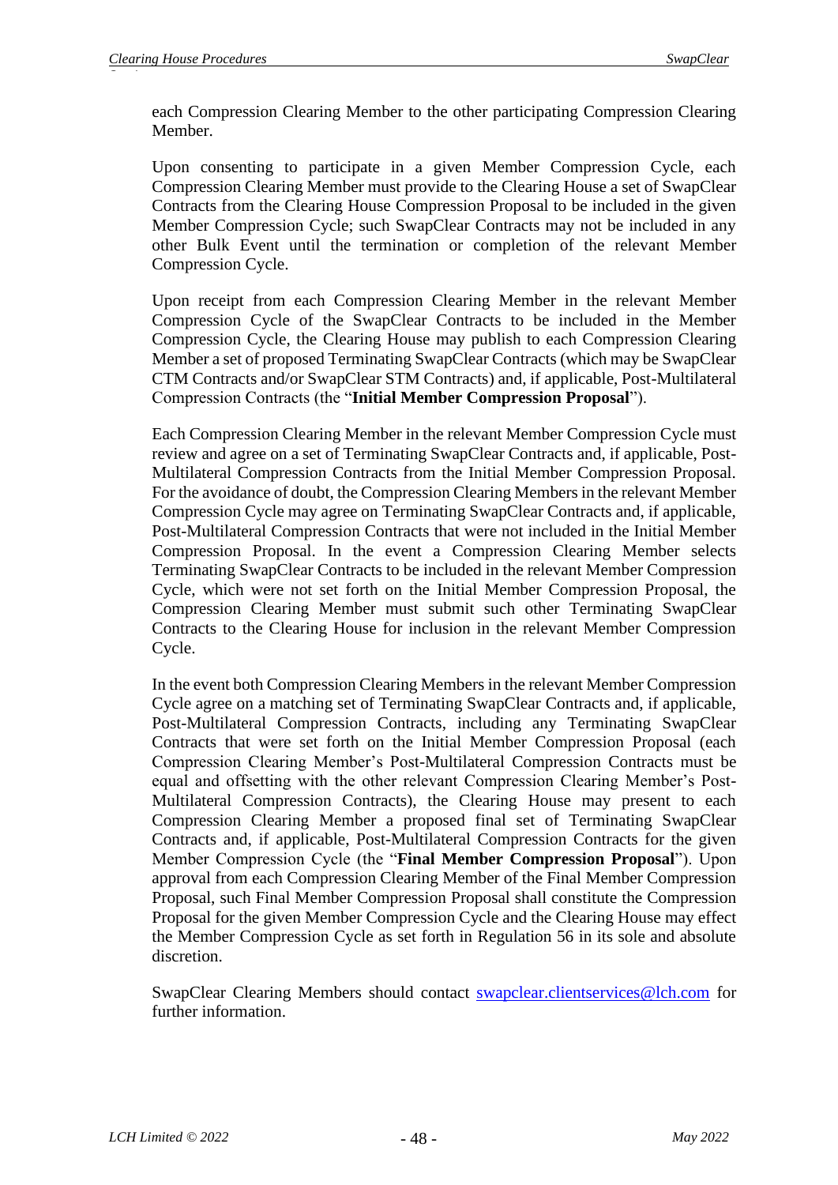each Compression Clearing Member to the other participating Compression Clearing Member.

Upon consenting to participate in a given Member Compression Cycle, each Compression Clearing Member must provide to the Clearing House a set of SwapClear Contracts from the Clearing House Compression Proposal to be included in the given Member Compression Cycle; such SwapClear Contracts may not be included in any other Bulk Event until the termination or completion of the relevant Member Compression Cycle.

Upon receipt from each Compression Clearing Member in the relevant Member Compression Cycle of the SwapClear Contracts to be included in the Member Compression Cycle, the Clearing House may publish to each Compression Clearing Member a set of proposed Terminating SwapClear Contracts (which may be SwapClear CTM Contracts and/or SwapClear STM Contracts) and, if applicable, Post-Multilateral Compression Contracts (the "**Initial Member Compression Proposal**").

Each Compression Clearing Member in the relevant Member Compression Cycle must review and agree on a set of Terminating SwapClear Contracts and, if applicable, Post-Multilateral Compression Contracts from the Initial Member Compression Proposal. For the avoidance of doubt, the Compression Clearing Members in the relevant Member Compression Cycle may agree on Terminating SwapClear Contracts and, if applicable, Post-Multilateral Compression Contracts that were not included in the Initial Member Compression Proposal. In the event a Compression Clearing Member selects Terminating SwapClear Contracts to be included in the relevant Member Compression Cycle, which were not set forth on the Initial Member Compression Proposal, the Compression Clearing Member must submit such other Terminating SwapClear Contracts to the Clearing House for inclusion in the relevant Member Compression Cycle.

In the event both Compression Clearing Members in the relevant Member Compression Cycle agree on a matching set of Terminating SwapClear Contracts and, if applicable, Post-Multilateral Compression Contracts, including any Terminating SwapClear Contracts that were set forth on the Initial Member Compression Proposal (each Compression Clearing Member's Post-Multilateral Compression Contracts must be equal and offsetting with the other relevant Compression Clearing Member's Post-Multilateral Compression Contracts), the Clearing House may present to each Compression Clearing Member a proposed final set of Terminating SwapClear Contracts and, if applicable, Post-Multilateral Compression Contracts for the given Member Compression Cycle (the "**Final Member Compression Proposal**"). Upon approval from each Compression Clearing Member of the Final Member Compression Proposal, such Final Member Compression Proposal shall constitute the Compression Proposal for the given Member Compression Cycle and the Clearing House may effect the Member Compression Cycle as set forth in Regulation 56 in its sole and absolute discretion.

SwapClear Clearing Members should contact swapclear.clientservices@lch.com for further information.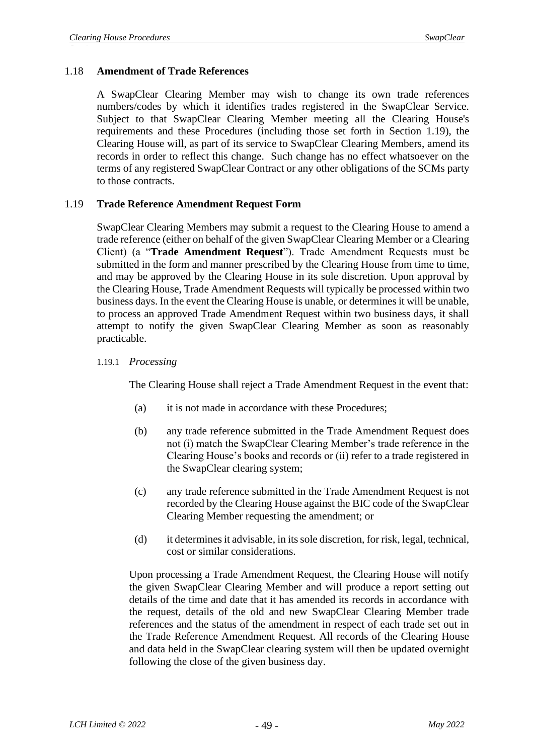## 1.18 **Amendment of Trade References**

A SwapClear Clearing Member may wish to change its own trade references numbers/codes by which it identifies trades registered in the SwapClear Service. Subject to that SwapClear Clearing Member meeting all the Clearing House's requirements and these Procedures (including those set forth in Section 1.19), the Clearing House will, as part of its service to SwapClear Clearing Members, amend its records in order to reflect this change. Such change has no effect whatsoever on the terms of any registered SwapClear Contract or any other obligations of the SCMs party to those contracts.

## 1.19 **Trade Reference Amendment Request Form**

SwapClear Clearing Members may submit a request to the Clearing House to amend a trade reference (either on behalf of the given SwapClear Clearing Member or a Clearing Client) (a "**Trade Amendment Request**"). Trade Amendment Requests must be submitted in the form and manner prescribed by the Clearing House from time to time, and may be approved by the Clearing House in its sole discretion. Upon approval by the Clearing House, Trade Amendment Requests will typically be processed within two business days. In the event the Clearing House is unable, or determines it will be unable, to process an approved Trade Amendment Request within two business days, it shall attempt to notify the given SwapClear Clearing Member as soon as reasonably practicable.

### 1.19.1 *Processing*

The Clearing House shall reject a Trade Amendment Request in the event that:

(a) it is not made in accordance with these Procedures;

(b) any trade reference submitted in the Trade Amendment Request does not (i) match the SwapClear Clearing Member's trade reference in the Clearing House's books and records or (ii) refer to a trade registered in the SwapClear clearing system;

(c) any trade reference submitted in the Trade Amendment Request is not recorded by the Clearing House against the BIC code of the SwapClear Clearing Member requesting the amendment; or

(d) it determines it advisable, in its sole discretion, for risk, legal, technical, cost or similar considerations.

Upon processing a Trade Amendment Request, the Clearing House will notify the given SwapClear Clearing Member and will produce a report setting out details of the time and date that it has amended its records in accordance with the request, details of the old and new SwapClear Clearing Member trade references and the status of the amendment in respect of each trade set out in the Trade Reference Amendment Request. All records of the Clearing House and data held in the SwapClear clearing system will then be updated overnight following the close of the given business day.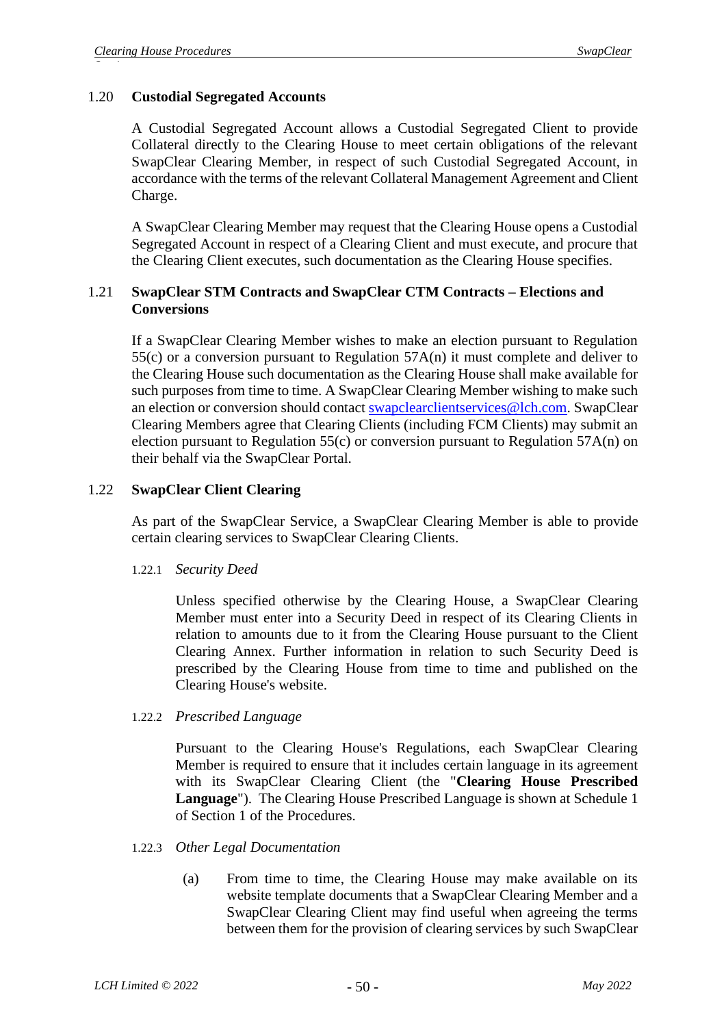### 1.20 Custodial Segregated Accounts

A Custodial Segregated Account allows a Custodial Segregated Client to provide Collateral directly to the Clearing House to meet certain obligations of the relevant SwapClear Clearing Member, in respect of such Custodial Segregated Account, in accordance with the terms of the relevant Collateral Management Agreement and Client Charge.

A SwapClear Clearing Member may request that the Clearing House opens a Custodial Segregated Account in respect of a Clearing Client and must execute, and procure that the Clearing Client executes, such documentation as the Clearing House specifies.

### 1.21 SwapClear STM Contracts and SwapClear CTM Contracts – Elections and Conversions

If a SwapClear Clearing Member wishes to make an election pursuant to Regulation 55(c) or a conversion pursuant to Regulation 57A(n) it must complete and deliver to the Clearing House such documentation as the Clearing House shall make available for such purposes from time to time. A SwapClear Clearing Member wishing to make such an election or conversion should contact swapclearclientservices@lch.com. SwapClear Clearing Members agree that Clearing Clients (including FCM Clients) may submit an election pursuant to Regulation 55(c) or conversion pursuant to Regulation 57A(n) on their behalf via the SwapClear Portal.

### 1.22 SwapClear Client Clearing

As part of the SwapClear Service, a SwapClear Clearing Member is able to provide certain clearing services to SwapClear Clearing Clients.

#### 1.22.1 *Security Deed*

Unless specified otherwise by the Clearing House, a SwapClear Clearing Member must enter into a Security Deed in respect of its Clearing Clients in relation to amounts due to it from the Clearing House pursuant to the Client Clearing Annex. Further information in relation to such Security Deed is prescribed by the Clearing House from time to time and published on the Clearing House's website.

#### 1.22.2 *Prescribed Language*

Pursuant to the Clearing House's Regulations, each SwapClear Clearing Member is required to ensure that it includes certain language in its agreement with its SwapClear Clearing Client (the "**Clearing House Prescribed Language**"). The Clearing House Prescribed Language is shown at Schedule 1 of Section 1 of the Procedures.

#### 1.22.3 *Other Legal Documentation*

(a) From time to time, the Clearing House may make available on its website template documents that a SwapClear Clearing Member and a SwapClear Clearing Client may find useful when agreeing the terms between them for the provision of clearing services by such SwapClear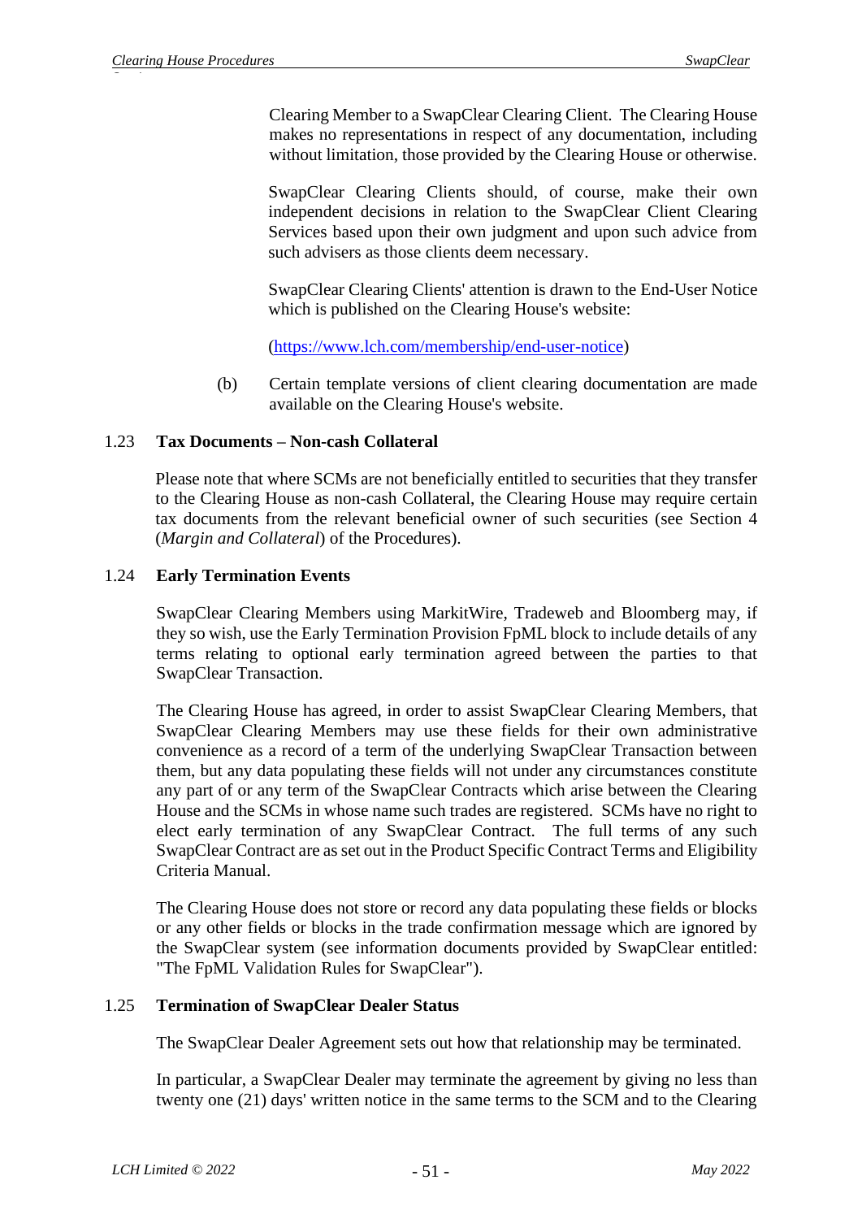Clearing Member to a SwapClear Clearing Client. The Clearing House makes no representations in respect of any documentation, including without limitation, those provided by the Clearing House or otherwise.

SwapClear Clearing Clients should, of course, make their own independent decisions in relation to the SwapClear Client Clearing Services based upon their own judgment and upon such advice from such advisers as those clients deem necessary.

SwapClear Clearing Clients' attention is drawn to the End-User Notice which is published on the Clearing House's website:

([https://www.lch.com/membership/end-user-notice](https://www.lch.com/membership/end-user-notice))

(b) Certain template versions of client clearing documentation are made available on the Clearing House's website.

### 1.23 Tax Documents – Non-cash Collateral

Please note that where SCMs are not beneficially entitled to securities that they transfer to the Clearing House as non-cash Collateral, the Clearing House may require certain tax documents from the relevant beneficial owner of such securities (see Section 4 (*Margin and Collateral*) of the Procedures).

### 1.24 Early Termination Events

SwapClear Clearing Members using MarkitWire, Tradeweb and Bloomberg may, if they so wish, use the Early Termination Provision FpML block to include details of any terms relating to optional early termination agreed between the parties to that SwapClear Transaction.

The Clearing House has agreed, in order to assist SwapClear Clearing Members, that SwapClear Clearing Members may use these fields for their own administrative convenience as a record of a term of the underlying SwapClear Transaction between them, but any data populating these fields will not under any circumstances constitute any part of or any term of the SwapClear Contracts which arise between the Clearing House and the SCMs in whose name such trades are registered. SCMs have no right to elect early termination of any SwapClear Contract. The full terms of any such SwapClear Contract are as set out in the Product Specific Contract Terms and Eligibility Criteria Manual.

The Clearing House does not store or record any data populating these fields or blocks or any other fields or blocks in the trade confirmation message which are ignored by the SwapClear system (see information documents provided by SwapClear entitled: "The FpML Validation Rules for SwapClear").

### 1.25 Termination of SwapClear Dealer Status

The SwapClear Dealer Agreement sets out how that relationship may be terminated.

In particular, a SwapClear Dealer may terminate the agreement by giving no less than twenty one (21) days' written notice in the same terms to the SCM and to the Clearing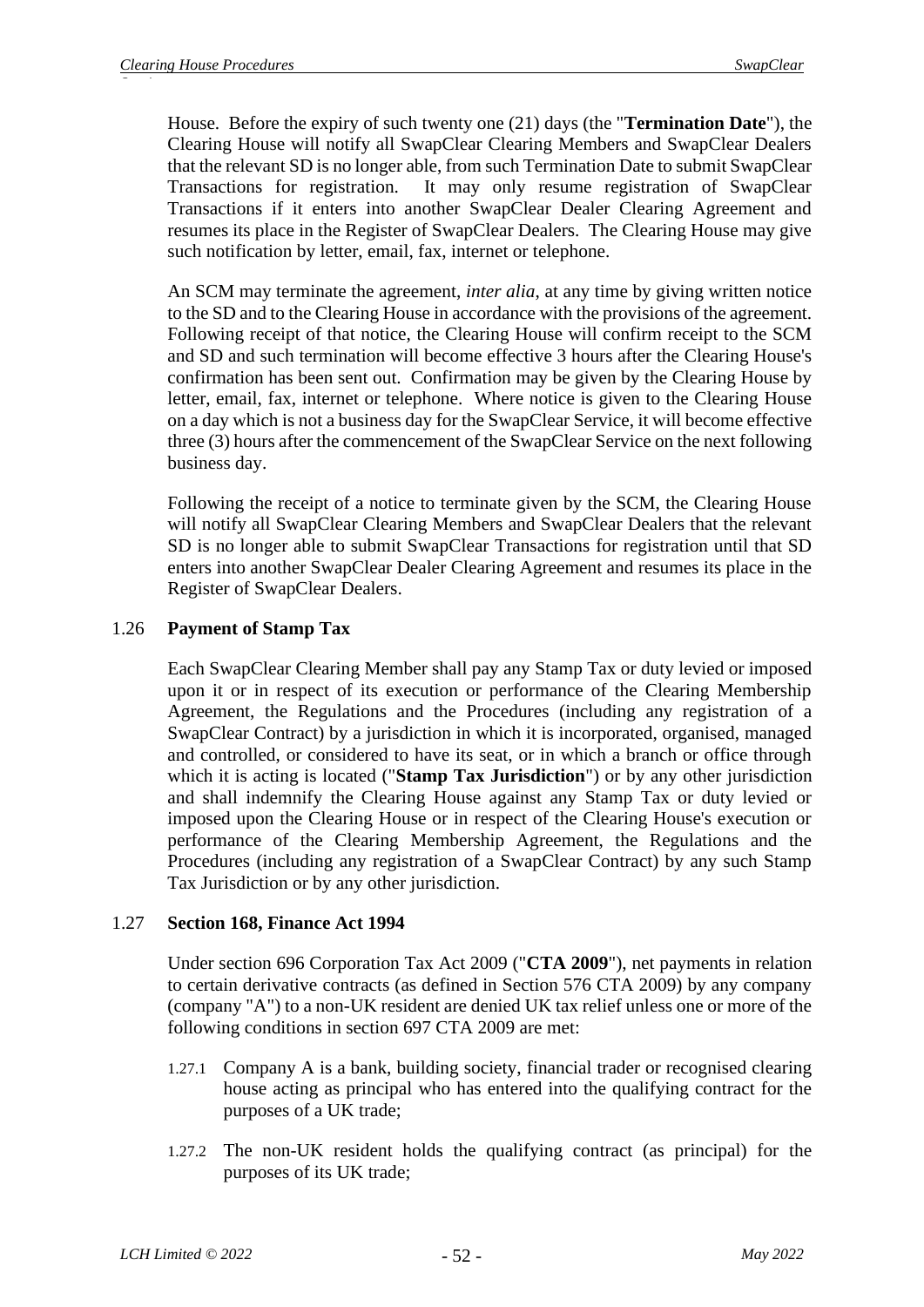House. Before the expiry of such twenty one (21) days (the "**Termination Date**"), the Clearing House will notify all SwapClear Clearing Members and SwapClear Dealers that the relevant SD is no longer able, from such Termination Date to submit SwapClear Transactions for registration. It may only resume registration of SwapClear Transactions if it enters into another SwapClear Dealer Clearing Agreement and resumes its place in the Register of SwapClear Dealers. The Clearing House may give such notification by letter, email, fax, internet or telephone.

An SCM may terminate the agreement, *inter alia*, at any time by giving written notice to the SD and to the Clearing House in accordance with the provisions of the agreement. Following receipt of that notice, the Clearing House will confirm receipt to the SCM and SD and such termination will become effective 3 hours after the Clearing House's confirmation has been sent out. Confirmation may be given by the Clearing House by letter, email, fax, internet or telephone. Where notice is given to the Clearing House on a day which is not a business day for the SwapClear Service, it will become effective three (3) hours after the commencement of the SwapClear Service on the next following business day.

Following the receipt of a notice to terminate given by the SCM, the Clearing House will notify all SwapClear Clearing Members and SwapClear Dealers that the relevant SD is no longer able to submit SwapClear Transactions for registration until that SD enters into another SwapClear Dealer Clearing Agreement and resumes its place in the Register of SwapClear Dealers.

## 1.26 Payment of Stamp Tax

Each SwapClear Clearing Member shall pay any Stamp Tax or duty levied or imposed upon it or in respect of its execution or performance of the Clearing Membership Agreement, the Regulations and the Procedures (including any registration of a SwapClear Contract) by a jurisdiction in which it is incorporated, organised, managed and controlled, or considered to have its seat, or in which a branch or office through which it is acting is located ("**Stamp Tax Jurisdiction**") or by any other jurisdiction and shall indemnify the Clearing House against any Stamp Tax or duty levied or imposed upon the Clearing House or in respect of the Clearing House's execution or performance of the Clearing Membership Agreement, the Regulations and the Procedures (including any registration of a SwapClear Contract) by any such Stamp Tax Jurisdiction or by any other jurisdiction.

## 1.27 Section 168, Finance Act 1994

Under section 696 Corporation Tax Act 2009 ("**CTA 2009**"), net payments in relation to certain derivative contracts (as defined in Section 576 CTA 2009) by any company (company "A") to a non-UK resident are denied UK tax relief unless one or more of the following conditions in section 697 CTA 2009 are met:

1.27.1 Company A is a bank, building society, financial trader or recognised clearing house acting as principal who has entered into the qualifying contract for the purposes of a UK trade;

1.27.2 The non-UK resident holds the qualifying contract (as principal) for the purposes of its UK trade;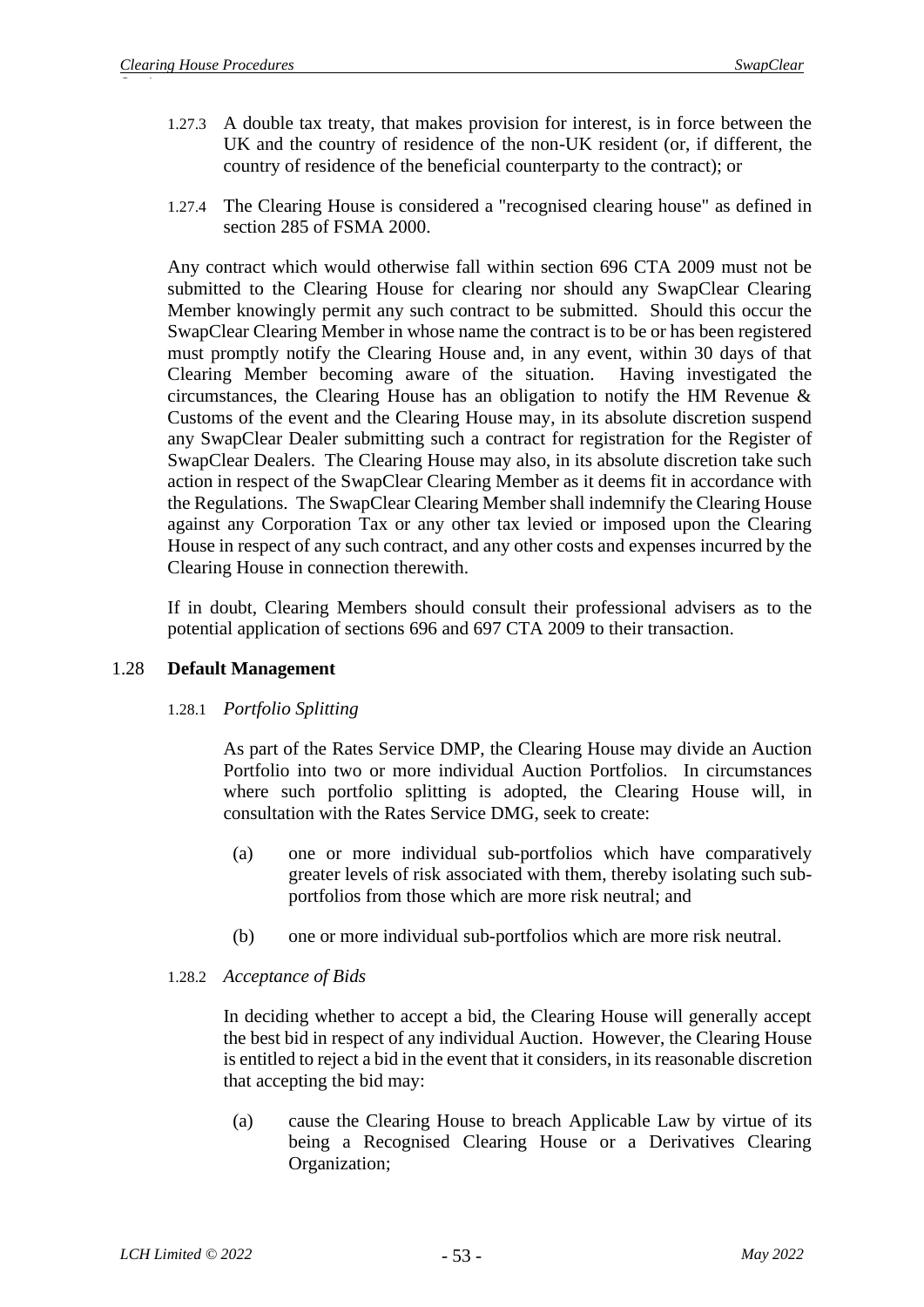1.27.3 A double tax treaty, that makes provision for interest, is in force between the UK and the country of residence of the non-UK resident (or, if different, the country of residence of the beneficial counterparty to the contract); or

1.27.4 The Clearing House is considered a "recognised clearing house" as defined in section 285 of FSMA 2000.

Any contract which would otherwise fall within section 696 CTA 2009 must not be submitted to the Clearing House for clearing nor should any SwapClear Clearing Member knowingly permit any such contract to be submitted. Should this occur the SwapClear Clearing Member in whose name the contract is to be or has been registered must promptly notify the Clearing House and, in any event, within 30 days of that Clearing Member becoming aware of the situation. Having investigated the circumstances, the Clearing House has an obligation to notify the HM Revenue & Customs of the event and the Clearing House may, in its absolute discretion suspend any SwapClear Dealer submitting such a contract for registration for the Register of SwapClear Dealers. The Clearing House may also, in its absolute discretion take such action in respect of the SwapClear Clearing Member as it deems fit in accordance with the Regulations. The SwapClear Clearing Member shall indemnify the Clearing House against any Corporation Tax or any other tax levied or imposed upon the Clearing House in respect of any such contract, and any other costs and expenses incurred by the Clearing House in connection therewith.

If in doubt, Clearing Members should consult their professional advisers as to the potential application of sections 696 and 697 CTA 2009 to their transaction.

## 1.28 Default Management

### 1.28.1 *Portfolio Splitting*

As part of the Rates Service DMP, the Clearing House may divide an Auction Portfolio into two or more individual Auction Portfolios. In circumstances where such portfolio splitting is adopted, the Clearing House will, in consultation with the Rates Service DMG, seek to create:

(a) one or more individual sub-portfolios which have comparatively greater levels of risk associated with them, thereby isolating such sub-portfolios from those which are more risk neutral; and

(b) one or more individual sub-portfolios which are more risk neutral.

### 1.28.2 *Acceptance of Bids*

In deciding whether to accept a bid, the Clearing House will generally accept the best bid in respect of any individual Auction. However, the Clearing House is entitled to reject a bid in the event that it considers, in its reasonable discretion that accepting the bid may:

(a) cause the Clearing House to breach Applicable Law by virtue of its being a Recognised Clearing House or a Derivatives Clearing Organization;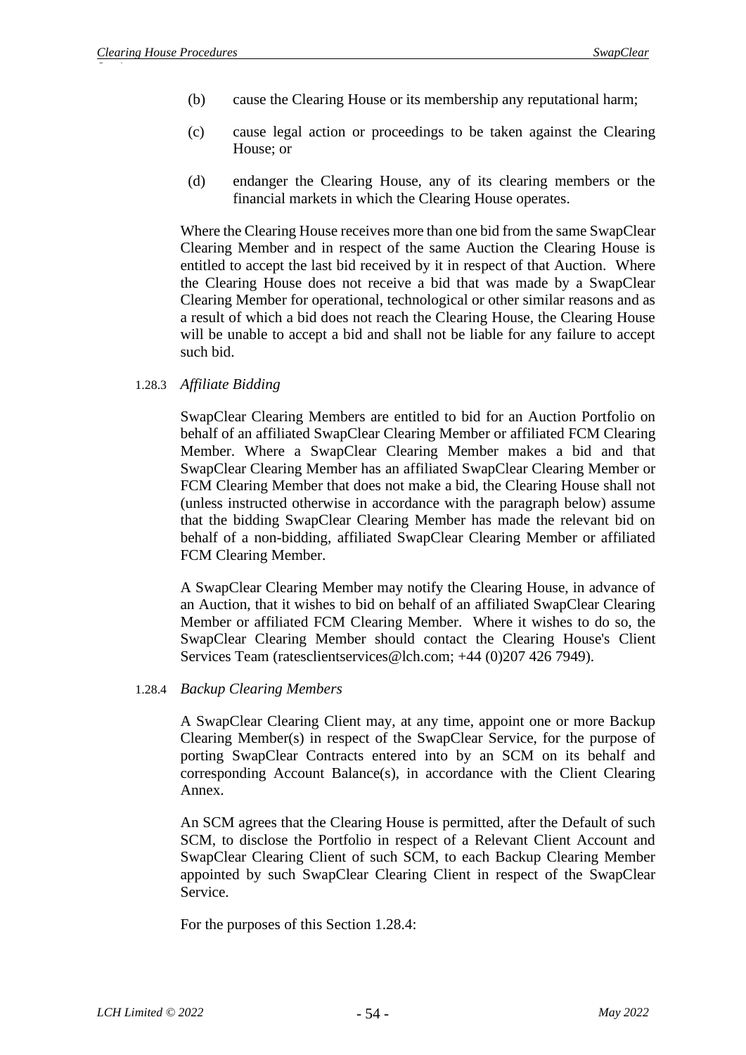(b) cause the Clearing House or its membership any reputational harm;

(c) cause legal action or proceedings to be taken against the Clearing House; or

(d) endanger the Clearing House, any of its clearing members or the financial markets in which the Clearing House operates.

Where the Clearing House receives more than one bid from the same SwapClear Clearing Member and in respect of the same Auction the Clearing House is entitled to accept the last bid received by it in respect of that Auction. Where the Clearing House does not receive a bid that was made by a SwapClear Clearing Member for operational, technological or other similar reasons and as a result of which a bid does not reach the Clearing House, the Clearing House will be unable to accept a bid and shall not be liable for any failure to accept such bid.

1.28.3 *Affiliate Bidding*

SwapClear Clearing Members are entitled to bid for an Auction Portfolio on behalf of an affiliated SwapClear Clearing Member or affiliated FCM Clearing Member. Where a SwapClear Clearing Member makes a bid and that SwapClear Clearing Member has an affiliated SwapClear Clearing Member or FCM Clearing Member that does not make a bid, the Clearing House shall not (unless instructed otherwise in accordance with the paragraph below) assume that the bidding SwapClear Clearing Member has made the relevant bid on behalf of a non-bidding, affiliated SwapClear Clearing Member or affiliated FCM Clearing Member.

A SwapClear Clearing Member may notify the Clearing House, in advance of an Auction, that it wishes to bid on behalf of an affiliated SwapClear Clearing Member or affiliated FCM Clearing Member. Where it wishes to do so, the SwapClear Clearing Member should contact the Clearing House's Client Services Team (ratesclientservices@lch.com; +44 (0)207 426 7949).

1.28.4 *Backup Clearing Members*

A SwapClear Clearing Client may, at any time, appoint one or more Backup Clearing Member(s) in respect of the SwapClear Service, for the purpose of porting SwapClear Contracts entered into by an SCM on its behalf and corresponding Account Balance(s), in accordance with the Client Clearing Annex.

An SCM agrees that the Clearing House is permitted, after the Default of such SCM, to disclose the Portfolio in respect of a Relevant Client Account and SwapClear Clearing Client of such SCM, to each Backup Clearing Member appointed by such SwapClear Clearing Client in respect of the SwapClear Service.

For the purposes of this Section 1.28.4: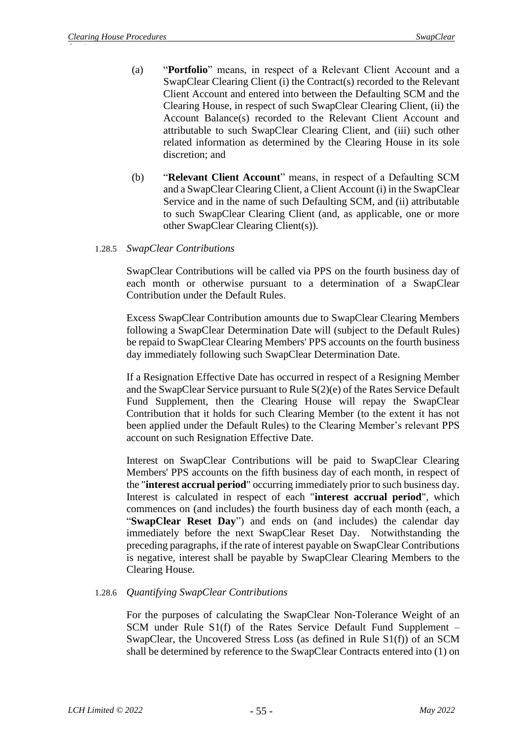(a) "**Portfolio**" means, in respect of a Relevant Client Account and a SwapClear Clearing Client (i) the Contract(s) recorded to the Relevant Client Account and entered into between the Defaulting SCM and the Clearing House, in respect of such SwapClear Clearing Client, (ii) the Account Balance(s) recorded to the Relevant Client Account and attributable to such SwapClear Clearing Client, and (iii) such other related information as determined by the Clearing House in its sole discretion; and

(b) "**Relevant Client Account**" means, in respect of a Defaulting SCM and a SwapClear Clearing Client, a Client Account (i) in the SwapClear Service and in the name of such Defaulting SCM, and (ii) attributable to such SwapClear Clearing Client (and, as applicable, one or more other SwapClear Clearing Client(s)).

1.28.5 *SwapClear Contributions*

SwapClear Contributions will be called via PPS on the fourth business day of each month or otherwise pursuant to a determination of a SwapClear Contribution under the Default Rules.

Excess SwapClear Contribution amounts due to SwapClear Clearing Members following a SwapClear Determination Date will (subject to the Default Rules) be repaid to SwapClear Clearing Members' PPS accounts on the fourth business day immediately following such SwapClear Determination Date.

If a Resignation Effective Date has occurred in respect of a Resigning Member and the SwapClear Service pursuant to Rule S(2)(e) of the Rates Service Default Fund Supplement, then the Clearing House will repay the SwapClear Contribution that it holds for such Clearing Member (to the extent it has not been applied under the Default Rules) to the Clearing Member's relevant PPS account on such Resignation Effective Date.

Interest on SwapClear Contributions will be paid to SwapClear Clearing Members' PPS accounts on the fifth business day of each month, in respect of the "**interest accrual period**" occurring immediately prior to such business day. Interest is calculated in respect of each "**interest accrual period**", which commences on (and includes) the fourth business day of each month (each, a "**SwapClear Reset Day**") and ends on (and includes) the calendar day immediately before the next SwapClear Reset Day. Notwithstanding the preceding paragraphs, if the rate of interest payable on SwapClear Contributions is negative, interest shall be payable by SwapClear Clearing Members to the Clearing House.

1.28.6 *Quantifying SwapClear Contributions*

For the purposes of calculating the SwapClear Non-Tolerance Weight of an SCM under Rule S1(f) of the Rates Service Default Fund Supplement – SwapClear, the Uncovered Stress Loss (as defined in Rule S1(f)) of an SCM shall be determined by reference to the SwapClear Contracts entered into (1) on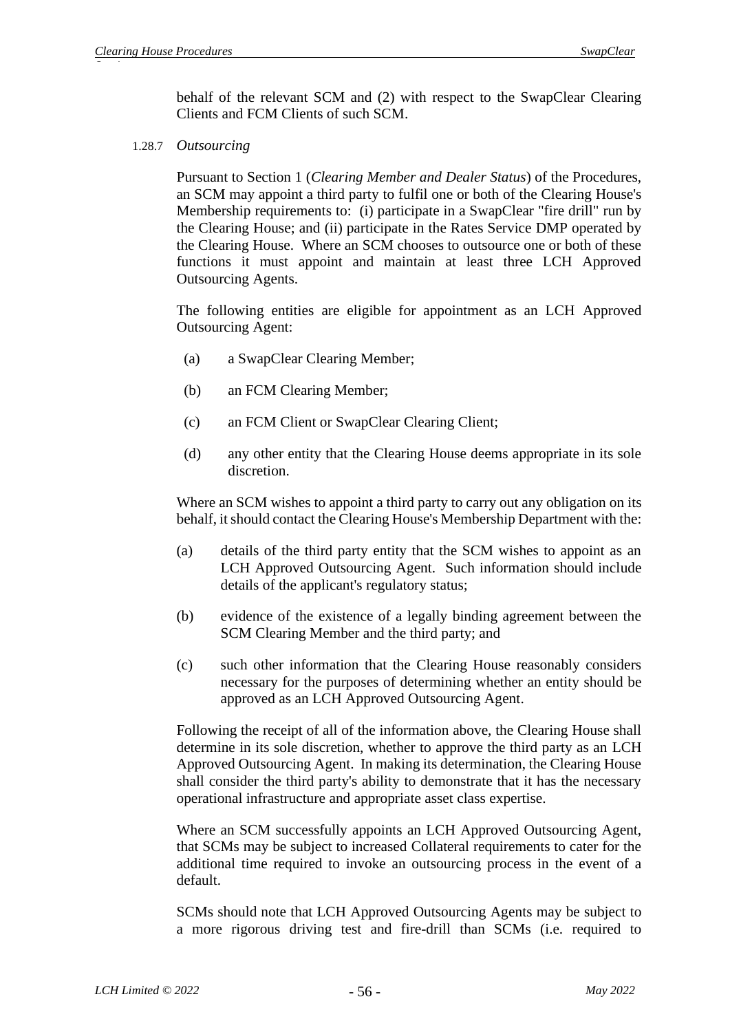behalf of the relevant SCM and (2) with respect to the SwapClear Clearing Clients and FCM Clients of such SCM.

1.28.7 *Outsourcing*

Pursuant to Section 1 (*Clearing Member and Dealer Status*) of the Procedures, an SCM may appoint a third party to fulfil one or both of the Clearing House's Membership requirements to: (i) participate in a SwapClear "fire drill" run by the Clearing House; and (ii) participate in the Rates Service DMP operated by the Clearing House. Where an SCM chooses to outsource one or both of these functions it must appoint and maintain at least three LCH Approved Outsourcing Agents.

The following entities are eligible for appointment as an LCH Approved Outsourcing Agent:

(a) a SwapClear Clearing Member;

(b) an FCM Clearing Member;

(c) an FCM Client or SwapClear Clearing Client;

(d) any other entity that the Clearing House deems appropriate in its sole discretion.

Where an SCM wishes to appoint a third party to carry out any obligation on its behalf, it should contact the Clearing House's Membership Department with the:

(a) details of the third party entity that the SCM wishes to appoint as an LCH Approved Outsourcing Agent. Such information should include details of the applicant's regulatory status;

(b) evidence of the existence of a legally binding agreement between the SCM Clearing Member and the third party; and

(c) such other information that the Clearing House reasonably considers necessary for the purposes of determining whether an entity should be approved as an LCH Approved Outsourcing Agent.

Following the receipt of all of the information above, the Clearing House shall determine in its sole discretion, whether to approve the third party as an LCH Approved Outsourcing Agent. In making its determination, the Clearing House shall consider the third party's ability to demonstrate that it has the necessary operational infrastructure and appropriate asset class expertise.

Where an SCM successfully appoints an LCH Approved Outsourcing Agent, that SCMs may be subject to increased Collateral requirements to cater for the additional time required to invoke an outsourcing process in the event of a default.

SCMs should note that LCH Approved Outsourcing Agents may be subject to a more rigorous driving test and fire-drill than SCMs (i.e. required to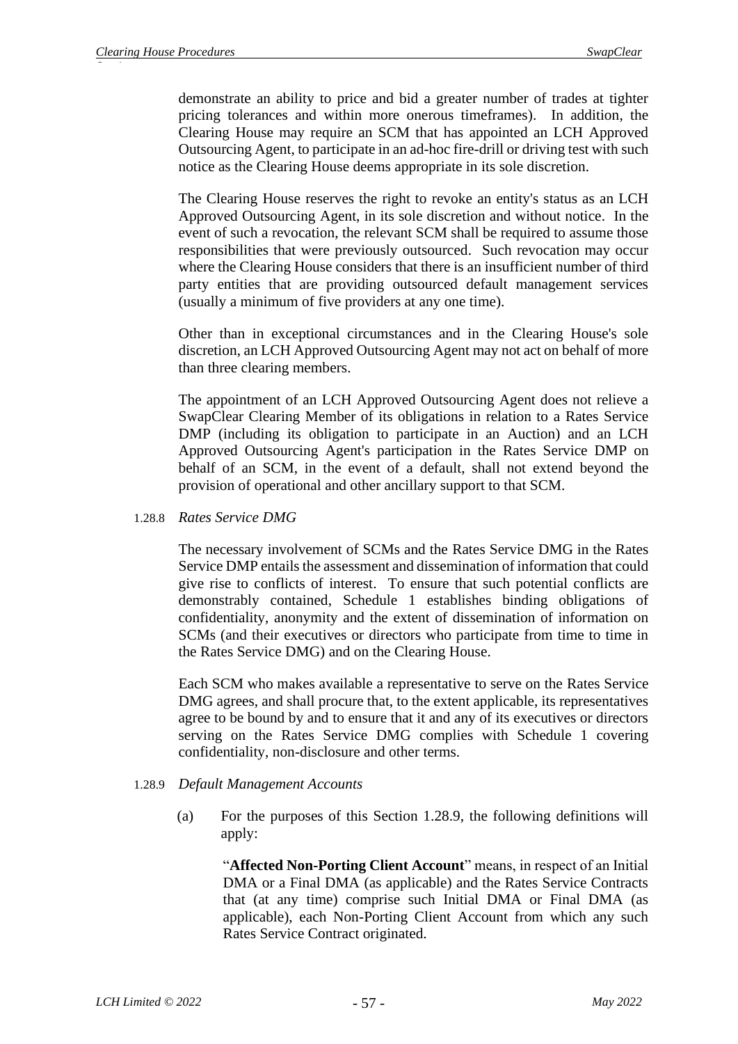demonstrate an ability to price and bid a greater number of trades at tighter pricing tolerances and within more onerous timeframes). In addition, the Clearing House may require an SCM that has appointed an LCH Approved Outsourcing Agent, to participate in an ad-hoc fire-drill or driving test with such notice as the Clearing House deems appropriate in its sole discretion.

The Clearing House reserves the right to revoke an entity's status as an LCH Approved Outsourcing Agent, in its sole discretion and without notice. In the event of such a revocation, the relevant SCM shall be required to assume those responsibilities that were previously outsourced. Such revocation may occur where the Clearing House considers that there is an insufficient number of third party entities that are providing outsourced default management services (usually a minimum of five providers at any one time).

Other than in exceptional circumstances and in the Clearing House's sole discretion, an LCH Approved Outsourcing Agent may not act on behalf of more than three clearing members.

The appointment of an LCH Approved Outsourcing Agent does not relieve a SwapClear Clearing Member of its obligations in relation to a Rates Service DMP (including its obligation to participate in an Auction) and an LCH Approved Outsourcing Agent's participation in the Rates Service DMP on behalf of an SCM, in the event of a default, shall not extend beyond the provision of operational and other ancillary support to that SCM.

1.28.8 *Rates Service DMG*

The necessary involvement of SCMs and the Rates Service DMG in the Rates Service DMP entails the assessment and dissemination of information that could give rise to conflicts of interest. To ensure that such potential conflicts are demonstrably contained, Schedule 1 establishes binding obligations of confidentiality, anonymity and the extent of dissemination of information on SCMs (and their executives or directors who participate from time to time in the Rates Service DMG) and on the Clearing House.

Each SCM who makes available a representative to serve on the Rates Service DMG agrees, and shall procure that, to the extent applicable, its representatives agree to be bound by and to ensure that it and any of its executives or directors serving on the Rates Service DMG complies with Schedule 1 covering confidentiality, non-disclosure and other terms.

1.28.9 *Default Management Accounts*

(a) For the purposes of this Section 1.28.9, the following definitions will apply:

"**Affected Non-Porting Client Account**" means, in respect of an Initial DMA or a Final DMA (as applicable) and the Rates Service Contracts that (at any time) comprise such Initial DMA or Final DMA (as applicable), each Non-Porting Client Account from which any such Rates Service Contract originated.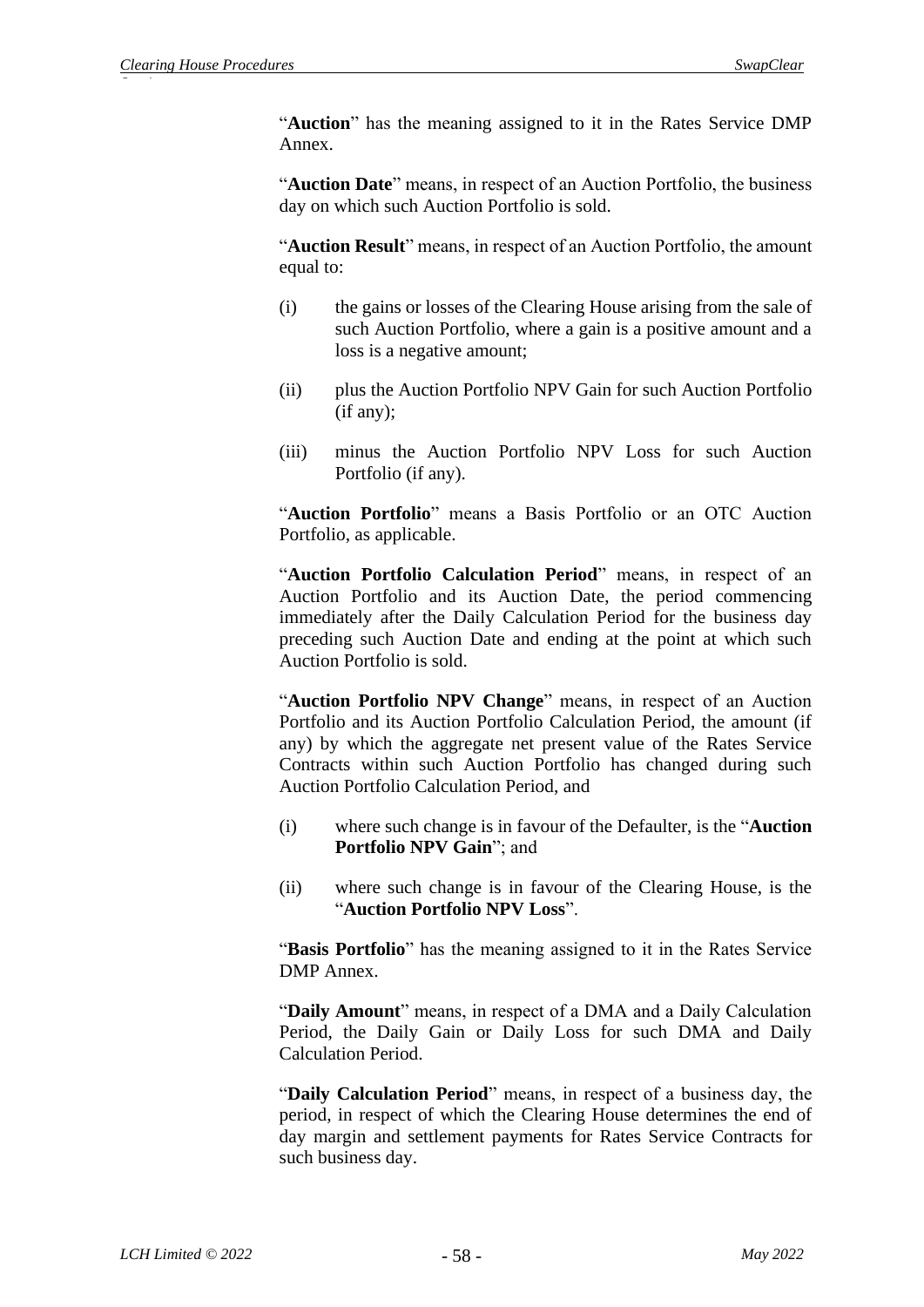"**Auction**" has the meaning assigned to it in the Rates Service DMP Annex.

"**Auction Date**" means, in respect of an Auction Portfolio, the business day on which such Auction Portfolio is sold.

"**Auction Result**" means, in respect of an Auction Portfolio, the amount equal to:

(i) the gains or losses of the Clearing House arising from the sale of such Auction Portfolio, where a gain is a positive amount and a loss is a negative amount;

(ii) plus the Auction Portfolio NPV Gain for such Auction Portfolio (if any);

(iii) minus the Auction Portfolio NPV Loss for such Auction Portfolio (if any).

"**Auction Portfolio**" means a Basis Portfolio or an OTC Auction Portfolio, as applicable.

"**Auction Portfolio Calculation Period**" means, in respect of an Auction Portfolio and its Auction Date, the period commencing immediately after the Daily Calculation Period for the business day preceding such Auction Date and ending at the point at which such Auction Portfolio is sold.

"**Auction Portfolio NPV Change**" means, in respect of an Auction Portfolio and its Auction Portfolio Calculation Period, the amount (if any) by which the aggregate net present value of the Rates Service Contracts within such Auction Portfolio has changed during such Auction Portfolio Calculation Period, and

(i) where such change is in favour of the Defaulter, is the "**Auction Portfolio NPV Gain**"; and

(ii) where such change is in favour of the Clearing House, is the "**Auction Portfolio NPV Loss**".

"**Basis Portfolio**" has the meaning assigned to it in the Rates Service DMP Annex.

"**Daily Amount**" means, in respect of a DMA and a Daily Calculation Period, the Daily Gain or Daily Loss for such DMA and Daily Calculation Period.

"**Daily Calculation Period**" means, in respect of a business day, the period, in respect of which the Clearing House determines the end of day margin and settlement payments for Rates Service Contracts for such business day.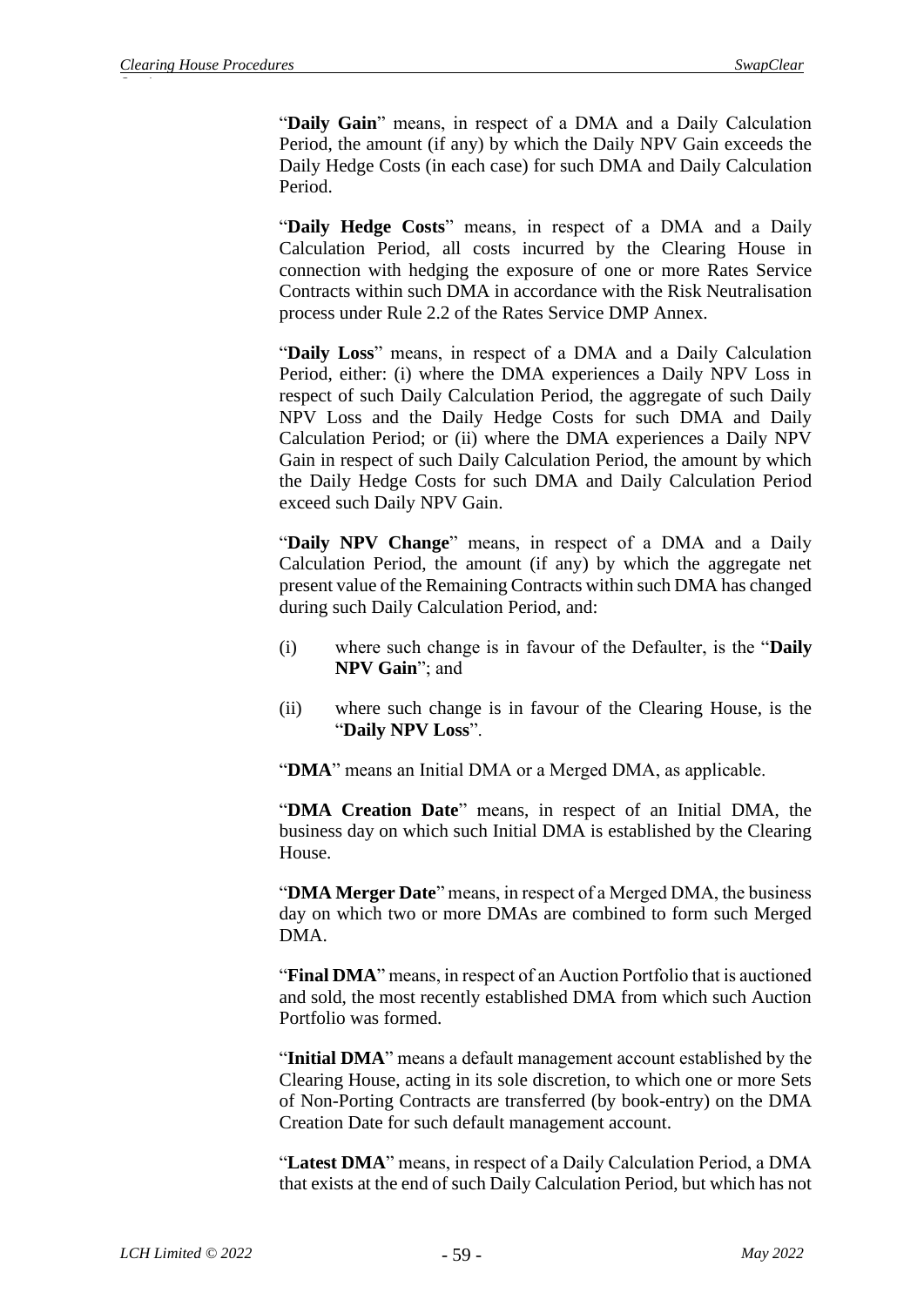"**Daily Gain**" means, in respect of a DMA and a Daily Calculation Period, the amount (if any) by which the Daily NPV Gain exceeds the Daily Hedge Costs (in each case) for such DMA and Daily Calculation Period.

"**Daily Hedge Costs**" means, in respect of a DMA and a Daily Calculation Period, all costs incurred by the Clearing House in connection with hedging the exposure of one or more Rates Service Contracts within such DMA in accordance with the Risk Neutralisation process under Rule 2.2 of the Rates Service DMP Annex.

"**Daily Loss**" means, in respect of a DMA and a Daily Calculation Period, either: (i) where the DMA experiences a Daily NPV Loss in respect of such Daily Calculation Period, the aggregate of such Daily NPV Loss and the Daily Hedge Costs for such DMA and Daily Calculation Period; or (ii) where the DMA experiences a Daily NPV Gain in respect of such Daily Calculation Period, the amount by which the Daily Hedge Costs for such DMA and Daily Calculation Period exceed such Daily NPV Gain.

"**Daily NPV Change**" means, in respect of a DMA and a Daily Calculation Period, the amount (if any) by which the aggregate net present value of the Remaining Contracts within such DMA has changed during such Daily Calculation Period, and:

(i) where such change is in favour of the Defaulter, is the "**Daily NPV Gain**"; and

(ii) where such change is in favour of the Clearing House, is the "**Daily NPV Loss**".

"**DMA**" means an Initial DMA or a Merged DMA, as applicable.

"**DMA Creation Date**" means, in respect of an Initial DMA, the business day on which such Initial DMA is established by the Clearing House.

"**DMA Merger Date**" means, in respect of a Merged DMA, the business day on which two or more DMAs are combined to form such Merged DMA.

"**Final DMA**" means, in respect of an Auction Portfolio that is auctioned and sold, the most recently established DMA from which such Auction Portfolio was formed.

"**Initial DMA**" means a default management account established by the Clearing House, acting in its sole discretion, to which one or more Sets of Non-Porting Contracts are transferred (by book-entry) on the DMA Creation Date for such default management account.

"**Latest DMA**" means, in respect of a Daily Calculation Period, a DMA that exists at the end of such Daily Calculation Period, but which has not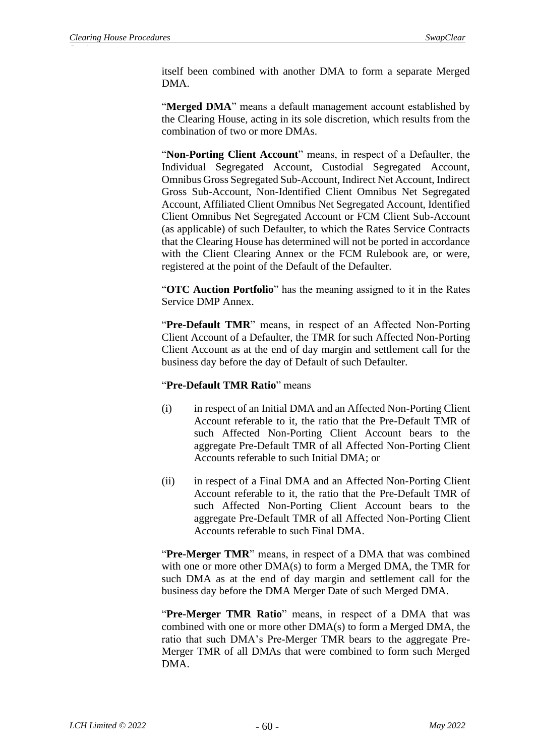itself been combined with another DMA to form a separate Merged DMA.

"**Merged DMA**" means a default management account established by the Clearing House, acting in its sole discretion, which results from the combination of two or more DMAs.

"**Non-Porting Client Account**" means, in respect of a Defaulter, the Individual Segregated Account, Custodial Segregated Account, Omnibus Gross Segregated Sub-Account, Indirect Net Account, Indirect Gross Sub-Account, Non-Identified Client Omnibus Net Segregated Account, Affiliated Client Omnibus Net Segregated Account, Identified Client Omnibus Net Segregated Account or FCM Client Sub-Account (as applicable) of such Defaulter, to which the Rates Service Contracts that the Clearing House has determined will not be ported in accordance with the Client Clearing Annex or the FCM Rulebook are, or were, registered at the point of the Default of the Defaulter.

"**OTC Auction Portfolio**" has the meaning assigned to it in the Rates Service DMP Annex.

"**Pre-Default TMR**" means, in respect of an Affected Non-Porting Client Account of a Defaulter, the TMR for such Affected Non-Porting Client Account as at the end of day margin and settlement call for the business day before the day of Default of such Defaulter.

"**Pre-Default TMR Ratio**" means

(i) in respect of an Initial DMA and an Affected Non-Porting Client Account referable to it, the ratio that the Pre-Default TMR of such Affected Non-Porting Client Account bears to the aggregate Pre-Default TMR of all Affected Non-Porting Client Accounts referable to such Initial DMA; or

(ii) in respect of a Final DMA and an Affected Non-Porting Client Account referable to it, the ratio that the Pre-Default TMR of such Affected Non-Porting Client Account bears to the aggregate Pre-Default TMR of all Affected Non-Porting Client Accounts referable to such Final DMA.

"**Pre-Merger TMR**" means, in respect of a DMA that was combined with one or more other DMA(s) to form a Merged DMA, the TMR for such DMA as at the end of day margin and settlement call for the business day before the DMA Merger Date of such Merged DMA.

"**Pre-Merger TMR Ratio**" means, in respect of a DMA that was combined with one or more other DMA(s) to form a Merged DMA, the ratio that such DMA's Pre-Merger TMR bears to the aggregate Pre-Merger TMR of all DMAs that were combined to form such Merged DMA.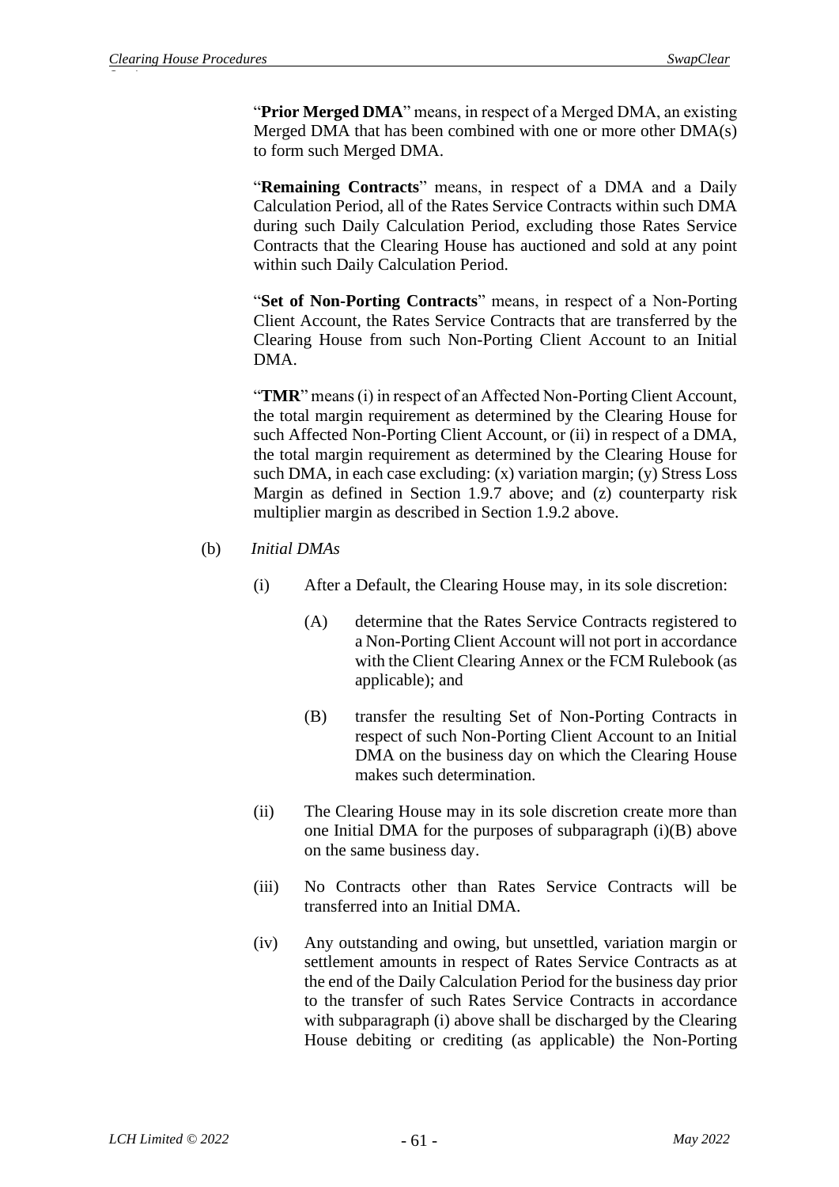"**Prior Merged DMA**" means, in respect of a Merged DMA, an existing Merged DMA that has been combined with one or more other DMA(s) to form such Merged DMA.

"**Remaining Contracts**" means, in respect of a DMA and a Daily Calculation Period, all of the Rates Service Contracts within such DMA during such Daily Calculation Period, excluding those Rates Service Contracts that the Clearing House has auctioned and sold at any point within such Daily Calculation Period.

"**Set of Non-Porting Contracts**" means, in respect of a Non-Porting Client Account, the Rates Service Contracts that are transferred by the Clearing House from such Non-Porting Client Account to an Initial DMA.

"**TMR**" means (i) in respect of an Affected Non-Porting Client Account, the total margin requirement as determined by the Clearing House for such Affected Non-Porting Client Account, or (ii) in respect of a DMA, the total margin requirement as determined by the Clearing House for such DMA, in each case excluding: (x) variation margin; (y) Stress Loss Margin as defined in Section 1.9.7 above; and (z) counterparty risk multiplier margin as described in Section 1.9.2 above.

(b) *Initial DMAs*

(i) After a Default, the Clearing House may, in its sole discretion:

(A) determine that the Rates Service Contracts registered to a Non-Porting Client Account will not port in accordance with the Client Clearing Annex or the FCM Rulebook (as applicable); and

(B) transfer the resulting Set of Non-Porting Contracts in respect of such Non-Porting Client Account to an Initial DMA on the business day on which the Clearing House makes such determination.

(ii) The Clearing House may in its sole discretion create more than one Initial DMA for the purposes of subparagraph (i)(B) above on the same business day.

(iii) No Contracts other than Rates Service Contracts will be transferred into an Initial DMA.

(iv) Any outstanding and owing, but unsettled, variation margin or settlement amounts in respect of Rates Service Contracts as at the end of the Daily Calculation Period for the business day prior to the transfer of such Rates Service Contracts in accordance with subparagraph (i) above shall be discharged by the Clearing House debiting or crediting (as applicable) the Non-Porting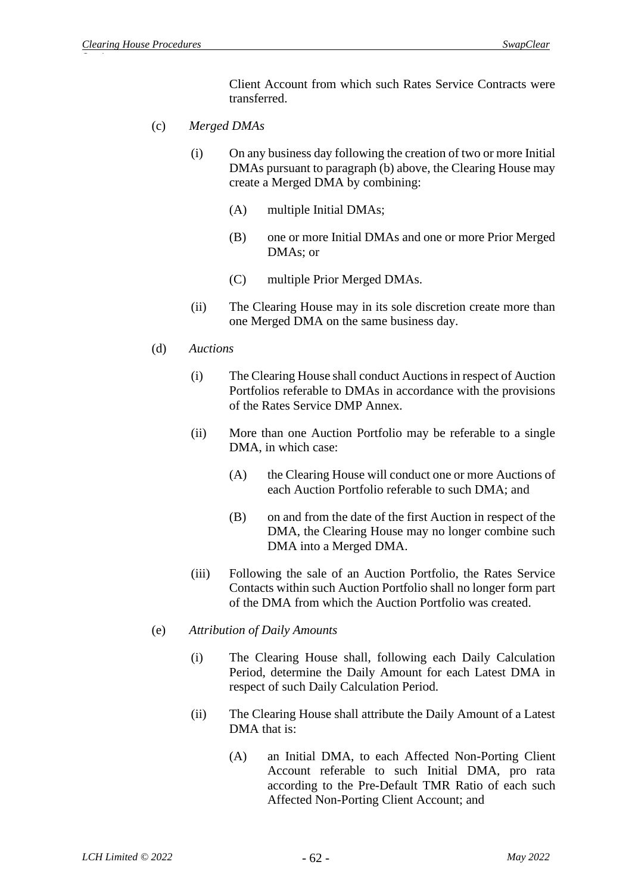Client Account from which such Rates Service Contracts were transferred.

(c) *Merged DMAs*

(i) On any business day following the creation of two or more Initial DMAs pursuant to paragraph (b) above, the Clearing House may create a Merged DMA by combining:

(A) multiple Initial DMAs;

(B) one or more Initial DMAs and one or more Prior Merged DMAs; or

(C) multiple Prior Merged DMAs.

(ii) The Clearing House may in its sole discretion create more than one Merged DMA on the same business day.

(d) *Auctions*

(i) The Clearing House shall conduct Auctions in respect of Auction Portfolios referable to DMAs in accordance with the provisions of the Rates Service DMP Annex.

(ii) More than one Auction Portfolio may be referable to a single DMA, in which case:

(A) the Clearing House will conduct one or more Auctions of each Auction Portfolio referable to such DMA; and

(B) on and from the date of the first Auction in respect of the DMA, the Clearing House may no longer combine such DMA into a Merged DMA.

(iii) Following the sale of an Auction Portfolio, the Rates Service Contacts within such Auction Portfolio shall no longer form part of the DMA from which the Auction Portfolio was created.

(e) *Attribution of Daily Amounts*

(i) The Clearing House shall, following each Daily Calculation Period, determine the Daily Amount for each Latest DMA in respect of such Daily Calculation Period.

(ii) The Clearing House shall attribute the Daily Amount of a Latest DMA that is:

(A) an Initial DMA, to each Affected Non-Porting Client Account referable to such Initial DMA, pro rata according to the Pre-Default TMR Ratio of each such Affected Non-Porting Client Account; and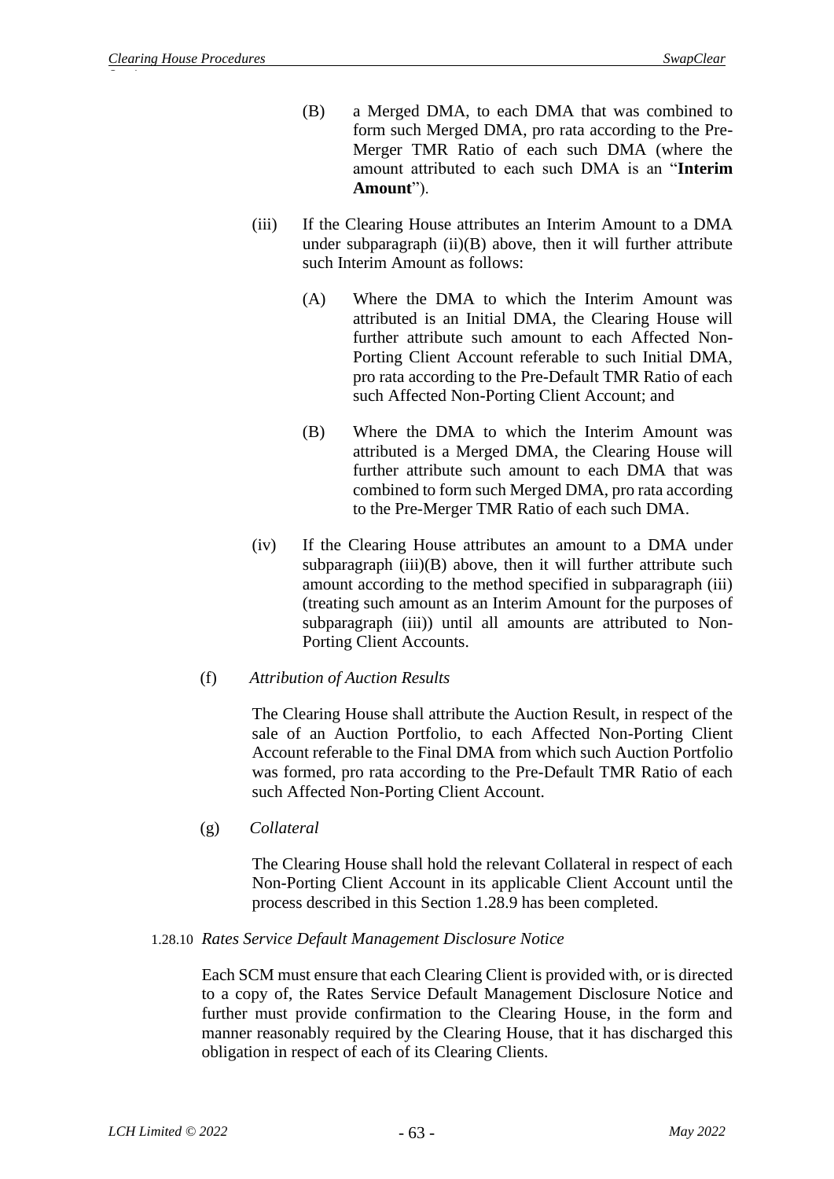(B) a Merged DMA, to each DMA that was combined to form such Merged DMA, pro rata according to the Pre-Merger TMR Ratio of each such DMA (where the amount attributed to each such DMA is an "**Interim Amount**").

(iii) If the Clearing House attributes an Interim Amount to a DMA under subparagraph (ii)(B) above, then it will further attribute such Interim Amount as follows:

(A) Where the DMA to which the Interim Amount was attributed is an Initial DMA, the Clearing House will further attribute such amount to each Affected Non-Porting Client Account referable to such Initial DMA, pro rata according to the Pre-Default TMR Ratio of each such Affected Non-Porting Client Account; and

(B) Where the DMA to which the Interim Amount was attributed is a Merged DMA, the Clearing House will further attribute such amount to each DMA that was combined to form such Merged DMA, pro rata according to the Pre-Merger TMR Ratio of each such DMA.

(iv) If the Clearing House attributes an amount to a DMA under subparagraph (iii)(B) above, then it will further attribute such amount according to the method specified in subparagraph (iii) (treating such amount as an Interim Amount for the purposes of subparagraph (iii)) until all amounts are attributed to Non-Porting Client Accounts.

(f) *Attribution of Auction Results*

The Clearing House shall attribute the Auction Result, in respect of the sale of an Auction Portfolio, to each Affected Non-Porting Client Account referable to the Final DMA from which such Auction Portfolio was formed, pro rata according to the Pre-Default TMR Ratio of each such Affected Non-Porting Client Account.

(g) *Collateral*

The Clearing House shall hold the relevant Collateral in respect of each Non-Porting Client Account in its applicable Client Account until the process described in this Section 1.28.9 has been completed.

1.28.10 *Rates Service Default Management Disclosure Notice*

Each SCM must ensure that each Clearing Client is provided with, or is directed to a copy of, the Rates Service Default Management Disclosure Notice and further must provide confirmation to the Clearing House, in the form and manner reasonably required by the Clearing House, that it has discharged this obligation in respect of each of its Clearing Clients.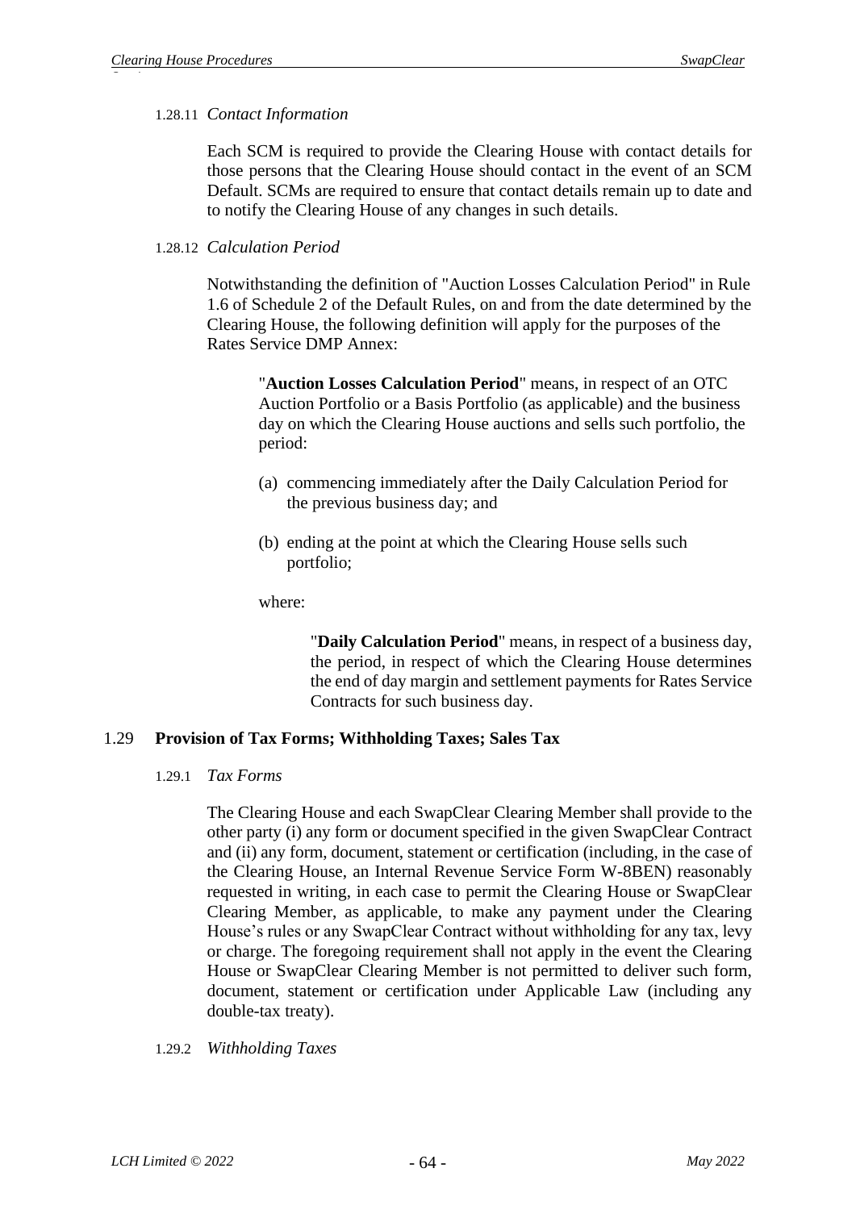1.28.11 *Contact Information*

Each SCM is required to provide the Clearing House with contact details for those persons that the Clearing House should contact in the event of an SCM Default. SCMs are required to ensure that contact details remain up to date and to notify the Clearing House of any changes in such details.

1.28.12 *Calculation Period*

Notwithstanding the definition of "Auction Losses Calculation Period" in Rule 1.6 of Schedule 2 of the Default Rules, on and from the date determined by the Clearing House, the following definition will apply for the purposes of the Rates Service DMP Annex:

> "**Auction Losses Calculation Period**" means, in respect of an OTC Auction Portfolio or a Basis Portfolio (as applicable) and the business day on which the Clearing House auctions and sells such portfolio, the period:
>
> (a) commencing immediately after the Daily Calculation Period for the previous business day; and
>
> (b) ending at the point at which the Clearing House sells such portfolio;
>
> where:
>
> > "**Daily Calculation Period**" means, in respect of a business day, the period, in respect of which the Clearing House determines the end of day margin and settlement payments for Rates Service Contracts for such business day.

## 1.29 Provision of Tax Forms; Withholding Taxes; Sales Tax

1.29.1 *Tax Forms*

The Clearing House and each SwapClear Clearing Member shall provide to the other party (i) any form or document specified in the given SwapClear Contract and (ii) any form, document, statement or certification (including, in the case of the Clearing House, an Internal Revenue Service Form W-8BEN) reasonably requested in writing, in each case to permit the Clearing House or SwapClear Clearing Member, as applicable, to make any payment under the Clearing House's rules or any SwapClear Contract without withholding for any tax, levy or charge. The foregoing requirement shall not apply in the event the Clearing House or SwapClear Clearing Member is not permitted to deliver such form, document, statement or certification under Applicable Law (including any double-tax treaty).

1.29.2 *Withholding Taxes*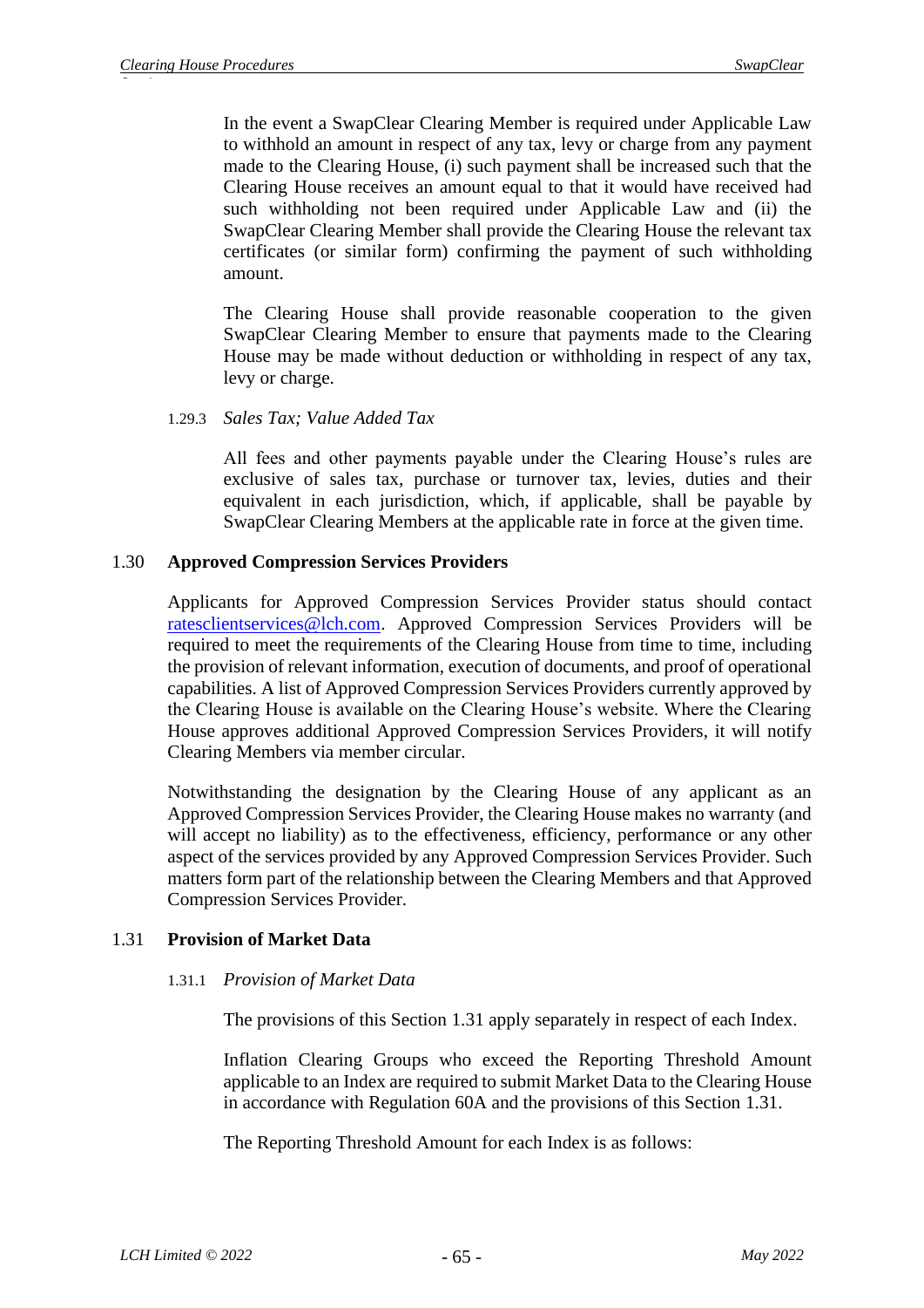In the event a SwapClear Clearing Member is required under Applicable Law to withhold an amount in respect of any tax, levy or charge from any payment made to the Clearing House, (i) such payment shall be increased such that the Clearing House receives an amount equal to that it would have received had such withholding not been required under Applicable Law and (ii) the SwapClear Clearing Member shall provide the Clearing House the relevant tax certificates (or similar form) confirming the payment of such withholding amount.

The Clearing House shall provide reasonable cooperation to the given SwapClear Clearing Member to ensure that payments made to the Clearing House may be made without deduction or withholding in respect of any tax, levy or charge.

#### 1.29.3 *Sales Tax; Value Added Tax*

All fees and other payments payable under the Clearing House's rules are exclusive of sales tax, purchase or turnover tax, levies, duties and their equivalent in each jurisdiction, which, if applicable, shall be payable by SwapClear Clearing Members at the applicable rate in force at the given time.

## 1.30 Approved Compression Services Providers

Applicants for Approved Compression Services Provider status should contact ratesclientservices@lch.com. Approved Compression Services Providers will be required to meet the requirements of the Clearing House from time to time, including the provision of relevant information, execution of documents, and proof of operational capabilities. A list of Approved Compression Services Providers currently approved by the Clearing House is available on the Clearing House's website. Where the Clearing House approves additional Approved Compression Services Providers, it will notify Clearing Members via member circular.

Notwithstanding the designation by the Clearing House of any applicant as an Approved Compression Services Provider, the Clearing House makes no warranty (and will accept no liability) as to the effectiveness, efficiency, performance or any other aspect of the services provided by any Approved Compression Services Provider. Such matters form part of the relationship between the Clearing Members and that Approved Compression Services Provider.

## 1.31 Provision of Market Data

#### 1.31.1 *Provision of Market Data*

The provisions of this Section 1.31 apply separately in respect of each Index.

Inflation Clearing Groups who exceed the Reporting Threshold Amount applicable to an Index are required to submit Market Data to the Clearing House in accordance with Regulation 60A and the provisions of this Section 1.31.

The Reporting Threshold Amount for each Index is as follows: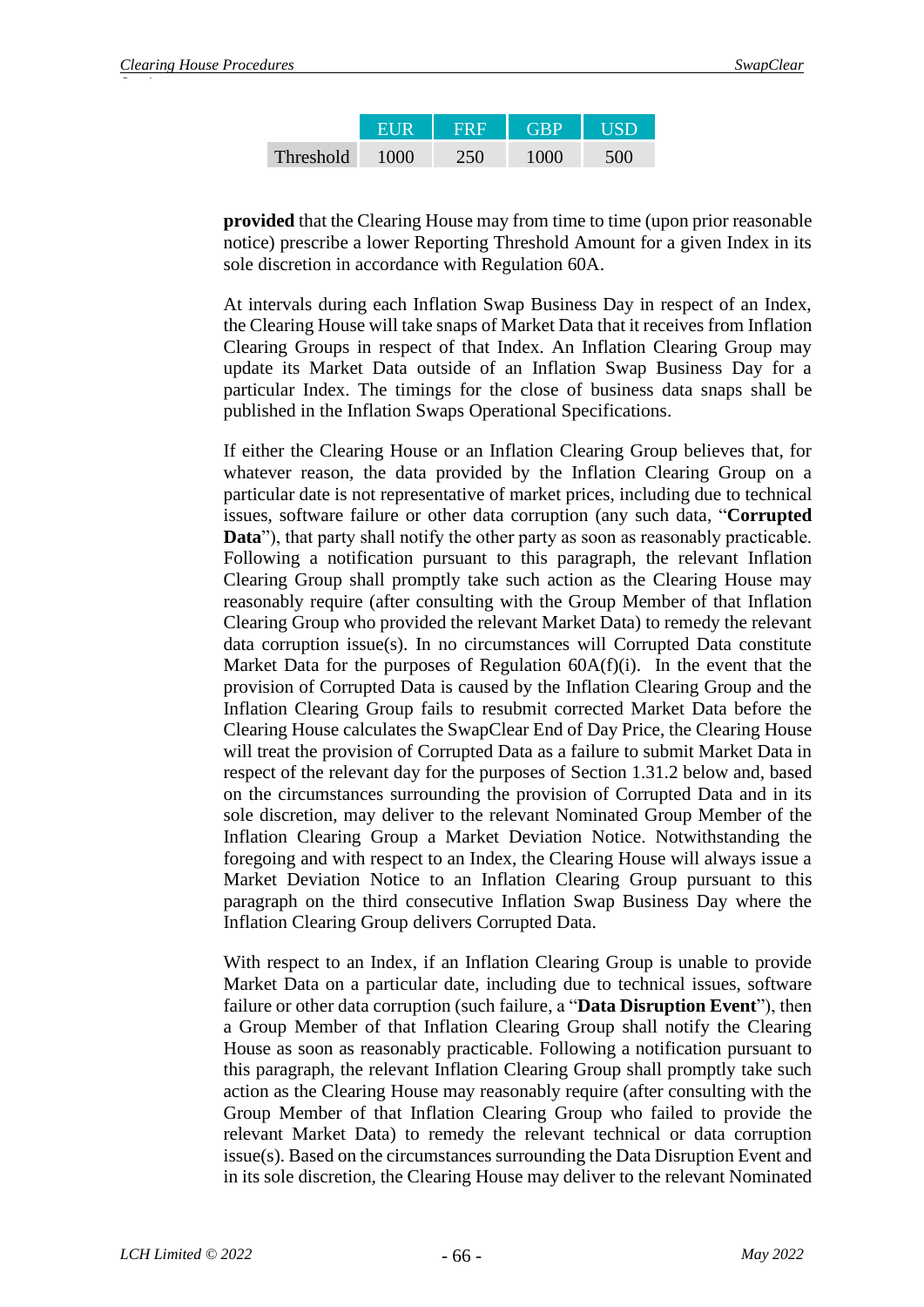|  | EUR | FRF | GBP | USD |
|---|---|---|---|---|
| Threshold | 1000 | 250 | 1000 | 500 |

**provided** that the Clearing House may from time to time (upon prior reasonable notice) prescribe a lower Reporting Threshold Amount for a given Index in its sole discretion in accordance with Regulation 60A.

At intervals during each Inflation Swap Business Day in respect of an Index, the Clearing House will take snaps of Market Data that it receives from Inflation Clearing Groups in respect of that Index. An Inflation Clearing Group may update its Market Data outside of an Inflation Swap Business Day for a particular Index. The timings for the close of business data snaps shall be published in the Inflation Swaps Operational Specifications.

If either the Clearing House or an Inflation Clearing Group believes that, for whatever reason, the data provided by the Inflation Clearing Group on a particular date is not representative of market prices, including due to technical issues, software failure or other data corruption (any such data, "**Corrupted Data**"), that party shall notify the other party as soon as reasonably practicable. Following a notification pursuant to this paragraph, the relevant Inflation Clearing Group shall promptly take such action as the Clearing House may reasonably require (after consulting with the Group Member of that Inflation Clearing Group who provided the relevant Market Data) to remedy the relevant data corruption issue(s). In no circumstances will Corrupted Data constitute Market Data for the purposes of Regulation 60A(f)(i). In the event that the provision of Corrupted Data is caused by the Inflation Clearing Group and the Inflation Clearing Group fails to resubmit corrected Market Data before the Clearing House calculates the SwapClear End of Day Price, the Clearing House will treat the provision of Corrupted Data as a failure to submit Market Data in respect of the relevant day for the purposes of Section 1.31.2 below and, based on the circumstances surrounding the provision of Corrupted Data and in its sole discretion, may deliver to the relevant Nominated Group Member of the Inflation Clearing Group a Market Deviation Notice. Notwithstanding the foregoing and with respect to an Index, the Clearing House will always issue a Market Deviation Notice to an Inflation Clearing Group pursuant to this paragraph on the third consecutive Inflation Swap Business Day where the Inflation Clearing Group delivers Corrupted Data.

With respect to an Index, if an Inflation Clearing Group is unable to provide Market Data on a particular date, including due to technical issues, software failure or other data corruption (such failure, a "**Data Disruption Event**"), then a Group Member of that Inflation Clearing Group shall notify the Clearing House as soon as reasonably practicable. Following a notification pursuant to this paragraph, the relevant Inflation Clearing Group shall promptly take such action as the Clearing House may reasonably require (after consulting with the Group Member of that Inflation Clearing Group who failed to provide the relevant Market Data) to remedy the relevant technical or data corruption issue(s). Based on the circumstances surrounding the Data Disruption Event and in its sole discretion, the Clearing House may deliver to the relevant Nominated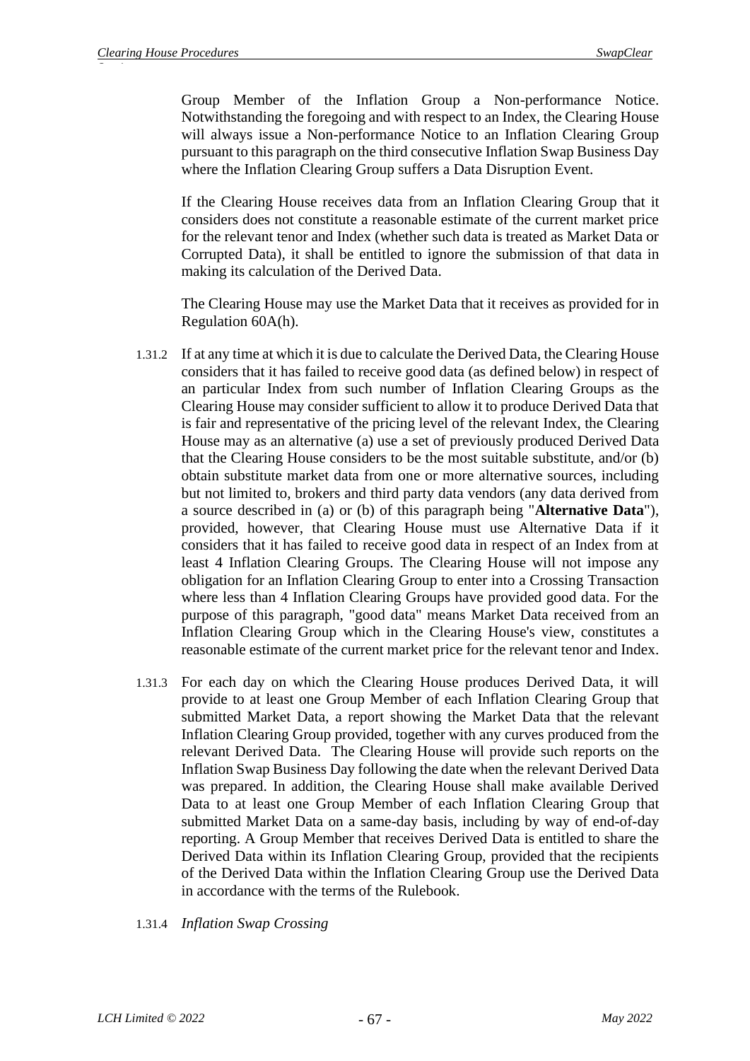Group Member of the Inflation Group a Non-performance Notice. Notwithstanding the foregoing and with respect to an Index, the Clearing House will always issue a Non-performance Notice to an Inflation Clearing Group pursuant to this paragraph on the third consecutive Inflation Swap Business Day where the Inflation Clearing Group suffers a Data Disruption Event.

If the Clearing House receives data from an Inflation Clearing Group that it considers does not constitute a reasonable estimate of the current market price for the relevant tenor and Index (whether such data is treated as Market Data or Corrupted Data), it shall be entitled to ignore the submission of that data in making its calculation of the Derived Data.

The Clearing House may use the Market Data that it receives as provided for in Regulation 60A(h).

1.31.2 If at any time at which it is due to calculate the Derived Data, the Clearing House considers that it has failed to receive good data (as defined below) in respect of an particular Index from such number of Inflation Clearing Groups as the Clearing House may consider sufficient to allow it to produce Derived Data that is fair and representative of the pricing level of the relevant Index, the Clearing House may as an alternative (a) use a set of previously produced Derived Data that the Clearing House considers to be the most suitable substitute, and/or (b) obtain substitute market data from one or more alternative sources, including but not limited to, brokers and third party data vendors (any data derived from a source described in (a) or (b) of this paragraph being "**Alternative Data**"), provided, however, that Clearing House must use Alternative Data if it considers that it has failed to receive good data in respect of an Index from at least 4 Inflation Clearing Groups. The Clearing House will not impose any obligation for an Inflation Clearing Group to enter into a Crossing Transaction where less than 4 Inflation Clearing Groups have provided good data. For the purpose of this paragraph, "good data" means Market Data received from an Inflation Clearing Group which in the Clearing House's view, constitutes a reasonable estimate of the current market price for the relevant tenor and Index.

1.31.3 For each day on which the Clearing House produces Derived Data, it will provide to at least one Group Member of each Inflation Clearing Group that submitted Market Data, a report showing the Market Data that the relevant Inflation Clearing Group provided, together with any curves produced from the relevant Derived Data. The Clearing House will provide such reports on the Inflation Swap Business Day following the date when the relevant Derived Data was prepared. In addition, the Clearing House shall make available Derived Data to at least one Group Member of each Inflation Clearing Group that submitted Market Data on a same-day basis, including by way of end-of-day reporting. A Group Member that receives Derived Data is entitled to share the Derived Data within its Inflation Clearing Group, provided that the recipients of the Derived Data within the Inflation Clearing Group use the Derived Data in accordance with the terms of the Rulebook.

1.31.4 *Inflation Swap Crossing*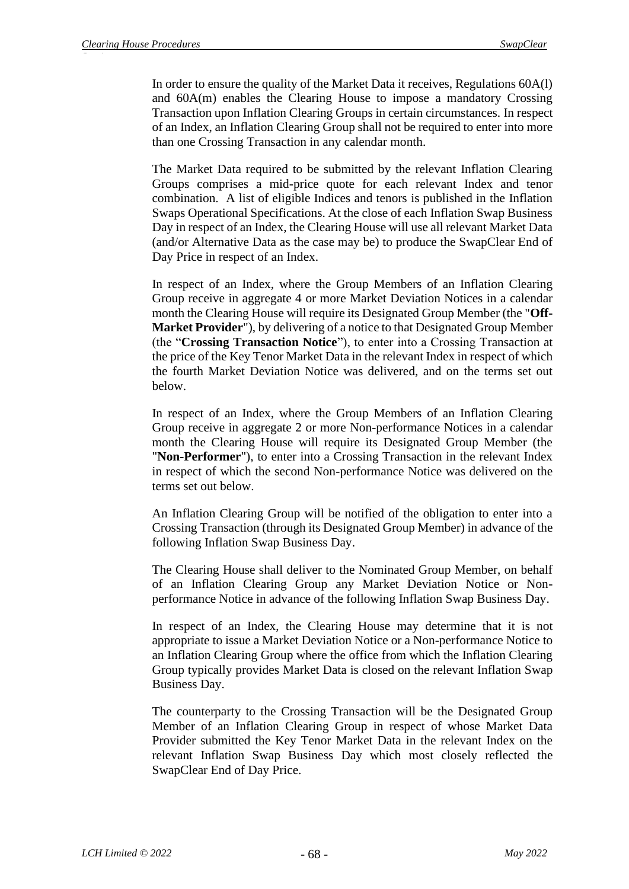In order to ensure the quality of the Market Data it receives, Regulations 60A(l) and 60A(m) enables the Clearing House to impose a mandatory Crossing Transaction upon Inflation Clearing Groups in certain circumstances. In respect of an Index, an Inflation Clearing Group shall not be required to enter into more than one Crossing Transaction in any calendar month.

The Market Data required to be submitted by the relevant Inflation Clearing Groups comprises a mid-price quote for each relevant Index and tenor combination. A list of eligible Indices and tenors is published in the Inflation Swaps Operational Specifications. At the close of each Inflation Swap Business Day in respect of an Index, the Clearing House will use all relevant Market Data (and/or Alternative Data as the case may be) to produce the SwapClear End of Day Price in respect of an Index.

In respect of an Index, where the Group Members of an Inflation Clearing Group receive in aggregate 4 or more Market Deviation Notices in a calendar month the Clearing House will require its Designated Group Member (the "**Off-Market Provider**"), by delivering of a notice to that Designated Group Member (the "**Crossing Transaction Notice**"), to enter into a Crossing Transaction at the price of the Key Tenor Market Data in the relevant Index in respect of which the fourth Market Deviation Notice was delivered, and on the terms set out below.

In respect of an Index, where the Group Members of an Inflation Clearing Group receive in aggregate 2 or more Non-performance Notices in a calendar month the Clearing House will require its Designated Group Member (the "**Non-Performer**"), to enter into a Crossing Transaction in the relevant Index in respect of which the second Non-performance Notice was delivered on the terms set out below.

An Inflation Clearing Group will be notified of the obligation to enter into a Crossing Transaction (through its Designated Group Member) in advance of the following Inflation Swap Business Day.

The Clearing House shall deliver to the Nominated Group Member, on behalf of an Inflation Clearing Group any Market Deviation Notice or Non-performance Notice in advance of the following Inflation Swap Business Day.

In respect of an Index, the Clearing House may determine that it is not appropriate to issue a Market Deviation Notice or a Non-performance Notice to an Inflation Clearing Group where the office from which the Inflation Clearing Group typically provides Market Data is closed on the relevant Inflation Swap Business Day.

The counterparty to the Crossing Transaction will be the Designated Group Member of an Inflation Clearing Group in respect of whose Market Data Provider submitted the Key Tenor Market Data in the relevant Index on the relevant Inflation Swap Business Day which most closely reflected the SwapClear End of Day Price.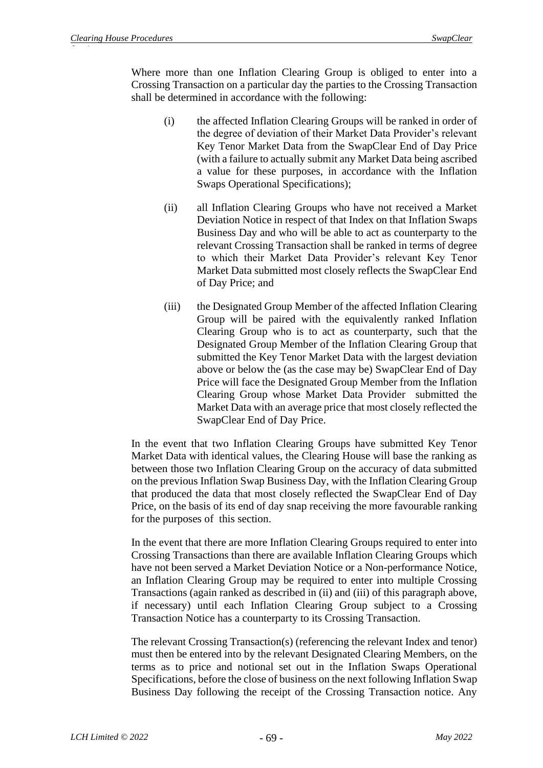Where more than one Inflation Clearing Group is obliged to enter into a Crossing Transaction on a particular day the parties to the Crossing Transaction shall be determined in accordance with the following:

(i) the affected Inflation Clearing Groups will be ranked in order of the degree of deviation of their Market Data Provider's relevant Key Tenor Market Data from the SwapClear End of Day Price (with a failure to actually submit any Market Data being ascribed a value for these purposes, in accordance with the Inflation Swaps Operational Specifications);

(ii) all Inflation Clearing Groups who have not received a Market Deviation Notice in respect of that Index on that Inflation Swaps Business Day and who will be able to act as counterparty to the relevant Crossing Transaction shall be ranked in terms of degree to which their Market Data Provider's relevant Key Tenor Market Data submitted most closely reflects the SwapClear End of Day Price; and

(iii) the Designated Group Member of the affected Inflation Clearing Group will be paired with the equivalently ranked Inflation Clearing Group who is to act as counterparty, such that the Designated Group Member of the Inflation Clearing Group that submitted the Key Tenor Market Data with the largest deviation above or below the (as the case may be) SwapClear End of Day Price will face the Designated Group Member from the Inflation Clearing Group whose Market Data Provider submitted the Market Data with an average price that most closely reflected the SwapClear End of Day Price.

In the event that two Inflation Clearing Groups have submitted Key Tenor Market Data with identical values, the Clearing House will base the ranking as between those two Inflation Clearing Group on the accuracy of data submitted on the previous Inflation Swap Business Day, with the Inflation Clearing Group that produced the data that most closely reflected the SwapClear End of Day Price, on the basis of its end of day snap receiving the more favourable ranking for the purposes of this section.

In the event that there are more Inflation Clearing Groups required to enter into Crossing Transactions than there are available Inflation Clearing Groups which have not been served a Market Deviation Notice or a Non-performance Notice, an Inflation Clearing Group may be required to enter into multiple Crossing Transactions (again ranked as described in (ii) and (iii) of this paragraph above, if necessary) until each Inflation Clearing Group subject to a Crossing Transaction Notice has a counterparty to its Crossing Transaction.

The relevant Crossing Transaction(s) (referencing the relevant Index and tenor) must then be entered into by the relevant Designated Clearing Members, on the terms as to price and notional set out in the Inflation Swaps Operational Specifications, before the close of business on the next following Inflation Swap Business Day following the receipt of the Crossing Transaction notice. Any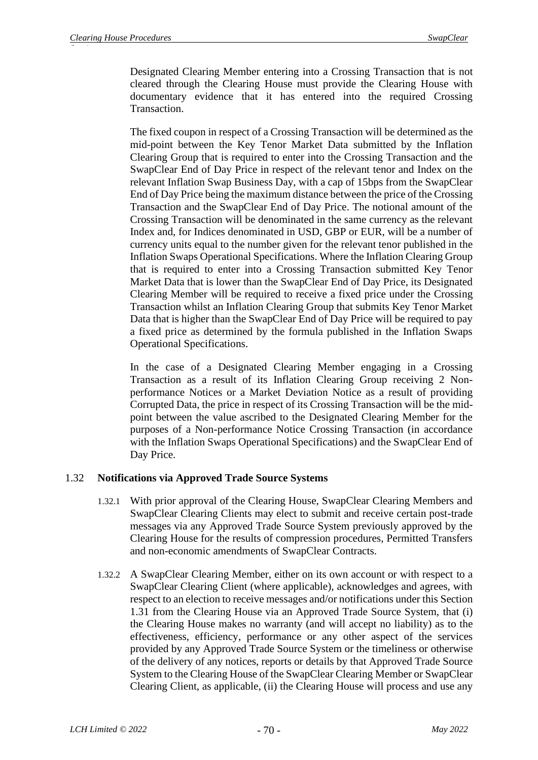Designated Clearing Member entering into a Crossing Transaction that is not cleared through the Clearing House must provide the Clearing House with documentary evidence that it has entered into the required Crossing Transaction.

The fixed coupon in respect of a Crossing Transaction will be determined as the mid-point between the Key Tenor Market Data submitted by the Inflation Clearing Group that is required to enter into the Crossing Transaction and the SwapClear End of Day Price in respect of the relevant tenor and Index on the relevant Inflation Swap Business Day, with a cap of 15bps from the SwapClear End of Day Price being the maximum distance between the price of the Crossing Transaction and the SwapClear End of Day Price. The notional amount of the Crossing Transaction will be denominated in the same currency as the relevant Index and, for Indices denominated in USD, GBP or EUR, will be a number of currency units equal to the number given for the relevant tenor published in the Inflation Swaps Operational Specifications. Where the Inflation Clearing Group that is required to enter into a Crossing Transaction submitted Key Tenor Market Data that is lower than the SwapClear End of Day Price, its Designated Clearing Member will be required to receive a fixed price under the Crossing Transaction whilst an Inflation Clearing Group that submits Key Tenor Market Data that is higher than the SwapClear End of Day Price will be required to pay a fixed price as determined by the formula published in the Inflation Swaps Operational Specifications.

In the case of a Designated Clearing Member engaging in a Crossing Transaction as a result of its Inflation Clearing Group receiving 2 Non-performance Notices or a Market Deviation Notice as a result of providing Corrupted Data, the price in respect of its Crossing Transaction will be the mid-point between the value ascribed to the Designated Clearing Member for the purposes of a Non-performance Notice Crossing Transaction (in accordance with the Inflation Swaps Operational Specifications) and the SwapClear End of Day Price.

### 1.32 Notifications via Approved Trade Source Systems

1.32.1 With prior approval of the Clearing House, SwapClear Clearing Members and SwapClear Clearing Clients may elect to submit and receive certain post-trade messages via any Approved Trade Source System previously approved by the Clearing House for the results of compression procedures, Permitted Transfers and non-economic amendments of SwapClear Contracts.

1.32.2 A SwapClear Clearing Member, either on its own account or with respect to a SwapClear Clearing Client (where applicable), acknowledges and agrees, with respect to an election to receive messages and/or notifications under this Section 1.31 from the Clearing House via an Approved Trade Source System, that (i) the Clearing House makes no warranty (and will accept no liability) as to the effectiveness, efficiency, performance or any other aspect of the services provided by any Approved Trade Source System or the timeliness or otherwise of the delivery of any notices, reports or details by that Approved Trade Source System to the Clearing House of the SwapClear Clearing Member or SwapClear Clearing Client, as applicable, (ii) the Clearing House will process and use any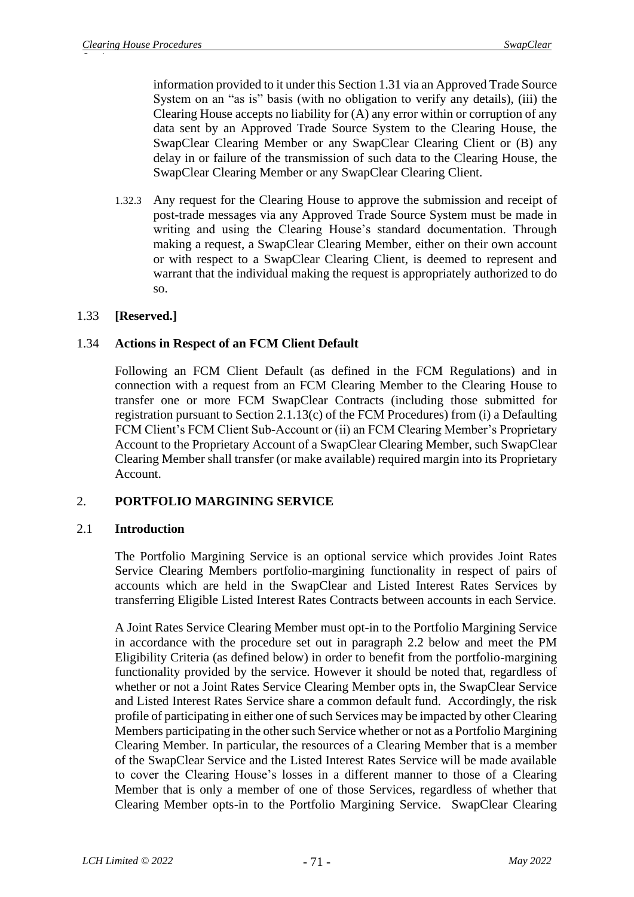information provided to it under this Section 1.31 via an Approved Trade Source System on an "as is" basis (with no obligation to verify any details), (iii) the Clearing House accepts no liability for (A) any error within or corruption of any data sent by an Approved Trade Source System to the Clearing House, the SwapClear Clearing Member or any SwapClear Clearing Client or (B) any delay in or failure of the transmission of such data to the Clearing House, the SwapClear Clearing Member or any SwapClear Clearing Client.

1.32.3 Any request for the Clearing House to approve the submission and receipt of post-trade messages via any Approved Trade Source System must be made in writing and using the Clearing House's standard documentation. Through making a request, a SwapClear Clearing Member, either on their own account or with respect to a SwapClear Clearing Client, is deemed to represent and warrant that the individual making the request is appropriately authorized to do so.

### 1.33 [Reserved.]

### 1.34 Actions in Respect of an FCM Client Default

Following an FCM Client Default (as defined in the FCM Regulations) and in connection with a request from an FCM Clearing Member to the Clearing House to transfer one or more FCM SwapClear Contracts (including those submitted for registration pursuant to Section 2.1.13(c) of the FCM Procedures) from (i) a Defaulting FCM Client's FCM Client Sub-Account or (ii) an FCM Clearing Member's Proprietary Account to the Proprietary Account of a SwapClear Clearing Member, such SwapClear Clearing Member shall transfer (or make available) required margin into its Proprietary Account.

## 2. PORTFOLIO MARGINING SERVICE

### 2.1 Introduction

The Portfolio Margining Service is an optional service which provides Joint Rates Service Clearing Members portfolio-margining functionality in respect of pairs of accounts which are held in the SwapClear and Listed Interest Rates Services by transferring Eligible Listed Interest Rates Contracts between accounts in each Service.

A Joint Rates Service Clearing Member must opt-in to the Portfolio Margining Service in accordance with the procedure set out in paragraph 2.2 below and meet the PM Eligibility Criteria (as defined below) in order to benefit from the portfolio-margining functionality provided by the service. However it should be noted that, regardless of whether or not a Joint Rates Service Clearing Member opts in, the SwapClear Service and Listed Interest Rates Service share a common default fund. Accordingly, the risk profile of participating in either one of such Services may be impacted by other Clearing Members participating in the other such Service whether or not as a Portfolio Margining Clearing Member. In particular, the resources of a Clearing Member that is a member of the SwapClear Service and the Listed Interest Rates Service will be made available to cover the Clearing House's losses in a different manner to those of a Clearing Member that is only a member of one of those Services, regardless of whether that Clearing Member opts-in to the Portfolio Margining Service. SwapClear Clearing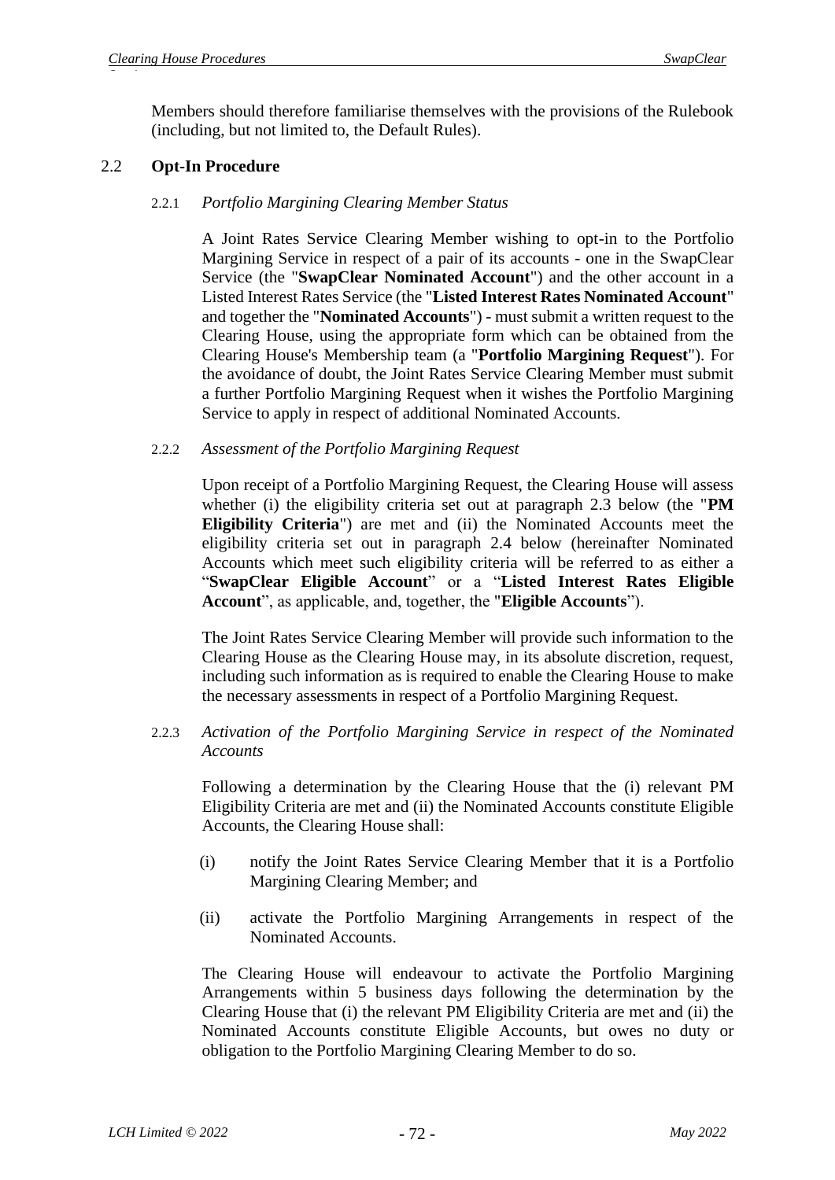Members should therefore familiarise themselves with the provisions of the Rulebook (including, but not limited to, the Default Rules).

## 2.2 Opt-In Procedure

### 2.2.1 *Portfolio Margining Clearing Member Status*

A Joint Rates Service Clearing Member wishing to opt-in to the Portfolio Margining Service in respect of a pair of its accounts - one in the SwapClear Service (the "**SwapClear Nominated Account**") and the other account in a Listed Interest Rates Service (the "**Listed Interest Rates Nominated Account**" and together the "**Nominated Accounts**") - must submit a written request to the Clearing House, using the appropriate form which can be obtained from the Clearing House's Membership team (a "**Portfolio Margining Request**"). For the avoidance of doubt, the Joint Rates Service Clearing Member must submit a further Portfolio Margining Request when it wishes the Portfolio Margining Service to apply in respect of additional Nominated Accounts.

### 2.2.2 *Assessment of the Portfolio Margining Request*

Upon receipt of a Portfolio Margining Request, the Clearing House will assess whether (i) the eligibility criteria set out at paragraph 2.3 below (the "**PM Eligibility Criteria**") are met and (ii) the Nominated Accounts meet the eligibility criteria set out in paragraph 2.4 below (hereinafter Nominated Accounts which meet such eligibility criteria will be referred to as either a "**SwapClear Eligible Account**" or a "**Listed Interest Rates Eligible Account**", as applicable, and, together, the "**Eligible Accounts**").

The Joint Rates Service Clearing Member will provide such information to the Clearing House as the Clearing House may, in its absolute discretion, request, including such information as is required to enable the Clearing House to make the necessary assessments in respect of a Portfolio Margining Request.

### 2.2.3 *Activation of the Portfolio Margining Service in respect of the Nominated Accounts*

Following a determination by the Clearing House that the (i) relevant PM Eligibility Criteria are met and (ii) the Nominated Accounts constitute Eligible Accounts, the Clearing House shall:

(i) notify the Joint Rates Service Clearing Member that it is a Portfolio Margining Clearing Member; and

(ii) activate the Portfolio Margining Arrangements in respect of the Nominated Accounts.

The Clearing House will endeavour to activate the Portfolio Margining Arrangements within 5 business days following the determination by the Clearing House that (i) the relevant PM Eligibility Criteria are met and (ii) the Nominated Accounts constitute Eligible Accounts, but owes no duty or obligation to the Portfolio Margining Clearing Member to do so.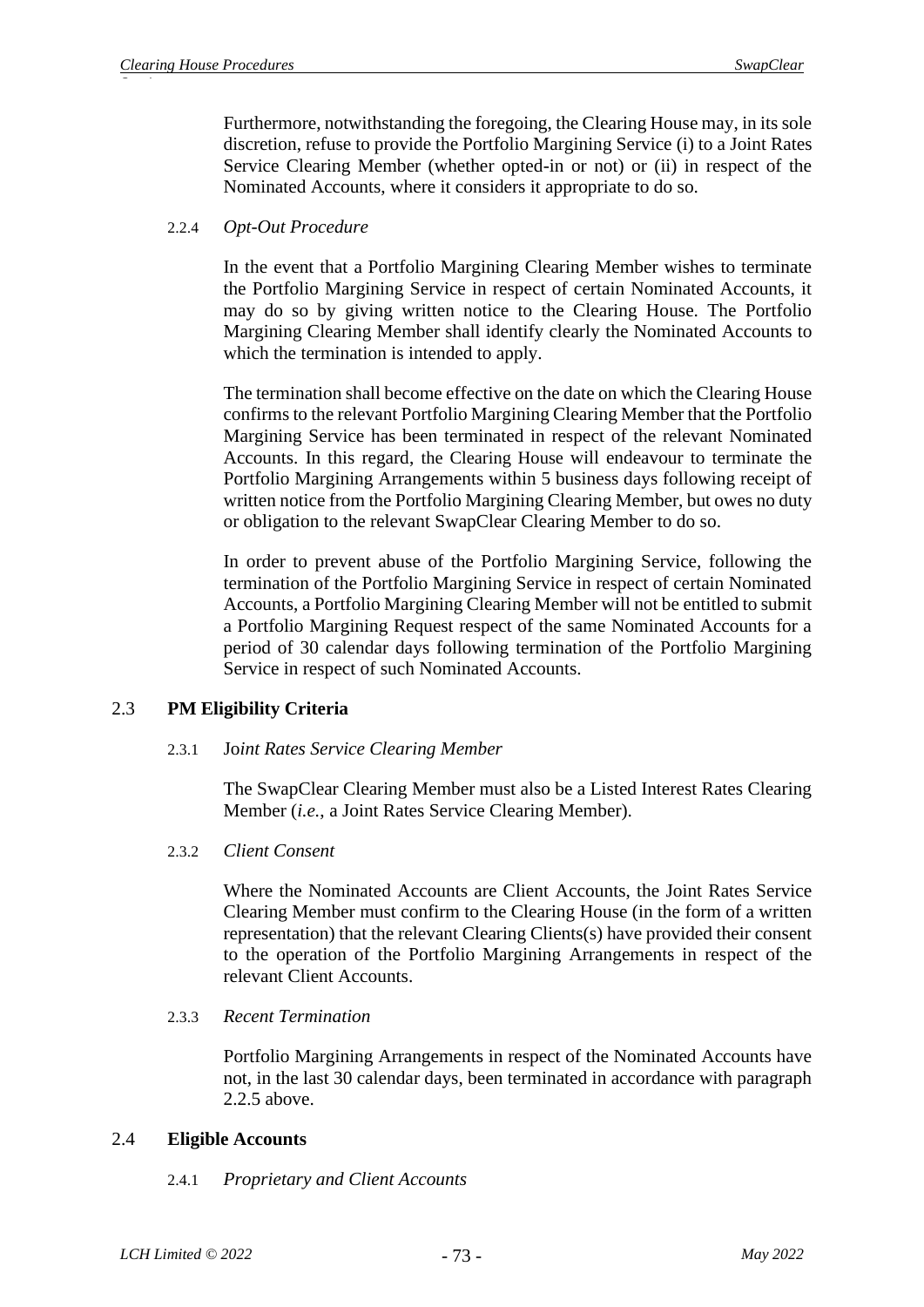Furthermore, notwithstanding the foregoing, the Clearing House may, in its sole discretion, refuse to provide the Portfolio Margining Service (i) to a Joint Rates Service Clearing Member (whether opted-in or not) or (ii) in respect of the Nominated Accounts, where it considers it appropriate to do so.

#### 2.2.4 *Opt-Out Procedure*

In the event that a Portfolio Margining Clearing Member wishes to terminate the Portfolio Margining Service in respect of certain Nominated Accounts, it may do so by giving written notice to the Clearing House. The Portfolio Margining Clearing Member shall identify clearly the Nominated Accounts to which the termination is intended to apply.

The termination shall become effective on the date on which the Clearing House confirms to the relevant Portfolio Margining Clearing Member that the Portfolio Margining Service has been terminated in respect of the relevant Nominated Accounts. In this regard, the Clearing House will endeavour to terminate the Portfolio Margining Arrangements within 5 business days following receipt of written notice from the Portfolio Margining Clearing Member, but owes no duty or obligation to the relevant SwapClear Clearing Member to do so.

In order to prevent abuse of the Portfolio Margining Service, following the termination of the Portfolio Margining Service in respect of certain Nominated Accounts, a Portfolio Margining Clearing Member will not be entitled to submit a Portfolio Margining Request respect of the same Nominated Accounts for a period of 30 calendar days following termination of the Portfolio Margining Service in respect of such Nominated Accounts.

### 2.3 **PM Eligibility Criteria**

#### 2.3.1 Jo*int Rates Service Clearing Member*

The SwapClear Clearing Member must also be a Listed Interest Rates Clearing Member (*i.e.*, a Joint Rates Service Clearing Member).

#### 2.3.2 *Client Consent*

Where the Nominated Accounts are Client Accounts, the Joint Rates Service Clearing Member must confirm to the Clearing House (in the form of a written representation) that the relevant Clearing Clients(s) have provided their consent to the operation of the Portfolio Margining Arrangements in respect of the relevant Client Accounts.

#### 2.3.3 *Recent Termination*

Portfolio Margining Arrangements in respect of the Nominated Accounts have not, in the last 30 calendar days, been terminated in accordance with paragraph 2.2.5 above.

### 2.4 **Eligible Accounts**

#### 2.4.1 *Proprietary and Client Accounts*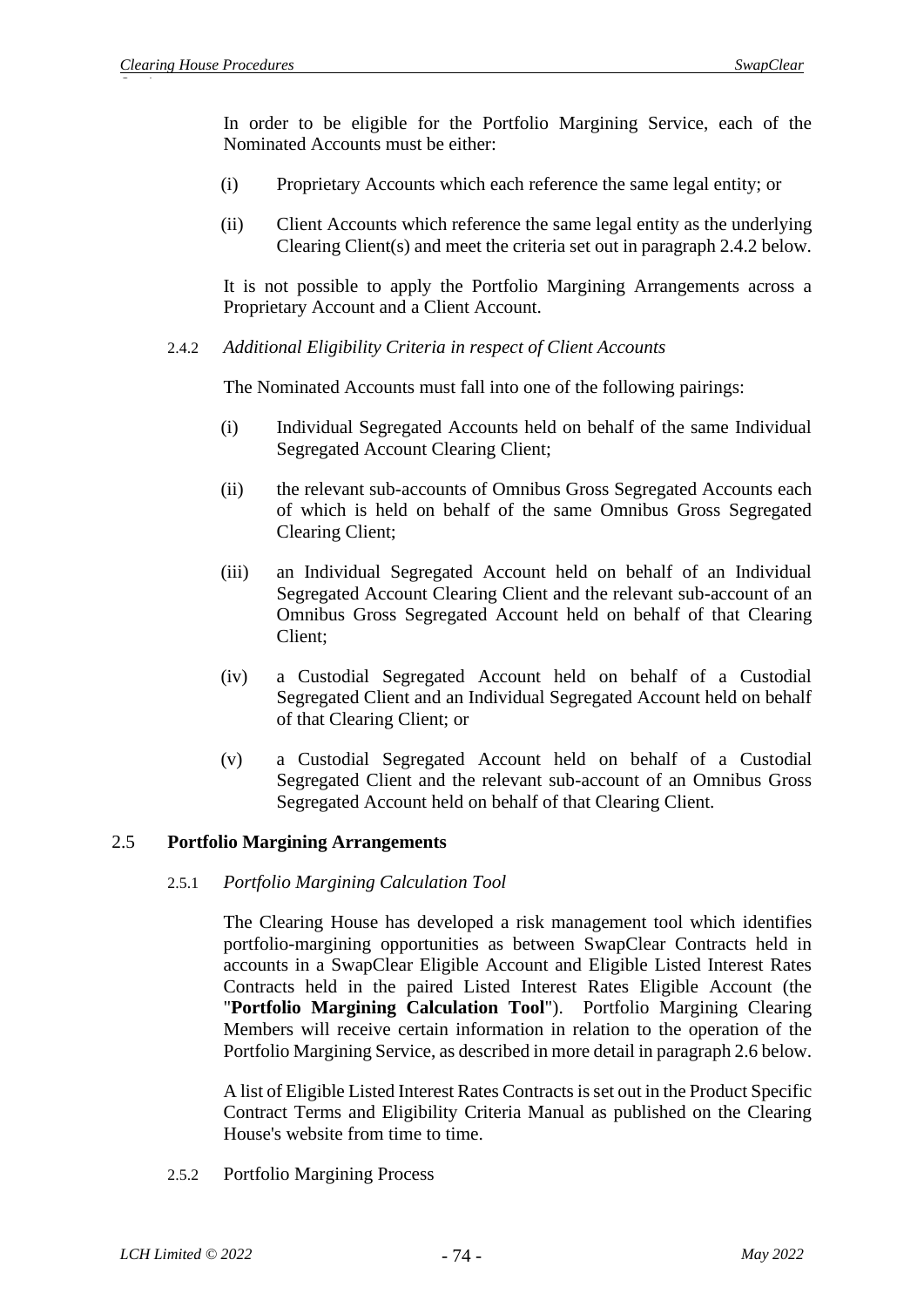In order to be eligible for the Portfolio Margining Service, each of the Nominated Accounts must be either:

(i) Proprietary Accounts which each reference the same legal entity; or

(ii) Client Accounts which reference the same legal entity as the underlying Clearing Client(s) and meet the criteria set out in paragraph 2.4.2 below.

It is not possible to apply the Portfolio Margining Arrangements across a Proprietary Account and a Client Account.

2.4.2 *Additional Eligibility Criteria in respect of Client Accounts*

The Nominated Accounts must fall into one of the following pairings:

(i) Individual Segregated Accounts held on behalf of the same Individual Segregated Account Clearing Client;

(ii) the relevant sub-accounts of Omnibus Gross Segregated Accounts each of which is held on behalf of the same Omnibus Gross Segregated Clearing Client;

(iii) an Individual Segregated Account held on behalf of an Individual Segregated Account Clearing Client and the relevant sub-account of an Omnibus Gross Segregated Account held on behalf of that Clearing Client;

(iv) a Custodial Segregated Account held on behalf of a Custodial Segregated Client and an Individual Segregated Account held on behalf of that Clearing Client; or

(v) a Custodial Segregated Account held on behalf of a Custodial Segregated Client and the relevant sub-account of an Omnibus Gross Segregated Account held on behalf of that Clearing Client.

## 2.5 Portfolio Margining Arrangements

2.5.1 *Portfolio Margining Calculation Tool*

The Clearing House has developed a risk management tool which identifies portfolio-margining opportunities as between SwapClear Contracts held in accounts in a SwapClear Eligible Account and Eligible Listed Interest Rates Contracts held in the paired Listed Interest Rates Eligible Account (the "**Portfolio Margining Calculation Tool**"). Portfolio Margining Clearing Members will receive certain information in relation to the operation of the Portfolio Margining Service, as described in more detail in paragraph 2.6 below.

A list of Eligible Listed Interest Rates Contracts is set out in the Product Specific Contract Terms and Eligibility Criteria Manual as published on the Clearing House's website from time to time.

2.5.2 Portfolio Margining Process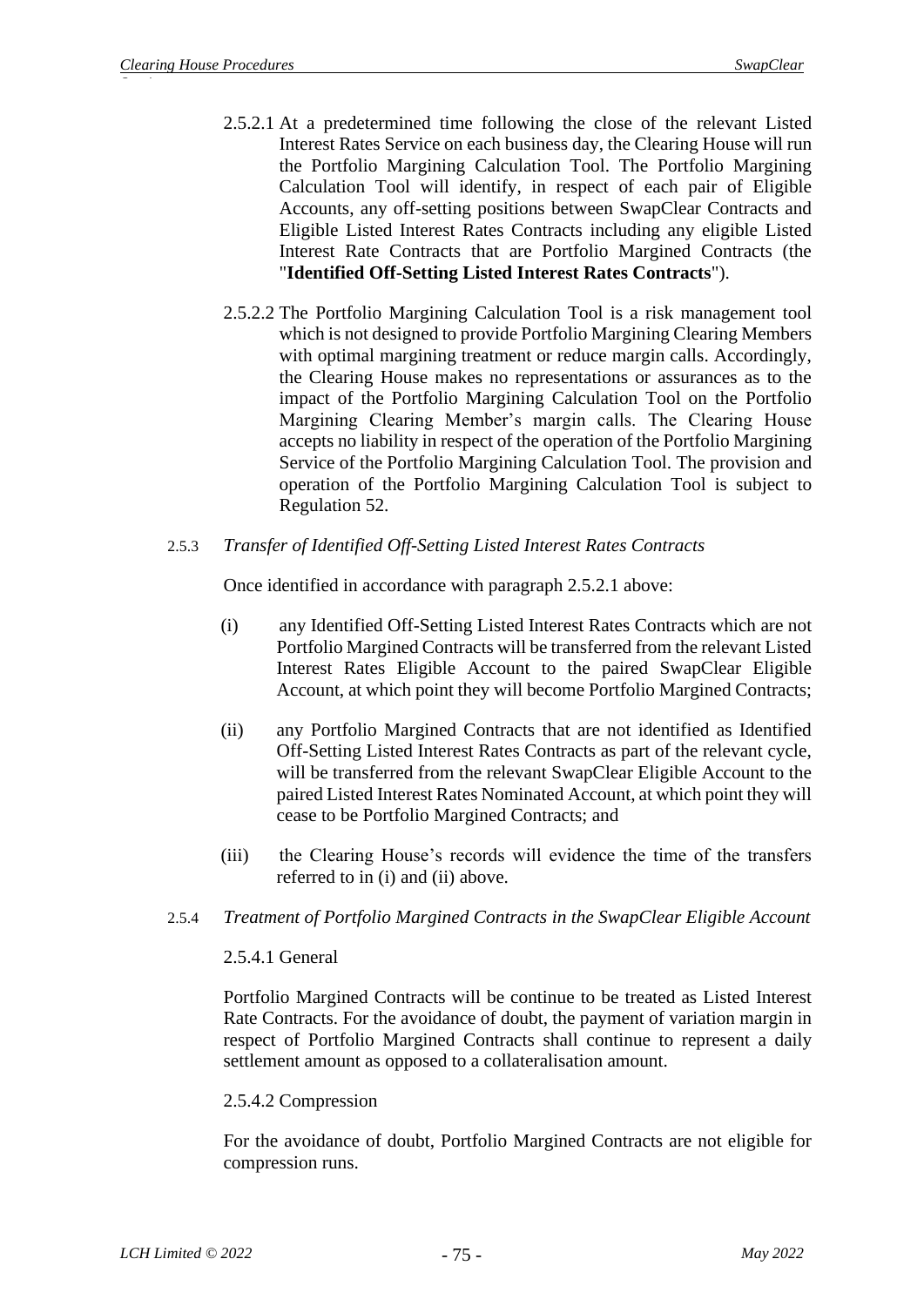2.5.2.1 At a predetermined time following the close of the relevant Listed Interest Rates Service on each business day, the Clearing House will run the Portfolio Margining Calculation Tool. The Portfolio Margining Calculation Tool will identify, in respect of each pair of Eligible Accounts, any off-setting positions between SwapClear Contracts and Eligible Listed Interest Rates Contracts including any eligible Listed Interest Rate Contracts that are Portfolio Margined Contracts (the "**Identified Off-Setting Listed Interest Rates Contracts**").

2.5.2.2 The Portfolio Margining Calculation Tool is a risk management tool which is not designed to provide Portfolio Margining Clearing Members with optimal margining treatment or reduce margin calls. Accordingly, the Clearing House makes no representations or assurances as to the impact of the Portfolio Margining Calculation Tool on the Portfolio Margining Clearing Member's margin calls. The Clearing House accepts no liability in respect of the operation of the Portfolio Margining Service of the Portfolio Margining Calculation Tool. The provision and operation of the Portfolio Margining Calculation Tool is subject to Regulation 52.

2.5.3 *Transfer of Identified Off-Setting Listed Interest Rates Contracts*

Once identified in accordance with paragraph 2.5.2.1 above:

(i) any Identified Off-Setting Listed Interest Rates Contracts which are not Portfolio Margined Contracts will be transferred from the relevant Listed Interest Rates Eligible Account to the paired SwapClear Eligible Account, at which point they will become Portfolio Margined Contracts;

(ii) any Portfolio Margined Contracts that are not identified as Identified Off-Setting Listed Interest Rates Contracts as part of the relevant cycle, will be transferred from the relevant SwapClear Eligible Account to the paired Listed Interest Rates Nominated Account, at which point they will cease to be Portfolio Margined Contracts; and

(iii) the Clearing House's records will evidence the time of the transfers referred to in (i) and (ii) above.

2.5.4 *Treatment of Portfolio Margined Contracts in the SwapClear Eligible Account*

2.5.4.1 General

Portfolio Margined Contracts will be continue to be treated as Listed Interest Rate Contracts. For the avoidance of doubt, the payment of variation margin in respect of Portfolio Margined Contracts shall continue to represent a daily settlement amount as opposed to a collateralisation amount.

2.5.4.2 Compression

For the avoidance of doubt, Portfolio Margined Contracts are not eligible for compression runs.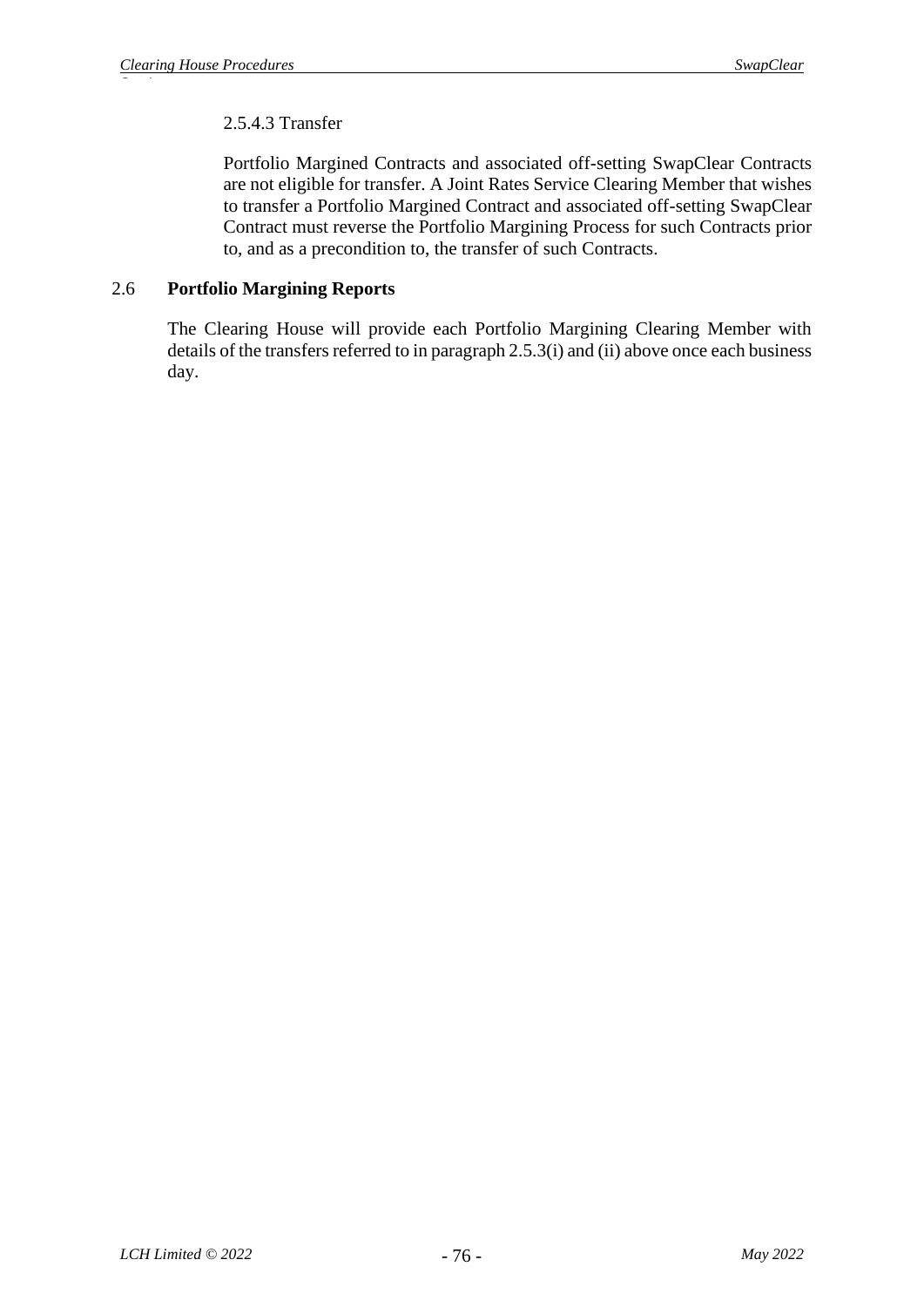2.5.4.3 Transfer

Portfolio Margined Contracts and associated off-setting SwapClear Contracts are not eligible for transfer. A Joint Rates Service Clearing Member that wishes to transfer a Portfolio Margined Contract and associated off-setting SwapClear Contract must reverse the Portfolio Margining Process for such Contracts prior to, and as a precondition to, the transfer of such Contracts.

## 2.6 **Portfolio Margining Reports**

The Clearing House will provide each Portfolio Margining Clearing Member with details of the transfers referred to in paragraph 2.5.3(i) and (ii) above once each business day.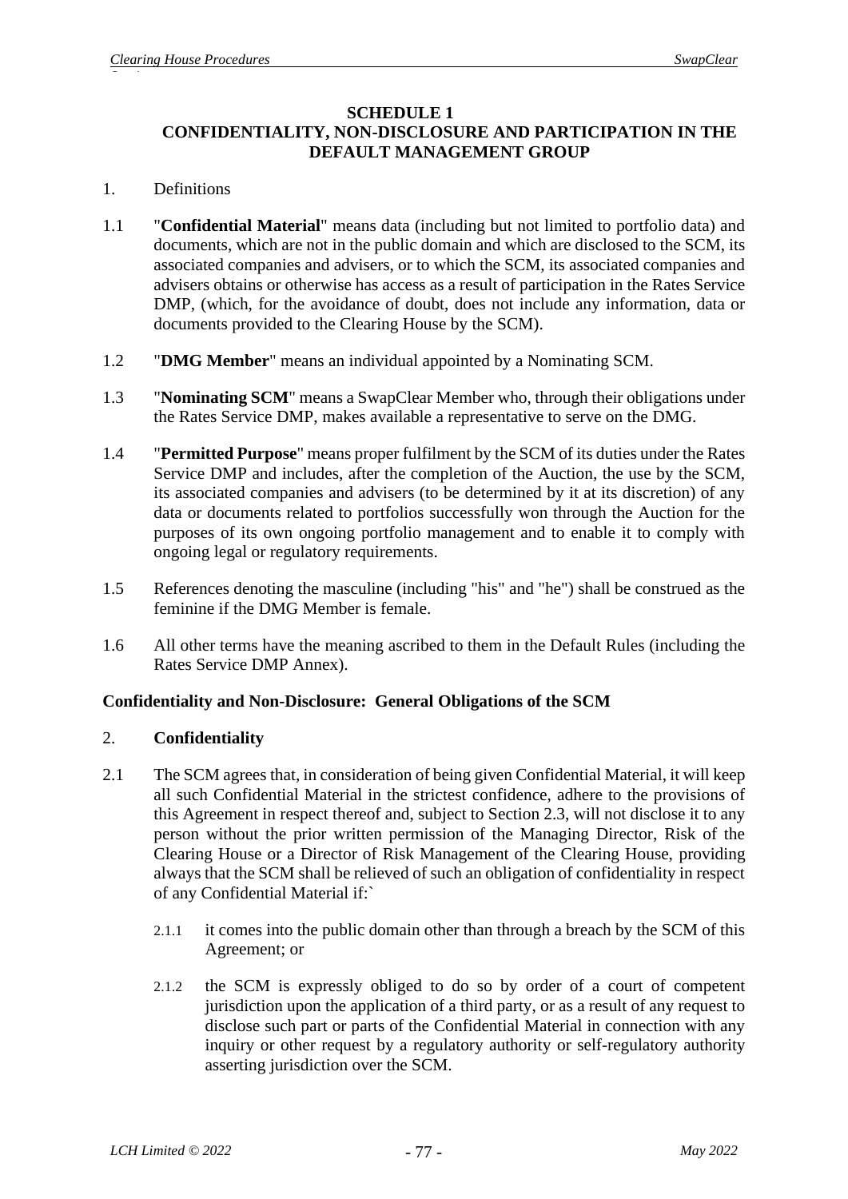## SCHEDULE 1
## CONFIDENTIALITY, NON-DISCLOSURE AND PARTICIPATION IN THE DEFAULT MANAGEMENT GROUP

1. Definitions

1.1 "**Confidential Material**" means data (including but not limited to portfolio data) and documents, which are not in the public domain and which are disclosed to the SCM, its associated companies and advisers, or to which the SCM, its associated companies and advisers obtains or otherwise has access as a result of participation in the Rates Service DMP, (which, for the avoidance of doubt, does not include any information, data or documents provided to the Clearing House by the SCM).

1.2 "**DMG Member**" means an individual appointed by a Nominating SCM.

1.3 "**Nominating SCM**" means a SwapClear Member who, through their obligations under the Rates Service DMP, makes available a representative to serve on the DMG.

1.4 "**Permitted Purpose**" means proper fulfilment by the SCM of its duties under the Rates Service DMP and includes, after the completion of the Auction, the use by the SCM, its associated companies and advisers (to be determined by it at its discretion) of any data or documents related to portfolios successfully won through the Auction for the purposes of its own ongoing portfolio management and to enable it to comply with ongoing legal or regulatory requirements.

1.5 References denoting the masculine (including "his" and "he") shall be construed as the feminine if the DMG Member is female.

1.6 All other terms have the meaning ascribed to them in the Default Rules (including the Rates Service DMP Annex).

**Confidentiality and Non-Disclosure: General Obligations of the SCM**

2. **Confidentiality**

2.1 The SCM agrees that, in consideration of being given Confidential Material, it will keep all such Confidential Material in the strictest confidence, adhere to the provisions of this Agreement in respect thereof and, subject to Section 2.3, will not disclose it to any person without the prior written permission of the Managing Director, Risk of the Clearing House or a Director of Risk Management of the Clearing House, providing always that the SCM shall be relieved of such an obligation of confidentiality in respect of any Confidential Material if:`

  2.1.1 it comes into the public domain other than through a breach by the SCM of this Agreement; or

  2.1.2 the SCM is expressly obliged to do so by order of a court of competent jurisdiction upon the application of a third party, or as a result of any request to disclose such part or parts of the Confidential Material in connection with any inquiry or other request by a regulatory authority or self-regulatory authority asserting jurisdiction over the SCM.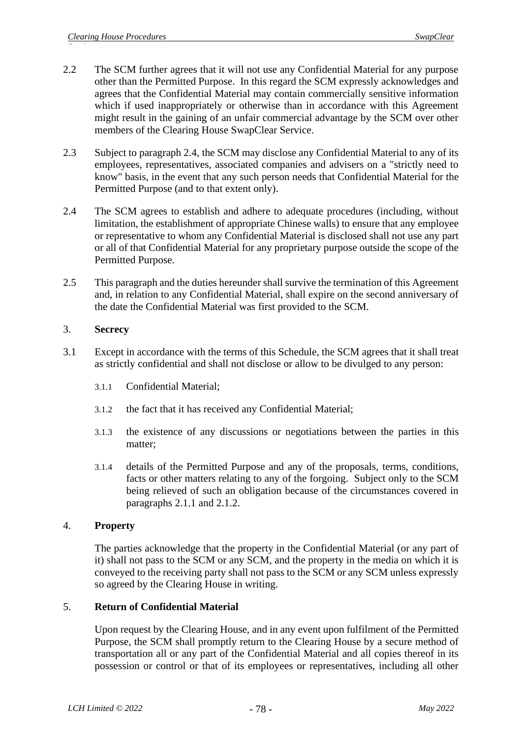2.2 The SCM further agrees that it will not use any Confidential Material for any purpose other than the Permitted Purpose. In this regard the SCM expressly acknowledges and agrees that the Confidential Material may contain commercially sensitive information which if used inappropriately or otherwise than in accordance with this Agreement might result in the gaining of an unfair commercial advantage by the SCM over other members of the Clearing House SwapClear Service.

2.3 Subject to paragraph 2.4, the SCM may disclose any Confidential Material to any of its employees, representatives, associated companies and advisers on a "strictly need to know" basis, in the event that any such person needs that Confidential Material for the Permitted Purpose (and to that extent only).

2.4 The SCM agrees to establish and adhere to adequate procedures (including, without limitation, the establishment of appropriate Chinese walls) to ensure that any employee or representative to whom any Confidential Material is disclosed shall not use any part or all of that Confidential Material for any proprietary purpose outside the scope of the Permitted Purpose.

2.5 This paragraph and the duties hereunder shall survive the termination of this Agreement and, in relation to any Confidential Material, shall expire on the second anniversary of the date the Confidential Material was first provided to the SCM.

3. **Secrecy**

3.1 Except in accordance with the terms of this Schedule, the SCM agrees that it shall treat as strictly confidential and shall not disclose or allow to be divulged to any person:

3.1.1 Confidential Material;

3.1.2 the fact that it has received any Confidential Material;

3.1.3 the existence of any discussions or negotiations between the parties in this matter;

3.1.4 details of the Permitted Purpose and any of the proposals, terms, conditions, facts or other matters relating to any of the forgoing. Subject only to the SCM being relieved of such an obligation because of the circumstances covered in paragraphs 2.1.1 and 2.1.2.

4. **Property**

The parties acknowledge that the property in the Confidential Material (or any part of it) shall not pass to the SCM or any SCM, and the property in the media on which it is conveyed to the receiving party shall not pass to the SCM or any SCM unless expressly so agreed by the Clearing House in writing.

5. **Return of Confidential Material**

Upon request by the Clearing House, and in any event upon fulfilment of the Permitted Purpose, the SCM shall promptly return to the Clearing House by a secure method of transportation all or any part of the Confidential Material and all copies thereof in its possession or control or that of its employees or representatives, including all other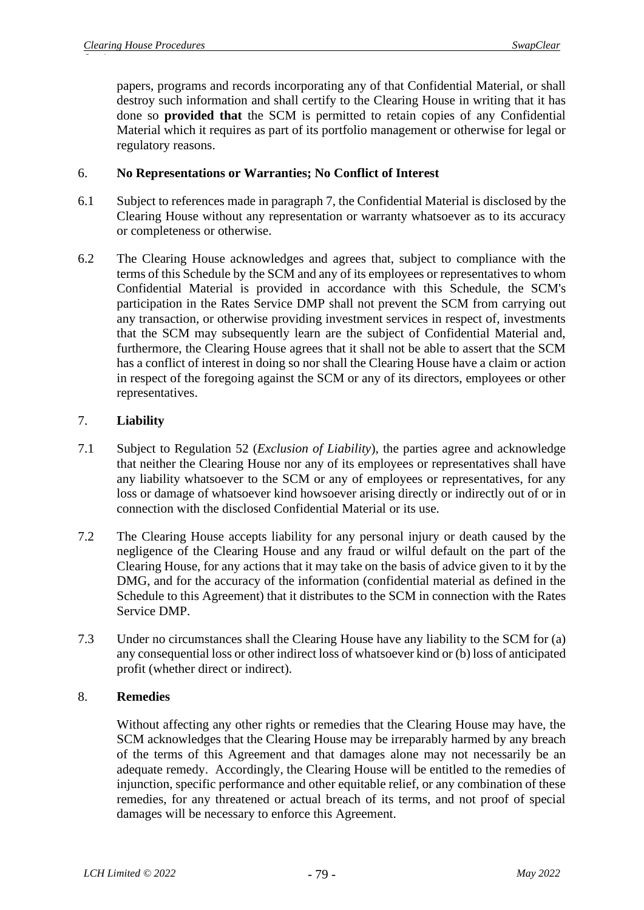papers, programs and records incorporating any of that Confidential Material, or shall destroy such information and shall certify to the Clearing House in writing that it has done so **provided that** the SCM is permitted to retain copies of any Confidential Material which it requires as part of its portfolio management or otherwise for legal or regulatory reasons.

6. **No Representations or Warranties; No Conflict of Interest**

6.1 Subject to references made in paragraph 7, the Confidential Material is disclosed by the Clearing House without any representation or warranty whatsoever as to its accuracy or completeness or otherwise.

6.2 The Clearing House acknowledges and agrees that, subject to compliance with the terms of this Schedule by the SCM and any of its employees or representatives to whom Confidential Material is provided in accordance with this Schedule, the SCM's participation in the Rates Service DMP shall not prevent the SCM from carrying out any transaction, or otherwise providing investment services in respect of, investments that the SCM may subsequently learn are the subject of Confidential Material and, furthermore, the Clearing House agrees that it shall not be able to assert that the SCM has a conflict of interest in doing so nor shall the Clearing House have a claim or action in respect of the foregoing against the SCM or any of its directors, employees or other representatives.

7. **Liability**

7.1 Subject to Regulation 52 (*Exclusion of Liability*), the parties agree and acknowledge that neither the Clearing House nor any of its employees or representatives shall have any liability whatsoever to the SCM or any of employees or representatives, for any loss or damage of whatsoever kind howsoever arising directly or indirectly out of or in connection with the disclosed Confidential Material or its use.

7.2 The Clearing House accepts liability for any personal injury or death caused by the negligence of the Clearing House and any fraud or wilful default on the part of the Clearing House, for any actions that it may take on the basis of advice given to it by the DMG, and for the accuracy of the information (confidential material as defined in the Schedule to this Agreement) that it distributes to the SCM in connection with the Rates Service DMP.

7.3 Under no circumstances shall the Clearing House have any liability to the SCM for (a) any consequential loss or other indirect loss of whatsoever kind or (b) loss of anticipated profit (whether direct or indirect).

8. **Remedies**

Without affecting any other rights or remedies that the Clearing House may have, the SCM acknowledges that the Clearing House may be irreparably harmed by any breach of the terms of this Agreement and that damages alone may not necessarily be an adequate remedy. Accordingly, the Clearing House will be entitled to the remedies of injunction, specific performance and other equitable relief, or any combination of these remedies, for any threatened or actual breach of its terms, and not proof of special damages will be necessary to enforce this Agreement.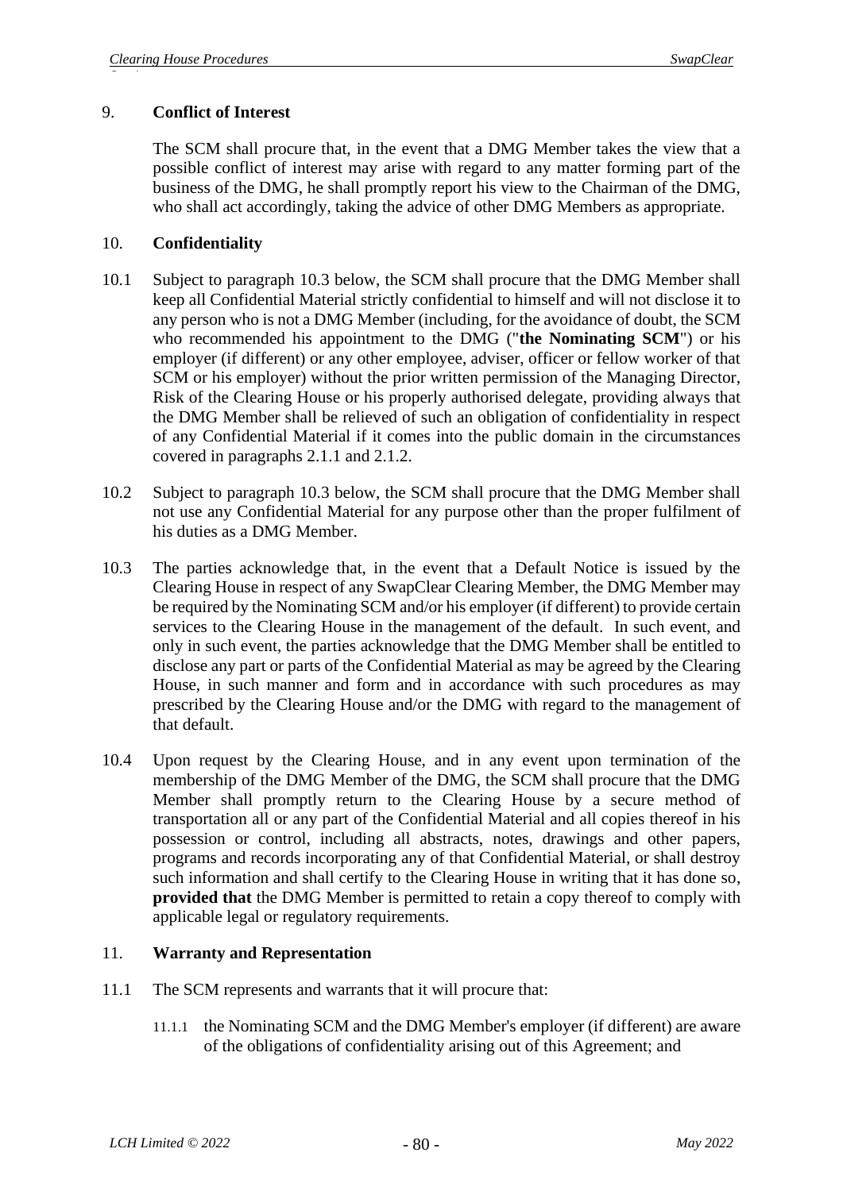## 9. Conflict of Interest

The SCM shall procure that, in the event that a DMG Member takes the view that a possible conflict of interest may arise with regard to any matter forming part of the business of the DMG, he shall promptly report his view to the Chairman of the DMG, who shall act accordingly, taking the advice of other DMG Members as appropriate.

## 10. Confidentiality

10.1 Subject to paragraph 10.3 below, the SCM shall procure that the DMG Member shall keep all Confidential Material strictly confidential to himself and will not disclose it to any person who is not a DMG Member (including, for the avoidance of doubt, the SCM who recommended his appointment to the DMG ("**the Nominating SCM**") or his employer (if different) or any other employee, adviser, officer or fellow worker of that SCM or his employer) without the prior written permission of the Managing Director, Risk of the Clearing House or his properly authorised delegate, providing always that the DMG Member shall be relieved of such an obligation of confidentiality in respect of any Confidential Material if it comes into the public domain in the circumstances covered in paragraphs 2.1.1 and 2.1.2.

10.2 Subject to paragraph 10.3 below, the SCM shall procure that the DMG Member shall not use any Confidential Material for any purpose other than the proper fulfilment of his duties as a DMG Member.

10.3 The parties acknowledge that, in the event that a Default Notice is issued by the Clearing House in respect of any SwapClear Clearing Member, the DMG Member may be required by the Nominating SCM and/or his employer (if different) to provide certain services to the Clearing House in the management of the default. In such event, and only in such event, the parties acknowledge that the DMG Member shall be entitled to disclose any part or parts of the Confidential Material as may be agreed by the Clearing House, in such manner and form and in accordance with such procedures as may prescribed by the Clearing House and/or the DMG with regard to the management of that default.

10.4 Upon request by the Clearing House, and in any event upon termination of the membership of the DMG Member of the DMG, the SCM shall procure that the DMG Member shall promptly return to the Clearing House by a secure method of transportation all or any part of the Confidential Material and all copies thereof in his possession or control, including all abstracts, notes, drawings and other papers, programs and records incorporating any of that Confidential Material, or shall destroy such information and shall certify to the Clearing House in writing that it has done so, **provided that** the DMG Member is permitted to retain a copy thereof to comply with applicable legal or regulatory requirements.

## 11. Warranty and Representation

11.1 The SCM represents and warrants that it will procure that:

11.1.1 the Nominating SCM and the DMG Member's employer (if different) are aware of the obligations of confidentiality arising out of this Agreement; and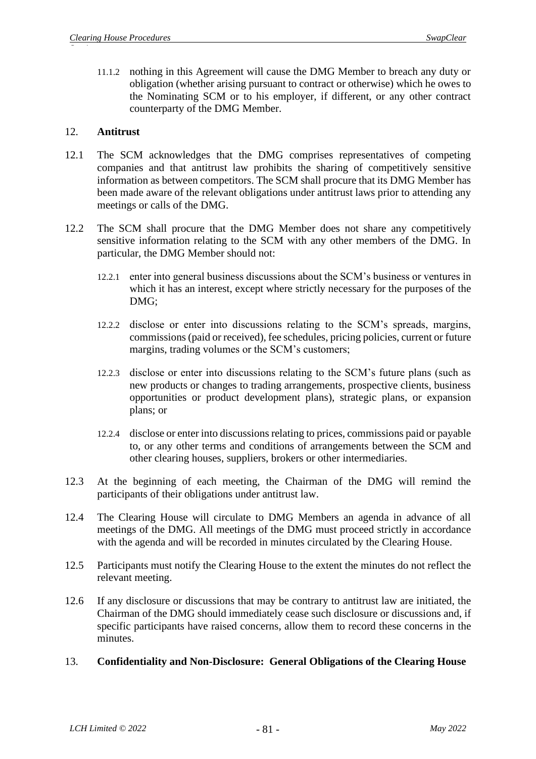11.1.2 nothing in this Agreement will cause the DMG Member to breach any duty or obligation (whether arising pursuant to contract or otherwise) which he owes to the Nominating SCM or to his employer, if different, or any other contract counterparty of the DMG Member.

## 12. Antitrust

12.1 The SCM acknowledges that the DMG comprises representatives of competing companies and that antitrust law prohibits the sharing of competitively sensitive information as between competitors. The SCM shall procure that its DMG Member has been made aware of the relevant obligations under antitrust laws prior to attending any meetings or calls of the DMG.

12.2 The SCM shall procure that the DMG Member does not share any competitively sensitive information relating to the SCM with any other members of the DMG. In particular, the DMG Member should not:

12.2.1 enter into general business discussions about the SCM's business or ventures in which it has an interest, except where strictly necessary for the purposes of the DMG;

12.2.2 disclose or enter into discussions relating to the SCM's spreads, margins, commissions (paid or received), fee schedules, pricing policies, current or future margins, trading volumes or the SCM's customers;

12.2.3 disclose or enter into discussions relating to the SCM's future plans (such as new products or changes to trading arrangements, prospective clients, business opportunities or product development plans), strategic plans, or expansion plans; or

12.2.4 disclose or enter into discussions relating to prices, commissions paid or payable to, or any other terms and conditions of arrangements between the SCM and other clearing houses, suppliers, brokers or other intermediaries.

12.3 At the beginning of each meeting, the Chairman of the DMG will remind the participants of their obligations under antitrust law.

12.4 The Clearing House will circulate to DMG Members an agenda in advance of all meetings of the DMG. All meetings of the DMG must proceed strictly in accordance with the agenda and will be recorded in minutes circulated by the Clearing House.

12.5 Participants must notify the Clearing House to the extent the minutes do not reflect the relevant meeting.

12.6 If any disclosure or discussions that may be contrary to antitrust law are initiated, the Chairman of the DMG should immediately cease such disclosure or discussions and, if specific participants have raised concerns, allow them to record these concerns in the minutes.

## 13. Confidentiality and Non-Disclosure: General Obligations of the Clearing House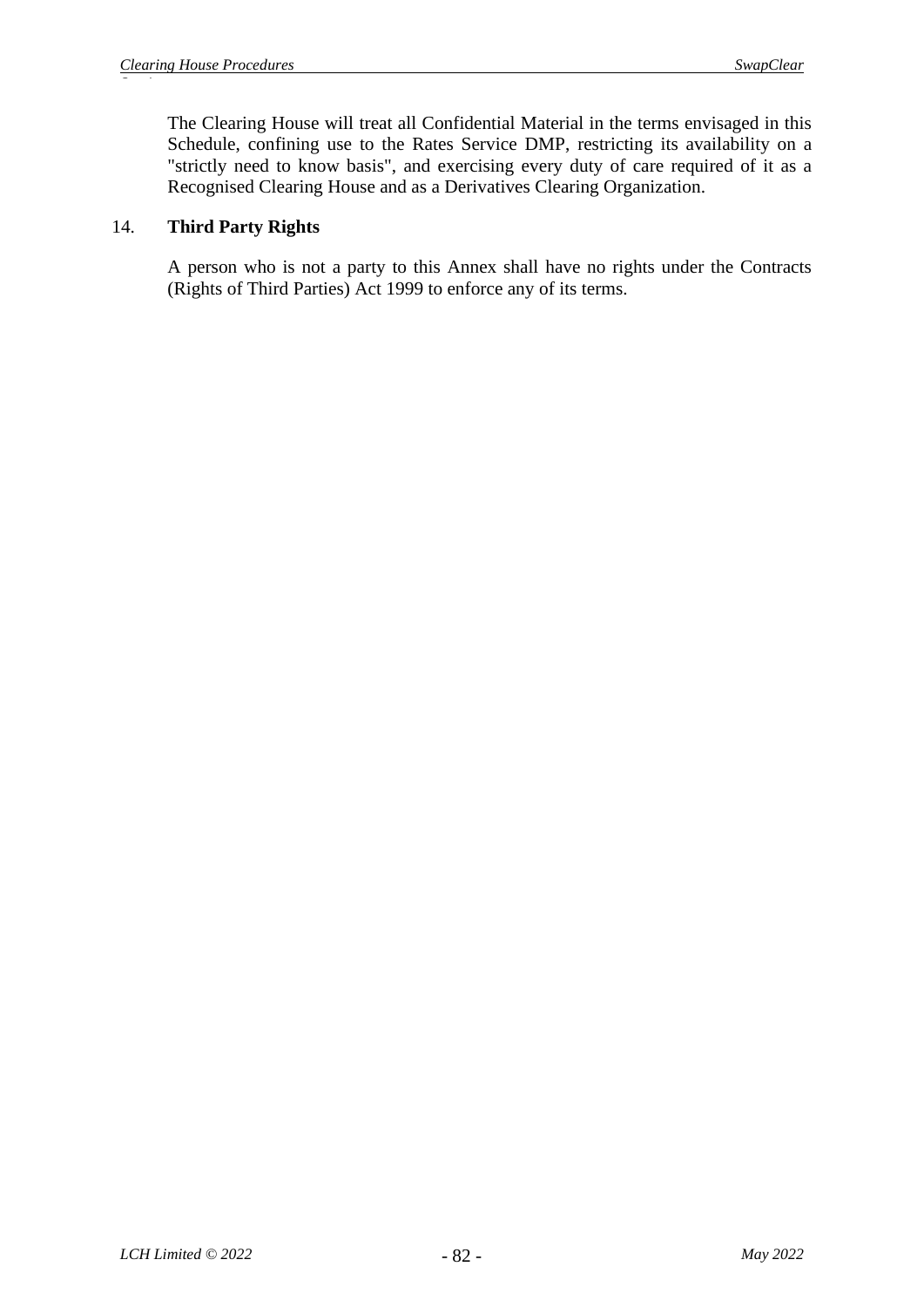The Clearing House will treat all Confidential Material in the terms envisaged in this Schedule, confining use to the Rates Service DMP, restricting its availability on a "strictly need to know basis", and exercising every duty of care required of it as a Recognised Clearing House and as a Derivatives Clearing Organization.

## 14. Third Party Rights

A person who is not a party to this Annex shall have no rights under the Contracts (Rights of Third Parties) Act 1999 to enforce any of its terms.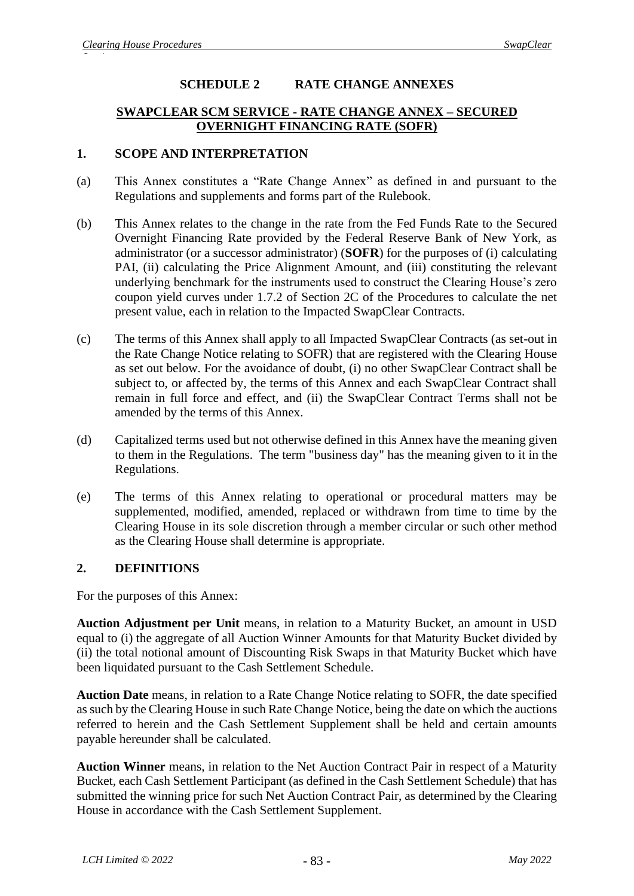## SCHEDULE 2 RATE CHANGE ANNEXES

### SWAPCLEAR SCM SERVICE - RATE CHANGE ANNEX – SECURED OVERNIGHT FINANCING RATE (SOFR)

### 1. SCOPE AND INTERPRETATION

(a) This Annex constitutes a "Rate Change Annex" as defined in and pursuant to the Regulations and supplements and forms part of the Rulebook.

(b) This Annex relates to the change in the rate from the Fed Funds Rate to the Secured Overnight Financing Rate provided by the Federal Reserve Bank of New York, as administrator (or a successor administrator) (**SOFR**) for the purposes of (i) calculating PAI, (ii) calculating the Price Alignment Amount, and (iii) constituting the relevant underlying benchmark for the instruments used to construct the Clearing House's zero coupon yield curves under 1.7.2 of Section 2C of the Procedures to calculate the net present value, each in relation to the Impacted SwapClear Contracts.

(c) The terms of this Annex shall apply to all Impacted SwapClear Contracts (as set-out in the Rate Change Notice relating to SOFR) that are registered with the Clearing House as set out below. For the avoidance of doubt, (i) no other SwapClear Contract shall be subject to, or affected by, the terms of this Annex and each SwapClear Contract shall remain in full force and effect, and (ii) the SwapClear Contract Terms shall not be amended by the terms of this Annex.

(d) Capitalized terms used but not otherwise defined in this Annex have the meaning given to them in the Regulations. The term "business day" has the meaning given to it in the Regulations.

(e) The terms of this Annex relating to operational or procedural matters may be supplemented, modified, amended, replaced or withdrawn from time to time by the Clearing House in its sole discretion through a member circular or such other method as the Clearing House shall determine is appropriate.

### 2. DEFINITIONS

For the purposes of this Annex:

**Auction Adjustment per Unit** means, in relation to a Maturity Bucket, an amount in USD equal to (i) the aggregate of all Auction Winner Amounts for that Maturity Bucket divided by (ii) the total notional amount of Discounting Risk Swaps in that Maturity Bucket which have been liquidated pursuant to the Cash Settlement Schedule.

**Auction Date** means, in relation to a Rate Change Notice relating to SOFR, the date specified as such by the Clearing House in such Rate Change Notice, being the date on which the auctions referred to herein and the Cash Settlement Supplement shall be held and certain amounts payable hereunder shall be calculated.

**Auction Winner** means, in relation to the Net Auction Contract Pair in respect of a Maturity Bucket, each Cash Settlement Participant (as defined in the Cash Settlement Schedule) that has submitted the winning price for such Net Auction Contract Pair, as determined by the Clearing House in accordance with the Cash Settlement Supplement.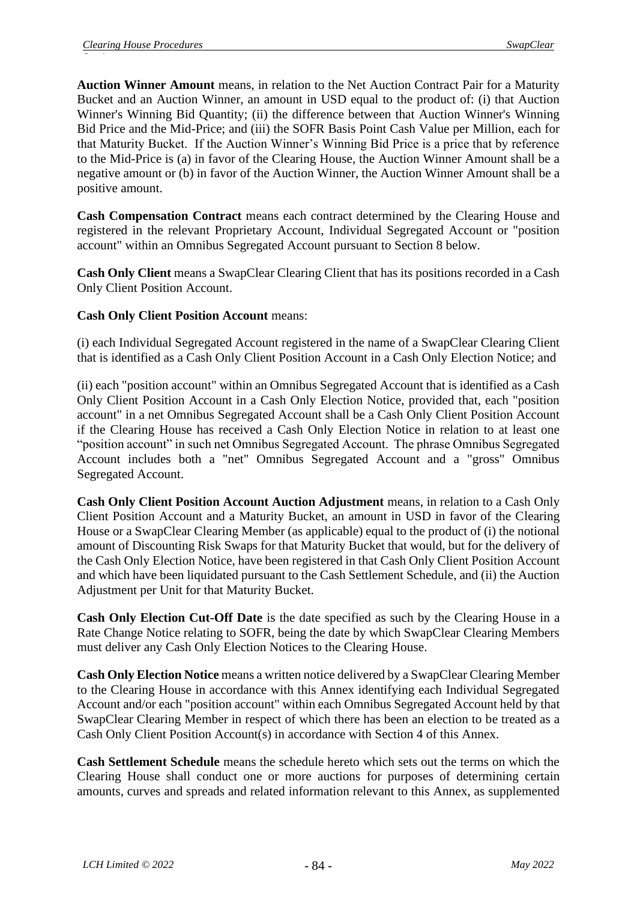**Auction Winner Amount** means, in relation to the Net Auction Contract Pair for a Maturity Bucket and an Auction Winner, an amount in USD equal to the product of: (i) that Auction Winner's Winning Bid Quantity; (ii) the difference between that Auction Winner's Winning Bid Price and the Mid-Price; and (iii) the SOFR Basis Point Cash Value per Million, each for that Maturity Bucket. If the Auction Winner's Winning Bid Price is a price that by reference to the Mid-Price is (a) in favor of the Clearing House, the Auction Winner Amount shall be a negative amount or (b) in favor of the Auction Winner, the Auction Winner Amount shall be a positive amount.

**Cash Compensation Contract** means each contract determined by the Clearing House and registered in the relevant Proprietary Account, Individual Segregated Account or "position account" within an Omnibus Segregated Account pursuant to Section 8 below.

**Cash Only Client** means a SwapClear Clearing Client that has its positions recorded in a Cash Only Client Position Account.

**Cash Only Client Position Account** means:

(i) each Individual Segregated Account registered in the name of a SwapClear Clearing Client that is identified as a Cash Only Client Position Account in a Cash Only Election Notice; and

(ii) each "position account" within an Omnibus Segregated Account that is identified as a Cash Only Client Position Account in a Cash Only Election Notice, provided that, each "position account" in a net Omnibus Segregated Account shall be a Cash Only Client Position Account if the Clearing House has received a Cash Only Election Notice in relation to at least one "position account" in such net Omnibus Segregated Account. The phrase Omnibus Segregated Account includes both a "net" Omnibus Segregated Account and a "gross" Omnibus Segregated Account.

**Cash Only Client Position Account Auction Adjustment** means, in relation to a Cash Only Client Position Account and a Maturity Bucket, an amount in USD in favor of the Clearing House or a SwapClear Clearing Member (as applicable) equal to the product of (i) the notional amount of Discounting Risk Swaps for that Maturity Bucket that would, but for the delivery of the Cash Only Election Notice, have been registered in that Cash Only Client Position Account and which have been liquidated pursuant to the Cash Settlement Schedule, and (ii) the Auction Adjustment per Unit for that Maturity Bucket.

**Cash Only Election Cut-Off Date** is the date specified as such by the Clearing House in a Rate Change Notice relating to SOFR, being the date by which SwapClear Clearing Members must deliver any Cash Only Election Notices to the Clearing House.

**Cash Only Election Notice** means a written notice delivered by a SwapClear Clearing Member to the Clearing House in accordance with this Annex identifying each Individual Segregated Account and/or each "position account" within each Omnibus Segregated Account held by that SwapClear Clearing Member in respect of which there has been an election to be treated as a Cash Only Client Position Account(s) in accordance with Section 4 of this Annex.

**Cash Settlement Schedule** means the schedule hereto which sets out the terms on which the Clearing House shall conduct one or more auctions for purposes of determining certain amounts, curves and spreads and related information relevant to this Annex, as supplemented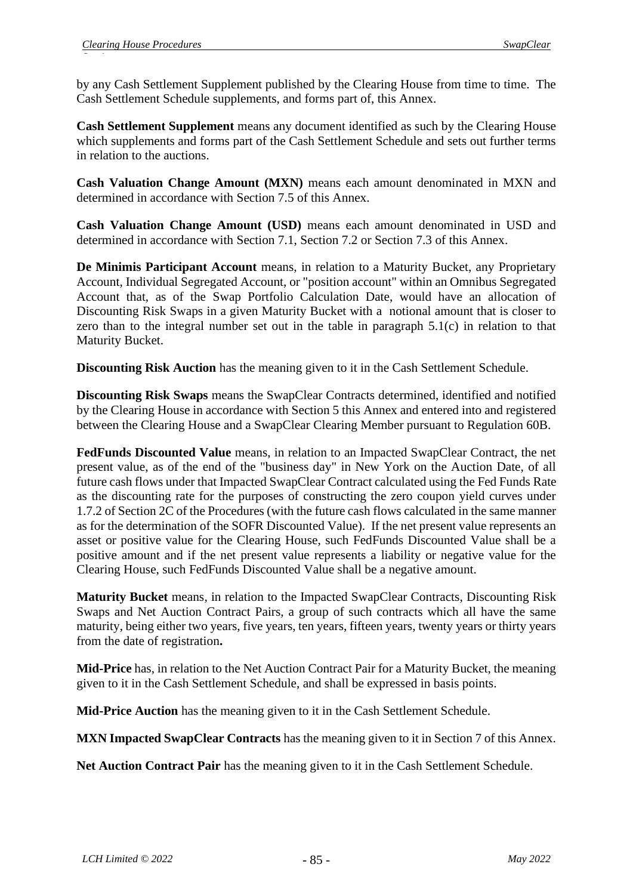by any Cash Settlement Supplement published by the Clearing House from time to time. The Cash Settlement Schedule supplements, and forms part of, this Annex.

**Cash Settlement Supplement** means any document identified as such by the Clearing House which supplements and forms part of the Cash Settlement Schedule and sets out further terms in relation to the auctions.

**Cash Valuation Change Amount (MXN)** means each amount denominated in MXN and determined in accordance with Section 7.5 of this Annex.

**Cash Valuation Change Amount (USD)** means each amount denominated in USD and determined in accordance with Section 7.1, Section 7.2 or Section 7.3 of this Annex.

**De Minimis Participant Account** means, in relation to a Maturity Bucket, any Proprietary Account, Individual Segregated Account, or "position account" within an Omnibus Segregated Account that, as of the Swap Portfolio Calculation Date, would have an allocation of Discounting Risk Swaps in a given Maturity Bucket with a notional amount that is closer to zero than to the integral number set out in the table in paragraph 5.1(c) in relation to that Maturity Bucket.

**Discounting Risk Auction** has the meaning given to it in the Cash Settlement Schedule.

**Discounting Risk Swaps** means the SwapClear Contracts determined, identified and notified by the Clearing House in accordance with Section 5 this Annex and entered into and registered between the Clearing House and a SwapClear Clearing Member pursuant to Regulation 60B.

**FedFunds Discounted Value** means, in relation to an Impacted SwapClear Contract, the net present value, as of the end of the "business day" in New York on the Auction Date, of all future cash flows under that Impacted SwapClear Contract calculated using the Fed Funds Rate as the discounting rate for the purposes of constructing the zero coupon yield curves under 1.7.2 of Section 2C of the Procedures (with the future cash flows calculated in the same manner as for the determination of the SOFR Discounted Value). If the net present value represents an asset or positive value for the Clearing House, such FedFunds Discounted Value shall be a positive amount and if the net present value represents a liability or negative value for the Clearing House, such FedFunds Discounted Value shall be a negative amount.

**Maturity Bucket** means, in relation to the Impacted SwapClear Contracts, Discounting Risk Swaps and Net Auction Contract Pairs, a group of such contracts which all have the same maturity, being either two years, five years, ten years, fifteen years, twenty years or thirty years from the date of registration**.**

**Mid-Price** has, in relation to the Net Auction Contract Pair for a Maturity Bucket, the meaning given to it in the Cash Settlement Schedule, and shall be expressed in basis points.

**Mid-Price Auction** has the meaning given to it in the Cash Settlement Schedule.

**MXN Impacted SwapClear Contracts** has the meaning given to it in Section 7 of this Annex.

**Net Auction Contract Pair** has the meaning given to it in the Cash Settlement Schedule.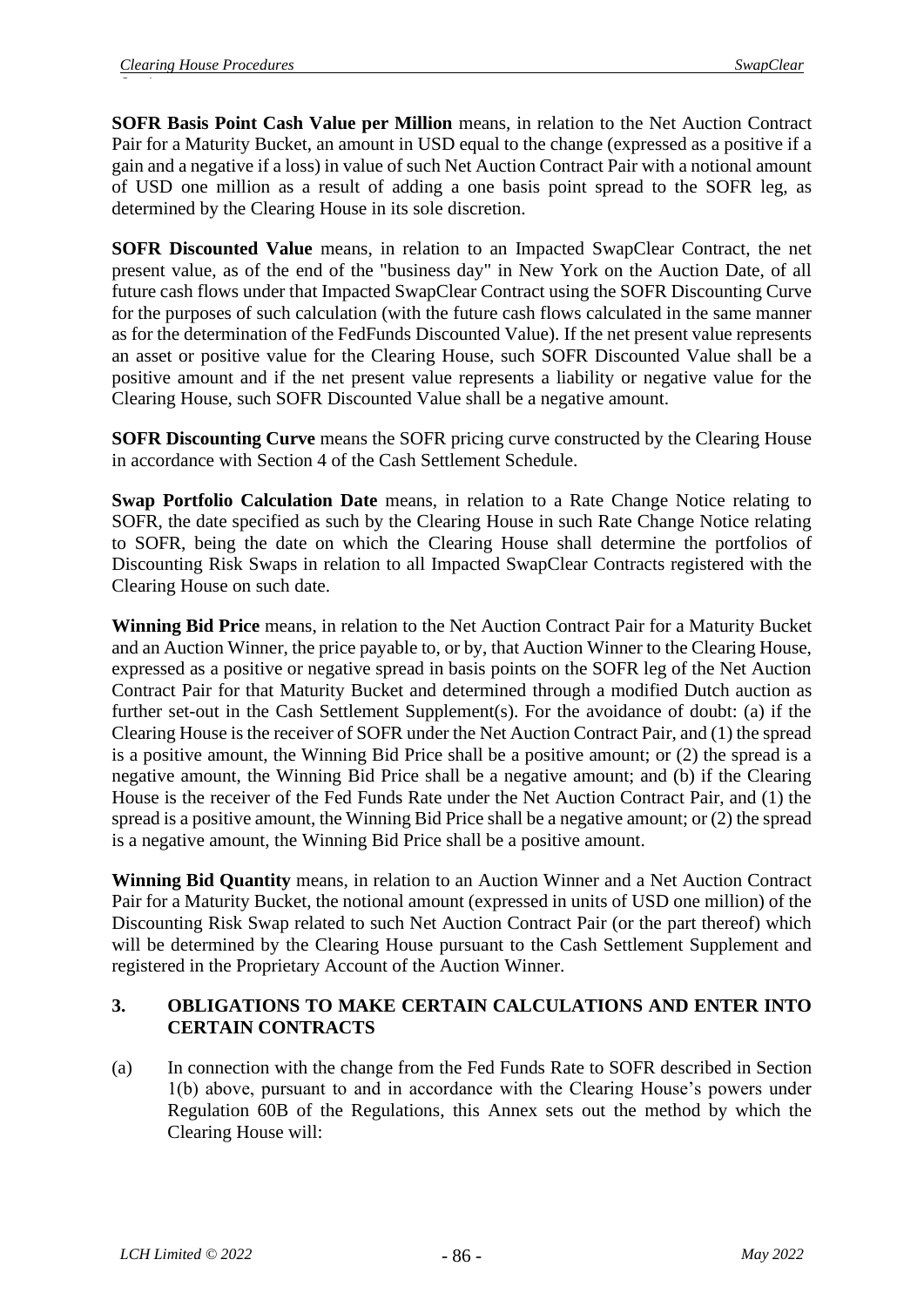**SOFR Basis Point Cash Value per Million** means, in relation to the Net Auction Contract Pair for a Maturity Bucket, an amount in USD equal to the change (expressed as a positive if a gain and a negative if a loss) in value of such Net Auction Contract Pair with a notional amount of USD one million as a result of adding a one basis point spread to the SOFR leg, as determined by the Clearing House in its sole discretion.

**SOFR Discounted Value** means, in relation to an Impacted SwapClear Contract, the net present value, as of the end of the "business day" in New York on the Auction Date, of all future cash flows under that Impacted SwapClear Contract using the SOFR Discounting Curve for the purposes of such calculation (with the future cash flows calculated in the same manner as for the determination of the FedFunds Discounted Value). If the net present value represents an asset or positive value for the Clearing House, such SOFR Discounted Value shall be a positive amount and if the net present value represents a liability or negative value for the Clearing House, such SOFR Discounted Value shall be a negative amount.

**SOFR Discounting Curve** means the SOFR pricing curve constructed by the Clearing House in accordance with Section 4 of the Cash Settlement Schedule.

**Swap Portfolio Calculation Date** means, in relation to a Rate Change Notice relating to SOFR, the date specified as such by the Clearing House in such Rate Change Notice relating to SOFR, being the date on which the Clearing House shall determine the portfolios of Discounting Risk Swaps in relation to all Impacted SwapClear Contracts registered with the Clearing House on such date.

**Winning Bid Price** means, in relation to the Net Auction Contract Pair for a Maturity Bucket and an Auction Winner, the price payable to, or by, that Auction Winner to the Clearing House, expressed as a positive or negative spread in basis points on the SOFR leg of the Net Auction Contract Pair for that Maturity Bucket and determined through a modified Dutch auction as further set-out in the Cash Settlement Supplement(s). For the avoidance of doubt: (a) if the Clearing House is the receiver of SOFR under the Net Auction Contract Pair, and (1) the spread is a positive amount, the Winning Bid Price shall be a positive amount; or (2) the spread is a negative amount, the Winning Bid Price shall be a negative amount; and (b) if the Clearing House is the receiver of the Fed Funds Rate under the Net Auction Contract Pair, and (1) the spread is a positive amount, the Winning Bid Price shall be a negative amount; or (2) the spread is a negative amount, the Winning Bid Price shall be a positive amount.

**Winning Bid Quantity** means, in relation to an Auction Winner and a Net Auction Contract Pair for a Maturity Bucket, the notional amount (expressed in units of USD one million) of the Discounting Risk Swap related to such Net Auction Contract Pair (or the part thereof) which will be determined by the Clearing House pursuant to the Cash Settlement Supplement and registered in the Proprietary Account of the Auction Winner.

## 3. OBLIGATIONS TO MAKE CERTAIN CALCULATIONS AND ENTER INTO CERTAIN CONTRACTS

(a) In connection with the change from the Fed Funds Rate to SOFR described in Section 1(b) above, pursuant to and in accordance with the Clearing House's powers under Regulation 60B of the Regulations, this Annex sets out the method by which the Clearing House will: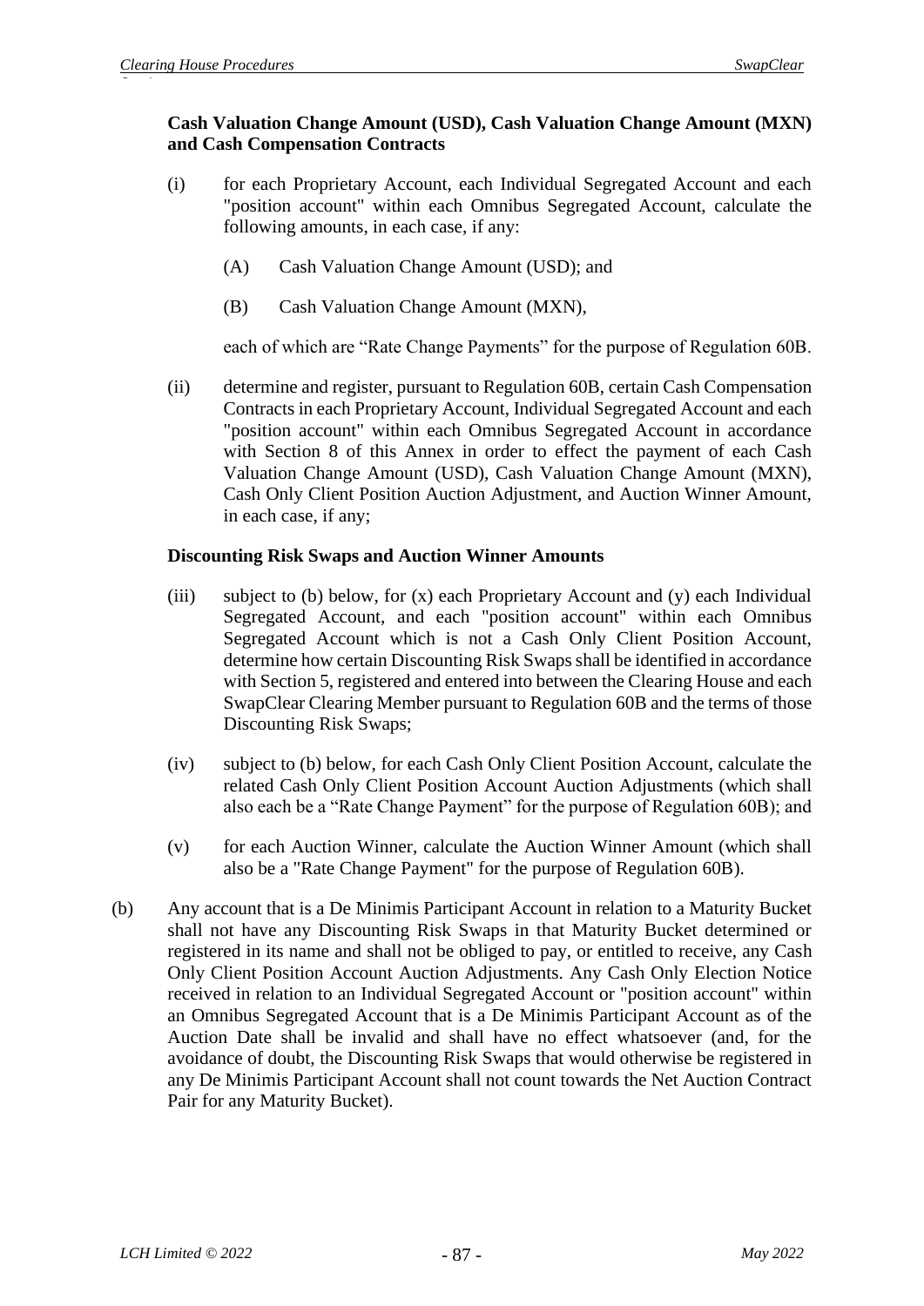**Cash Valuation Change Amount (USD), Cash Valuation Change Amount (MXN) and Cash Compensation Contracts**

(i) for each Proprietary Account, each Individual Segregated Account and each "position account" within each Omnibus Segregated Account, calculate the following amounts, in each case, if any:

(A) Cash Valuation Change Amount (USD); and

(B) Cash Valuation Change Amount (MXN),

each of which are "Rate Change Payments" for the purpose of Regulation 60B.

(ii) determine and register, pursuant to Regulation 60B, certain Cash Compensation Contracts in each Proprietary Account, Individual Segregated Account and each "position account" within each Omnibus Segregated Account in accordance with Section 8 of this Annex in order to effect the payment of each Cash Valuation Change Amount (USD), Cash Valuation Change Amount (MXN), Cash Only Client Position Auction Adjustment, and Auction Winner Amount, in each case, if any;

**Discounting Risk Swaps and Auction Winner Amounts**

(iii) subject to (b) below, for (x) each Proprietary Account and (y) each Individual Segregated Account, and each "position account" within each Omnibus Segregated Account which is not a Cash Only Client Position Account, determine how certain Discounting Risk Swaps shall be identified in accordance with Section 5, registered and entered into between the Clearing House and each SwapClear Clearing Member pursuant to Regulation 60B and the terms of those Discounting Risk Swaps;

(iv) subject to (b) below, for each Cash Only Client Position Account, calculate the related Cash Only Client Position Account Auction Adjustments (which shall also each be a "Rate Change Payment" for the purpose of Regulation 60B); and

(v) for each Auction Winner, calculate the Auction Winner Amount (which shall also be a "Rate Change Payment" for the purpose of Regulation 60B).

(b) Any account that is a De Minimis Participant Account in relation to a Maturity Bucket shall not have any Discounting Risk Swaps in that Maturity Bucket determined or registered in its name and shall not be obliged to pay, or entitled to receive, any Cash Only Client Position Account Auction Adjustments. Any Cash Only Election Notice received in relation to an Individual Segregated Account or "position account" within an Omnibus Segregated Account that is a De Minimis Participant Account as of the Auction Date shall be invalid and shall have no effect whatsoever (and, for the avoidance of doubt, the Discounting Risk Swaps that would otherwise be registered in any De Minimis Participant Account shall not count towards the Net Auction Contract Pair for any Maturity Bucket).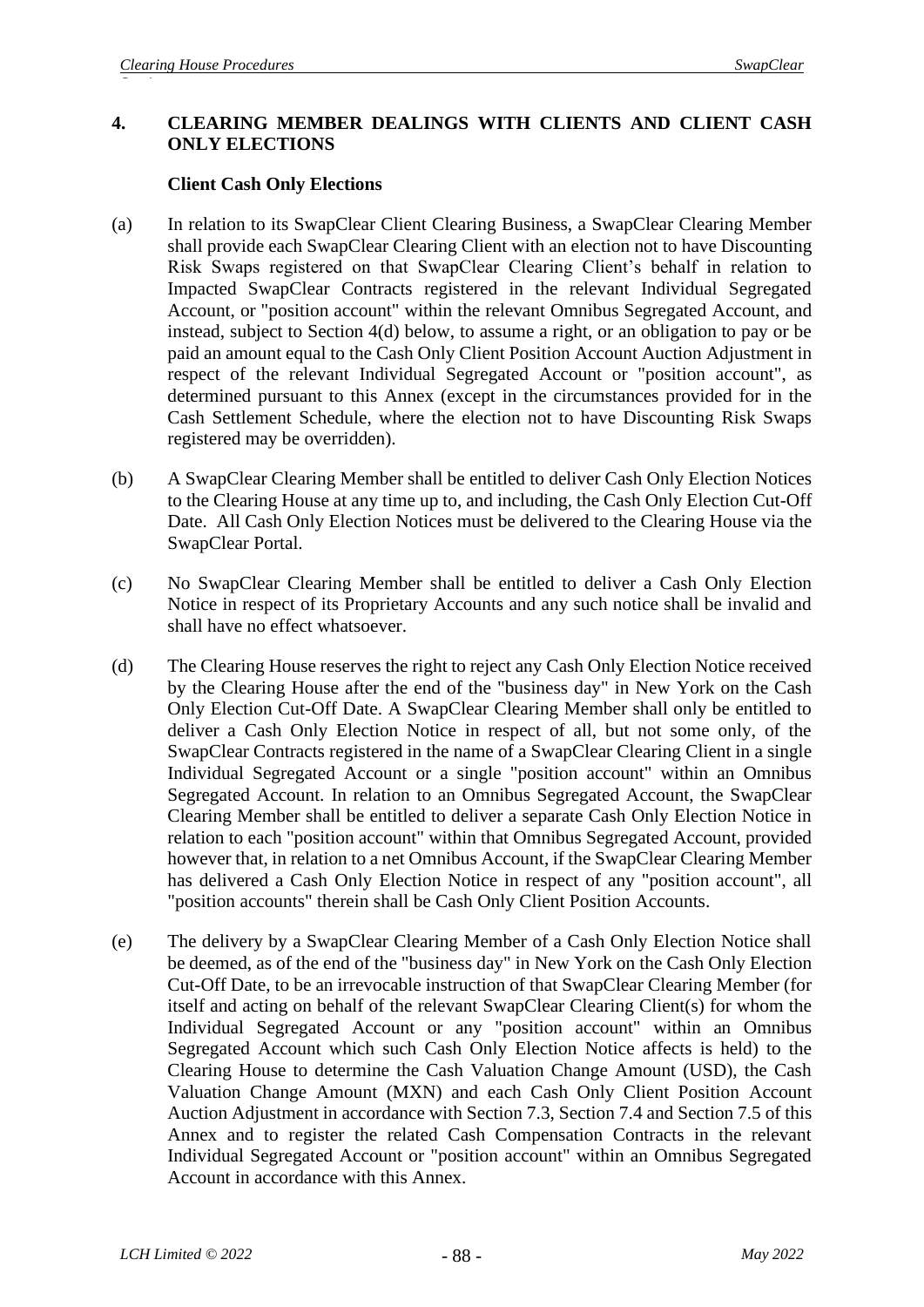## 4. CLEARING MEMBER DEALINGS WITH CLIENTS AND CLIENT CASH ONLY ELECTIONS

### Client Cash Only Elections

(a) In relation to its SwapClear Client Clearing Business, a SwapClear Clearing Member shall provide each SwapClear Clearing Client with an election not to have Discounting Risk Swaps registered on that SwapClear Clearing Client's behalf in relation to Impacted SwapClear Contracts registered in the relevant Individual Segregated Account, or "position account" within the relevant Omnibus Segregated Account, and instead, subject to Section 4(d) below, to assume a right, or an obligation to pay or be paid an amount equal to the Cash Only Client Position Account Auction Adjustment in respect of the relevant Individual Segregated Account or "position account", as determined pursuant to this Annex (except in the circumstances provided for in the Cash Settlement Schedule, where the election not to have Discounting Risk Swaps registered may be overridden).

(b) A SwapClear Clearing Member shall be entitled to deliver Cash Only Election Notices to the Clearing House at any time up to, and including, the Cash Only Election Cut-Off Date. All Cash Only Election Notices must be delivered to the Clearing House via the SwapClear Portal.

(c) No SwapClear Clearing Member shall be entitled to deliver a Cash Only Election Notice in respect of its Proprietary Accounts and any such notice shall be invalid and shall have no effect whatsoever.

(d) The Clearing House reserves the right to reject any Cash Only Election Notice received by the Clearing House after the end of the "business day" in New York on the Cash Only Election Cut-Off Date. A SwapClear Clearing Member shall only be entitled to deliver a Cash Only Election Notice in respect of all, but not some only, of the SwapClear Contracts registered in the name of a SwapClear Clearing Client in a single Individual Segregated Account or a single "position account" within an Omnibus Segregated Account. In relation to an Omnibus Segregated Account, the SwapClear Clearing Member shall be entitled to deliver a separate Cash Only Election Notice in relation to each "position account" within that Omnibus Segregated Account, provided however that, in relation to a net Omnibus Account, if the SwapClear Clearing Member has delivered a Cash Only Election Notice in respect of any "position account", all "position accounts" therein shall be Cash Only Client Position Accounts.

(e) The delivery by a SwapClear Clearing Member of a Cash Only Election Notice shall be deemed, as of the end of the "business day" in New York on the Cash Only Election Cut-Off Date, to be an irrevocable instruction of that SwapClear Clearing Member (for itself and acting on behalf of the relevant SwapClear Clearing Client(s) for whom the Individual Segregated Account or any "position account" within an Omnibus Segregated Account which such Cash Only Election Notice affects is held) to the Clearing House to determine the Cash Valuation Change Amount (USD), the Cash Valuation Change Amount (MXN) and each Cash Only Client Position Account Auction Adjustment in accordance with Section 7.3, Section 7.4 and Section 7.5 of this Annex and to register the related Cash Compensation Contracts in the relevant Individual Segregated Account or "position account" within an Omnibus Segregated Account in accordance with this Annex.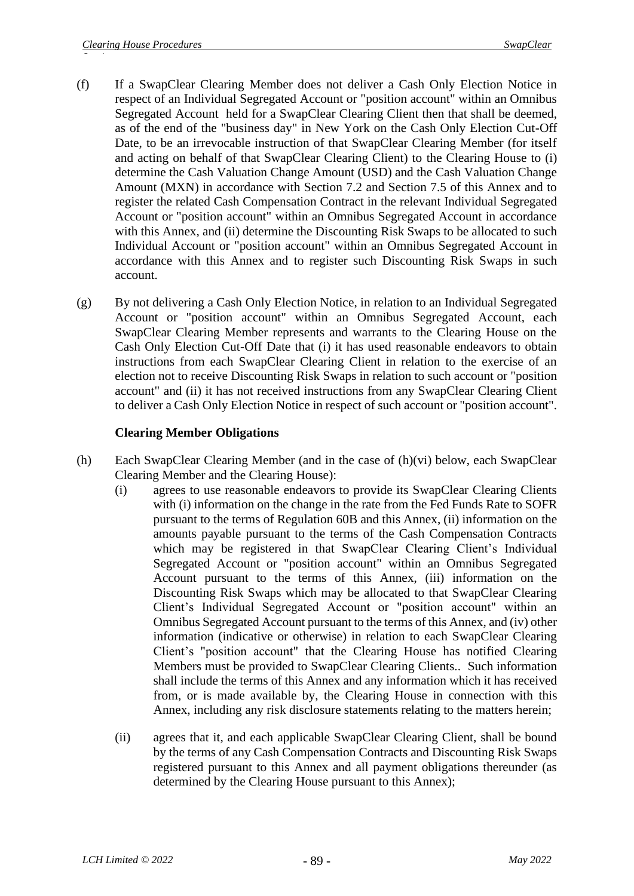(f) If a SwapClear Clearing Member does not deliver a Cash Only Election Notice in respect of an Individual Segregated Account or "position account" within an Omnibus Segregated Account held for a SwapClear Clearing Client then that shall be deemed, as of the end of the "business day" in New York on the Cash Only Election Cut-Off Date, to be an irrevocable instruction of that SwapClear Clearing Member (for itself and acting on behalf of that SwapClear Clearing Client) to the Clearing House to (i) determine the Cash Valuation Change Amount (USD) and the Cash Valuation Change Amount (MXN) in accordance with Section 7.2 and Section 7.5 of this Annex and to register the related Cash Compensation Contract in the relevant Individual Segregated Account or "position account" within an Omnibus Segregated Account in accordance with this Annex, and (ii) determine the Discounting Risk Swaps to be allocated to such Individual Account or "position account" within an Omnibus Segregated Account in accordance with this Annex and to register such Discounting Risk Swaps in such account.

(g) By not delivering a Cash Only Election Notice, in relation to an Individual Segregated Account or "position account" within an Omnibus Segregated Account, each SwapClear Clearing Member represents and warrants to the Clearing House on the Cash Only Election Cut-Off Date that (i) it has used reasonable endeavors to obtain instructions from each SwapClear Clearing Client in relation to the exercise of an election not to receive Discounting Risk Swaps in relation to such account or "position account" and (ii) it has not received instructions from any SwapClear Clearing Client to deliver a Cash Only Election Notice in respect of such account or "position account".

**Clearing Member Obligations**

(h) Each SwapClear Clearing Member (and in the case of (h)(vi) below, each SwapClear Clearing Member and the Clearing House):

(i) agrees to use reasonable endeavors to provide its SwapClear Clearing Clients with (i) information on the change in the rate from the Fed Funds Rate to SOFR pursuant to the terms of Regulation 60B and this Annex, (ii) information on the amounts payable pursuant to the terms of the Cash Compensation Contracts which may be registered in that SwapClear Clearing Client's Individual Segregated Account or "position account" within an Omnibus Segregated Account pursuant to the terms of this Annex, (iii) information on the Discounting Risk Swaps which may be allocated to that SwapClear Clearing Client's Individual Segregated Account or "position account" within an Omnibus Segregated Account pursuant to the terms of this Annex, and (iv) other information (indicative or otherwise) in relation to each SwapClear Clearing Client's "position account" that the Clearing House has notified Clearing Members must be provided to SwapClear Clearing Clients.. Such information shall include the terms of this Annex and any information which it has received from, or is made available by, the Clearing House in connection with this Annex, including any risk disclosure statements relating to the matters herein;

(ii) agrees that it, and each applicable SwapClear Clearing Client, shall be bound by the terms of any Cash Compensation Contracts and Discounting Risk Swaps registered pursuant to this Annex and all payment obligations thereunder (as determined by the Clearing House pursuant to this Annex);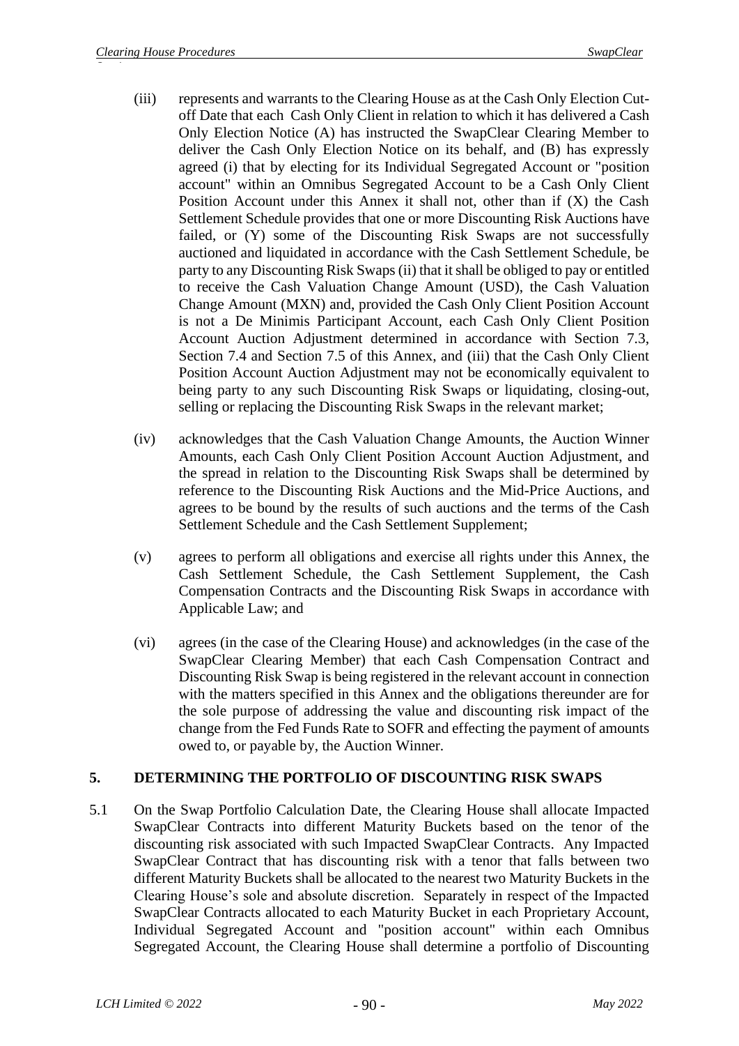(iii) represents and warrants to the Clearing House as at the Cash Only Election Cut-off Date that each Cash Only Client in relation to which it has delivered a Cash Only Election Notice (A) has instructed the SwapClear Clearing Member to deliver the Cash Only Election Notice on its behalf, and (B) has expressly agreed (i) that by electing for its Individual Segregated Account or "position account" within an Omnibus Segregated Account to be a Cash Only Client Position Account under this Annex it shall not, other than if (X) the Cash Settlement Schedule provides that one or more Discounting Risk Auctions have failed, or (Y) some of the Discounting Risk Swaps are not successfully auctioned and liquidated in accordance with the Cash Settlement Schedule, be party to any Discounting Risk Swaps (ii) that it shall be obliged to pay or entitled to receive the Cash Valuation Change Amount (USD), the Cash Valuation Change Amount (MXN) and, provided the Cash Only Client Position Account is not a De Minimis Participant Account, each Cash Only Client Position Account Auction Adjustment determined in accordance with Section 7.3, Section 7.4 and Section 7.5 of this Annex, and (iii) that the Cash Only Client Position Account Auction Adjustment may not be economically equivalent to being party to any such Discounting Risk Swaps or liquidating, closing-out, selling or replacing the Discounting Risk Swaps in the relevant market;

(iv) acknowledges that the Cash Valuation Change Amounts, the Auction Winner Amounts, each Cash Only Client Position Account Auction Adjustment, and the spread in relation to the Discounting Risk Swaps shall be determined by reference to the Discounting Risk Auctions and the Mid-Price Auctions, and agrees to be bound by the results of such auctions and the terms of the Cash Settlement Schedule and the Cash Settlement Supplement;

(v) agrees to perform all obligations and exercise all rights under this Annex, the Cash Settlement Schedule, the Cash Settlement Supplement, the Cash Compensation Contracts and the Discounting Risk Swaps in accordance with Applicable Law; and

(vi) agrees (in the case of the Clearing House) and acknowledges (in the case of the SwapClear Clearing Member) that each Cash Compensation Contract and Discounting Risk Swap is being registered in the relevant account in connection with the matters specified in this Annex and the obligations thereunder are for the sole purpose of addressing the value and discounting risk impact of the change from the Fed Funds Rate to SOFR and effecting the payment of amounts owed to, or payable by, the Auction Winner.

## 5. DETERMINING THE PORTFOLIO OF DISCOUNTING RISK SWAPS

5.1 On the Swap Portfolio Calculation Date, the Clearing House shall allocate Impacted SwapClear Contracts into different Maturity Buckets based on the tenor of the discounting risk associated with such Impacted SwapClear Contracts. Any Impacted SwapClear Contract that has discounting risk with a tenor that falls between two different Maturity Buckets shall be allocated to the nearest two Maturity Buckets in the Clearing House's sole and absolute discretion. Separately in respect of the Impacted SwapClear Contracts allocated to each Maturity Bucket in each Proprietary Account, Individual Segregated Account and "position account" within each Omnibus Segregated Account, the Clearing House shall determine a portfolio of Discounting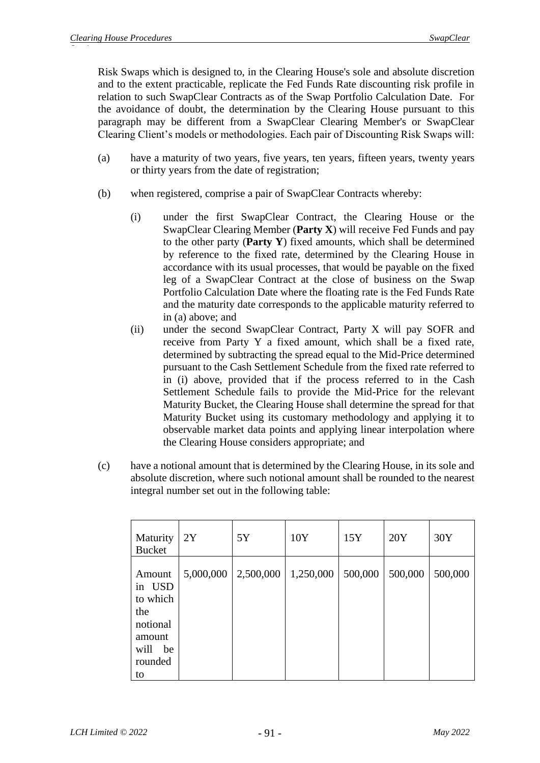Risk Swaps which is designed to, in the Clearing House's sole and absolute discretion and to the extent practicable, replicate the Fed Funds Rate discounting risk profile in relation to such SwapClear Contracts as of the Swap Portfolio Calculation Date. For the avoidance of doubt, the determination by the Clearing House pursuant to this paragraph may be different from a SwapClear Clearing Member's or SwapClear Clearing Client's models or methodologies. Each pair of Discounting Risk Swaps will:

(a) have a maturity of two years, five years, ten years, fifteen years, twenty years or thirty years from the date of registration;

(b) when registered, comprise a pair of SwapClear Contracts whereby:

(i) under the first SwapClear Contract, the Clearing House or the SwapClear Clearing Member (**Party X**) will receive Fed Funds and pay to the other party (**Party Y**) fixed amounts, which shall be determined by reference to the fixed rate, determined by the Clearing House in accordance with its usual processes, that would be payable on the fixed leg of a SwapClear Contract at the close of business on the Swap Portfolio Calculation Date where the floating rate is the Fed Funds Rate and the maturity date corresponds to the applicable maturity referred to in (a) above; and

(ii) under the second SwapClear Contract, Party X will pay SOFR and receive from Party Y a fixed amount, which shall be a fixed rate, determined by subtracting the spread equal to the Mid-Price determined pursuant to the Cash Settlement Schedule from the fixed rate referred to in (i) above, provided that if the process referred to in the Cash Settlement Schedule fails to provide the Mid-Price for the relevant Maturity Bucket, the Clearing House shall determine the spread for that Maturity Bucket using its customary methodology and applying it to observable market data points and applying linear interpolation where the Clearing House considers appropriate; and

(c) have a notional amount that is determined by the Clearing House, in its sole and absolute discretion, where such notional amount shall be rounded to the nearest integral number set out in the following table:

| Maturity Bucket | 2Y | 5Y | 10Y | 15Y | 20Y | 30Y |
|---|---|---|---|---|---|---|
| Amount in USD to which the notional amount will be rounded to | 5,000,000 | 2,500,000 | 1,250,000 | 500,000 | 500,000 | 500,000 |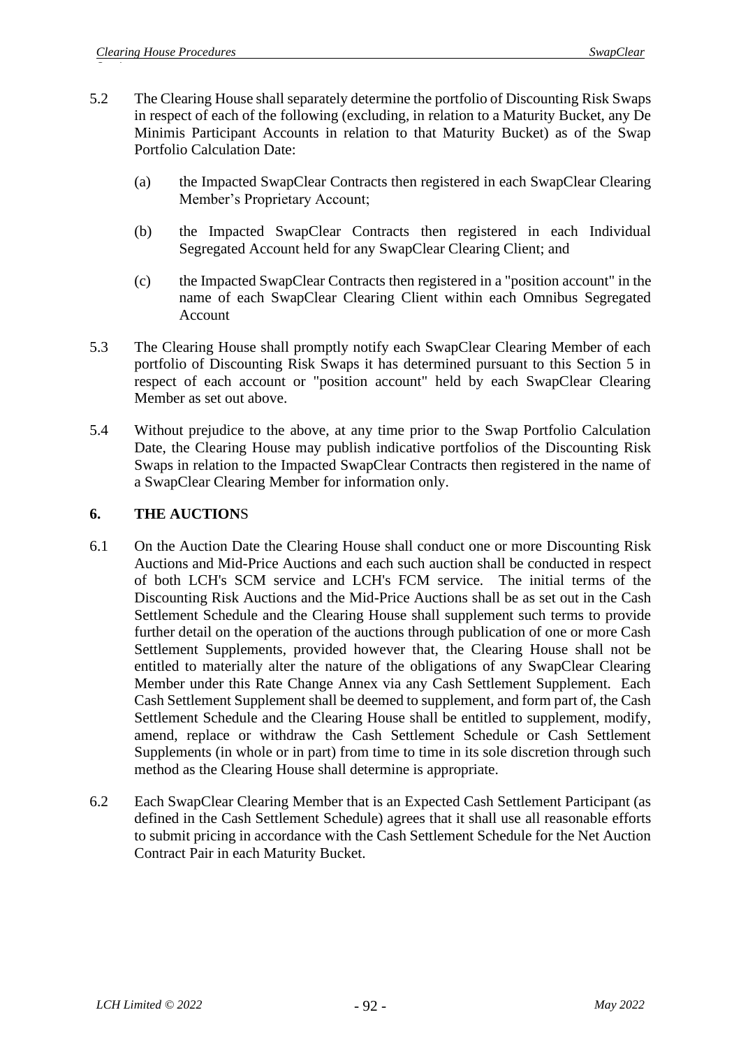5.2 The Clearing House shall separately determine the portfolio of Discounting Risk Swaps in respect of each of the following (excluding, in relation to a Maturity Bucket, any De Minimis Participant Accounts in relation to that Maturity Bucket) as of the Swap Portfolio Calculation Date:

(a) the Impacted SwapClear Contracts then registered in each SwapClear Clearing Member's Proprietary Account;

(b) the Impacted SwapClear Contracts then registered in each Individual Segregated Account held for any SwapClear Clearing Client; and

(c) the Impacted SwapClear Contracts then registered in a "position account" in the name of each SwapClear Clearing Client within each Omnibus Segregated Account

5.3 The Clearing House shall promptly notify each SwapClear Clearing Member of each portfolio of Discounting Risk Swaps it has determined pursuant to this Section 5 in respect of each account or "position account" held by each SwapClear Clearing Member as set out above.

5.4 Without prejudice to the above, at any time prior to the Swap Portfolio Calculation Date, the Clearing House may publish indicative portfolios of the Discounting Risk Swaps in relation to the Impacted SwapClear Contracts then registered in the name of a SwapClear Clearing Member for information only.

## 6. THE AUCTIONS

6.1 On the Auction Date the Clearing House shall conduct one or more Discounting Risk Auctions and Mid-Price Auctions and each such auction shall be conducted in respect of both LCH's SCM service and LCH's FCM service. The initial terms of the Discounting Risk Auctions and the Mid-Price Auctions shall be as set out in the Cash Settlement Schedule and the Clearing House shall supplement such terms to provide further detail on the operation of the auctions through publication of one or more Cash Settlement Supplements, provided however that, the Clearing House shall not be entitled to materially alter the nature of the obligations of any SwapClear Clearing Member under this Rate Change Annex via any Cash Settlement Supplement. Each Cash Settlement Supplement shall be deemed to supplement, and form part of, the Cash Settlement Schedule and the Clearing House shall be entitled to supplement, modify, amend, replace or withdraw the Cash Settlement Schedule or Cash Settlement Supplements (in whole or in part) from time to time in its sole discretion through such method as the Clearing House shall determine is appropriate.

6.2 Each SwapClear Clearing Member that is an Expected Cash Settlement Participant (as defined in the Cash Settlement Schedule) agrees that it shall use all reasonable efforts to submit pricing in accordance with the Cash Settlement Schedule for the Net Auction Contract Pair in each Maturity Bucket.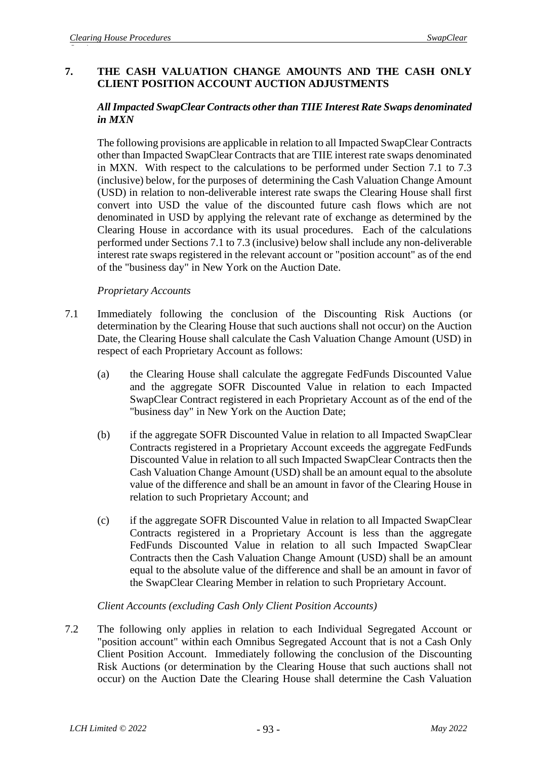## 7. THE CASH VALUATION CHANGE AMOUNTS AND THE CASH ONLY CLIENT POSITION ACCOUNT AUCTION ADJUSTMENTS

### *All Impacted SwapClear Contracts other than TIIE Interest Rate Swaps denominated in MXN*

The following provisions are applicable in relation to all Impacted SwapClear Contracts other than Impacted SwapClear Contracts that are TIIE interest rate swaps denominated in MXN. With respect to the calculations to be performed under Section 7.1 to 7.3 (inclusive) below, for the purposes of determining the Cash Valuation Change Amount (USD) in relation to non-deliverable interest rate swaps the Clearing House shall first convert into USD the value of the discounted future cash flows which are not denominated in USD by applying the relevant rate of exchange as determined by the Clearing House in accordance with its usual procedures. Each of the calculations performed under Sections 7.1 to 7.3 (inclusive) below shall include any non-deliverable interest rate swaps registered in the relevant account or "position account" as of the end of the "business day" in New York on the Auction Date.

*Proprietary Accounts*

7.1 Immediately following the conclusion of the Discounting Risk Auctions (or determination by the Clearing House that such auctions shall not occur) on the Auction Date, the Clearing House shall calculate the Cash Valuation Change Amount (USD) in respect of each Proprietary Account as follows:

(a) the Clearing House shall calculate the aggregate FedFunds Discounted Value and the aggregate SOFR Discounted Value in relation to each Impacted SwapClear Contract registered in each Proprietary Account as of the end of the "business day" in New York on the Auction Date;

(b) if the aggregate SOFR Discounted Value in relation to all Impacted SwapClear Contracts registered in a Proprietary Account exceeds the aggregate FedFunds Discounted Value in relation to all such Impacted SwapClear Contracts then the Cash Valuation Change Amount (USD) shall be an amount equal to the absolute value of the difference and shall be an amount in favor of the Clearing House in relation to such Proprietary Account; and

(c) if the aggregate SOFR Discounted Value in relation to all Impacted SwapClear Contracts registered in a Proprietary Account is less than the aggregate FedFunds Discounted Value in relation to all such Impacted SwapClear Contracts then the Cash Valuation Change Amount (USD) shall be an amount equal to the absolute value of the difference and shall be an amount in favor of the SwapClear Clearing Member in relation to such Proprietary Account.

*Client Accounts (excluding Cash Only Client Position Accounts)*

7.2 The following only applies in relation to each Individual Segregated Account or "position account" within each Omnibus Segregated Account that is not a Cash Only Client Position Account. Immediately following the conclusion of the Discounting Risk Auctions (or determination by the Clearing House that such auctions shall not occur) on the Auction Date the Clearing House shall determine the Cash Valuation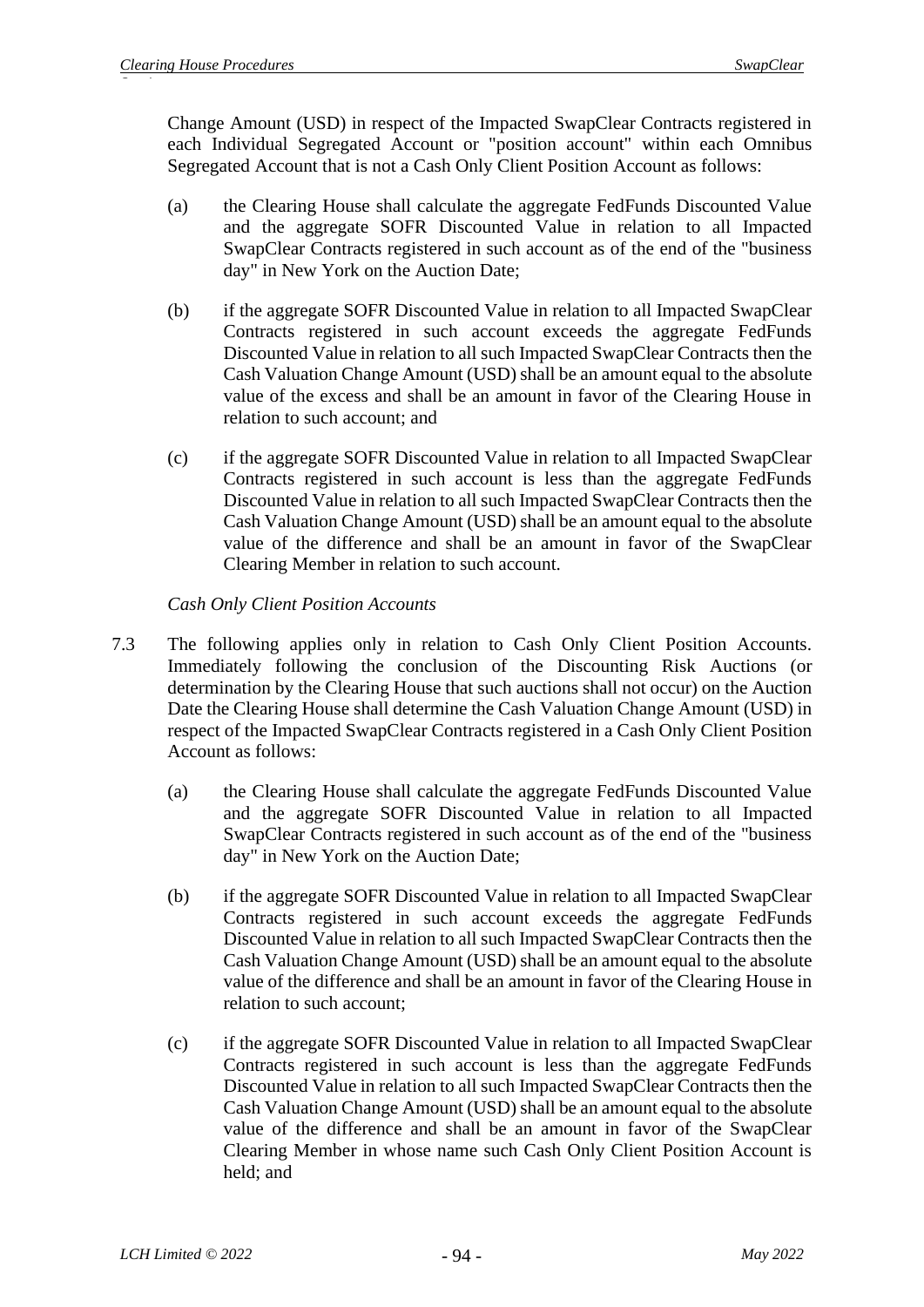Change Amount (USD) in respect of the Impacted SwapClear Contracts registered in each Individual Segregated Account or "position account" within each Omnibus Segregated Account that is not a Cash Only Client Position Account as follows:

(a) the Clearing House shall calculate the aggregate FedFunds Discounted Value and the aggregate SOFR Discounted Value in relation to all Impacted SwapClear Contracts registered in such account as of the end of the "business day" in New York on the Auction Date;

(b) if the aggregate SOFR Discounted Value in relation to all Impacted SwapClear Contracts registered in such account exceeds the aggregate FedFunds Discounted Value in relation to all such Impacted SwapClear Contracts then the Cash Valuation Change Amount (USD) shall be an amount equal to the absolute value of the excess and shall be an amount in favor of the Clearing House in relation to such account; and

(c) if the aggregate SOFR Discounted Value in relation to all Impacted SwapClear Contracts registered in such account is less than the aggregate FedFunds Discounted Value in relation to all such Impacted SwapClear Contracts then the Cash Valuation Change Amount (USD) shall be an amount equal to the absolute value of the difference and shall be an amount in favor of the SwapClear Clearing Member in relation to such account.

*Cash Only Client Position Accounts*

7.3 The following applies only in relation to Cash Only Client Position Accounts. Immediately following the conclusion of the Discounting Risk Auctions (or determination by the Clearing House that such auctions shall not occur) on the Auction Date the Clearing House shall determine the Cash Valuation Change Amount (USD) in respect of the Impacted SwapClear Contracts registered in a Cash Only Client Position Account as follows:

(a) the Clearing House shall calculate the aggregate FedFunds Discounted Value and the aggregate SOFR Discounted Value in relation to all Impacted SwapClear Contracts registered in such account as of the end of the "business day" in New York on the Auction Date;

(b) if the aggregate SOFR Discounted Value in relation to all Impacted SwapClear Contracts registered in such account exceeds the aggregate FedFunds Discounted Value in relation to all such Impacted SwapClear Contracts then the Cash Valuation Change Amount (USD) shall be an amount equal to the absolute value of the difference and shall be an amount in favor of the Clearing House in relation to such account;

(c) if the aggregate SOFR Discounted Value in relation to all Impacted SwapClear Contracts registered in such account is less than the aggregate FedFunds Discounted Value in relation to all such Impacted SwapClear Contracts then the Cash Valuation Change Amount (USD) shall be an amount equal to the absolute value of the difference and shall be an amount in favor of the SwapClear Clearing Member in whose name such Cash Only Client Position Account is held; and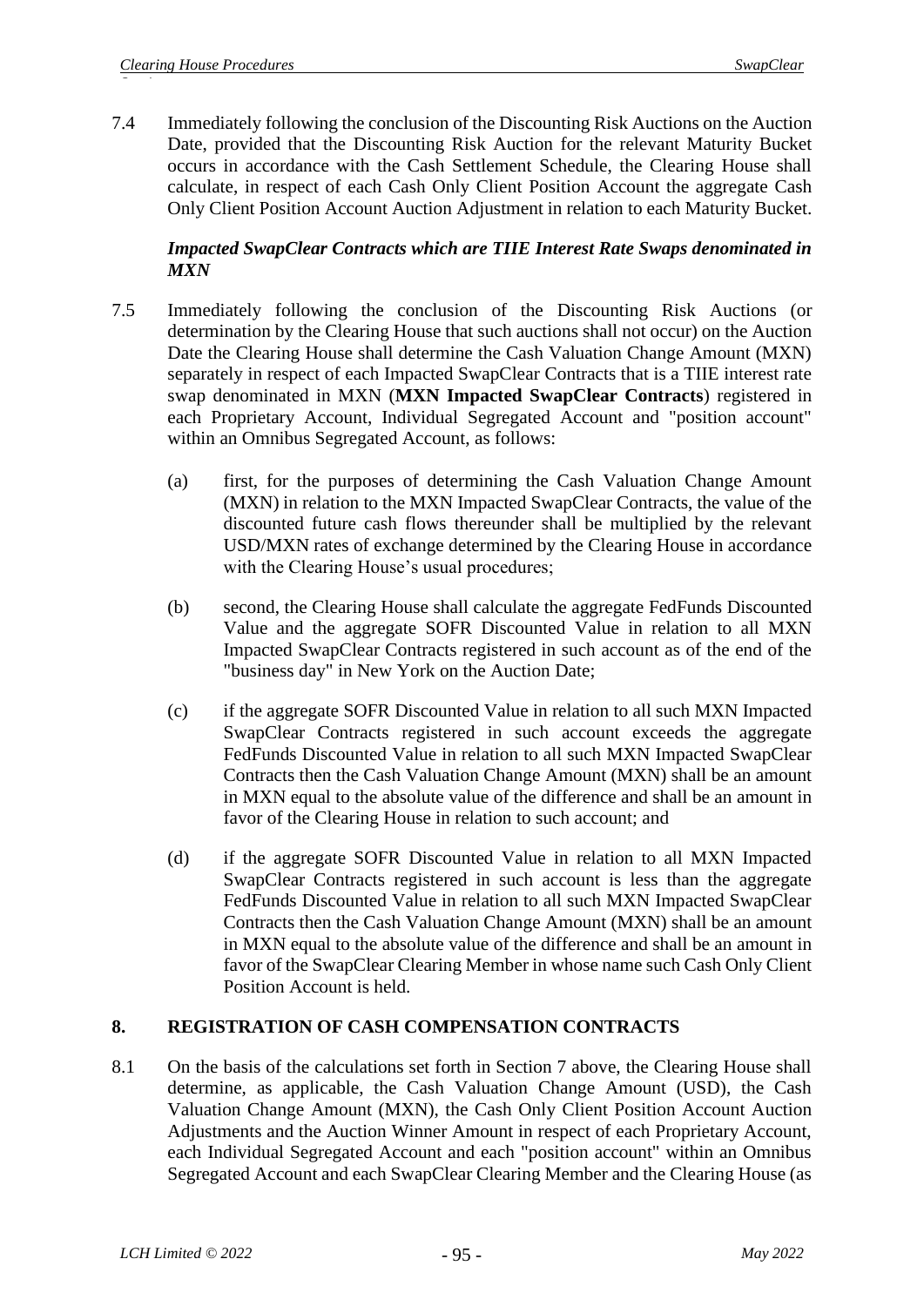7.4 Immediately following the conclusion of the Discounting Risk Auctions on the Auction Date, provided that the Discounting Risk Auction for the relevant Maturity Bucket occurs in accordance with the Cash Settlement Schedule, the Clearing House shall calculate, in respect of each Cash Only Client Position Account the aggregate Cash Only Client Position Account Auction Adjustment in relation to each Maturity Bucket.

***Impacted SwapClear Contracts which are TIIE Interest Rate Swaps denominated in MXN***

7.5 Immediately following the conclusion of the Discounting Risk Auctions (or determination by the Clearing House that such auctions shall not occur) on the Auction Date the Clearing House shall determine the Cash Valuation Change Amount (MXN) separately in respect of each Impacted SwapClear Contracts that is a TIIE interest rate swap denominated in MXN (**MXN Impacted SwapClear Contracts**) registered in each Proprietary Account, Individual Segregated Account and "position account" within an Omnibus Segregated Account, as follows:

(a) first, for the purposes of determining the Cash Valuation Change Amount (MXN) in relation to the MXN Impacted SwapClear Contracts, the value of the discounted future cash flows thereunder shall be multiplied by the relevant USD/MXN rates of exchange determined by the Clearing House in accordance with the Clearing House's usual procedures;

(b) second, the Clearing House shall calculate the aggregate FedFunds Discounted Value and the aggregate SOFR Discounted Value in relation to all MXN Impacted SwapClear Contracts registered in such account as of the end of the "business day" in New York on the Auction Date;

(c) if the aggregate SOFR Discounted Value in relation to all such MXN Impacted SwapClear Contracts registered in such account exceeds the aggregate FedFunds Discounted Value in relation to all such MXN Impacted SwapClear Contracts then the Cash Valuation Change Amount (MXN) shall be an amount in MXN equal to the absolute value of the difference and shall be an amount in favor of the Clearing House in relation to such account; and

(d) if the aggregate SOFR Discounted Value in relation to all MXN Impacted SwapClear Contracts registered in such account is less than the aggregate FedFunds Discounted Value in relation to all such MXN Impacted SwapClear Contracts then the Cash Valuation Change Amount (MXN) shall be an amount in MXN equal to the absolute value of the difference and shall be an amount in favor of the SwapClear Clearing Member in whose name such Cash Only Client Position Account is held.

## 8. REGISTRATION OF CASH COMPENSATION CONTRACTS

8.1 On the basis of the calculations set forth in Section 7 above, the Clearing House shall determine, as applicable, the Cash Valuation Change Amount (USD), the Cash Valuation Change Amount (MXN), the Cash Only Client Position Account Auction Adjustments and the Auction Winner Amount in respect of each Proprietary Account, each Individual Segregated Account and each "position account" within an Omnibus Segregated Account and each SwapClear Clearing Member and the Clearing House (as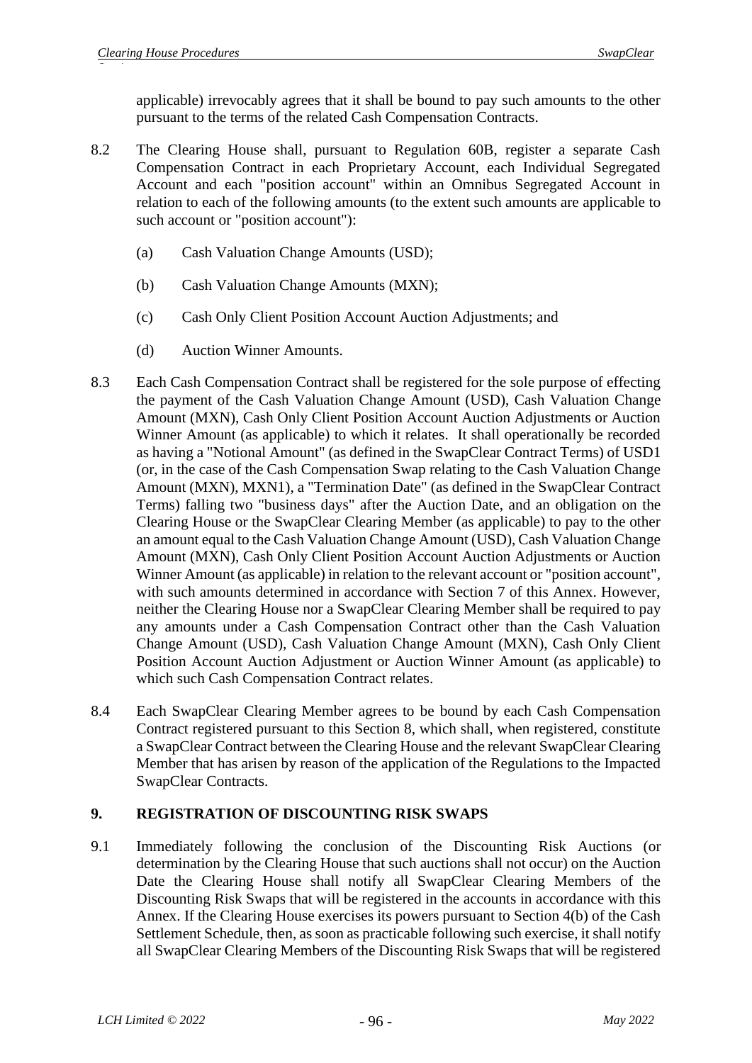applicable) irrevocably agrees that it shall be bound to pay such amounts to the other pursuant to the terms of the related Cash Compensation Contracts.

8.2 The Clearing House shall, pursuant to Regulation 60B, register a separate Cash Compensation Contract in each Proprietary Account, each Individual Segregated Account and each "position account" within an Omnibus Segregated Account in relation to each of the following amounts (to the extent such amounts are applicable to such account or "position account"):

(a) Cash Valuation Change Amounts (USD);

(b) Cash Valuation Change Amounts (MXN);

(c) Cash Only Client Position Account Auction Adjustments; and

(d) Auction Winner Amounts.

8.3 Each Cash Compensation Contract shall be registered for the sole purpose of effecting the payment of the Cash Valuation Change Amount (USD), Cash Valuation Change Amount (MXN), Cash Only Client Position Account Auction Adjustments or Auction Winner Amount (as applicable) to which it relates. It shall operationally be recorded as having a "Notional Amount" (as defined in the SwapClear Contract Terms) of USD1 (or, in the case of the Cash Compensation Swap relating to the Cash Valuation Change Amount (MXN), MXN1), a "Termination Date" (as defined in the SwapClear Contract Terms) falling two "business days" after the Auction Date, and an obligation on the Clearing House or the SwapClear Clearing Member (as applicable) to pay to the other an amount equal to the Cash Valuation Change Amount (USD), Cash Valuation Change Amount (MXN), Cash Only Client Position Account Auction Adjustments or Auction Winner Amount (as applicable) in relation to the relevant account or "position account", with such amounts determined in accordance with Section 7 of this Annex. However, neither the Clearing House nor a SwapClear Clearing Member shall be required to pay any amounts under a Cash Compensation Contract other than the Cash Valuation Change Amount (USD), Cash Valuation Change Amount (MXN), Cash Only Client Position Account Auction Adjustment or Auction Winner Amount (as applicable) to which such Cash Compensation Contract relates.

8.4 Each SwapClear Clearing Member agrees to be bound by each Cash Compensation Contract registered pursuant to this Section 8, which shall, when registered, constitute a SwapClear Contract between the Clearing House and the relevant SwapClear Clearing Member that has arisen by reason of the application of the Regulations to the Impacted SwapClear Contracts.

## 9. REGISTRATION OF DISCOUNTING RISK SWAPS

9.1 Immediately following the conclusion of the Discounting Risk Auctions (or determination by the Clearing House that such auctions shall not occur) on the Auction Date the Clearing House shall notify all SwapClear Clearing Members of the Discounting Risk Swaps that will be registered in the accounts in accordance with this Annex. If the Clearing House exercises its powers pursuant to Section 4(b) of the Cash Settlement Schedule, then, as soon as practicable following such exercise, it shall notify all SwapClear Clearing Members of the Discounting Risk Swaps that will be registered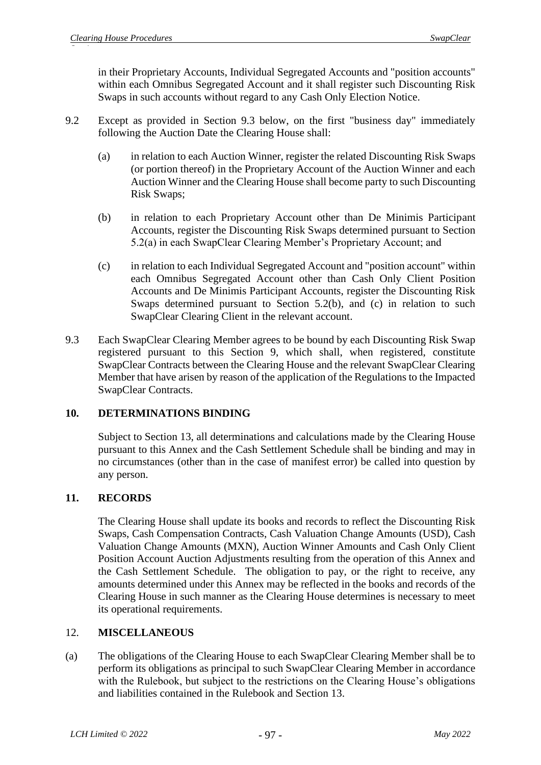in their Proprietary Accounts, Individual Segregated Accounts and "position accounts" within each Omnibus Segregated Account and it shall register such Discounting Risk Swaps in such accounts without regard to any Cash Only Election Notice.

9.2 Except as provided in Section 9.3 below, on the first "business day" immediately following the Auction Date the Clearing House shall:

(a) in relation to each Auction Winner, register the related Discounting Risk Swaps (or portion thereof) in the Proprietary Account of the Auction Winner and each Auction Winner and the Clearing House shall become party to such Discounting Risk Swaps;

(b) in relation to each Proprietary Account other than De Minimis Participant Accounts, register the Discounting Risk Swaps determined pursuant to Section 5.2(a) in each SwapClear Clearing Member's Proprietary Account; and

(c) in relation to each Individual Segregated Account and "position account" within each Omnibus Segregated Account other than Cash Only Client Position Accounts and De Minimis Participant Accounts, register the Discounting Risk Swaps determined pursuant to Section 5.2(b), and (c) in relation to such SwapClear Clearing Client in the relevant account.

9.3 Each SwapClear Clearing Member agrees to be bound by each Discounting Risk Swap registered pursuant to this Section 9, which shall, when registered, constitute SwapClear Contracts between the Clearing House and the relevant SwapClear Clearing Member that have arisen by reason of the application of the Regulations to the Impacted SwapClear Contracts.

## 10. DETERMINATIONS BINDING

Subject to Section 13, all determinations and calculations made by the Clearing House pursuant to this Annex and the Cash Settlement Schedule shall be binding and may in no circumstances (other than in the case of manifest error) be called into question by any person.

## 11. RECORDS

The Clearing House shall update its books and records to reflect the Discounting Risk Swaps, Cash Compensation Contracts, Cash Valuation Change Amounts (USD), Cash Valuation Change Amounts (MXN), Auction Winner Amounts and Cash Only Client Position Account Auction Adjustments resulting from the operation of this Annex and the Cash Settlement Schedule. The obligation to pay, or the right to receive, any amounts determined under this Annex may be reflected in the books and records of the Clearing House in such manner as the Clearing House determines is necessary to meet its operational requirements.

## 12. MISCELLANEOUS

(a) The obligations of the Clearing House to each SwapClear Clearing Member shall be to perform its obligations as principal to such SwapClear Clearing Member in accordance with the Rulebook, but subject to the restrictions on the Clearing House's obligations and liabilities contained in the Rulebook and Section 13.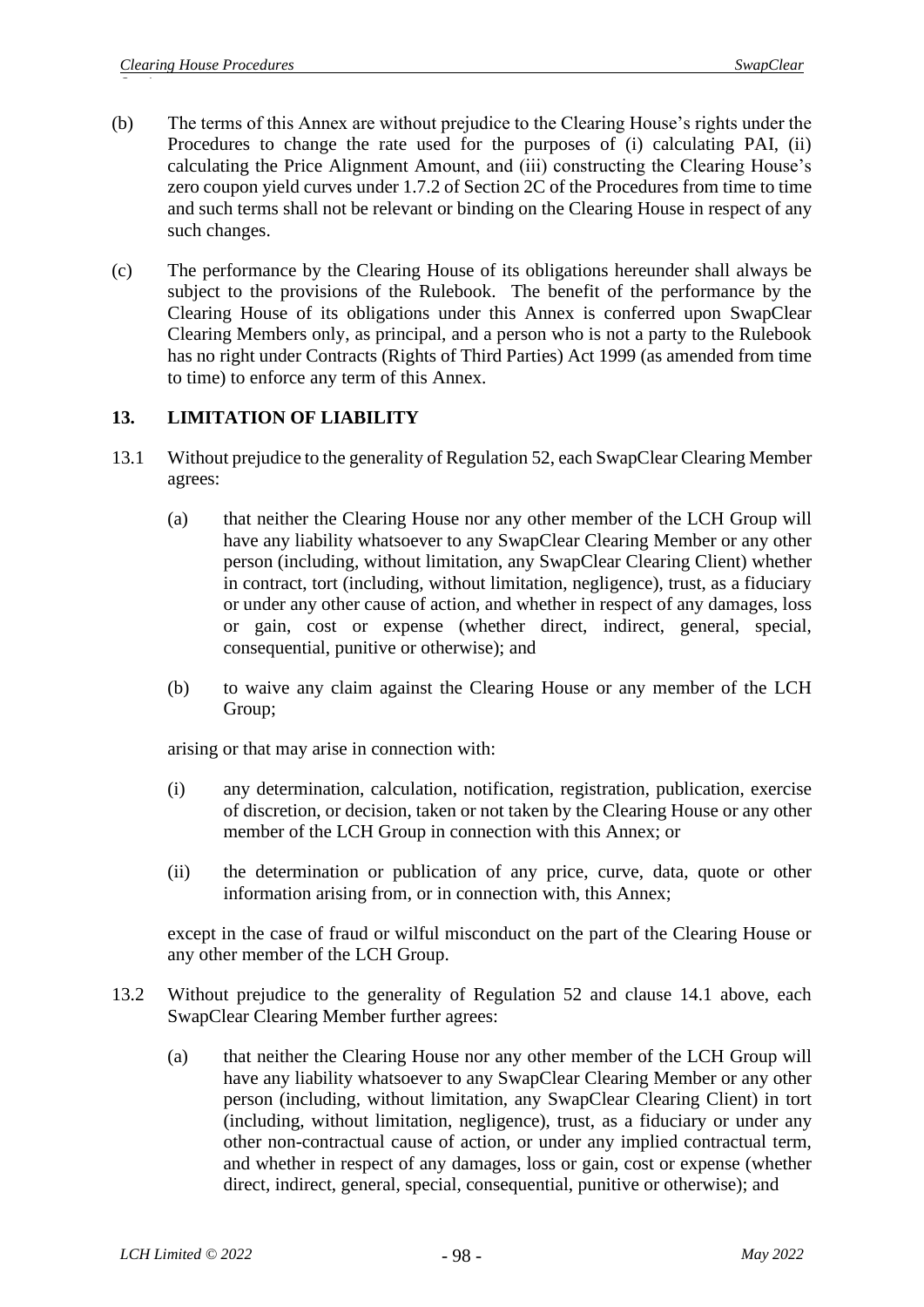(b) The terms of this Annex are without prejudice to the Clearing House's rights under the Procedures to change the rate used for the purposes of (i) calculating PAI, (ii) calculating the Price Alignment Amount, and (iii) constructing the Clearing House's zero coupon yield curves under 1.7.2 of Section 2C of the Procedures from time to time and such terms shall not be relevant or binding on the Clearing House in respect of any such changes.

(c) The performance by the Clearing House of its obligations hereunder shall always be subject to the provisions of the Rulebook. The benefit of the performance by the Clearing House of its obligations under this Annex is conferred upon SwapClear Clearing Members only, as principal, and a person who is not a party to the Rulebook has no right under Contracts (Rights of Third Parties) Act 1999 (as amended from time to time) to enforce any term of this Annex.

## 13. LIMITATION OF LIABILITY

13.1 Without prejudice to the generality of Regulation 52, each SwapClear Clearing Member agrees:

(a) that neither the Clearing House nor any other member of the LCH Group will have any liability whatsoever to any SwapClear Clearing Member or any other person (including, without limitation, any SwapClear Clearing Client) whether in contract, tort (including, without limitation, negligence), trust, as a fiduciary or under any other cause of action, and whether in respect of any damages, loss or gain, cost or expense (whether direct, indirect, general, special, consequential, punitive or otherwise); and

(b) to waive any claim against the Clearing House or any member of the LCH Group;

arising or that may arise in connection with:

(i) any determination, calculation, notification, registration, publication, exercise of discretion, or decision, taken or not taken by the Clearing House or any other member of the LCH Group in connection with this Annex; or

(ii) the determination or publication of any price, curve, data, quote or other information arising from, or in connection with, this Annex;

except in the case of fraud or wilful misconduct on the part of the Clearing House or any other member of the LCH Group.

13.2 Without prejudice to the generality of Regulation 52 and clause 14.1 above, each SwapClear Clearing Member further agrees:

(a) that neither the Clearing House nor any other member of the LCH Group will have any liability whatsoever to any SwapClear Clearing Member or any other person (including, without limitation, any SwapClear Clearing Client) in tort (including, without limitation, negligence), trust, as a fiduciary or under any other non-contractual cause of action, or under any implied contractual term, and whether in respect of any damages, loss or gain, cost or expense (whether direct, indirect, general, special, consequential, punitive or otherwise); and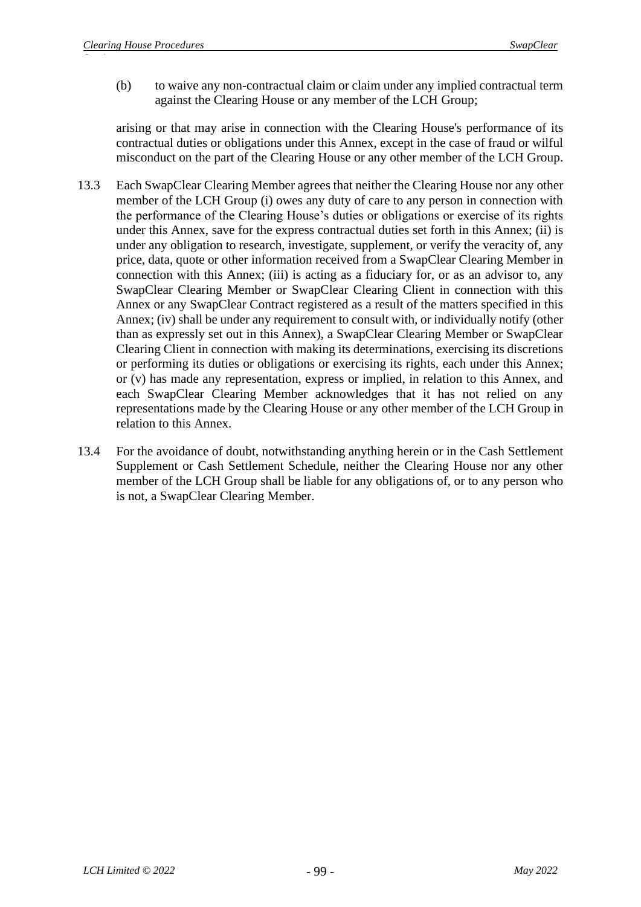(b) to waive any non-contractual claim or claim under any implied contractual term against the Clearing House or any member of the LCH Group;

arising or that may arise in connection with the Clearing House's performance of its contractual duties or obligations under this Annex, except in the case of fraud or wilful misconduct on the part of the Clearing House or any other member of the LCH Group.

13.3 Each SwapClear Clearing Member agrees that neither the Clearing House nor any other member of the LCH Group (i) owes any duty of care to any person in connection with the performance of the Clearing House's duties or obligations or exercise of its rights under this Annex, save for the express contractual duties set forth in this Annex; (ii) is under any obligation to research, investigate, supplement, or verify the veracity of, any price, data, quote or other information received from a SwapClear Clearing Member in connection with this Annex; (iii) is acting as a fiduciary for, or as an advisor to, any SwapClear Clearing Member or SwapClear Clearing Client in connection with this Annex or any SwapClear Contract registered as a result of the matters specified in this Annex; (iv) shall be under any requirement to consult with, or individually notify (other than as expressly set out in this Annex), a SwapClear Clearing Member or SwapClear Clearing Client in connection with making its determinations, exercising its discretions or performing its duties or obligations or exercising its rights, each under this Annex; or (v) has made any representation, express or implied, in relation to this Annex, and each SwapClear Clearing Member acknowledges that it has not relied on any representations made by the Clearing House or any other member of the LCH Group in relation to this Annex.

13.4 For the avoidance of doubt, notwithstanding anything herein or in the Cash Settlement Supplement or Cash Settlement Schedule, neither the Clearing House nor any other member of the LCH Group shall be liable for any obligations of, or to any person who is not, a SwapClear Clearing Member.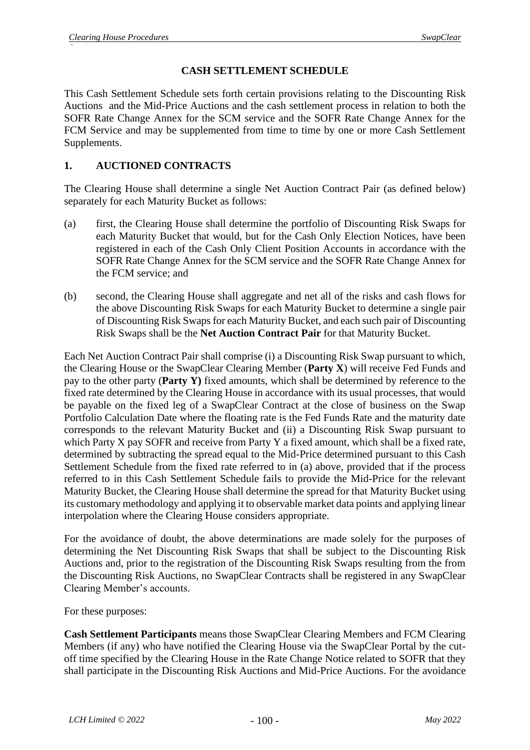## CASH SETTLEMENT SCHEDULE

This Cash Settlement Schedule sets forth certain provisions relating to the Discounting Risk Auctions  and the Mid-Price Auctions and the cash settlement process in relation to both the SOFR Rate Change Annex for the SCM service and the SOFR Rate Change Annex for the FCM Service and may be supplemented from time to time by one or more Cash Settlement Supplements.

### 1. AUCTIONED CONTRACTS

The Clearing House shall determine a single Net Auction Contract Pair (as defined below) separately for each Maturity Bucket as follows:

(a) first, the Clearing House shall determine the portfolio of Discounting Risk Swaps for each Maturity Bucket that would, but for the Cash Only Election Notices, have been registered in each of the Cash Only Client Position Accounts in accordance with the SOFR Rate Change Annex for the SCM service and the SOFR Rate Change Annex for the FCM service; and

(b) second, the Clearing House shall aggregate and net all of the risks and cash flows for the above Discounting Risk Swaps for each Maturity Bucket to determine a single pair of Discounting Risk Swaps for each Maturity Bucket, and each such pair of Discounting Risk Swaps shall be the **Net Auction Contract Pair** for that Maturity Bucket.

Each Net Auction Contract Pair shall comprise (i) a Discounting Risk Swap pursuant to which, the Clearing House or the SwapClear Clearing Member (**Party X**) will receive Fed Funds and pay to the other party (**Party Y)** fixed amounts, which shall be determined by reference to the fixed rate determined by the Clearing House in accordance with its usual processes, that would be payable on the fixed leg of a SwapClear Contract at the close of business on the Swap Portfolio Calculation Date where the floating rate is the Fed Funds Rate and the maturity date corresponds to the relevant Maturity Bucket and (ii) a Discounting Risk Swap pursuant to which Party X pay SOFR and receive from Party Y a fixed amount, which shall be a fixed rate, determined by subtracting the spread equal to the Mid-Price determined pursuant to this Cash Settlement Schedule from the fixed rate referred to in (a) above, provided that if the process referred to in this Cash Settlement Schedule fails to provide the Mid-Price for the relevant Maturity Bucket, the Clearing House shall determine the spread for that Maturity Bucket using its customary methodology and applying it to observable market data points and applying linear interpolation where the Clearing House considers appropriate.

For the avoidance of doubt, the above determinations are made solely for the purposes of determining the Net Discounting Risk Swaps that shall be subject to the Discounting Risk Auctions and, prior to the registration of the Discounting Risk Swaps resulting from the from the Discounting Risk Auctions, no SwapClear Contracts shall be registered in any SwapClear Clearing Member's accounts.

For these purposes:

**Cash Settlement Participants** means those SwapClear Clearing Members and FCM Clearing Members (if any) who have notified the Clearing House via the SwapClear Portal by the cut-off time specified by the Clearing House in the Rate Change Notice related to SOFR that they shall participate in the Discounting Risk Auctions and Mid-Price Auctions. For the avoidance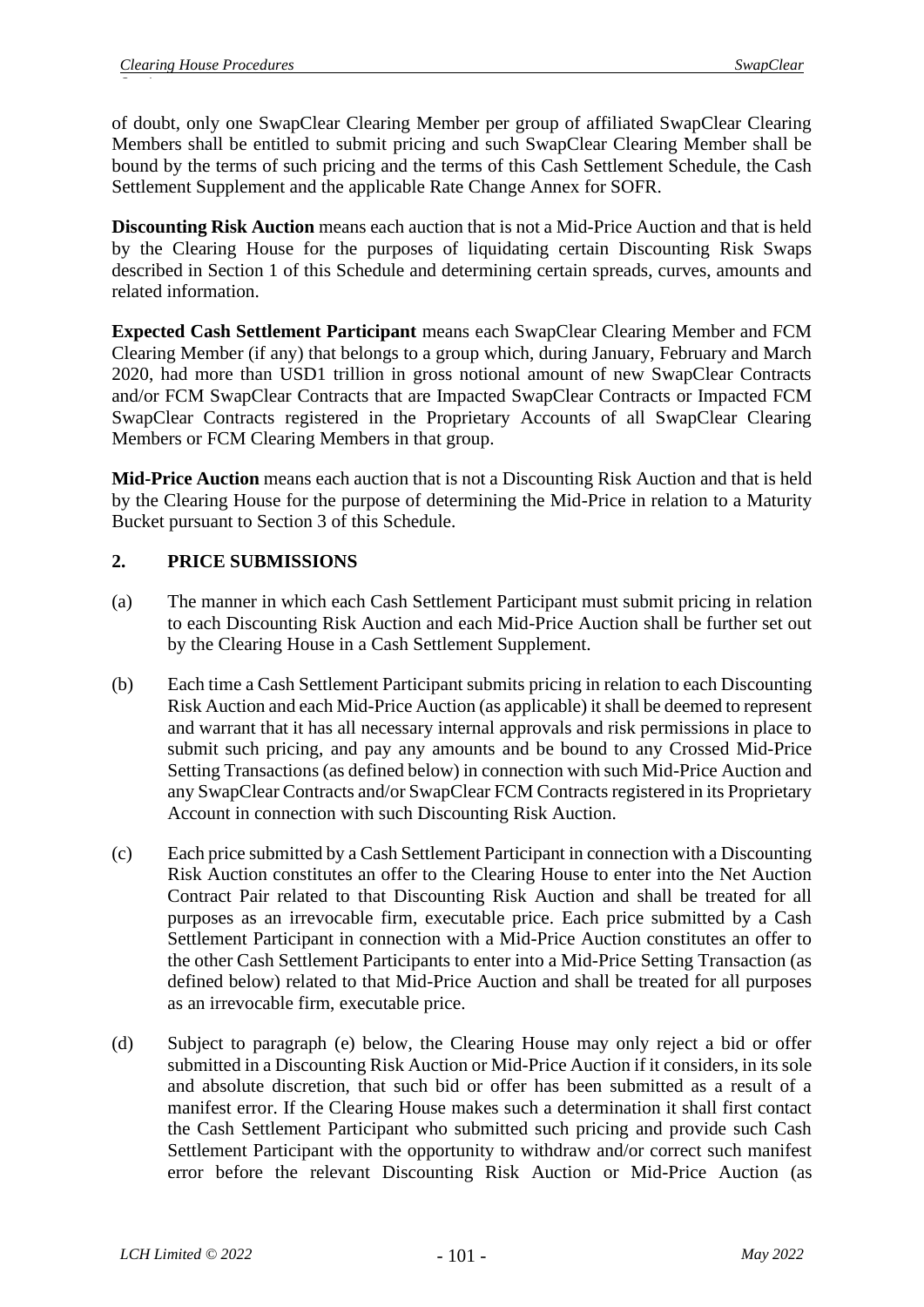of doubt, only one SwapClear Clearing Member per group of affiliated SwapClear Clearing Members shall be entitled to submit pricing and such SwapClear Clearing Member shall be bound by the terms of such pricing and the terms of this Cash Settlement Schedule, the Cash Settlement Supplement and the applicable Rate Change Annex for SOFR.

**Discounting Risk Auction** means each auction that is not a Mid-Price Auction and that is held by the Clearing House for the purposes of liquidating certain Discounting Risk Swaps described in Section 1 of this Schedule and determining certain spreads, curves, amounts and related information.

**Expected Cash Settlement Participant** means each SwapClear Clearing Member and FCM Clearing Member (if any) that belongs to a group which, during January, February and March 2020, had more than USD1 trillion in gross notional amount of new SwapClear Contracts and/or FCM SwapClear Contracts that are Impacted SwapClear Contracts or Impacted FCM SwapClear Contracts registered in the Proprietary Accounts of all SwapClear Clearing Members or FCM Clearing Members in that group.

**Mid-Price Auction** means each auction that is not a Discounting Risk Auction and that is held by the Clearing House for the purpose of determining the Mid-Price in relation to a Maturity Bucket pursuant to Section 3 of this Schedule.

## 2. PRICE SUBMISSIONS

(a) The manner in which each Cash Settlement Participant must submit pricing in relation to each Discounting Risk Auction and each Mid-Price Auction shall be further set out by the Clearing House in a Cash Settlement Supplement.

(b) Each time a Cash Settlement Participant submits pricing in relation to each Discounting Risk Auction and each Mid-Price Auction (as applicable) it shall be deemed to represent and warrant that it has all necessary internal approvals and risk permissions in place to submit such pricing, and pay any amounts and be bound to any Crossed Mid-Price Setting Transactions (as defined below) in connection with such Mid-Price Auction and any SwapClear Contracts and/or SwapClear FCM Contracts registered in its Proprietary Account in connection with such Discounting Risk Auction.

(c) Each price submitted by a Cash Settlement Participant in connection with a Discounting Risk Auction constitutes an offer to the Clearing House to enter into the Net Auction Contract Pair related to that Discounting Risk Auction and shall be treated for all purposes as an irrevocable firm, executable price. Each price submitted by a Cash Settlement Participant in connection with a Mid-Price Auction constitutes an offer to the other Cash Settlement Participants to enter into a Mid-Price Setting Transaction (as defined below) related to that Mid-Price Auction and shall be treated for all purposes as an irrevocable firm, executable price.

(d) Subject to paragraph (e) below, the Clearing House may only reject a bid or offer submitted in a Discounting Risk Auction or Mid-Price Auction if it considers, in its sole and absolute discretion, that such bid or offer has been submitted as a result of a manifest error. If the Clearing House makes such a determination it shall first contact the Cash Settlement Participant who submitted such pricing and provide such Cash Settlement Participant with the opportunity to withdraw and/or correct such manifest error before the relevant Discounting Risk Auction or Mid-Price Auction (as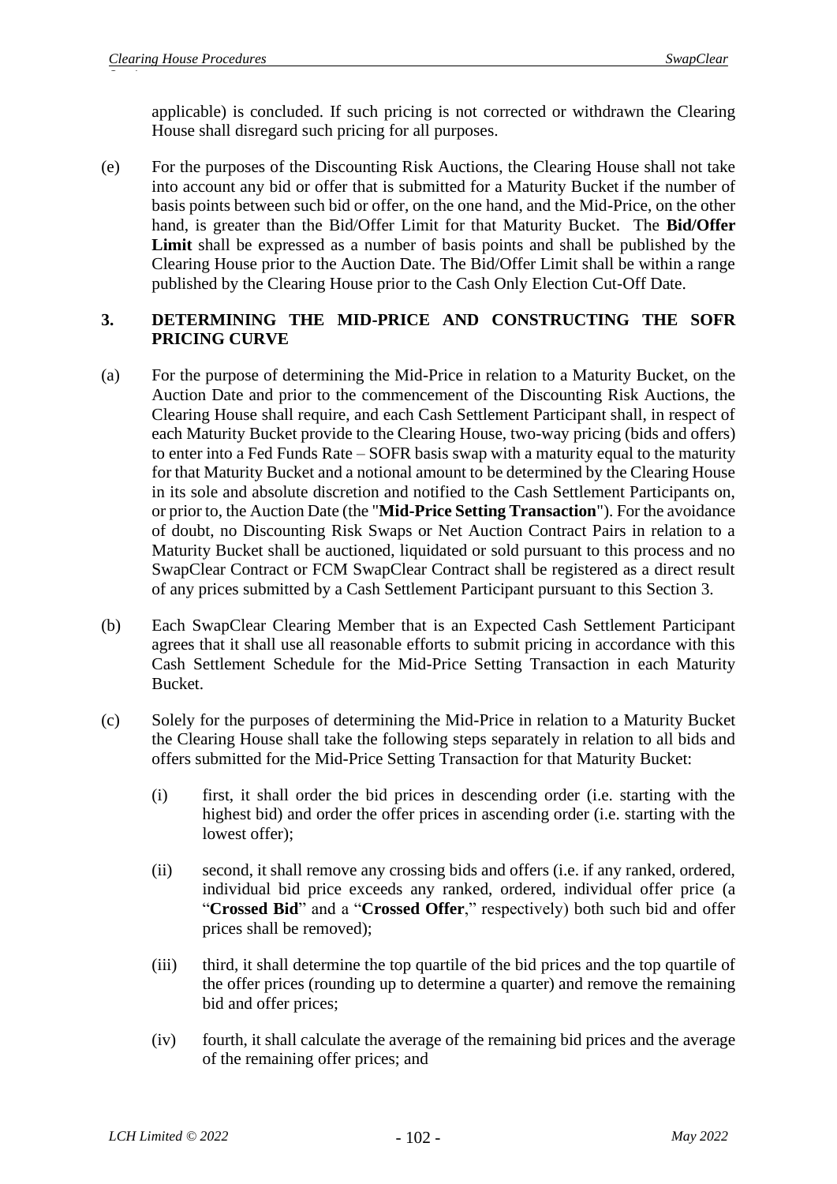applicable) is concluded. If such pricing is not corrected or withdrawn the Clearing House shall disregard such pricing for all purposes.

(e) For the purposes of the Discounting Risk Auctions, the Clearing House shall not take into account any bid or offer that is submitted for a Maturity Bucket if the number of basis points between such bid or offer, on the one hand, and the Mid-Price, on the other hand, is greater than the Bid/Offer Limit for that Maturity Bucket. The **Bid/Offer Limit** shall be expressed as a number of basis points and shall be published by the Clearing House prior to the Auction Date. The Bid/Offer Limit shall be within a range published by the Clearing House prior to the Cash Only Election Cut-Off Date.

## 3. DETERMINING THE MID-PRICE AND CONSTRUCTING THE SOFR PRICING CURVE

(a) For the purpose of determining the Mid-Price in relation to a Maturity Bucket, on the Auction Date and prior to the commencement of the Discounting Risk Auctions, the Clearing House shall require, and each Cash Settlement Participant shall, in respect of each Maturity Bucket provide to the Clearing House, two-way pricing (bids and offers) to enter into a Fed Funds Rate – SOFR basis swap with a maturity equal to the maturity for that Maturity Bucket and a notional amount to be determined by the Clearing House in its sole and absolute discretion and notified to the Cash Settlement Participants on, or prior to, the Auction Date (the "**Mid-Price Setting Transaction**"). For the avoidance of doubt, no Discounting Risk Swaps or Net Auction Contract Pairs in relation to a Maturity Bucket shall be auctioned, liquidated or sold pursuant to this process and no SwapClear Contract or FCM SwapClear Contract shall be registered as a direct result of any prices submitted by a Cash Settlement Participant pursuant to this Section 3.

(b) Each SwapClear Clearing Member that is an Expected Cash Settlement Participant agrees that it shall use all reasonable efforts to submit pricing in accordance with this Cash Settlement Schedule for the Mid-Price Setting Transaction in each Maturity Bucket.

(c) Solely for the purposes of determining the Mid-Price in relation to a Maturity Bucket the Clearing House shall take the following steps separately in relation to all bids and offers submitted for the Mid-Price Setting Transaction for that Maturity Bucket:

   (i) first, it shall order the bid prices in descending order (i.e. starting with the highest bid) and order the offer prices in ascending order (i.e. starting with the lowest offer);

   (ii) second, it shall remove any crossing bids and offers (i.e. if any ranked, ordered, individual bid price exceeds any ranked, ordered, individual offer price (a "**Crossed Bid**" and a "**Crossed Offer**," respectively) both such bid and offer prices shall be removed);

   (iii) third, it shall determine the top quartile of the bid prices and the top quartile of the offer prices (rounding up to determine a quarter) and remove the remaining bid and offer prices;

   (iv) fourth, it shall calculate the average of the remaining bid prices and the average of the remaining offer prices; and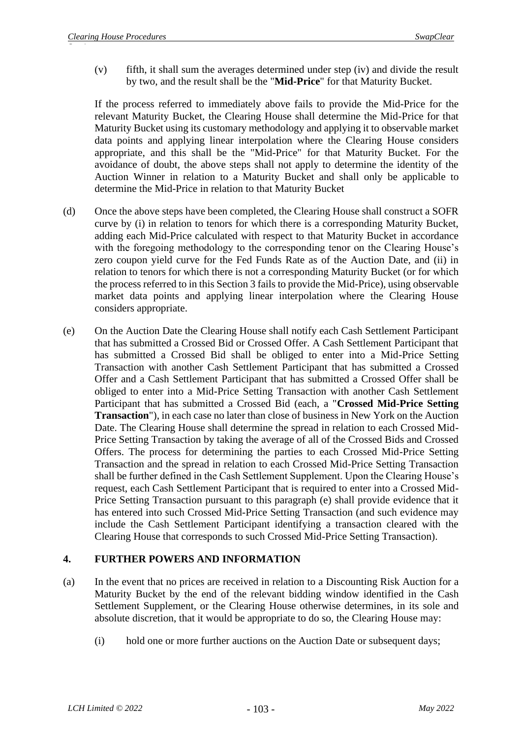(v) fifth, it shall sum the averages determined under step (iv) and divide the result by two, and the result shall be the "**Mid-Price**" for that Maturity Bucket.

If the process referred to immediately above fails to provide the Mid-Price for the relevant Maturity Bucket, the Clearing House shall determine the Mid-Price for that Maturity Bucket using its customary methodology and applying it to observable market data points and applying linear interpolation where the Clearing House considers appropriate, and this shall be the "Mid-Price" for that Maturity Bucket. For the avoidance of doubt, the above steps shall not apply to determine the identity of the Auction Winner in relation to a Maturity Bucket and shall only be applicable to determine the Mid-Price in relation to that Maturity Bucket

(d) Once the above steps have been completed, the Clearing House shall construct a SOFR curve by (i) in relation to tenors for which there is a corresponding Maturity Bucket, adding each Mid-Price calculated with respect to that Maturity Bucket in accordance with the foregoing methodology to the corresponding tenor on the Clearing House's zero coupon yield curve for the Fed Funds Rate as of the Auction Date, and (ii) in relation to tenors for which there is not a corresponding Maturity Bucket (or for which the process referred to in this Section 3 fails to provide the Mid-Price), using observable market data points and applying linear interpolation where the Clearing House considers appropriate.

(e) On the Auction Date the Clearing House shall notify each Cash Settlement Participant that has submitted a Crossed Bid or Crossed Offer. A Cash Settlement Participant that has submitted a Crossed Bid shall be obliged to enter into a Mid-Price Setting Transaction with another Cash Settlement Participant that has submitted a Crossed Offer and a Cash Settlement Participant that has submitted a Crossed Offer shall be obliged to enter into a Mid-Price Setting Transaction with another Cash Settlement Participant that has submitted a Crossed Bid (each, a "**Crossed Mid-Price Setting Transaction**"), in each case no later than close of business in New York on the Auction Date. The Clearing House shall determine the spread in relation to each Crossed Mid-Price Setting Transaction by taking the average of all of the Crossed Bids and Crossed Offers. The process for determining the parties to each Crossed Mid-Price Setting Transaction and the spread in relation to each Crossed Mid-Price Setting Transaction shall be further defined in the Cash Settlement Supplement. Upon the Clearing House's request, each Cash Settlement Participant that is required to enter into a Crossed Mid-Price Setting Transaction pursuant to this paragraph (e) shall provide evidence that it has entered into such Crossed Mid-Price Setting Transaction (and such evidence may include the Cash Settlement Participant identifying a transaction cleared with the Clearing House that corresponds to such Crossed Mid-Price Setting Transaction).

## 4. FURTHER POWERS AND INFORMATION

(a) In the event that no prices are received in relation to a Discounting Risk Auction for a Maturity Bucket by the end of the relevant bidding window identified in the Cash Settlement Supplement, or the Clearing House otherwise determines, in its sole and absolute discretion, that it would be appropriate to do so, the Clearing House may:

(i) hold one or more further auctions on the Auction Date or subsequent days;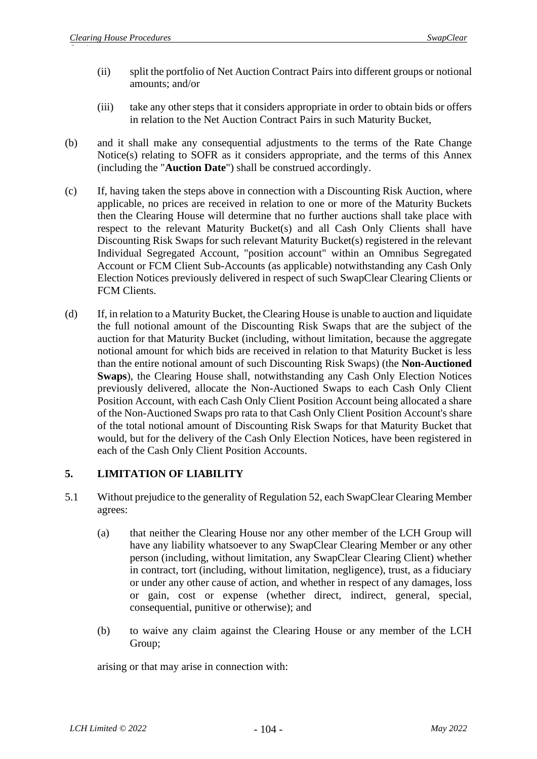(ii) split the portfolio of Net Auction Contract Pairs into different groups or notional amounts; and/or

(iii) take any other steps that it considers appropriate in order to obtain bids or offers in relation to the Net Auction Contract Pairs in such Maturity Bucket,

(b) and it shall make any consequential adjustments to the terms of the Rate Change Notice(s) relating to SOFR as it considers appropriate, and the terms of this Annex (including the "**Auction Date**") shall be construed accordingly.

(c) If, having taken the steps above in connection with a Discounting Risk Auction, where applicable, no prices are received in relation to one or more of the Maturity Buckets then the Clearing House will determine that no further auctions shall take place with respect to the relevant Maturity Bucket(s) and all Cash Only Clients shall have Discounting Risk Swaps for such relevant Maturity Bucket(s) registered in the relevant Individual Segregated Account, "position account" within an Omnibus Segregated Account or FCM Client Sub-Accounts (as applicable) notwithstanding any Cash Only Election Notices previously delivered in respect of such SwapClear Clearing Clients or FCM Clients.

(d) If, in relation to a Maturity Bucket, the Clearing House is unable to auction and liquidate the full notional amount of the Discounting Risk Swaps that are the subject of the auction for that Maturity Bucket (including, without limitation, because the aggregate notional amount for which bids are received in relation to that Maturity Bucket is less than the entire notional amount of such Discounting Risk Swaps) (the **Non-Auctioned Swaps**), the Clearing House shall, notwithstanding any Cash Only Election Notices previously delivered, allocate the Non-Auctioned Swaps to each Cash Only Client Position Account, with each Cash Only Client Position Account being allocated a share of the Non-Auctioned Swaps pro rata to that Cash Only Client Position Account's share of the total notional amount of Discounting Risk Swaps for that Maturity Bucket that would, but for the delivery of the Cash Only Election Notices, have been registered in each of the Cash Only Client Position Accounts.

## 5. LIMITATION OF LIABILITY

5.1 Without prejudice to the generality of Regulation 52, each SwapClear Clearing Member agrees:

(a) that neither the Clearing House nor any other member of the LCH Group will have any liability whatsoever to any SwapClear Clearing Member or any other person (including, without limitation, any SwapClear Clearing Client) whether in contract, tort (including, without limitation, negligence), trust, as a fiduciary or under any other cause of action, and whether in respect of any damages, loss or gain, cost or expense (whether direct, indirect, general, special, consequential, punitive or otherwise); and

(b) to waive any claim against the Clearing House or any member of the LCH Group;

arising or that may arise in connection with: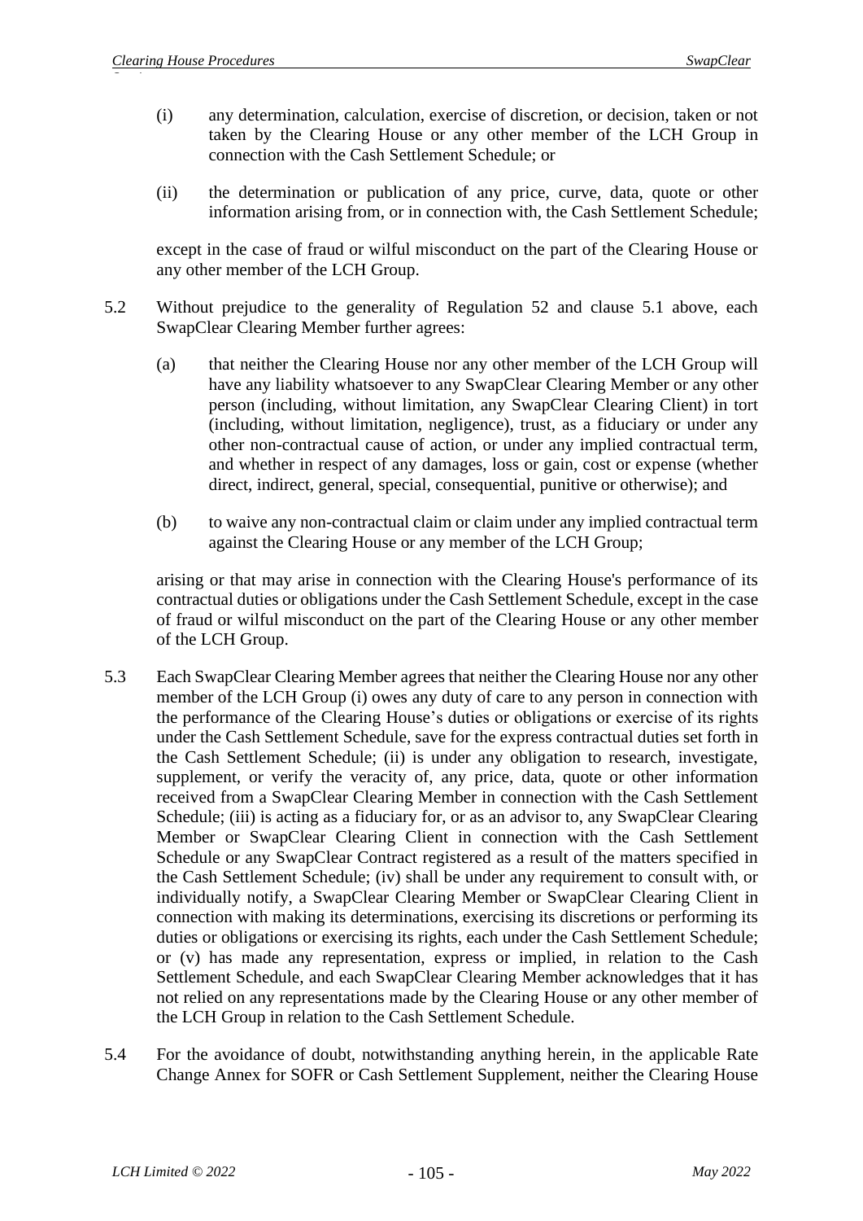(i) any determination, calculation, exercise of discretion, or decision, taken or not taken by the Clearing House or any other member of the LCH Group in connection with the Cash Settlement Schedule; or

(ii) the determination or publication of any price, curve, data, quote or other information arising from, or in connection with, the Cash Settlement Schedule;

except in the case of fraud or wilful misconduct on the part of the Clearing House or any other member of the LCH Group.

5.2 Without prejudice to the generality of Regulation 52 and clause 5.1 above, each SwapClear Clearing Member further agrees:

(a) that neither the Clearing House nor any other member of the LCH Group will have any liability whatsoever to any SwapClear Clearing Member or any other person (including, without limitation, any SwapClear Clearing Client) in tort (including, without limitation, negligence), trust, as a fiduciary or under any other non-contractual cause of action, or under any implied contractual term, and whether in respect of any damages, loss or gain, cost or expense (whether direct, indirect, general, special, consequential, punitive or otherwise); and

(b) to waive any non-contractual claim or claim under any implied contractual term against the Clearing House or any member of the LCH Group;

arising or that may arise in connection with the Clearing House's performance of its contractual duties or obligations under the Cash Settlement Schedule, except in the case of fraud or wilful misconduct on the part of the Clearing House or any other member of the LCH Group.

5.3 Each SwapClear Clearing Member agrees that neither the Clearing House nor any other member of the LCH Group (i) owes any duty of care to any person in connection with the performance of the Clearing House's duties or obligations or exercise of its rights under the Cash Settlement Schedule, save for the express contractual duties set forth in the Cash Settlement Schedule; (ii) is under any obligation to research, investigate, supplement, or verify the veracity of, any price, data, quote or other information received from a SwapClear Clearing Member in connection with the Cash Settlement Schedule; (iii) is acting as a fiduciary for, or as an advisor to, any SwapClear Clearing Member or SwapClear Clearing Client in connection with the Cash Settlement Schedule or any SwapClear Contract registered as a result of the matters specified in the Cash Settlement Schedule; (iv) shall be under any requirement to consult with, or individually notify, a SwapClear Clearing Member or SwapClear Clearing Client in connection with making its determinations, exercising its discretions or performing its duties or obligations or exercising its rights, each under the Cash Settlement Schedule; or (v) has made any representation, express or implied, in relation to the Cash Settlement Schedule, and each SwapClear Clearing Member acknowledges that it has not relied on any representations made by the Clearing House or any other member of the LCH Group in relation to the Cash Settlement Schedule.

5.4 For the avoidance of doubt, notwithstanding anything herein, in the applicable Rate Change Annex for SOFR or Cash Settlement Supplement, neither the Clearing House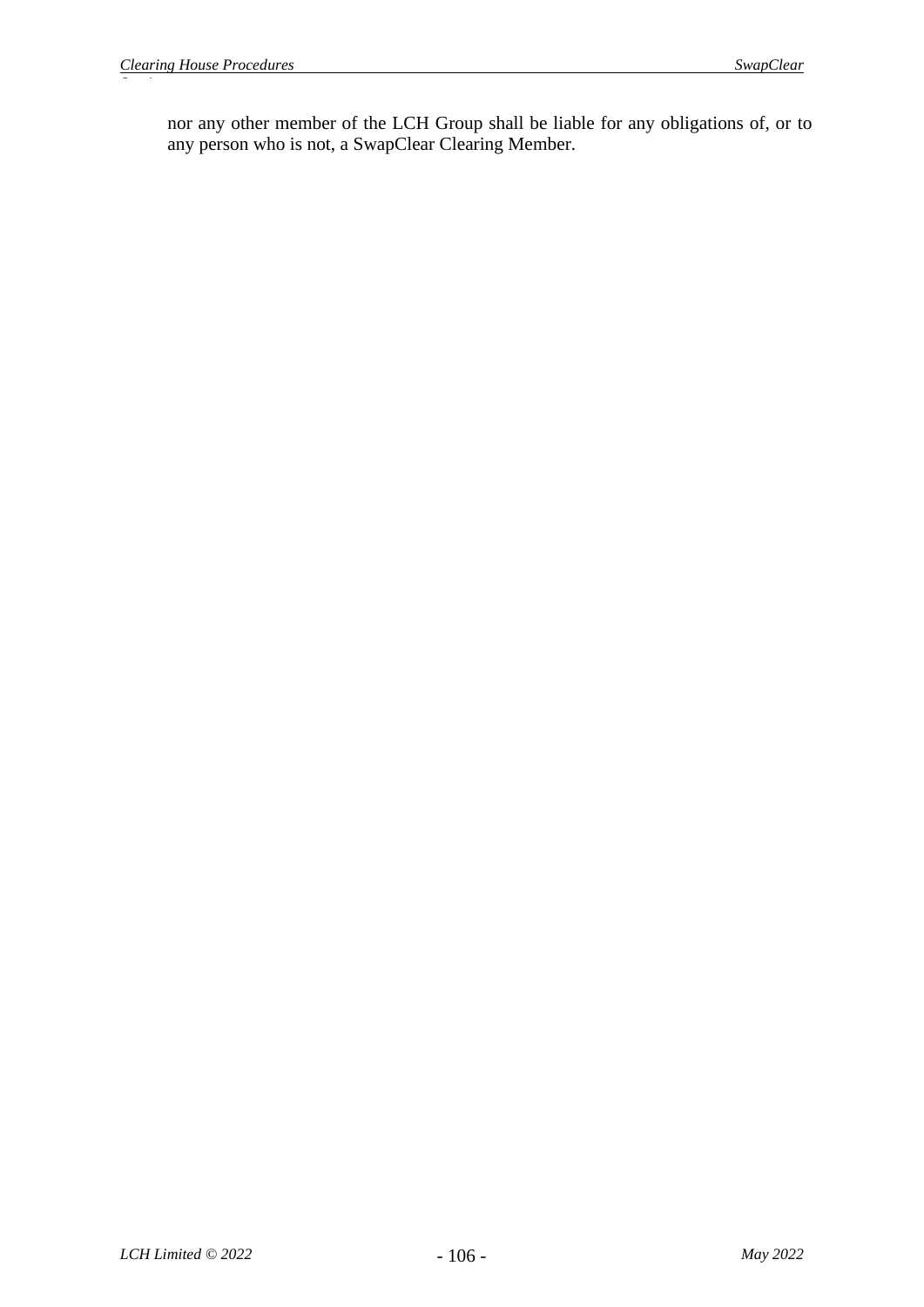nor any other member of the LCH Group shall be liable for any obligations of, or to any person who is not, a SwapClear Clearing Member.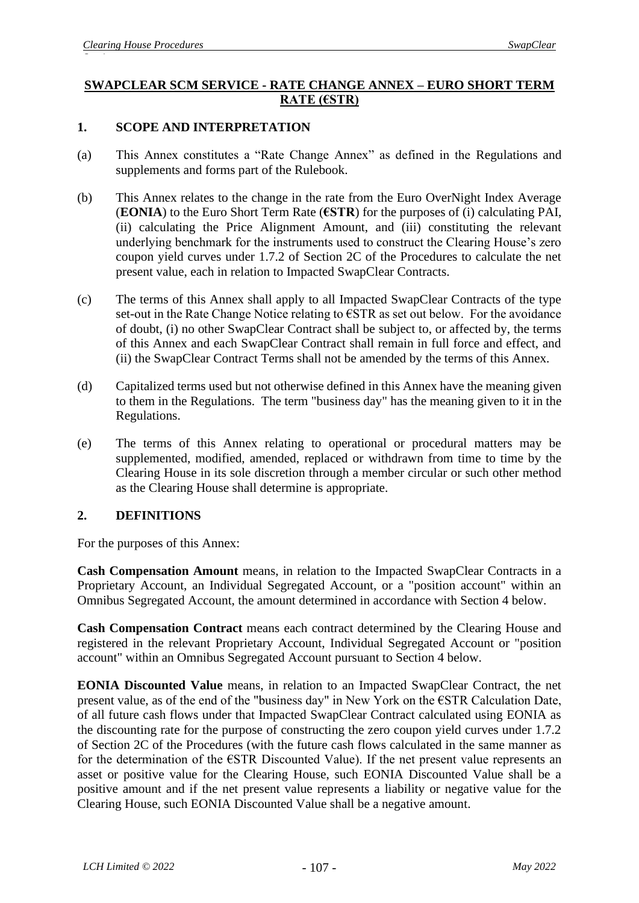## SWAPCLEAR SCM SERVICE - RATE CHANGE ANNEX – EURO SHORT TERM RATE (€STR)

### 1. SCOPE AND INTERPRETATION

(a) This Annex constitutes a "Rate Change Annex" as defined in the Regulations and supplements and forms part of the Rulebook.

(b) This Annex relates to the change in the rate from the Euro OverNight Index Average (**EONIA**) to the Euro Short Term Rate (**€STR**) for the purposes of (i) calculating PAI, (ii) calculating the Price Alignment Amount, and (iii) constituting the relevant underlying benchmark for the instruments used to construct the Clearing House's zero coupon yield curves under 1.7.2 of Section 2C of the Procedures to calculate the net present value, each in relation to Impacted SwapClear Contracts.

(c) The terms of this Annex shall apply to all Impacted SwapClear Contracts of the type set-out in the Rate Change Notice relating to €STR as set out below. For the avoidance of doubt, (i) no other SwapClear Contract shall be subject to, or affected by, the terms of this Annex and each SwapClear Contract shall remain in full force and effect, and (ii) the SwapClear Contract Terms shall not be amended by the terms of this Annex.

(d) Capitalized terms used but not otherwise defined in this Annex have the meaning given to them in the Regulations. The term "business day" has the meaning given to it in the Regulations.

(e) The terms of this Annex relating to operational or procedural matters may be supplemented, modified, amended, replaced or withdrawn from time to time by the Clearing House in its sole discretion through a member circular or such other method as the Clearing House shall determine is appropriate.

### 2. DEFINITIONS

For the purposes of this Annex:

**Cash Compensation Amount** means, in relation to the Impacted SwapClear Contracts in a Proprietary Account, an Individual Segregated Account, or a "position account" within an Omnibus Segregated Account, the amount determined in accordance with Section 4 below.

**Cash Compensation Contract** means each contract determined by the Clearing House and registered in the relevant Proprietary Account, Individual Segregated Account or "position account" within an Omnibus Segregated Account pursuant to Section 4 below.

**EONIA Discounted Value** means, in relation to an Impacted SwapClear Contract, the net present value, as of the end of the "business day" in New York on the €STR Calculation Date, of all future cash flows under that Impacted SwapClear Contract calculated using EONIA as the discounting rate for the purpose of constructing the zero coupon yield curves under 1.7.2 of Section 2C of the Procedures (with the future cash flows calculated in the same manner as for the determination of the €STR Discounted Value). If the net present value represents an asset or positive value for the Clearing House, such EONIA Discounted Value shall be a positive amount and if the net present value represents a liability or negative value for the Clearing House, such EONIA Discounted Value shall be a negative amount.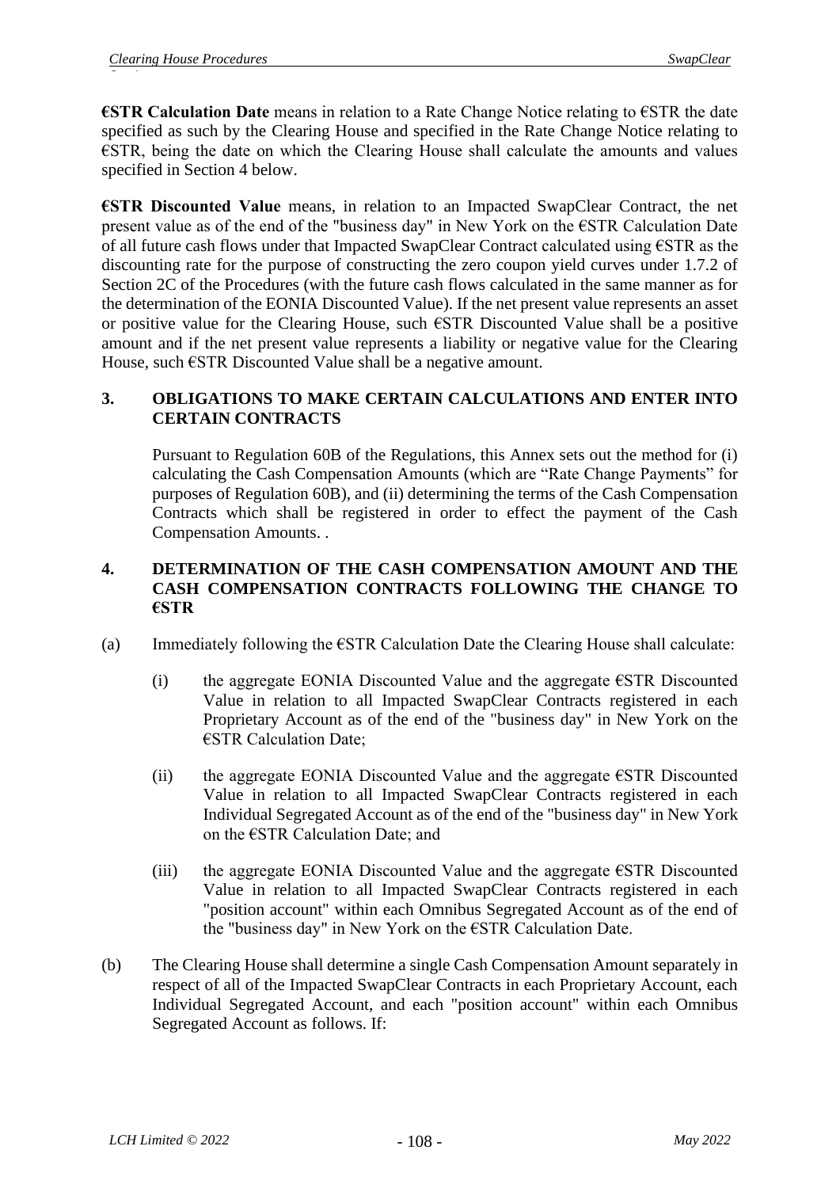**€STR Calculation Date** means in relation to a Rate Change Notice relating to €STR the date specified as such by the Clearing House and specified in the Rate Change Notice relating to €STR, being the date on which the Clearing House shall calculate the amounts and values specified in Section 4 below.

**€STR Discounted Value** means, in relation to an Impacted SwapClear Contract, the net present value as of the end of the "business day" in New York on the €STR Calculation Date of all future cash flows under that Impacted SwapClear Contract calculated using €STR as the discounting rate for the purpose of constructing the zero coupon yield curves under 1.7.2 of Section 2C of the Procedures (with the future cash flows calculated in the same manner as for the determination of the EONIA Discounted Value). If the net present value represents an asset or positive value for the Clearing House, such €STR Discounted Value shall be a positive amount and if the net present value represents a liability or negative value for the Clearing House, such €STR Discounted Value shall be a negative amount.

## 3. OBLIGATIONS TO MAKE CERTAIN CALCULATIONS AND ENTER INTO CERTAIN CONTRACTS

Pursuant to Regulation 60B of the Regulations, this Annex sets out the method for (i) calculating the Cash Compensation Amounts (which are “Rate Change Payments” for purposes of Regulation 60B), and (ii) determining the terms of the Cash Compensation Contracts which shall be registered in order to effect the payment of the Cash Compensation Amounts. .

## 4. DETERMINATION OF THE CASH COMPENSATION AMOUNT AND THE CASH COMPENSATION CONTRACTS FOLLOWING THE CHANGE TO €STR

(a) Immediately following the €STR Calculation Date the Clearing House shall calculate:

(i) the aggregate EONIA Discounted Value and the aggregate €STR Discounted Value in relation to all Impacted SwapClear Contracts registered in each Proprietary Account as of the end of the "business day" in New York on the €STR Calculation Date;

(ii) the aggregate EONIA Discounted Value and the aggregate €STR Discounted Value in relation to all Impacted SwapClear Contracts registered in each Individual Segregated Account as of the end of the "business day" in New York on the €STR Calculation Date; and

(iii) the aggregate EONIA Discounted Value and the aggregate €STR Discounted Value in relation to all Impacted SwapClear Contracts registered in each "position account" within each Omnibus Segregated Account as of the end of the "business day" in New York on the €STR Calculation Date.

(b) The Clearing House shall determine a single Cash Compensation Amount separately in respect of all of the Impacted SwapClear Contracts in each Proprietary Account, each Individual Segregated Account, and each "position account" within each Omnibus Segregated Account as follows. If: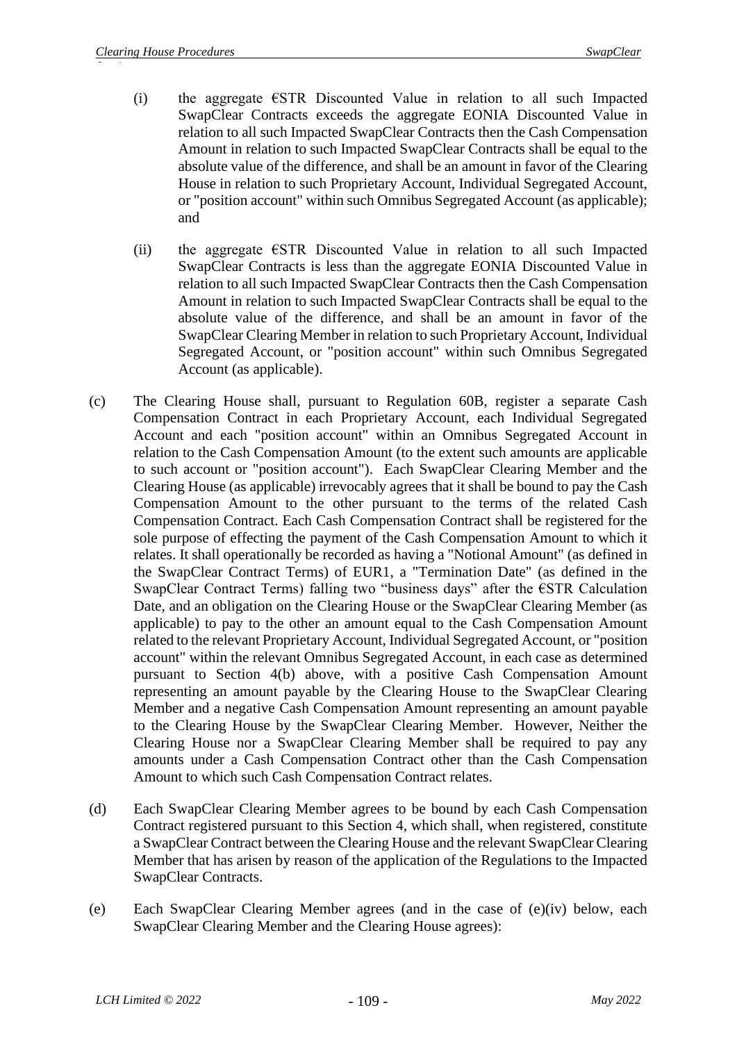(i) the aggregate €STR Discounted Value in relation to all such Impacted SwapClear Contracts exceeds the aggregate EONIA Discounted Value in relation to all such Impacted SwapClear Contracts then the Cash Compensation Amount in relation to such Impacted SwapClear Contracts shall be equal to the absolute value of the difference, and shall be an amount in favor of the Clearing House in relation to such Proprietary Account, Individual Segregated Account, or "position account" within such Omnibus Segregated Account (as applicable); and

(ii) the aggregate €STR Discounted Value in relation to all such Impacted SwapClear Contracts is less than the aggregate EONIA Discounted Value in relation to all such Impacted SwapClear Contracts then the Cash Compensation Amount in relation to such Impacted SwapClear Contracts shall be equal to the absolute value of the difference, and shall be an amount in favor of the SwapClear Clearing Member in relation to such Proprietary Account, Individual Segregated Account, or "position account" within such Omnibus Segregated Account (as applicable).

(c) The Clearing House shall, pursuant to Regulation 60B, register a separate Cash Compensation Contract in each Proprietary Account, each Individual Segregated Account and each "position account" within an Omnibus Segregated Account in relation to the Cash Compensation Amount (to the extent such amounts are applicable to such account or "position account"). Each SwapClear Clearing Member and the Clearing House (as applicable) irrevocably agrees that it shall be bound to pay the Cash Compensation Amount to the other pursuant to the terms of the related Cash Compensation Contract. Each Cash Compensation Contract shall be registered for the sole purpose of effecting the payment of the Cash Compensation Amount to which it relates. It shall operationally be recorded as having a "Notional Amount" (as defined in the SwapClear Contract Terms) of EUR1, a "Termination Date" (as defined in the SwapClear Contract Terms) falling two "business days" after the €STR Calculation Date, and an obligation on the Clearing House or the SwapClear Clearing Member (as applicable) to pay to the other an amount equal to the Cash Compensation Amount related to the relevant Proprietary Account, Individual Segregated Account, or "position account" within the relevant Omnibus Segregated Account, in each case as determined pursuant to Section 4(b) above, with a positive Cash Compensation Amount representing an amount payable by the Clearing House to the SwapClear Clearing Member and a negative Cash Compensation Amount representing an amount payable to the Clearing House by the SwapClear Clearing Member. However, Neither the Clearing House nor a SwapClear Clearing Member shall be required to pay any amounts under a Cash Compensation Contract other than the Cash Compensation Amount to which such Cash Compensation Contract relates.

(d) Each SwapClear Clearing Member agrees to be bound by each Cash Compensation Contract registered pursuant to this Section 4, which shall, when registered, constitute a SwapClear Contract between the Clearing House and the relevant SwapClear Clearing Member that has arisen by reason of the application of the Regulations to the Impacted SwapClear Contracts.

(e) Each SwapClear Clearing Member agrees (and in the case of (e)(iv) below, each SwapClear Clearing Member and the Clearing House agrees):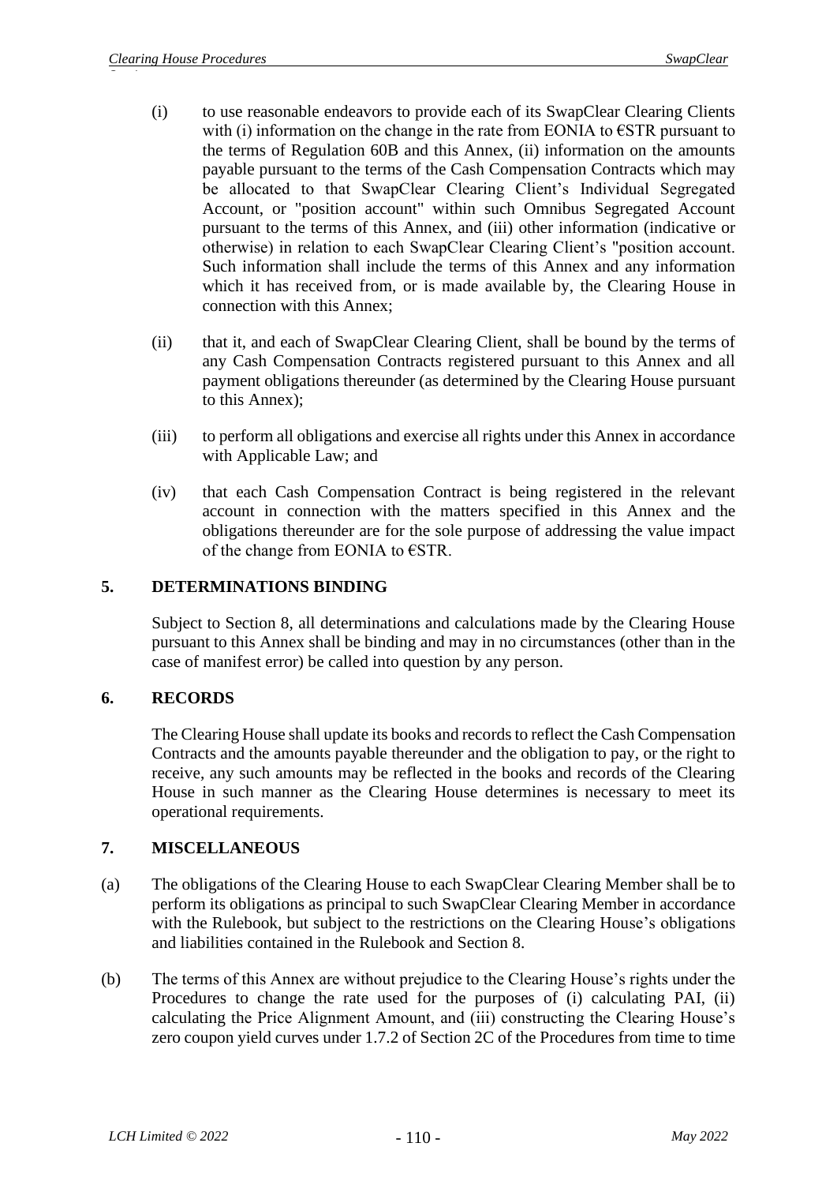(i) to use reasonable endeavors to provide each of its SwapClear Clearing Clients with (i) information on the change in the rate from EONIA to €STR pursuant to the terms of Regulation 60B and this Annex, (ii) information on the amounts payable pursuant to the terms of the Cash Compensation Contracts which may be allocated to that SwapClear Clearing Client's Individual Segregated Account, or "position account" within such Omnibus Segregated Account pursuant to the terms of this Annex, and (iii) other information (indicative or otherwise) in relation to each SwapClear Clearing Client's "position account. Such information shall include the terms of this Annex and any information which it has received from, or is made available by, the Clearing House in connection with this Annex;

(ii) that it, and each of SwapClear Clearing Client, shall be bound by the terms of any Cash Compensation Contracts registered pursuant to this Annex and all payment obligations thereunder (as determined by the Clearing House pursuant to this Annex);

(iii) to perform all obligations and exercise all rights under this Annex in accordance with Applicable Law; and

(iv) that each Cash Compensation Contract is being registered in the relevant account in connection with the matters specified in this Annex and the obligations thereunder are for the sole purpose of addressing the value impact of the change from EONIA to €STR.

## 5. DETERMINATIONS BINDING

Subject to Section 8, all determinations and calculations made by the Clearing House pursuant to this Annex shall be binding and may in no circumstances (other than in the case of manifest error) be called into question by any person.

## 6. RECORDS

The Clearing House shall update its books and records to reflect the Cash Compensation Contracts and the amounts payable thereunder and the obligation to pay, or the right to receive, any such amounts may be reflected in the books and records of the Clearing House in such manner as the Clearing House determines is necessary to meet its operational requirements.

## 7. MISCELLANEOUS

(a) The obligations of the Clearing House to each SwapClear Clearing Member shall be to perform its obligations as principal to such SwapClear Clearing Member in accordance with the Rulebook, but subject to the restrictions on the Clearing House's obligations and liabilities contained in the Rulebook and Section 8.

(b) The terms of this Annex are without prejudice to the Clearing House's rights under the Procedures to change the rate used for the purposes of (i) calculating PAI, (ii) calculating the Price Alignment Amount, and (iii) constructing the Clearing House's zero coupon yield curves under 1.7.2 of Section 2C of the Procedures from time to time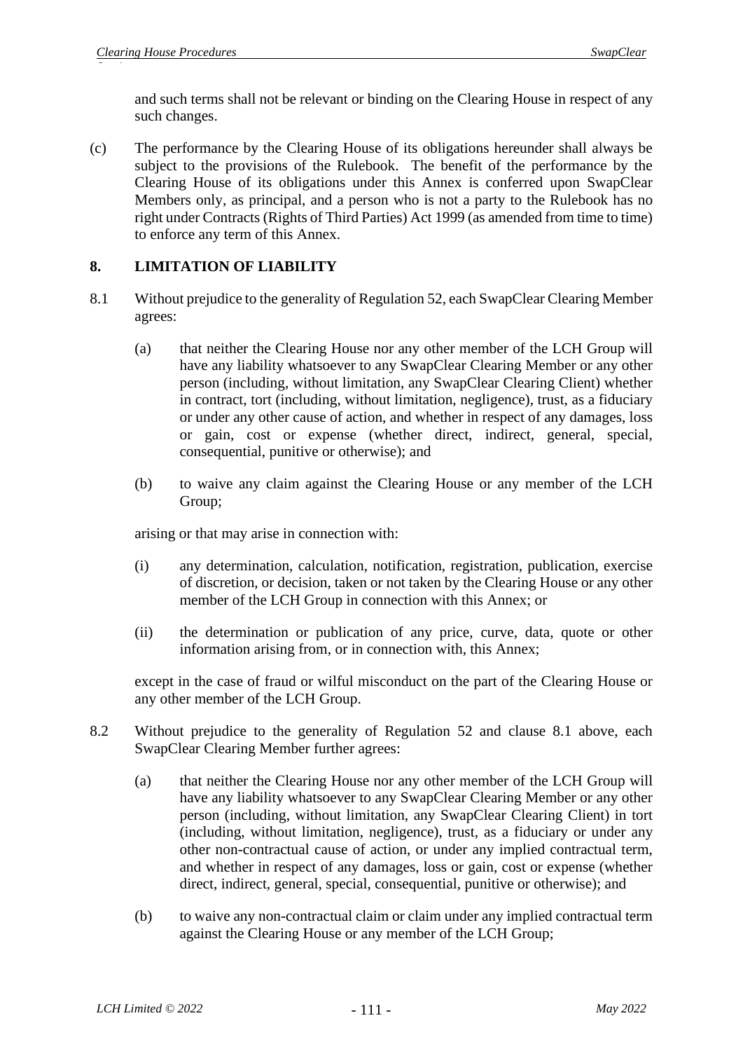and such terms shall not be relevant or binding on the Clearing House in respect of any such changes.

(c) The performance by the Clearing House of its obligations hereunder shall always be subject to the provisions of the Rulebook. The benefit of the performance by the Clearing House of its obligations under this Annex is conferred upon SwapClear Members only, as principal, and a person who is not a party to the Rulebook has no right under Contracts (Rights of Third Parties) Act 1999 (as amended from time to time) to enforce any term of this Annex.

## 8. LIMITATION OF LIABILITY

8.1 Without prejudice to the generality of Regulation 52, each SwapClear Clearing Member agrees:

(a) that neither the Clearing House nor any other member of the LCH Group will have any liability whatsoever to any SwapClear Clearing Member or any other person (including, without limitation, any SwapClear Clearing Client) whether in contract, tort (including, without limitation, negligence), trust, as a fiduciary or under any other cause of action, and whether in respect of any damages, loss or gain, cost or expense (whether direct, indirect, general, special, consequential, punitive or otherwise); and

(b) to waive any claim against the Clearing House or any member of the LCH Group;

arising or that may arise in connection with:

(i) any determination, calculation, notification, registration, publication, exercise of discretion, or decision, taken or not taken by the Clearing House or any other member of the LCH Group in connection with this Annex; or

(ii) the determination or publication of any price, curve, data, quote or other information arising from, or in connection with, this Annex;

except in the case of fraud or wilful misconduct on the part of the Clearing House or any other member of the LCH Group.

8.2 Without prejudice to the generality of Regulation 52 and clause 8.1 above, each SwapClear Clearing Member further agrees:

(a) that neither the Clearing House nor any other member of the LCH Group will have any liability whatsoever to any SwapClear Clearing Member or any other person (including, without limitation, any SwapClear Clearing Client) in tort (including, without limitation, negligence), trust, as a fiduciary or under any other non-contractual cause of action, or under any implied contractual term, and whether in respect of any damages, loss or gain, cost or expense (whether direct, indirect, general, special, consequential, punitive or otherwise); and

(b) to waive any non-contractual claim or claim under any implied contractual term against the Clearing House or any member of the LCH Group;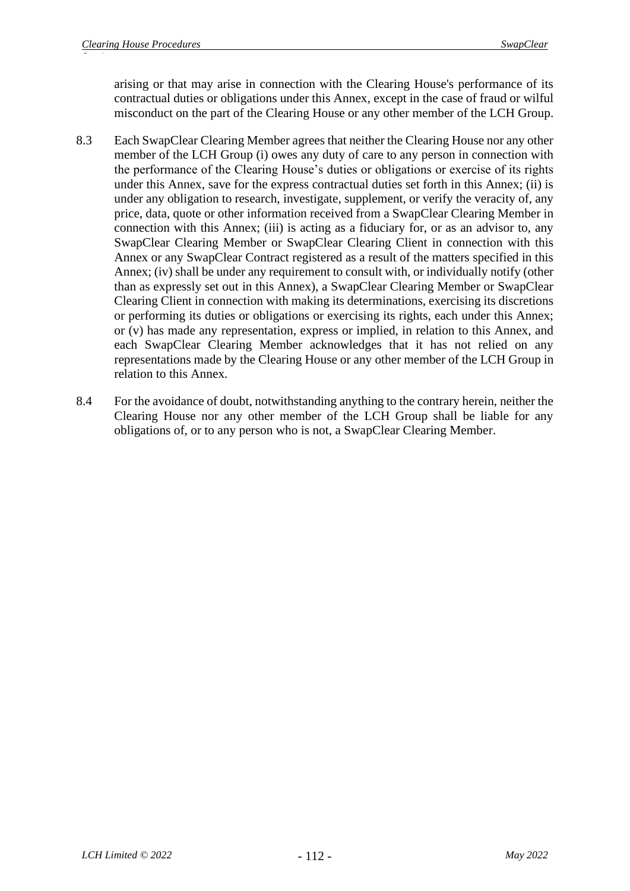arising or that may arise in connection with the Clearing House's performance of its contractual duties or obligations under this Annex, except in the case of fraud or wilful misconduct on the part of the Clearing House or any other member of the LCH Group.

8.3 Each SwapClear Clearing Member agrees that neither the Clearing House nor any other member of the LCH Group (i) owes any duty of care to any person in connection with the performance of the Clearing House's duties or obligations or exercise of its rights under this Annex, save for the express contractual duties set forth in this Annex; (ii) is under any obligation to research, investigate, supplement, or verify the veracity of, any price, data, quote or other information received from a SwapClear Clearing Member in connection with this Annex; (iii) is acting as a fiduciary for, or as an advisor to, any SwapClear Clearing Member or SwapClear Clearing Client in connection with this Annex or any SwapClear Contract registered as a result of the matters specified in this Annex; (iv) shall be under any requirement to consult with, or individually notify (other than as expressly set out in this Annex), a SwapClear Clearing Member or SwapClear Clearing Client in connection with making its determinations, exercising its discretions or performing its duties or obligations or exercising its rights, each under this Annex; or (v) has made any representation, express or implied, in relation to this Annex, and each SwapClear Clearing Member acknowledges that it has not relied on any representations made by the Clearing House or any other member of the LCH Group in relation to this Annex.

8.4 For the avoidance of doubt, notwithstanding anything to the contrary herein, neither the Clearing House nor any other member of the LCH Group shall be liable for any obligations of, or to any person who is not, a SwapClear Clearing Member.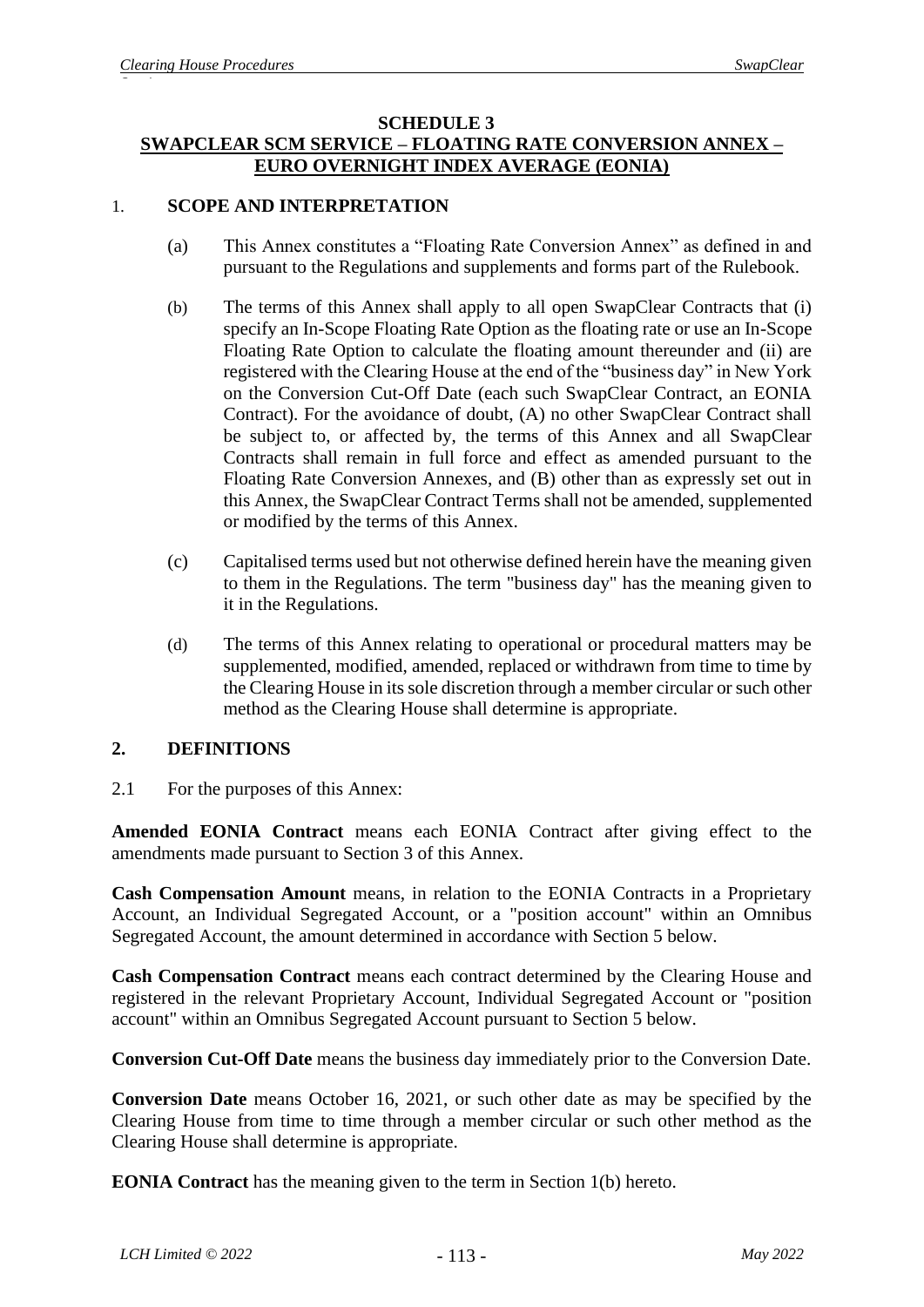# SCHEDULE 3
## SWAPCLEAR SCM SERVICE – FLOATING RATE CONVERSION ANNEX – EURO OVERNIGHT INDEX AVERAGE (EONIA)

### 1. SCOPE AND INTERPRETATION

(a) This Annex constitutes a "Floating Rate Conversion Annex" as defined in and pursuant to the Regulations and supplements and forms part of the Rulebook.

(b) The terms of this Annex shall apply to all open SwapClear Contracts that (i) specify an In-Scope Floating Rate Option as the floating rate or use an In-Scope Floating Rate Option to calculate the floating amount thereunder and (ii) are registered with the Clearing House at the end of the "business day" in New York on the Conversion Cut-Off Date (each such SwapClear Contract, an EONIA Contract). For the avoidance of doubt, (A) no other SwapClear Contract shall be subject to, or affected by, the terms of this Annex and all SwapClear Contracts shall remain in full force and effect as amended pursuant to the Floating Rate Conversion Annexes, and (B) other than as expressly set out in this Annex, the SwapClear Contract Terms shall not be amended, supplemented or modified by the terms of this Annex.

(c) Capitalised terms used but not otherwise defined herein have the meaning given to them in the Regulations. The term "business day" has the meaning given to it in the Regulations.

(d) The terms of this Annex relating to operational or procedural matters may be supplemented, modified, amended, replaced or withdrawn from time to time by the Clearing House in its sole discretion through a member circular or such other method as the Clearing House shall determine is appropriate.

### 2. DEFINITIONS

2.1 For the purposes of this Annex:

**Amended EONIA Contract** means each EONIA Contract after giving effect to the amendments made pursuant to Section 3 of this Annex.

**Cash Compensation Amount** means, in relation to the EONIA Contracts in a Proprietary Account, an Individual Segregated Account, or a "position account" within an Omnibus Segregated Account, the amount determined in accordance with Section 5 below.

**Cash Compensation Contract** means each contract determined by the Clearing House and registered in the relevant Proprietary Account, Individual Segregated Account or "position account" within an Omnibus Segregated Account pursuant to Section 5 below.

**Conversion Cut-Off Date** means the business day immediately prior to the Conversion Date.

**Conversion Date** means October 16, 2021, or such other date as may be specified by the Clearing House from time to time through a member circular or such other method as the Clearing House shall determine is appropriate.

**EONIA Contract** has the meaning given to the term in Section 1(b) hereto.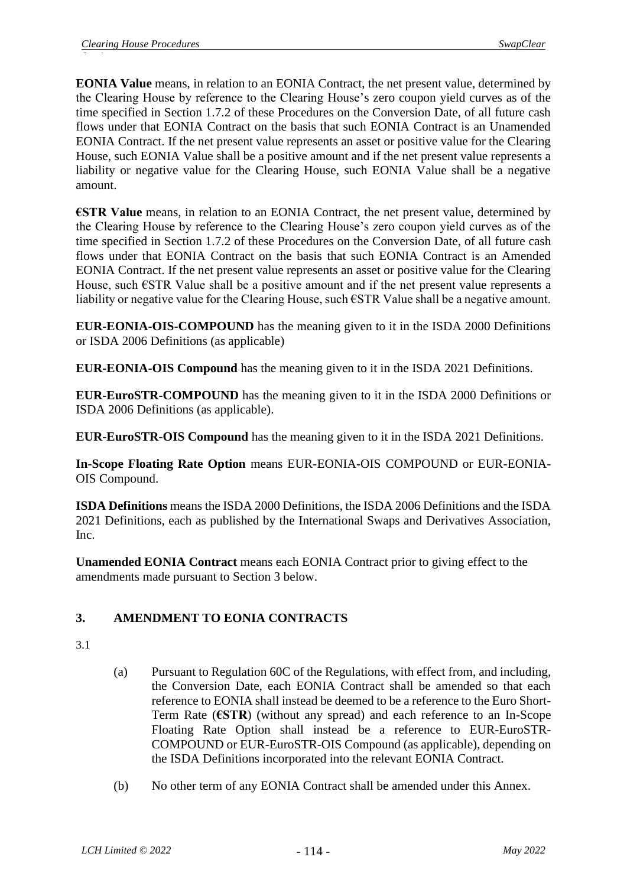**EONIA Value** means, in relation to an EONIA Contract, the net present value, determined by the Clearing House by reference to the Clearing House's zero coupon yield curves as of the time specified in Section 1.7.2 of these Procedures on the Conversion Date, of all future cash flows under that EONIA Contract on the basis that such EONIA Contract is an Unamended EONIA Contract. If the net present value represents an asset or positive value for the Clearing House, such EONIA Value shall be a positive amount and if the net present value represents a liability or negative value for the Clearing House, such EONIA Value shall be a negative amount.

**€STR Value** means, in relation to an EONIA Contract, the net present value, determined by the Clearing House by reference to the Clearing House's zero coupon yield curves as of the time specified in Section 1.7.2 of these Procedures on the Conversion Date, of all future cash flows under that EONIA Contract on the basis that such EONIA Contract is an Amended EONIA Contract. If the net present value represents an asset or positive value for the Clearing House, such €STR Value shall be a positive amount and if the net present value represents a liability or negative value for the Clearing House, such €STR Value shall be a negative amount.

**EUR-EONIA-OIS-COMPOUND** has the meaning given to it in the ISDA 2000 Definitions or ISDA 2006 Definitions (as applicable)

**EUR-EONIA-OIS Compound** has the meaning given to it in the ISDA 2021 Definitions.

**EUR-EuroSTR-COMPOUND** has the meaning given to it in the ISDA 2000 Definitions or ISDA 2006 Definitions (as applicable).

**EUR-EuroSTR-OIS Compound** has the meaning given to it in the ISDA 2021 Definitions.

**In-Scope Floating Rate Option** means EUR-EONIA-OIS COMPOUND or EUR-EONIA-OIS Compound.

**ISDA Definitions** means the ISDA 2000 Definitions, the ISDA 2006 Definitions and the ISDA 2021 Definitions, each as published by the International Swaps and Derivatives Association, Inc.

**Unamended EONIA Contract** means each EONIA Contract prior to giving effect to the amendments made pursuant to Section 3 below.

## 3. AMENDMENT TO EONIA CONTRACTS

3.1

(a) Pursuant to Regulation 60C of the Regulations, with effect from, and including, the Conversion Date, each EONIA Contract shall be amended so that each reference to EONIA shall instead be deemed to be a reference to the Euro Short-Term Rate (**€STR**) (without any spread) and each reference to an In-Scope Floating Rate Option shall instead be a reference to EUR-EuroSTR-COMPOUND or EUR-EuroSTR-OIS Compound (as applicable), depending on the ISDA Definitions incorporated into the relevant EONIA Contract.

(b) No other term of any EONIA Contract shall be amended under this Annex.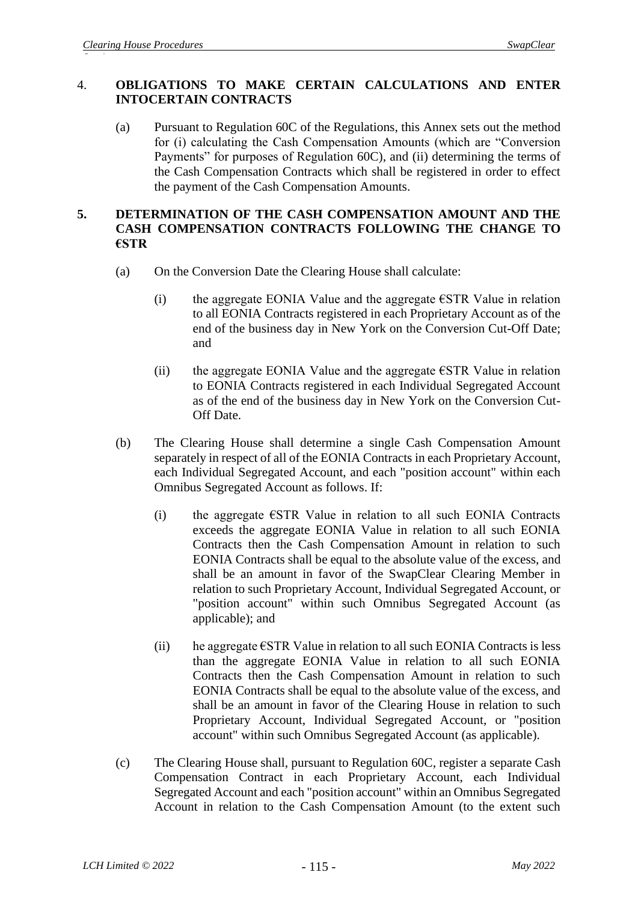## 4. OBLIGATIONS TO MAKE CERTAIN CALCULATIONS AND ENTER INTOCERTAIN CONTRACTS

(a) Pursuant to Regulation 60C of the Regulations, this Annex sets out the method for (i) calculating the Cash Compensation Amounts (which are "Conversion Payments" for purposes of Regulation 60C), and (ii) determining the terms of the Cash Compensation Contracts which shall be registered in order to effect the payment of the Cash Compensation Amounts.

## 5. DETERMINATION OF THE CASH COMPENSATION AMOUNT AND THE CASH COMPENSATION CONTRACTS FOLLOWING THE CHANGE TO €STR

(a) On the Conversion Date the Clearing House shall calculate:

(i) the aggregate EONIA Value and the aggregate €STR Value in relation to all EONIA Contracts registered in each Proprietary Account as of the end of the business day in New York on the Conversion Cut-Off Date; and

(ii) the aggregate EONIA Value and the aggregate €STR Value in relation to EONIA Contracts registered in each Individual Segregated Account as of the end of the business day in New York on the Conversion Cut-Off Date.

(b) The Clearing House shall determine a single Cash Compensation Amount separately in respect of all of the EONIA Contracts in each Proprietary Account, each Individual Segregated Account, and each "position account" within each Omnibus Segregated Account as follows. If:

(i) the aggregate €STR Value in relation to all such EONIA Contracts exceeds the aggregate EONIA Value in relation to all such EONIA Contracts then the Cash Compensation Amount in relation to such EONIA Contracts shall be equal to the absolute value of the excess, and shall be an amount in favor of the SwapClear Clearing Member in relation to such Proprietary Account, Individual Segregated Account, or "position account" within such Omnibus Segregated Account (as applicable); and

(ii) he aggregate €STR Value in relation to all such EONIA Contracts is less than the aggregate EONIA Value in relation to all such EONIA Contracts then the Cash Compensation Amount in relation to such EONIA Contracts shall be equal to the absolute value of the excess, and shall be an amount in favor of the Clearing House in relation to such Proprietary Account, Individual Segregated Account, or "position account" within such Omnibus Segregated Account (as applicable).

(c) The Clearing House shall, pursuant to Regulation 60C, register a separate Cash Compensation Contract in each Proprietary Account, each Individual Segregated Account and each "position account" within an Omnibus Segregated Account in relation to the Cash Compensation Amount (to the extent such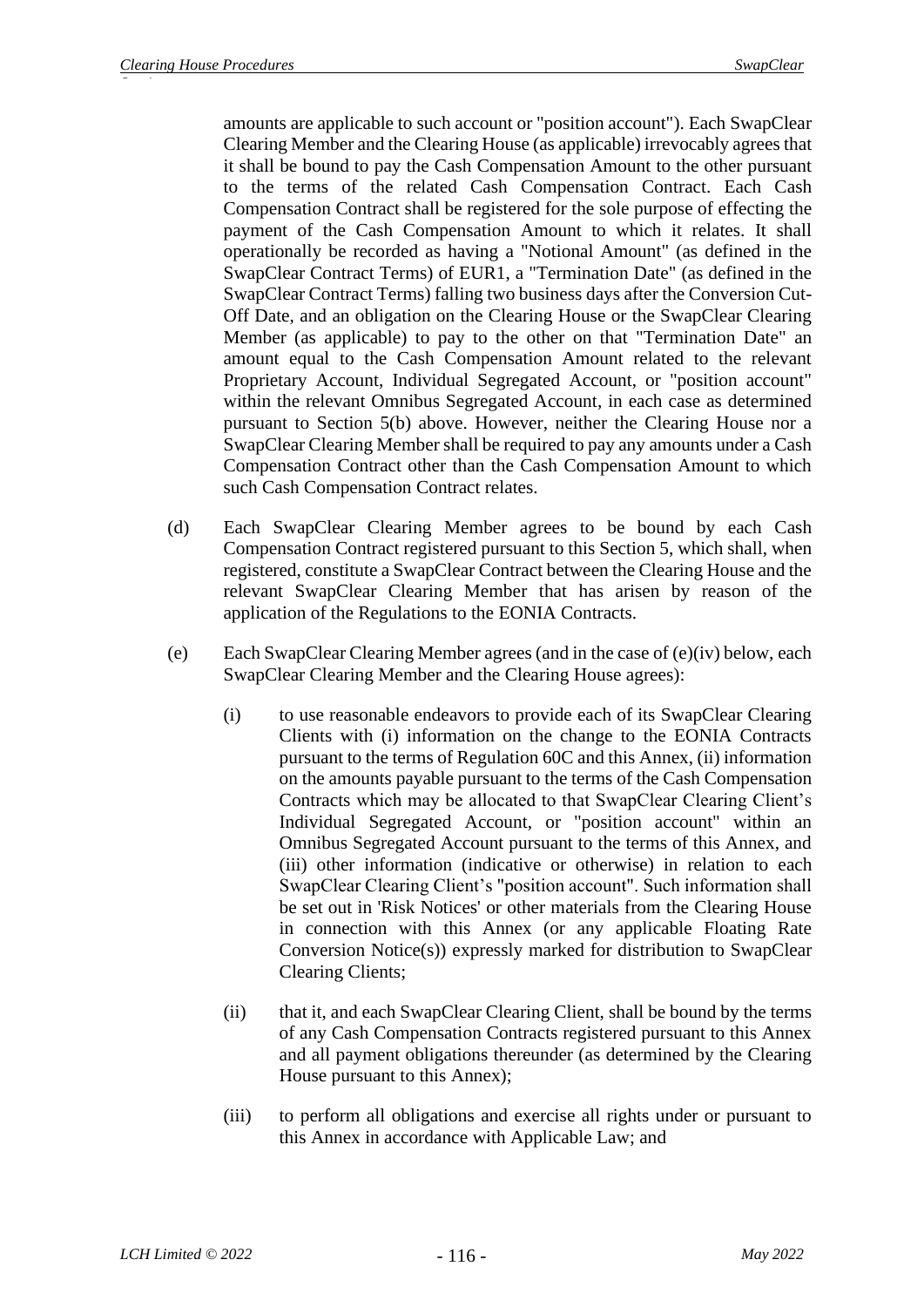amounts are applicable to such account or "position account"). Each SwapClear Clearing Member and the Clearing House (as applicable) irrevocably agrees that it shall be bound to pay the Cash Compensation Amount to the other pursuant to the terms of the related Cash Compensation Contract. Each Cash Compensation Contract shall be registered for the sole purpose of effecting the payment of the Cash Compensation Amount to which it relates. It shall operationally be recorded as having a "Notional Amount" (as defined in the SwapClear Contract Terms) of EUR1, a "Termination Date" (as defined in the SwapClear Contract Terms) falling two business days after the Conversion Cut-Off Date, and an obligation on the Clearing House or the SwapClear Clearing Member (as applicable) to pay to the other on that "Termination Date" an amount equal to the Cash Compensation Amount related to the relevant Proprietary Account, Individual Segregated Account, or "position account" within the relevant Omnibus Segregated Account, in each case as determined pursuant to Section 5(b) above. However, neither the Clearing House nor a SwapClear Clearing Member shall be required to pay any amounts under a Cash Compensation Contract other than the Cash Compensation Amount to which such Cash Compensation Contract relates.

(d) Each SwapClear Clearing Member agrees to be bound by each Cash Compensation Contract registered pursuant to this Section 5, which shall, when registered, constitute a SwapClear Contract between the Clearing House and the relevant SwapClear Clearing Member that has arisen by reason of the application of the Regulations to the EONIA Contracts.

(e) Each SwapClear Clearing Member agrees (and in the case of (e)(iv) below, each SwapClear Clearing Member and the Clearing House agrees):

(i) to use reasonable endeavors to provide each of its SwapClear Clearing Clients with (i) information on the change to the EONIA Contracts pursuant to the terms of Regulation 60C and this Annex, (ii) information on the amounts payable pursuant to the terms of the Cash Compensation Contracts which may be allocated to that SwapClear Clearing Client's Individual Segregated Account, or "position account" within an Omnibus Segregated Account pursuant to the terms of this Annex, and (iii) other information (indicative or otherwise) in relation to each SwapClear Clearing Client's "position account". Such information shall be set out in 'Risk Notices' or other materials from the Clearing House in connection with this Annex (or any applicable Floating Rate Conversion Notice(s)) expressly marked for distribution to SwapClear Clearing Clients;

(ii) that it, and each SwapClear Clearing Client, shall be bound by the terms of any Cash Compensation Contracts registered pursuant to this Annex and all payment obligations thereunder (as determined by the Clearing House pursuant to this Annex);

(iii) to perform all obligations and exercise all rights under or pursuant to this Annex in accordance with Applicable Law; and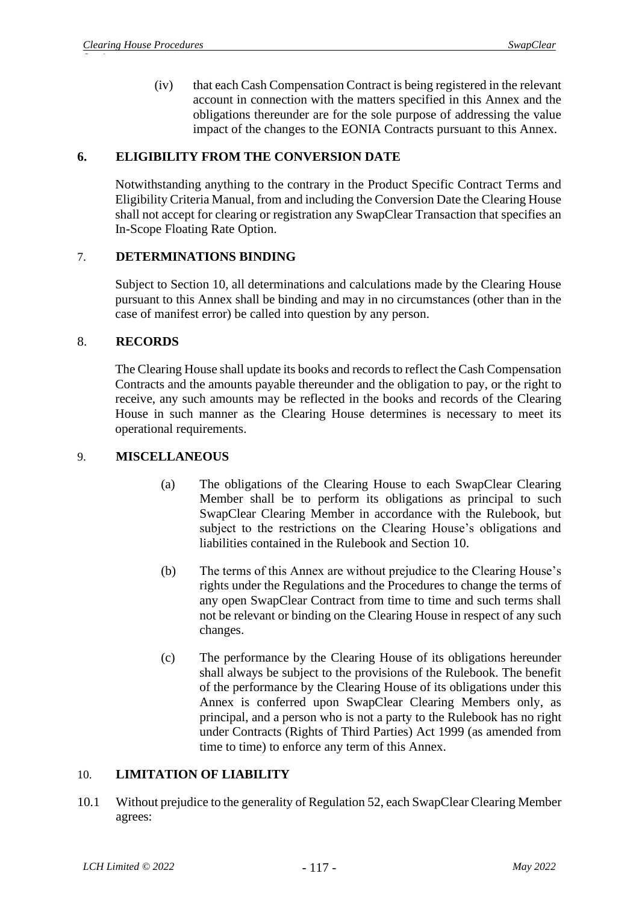(iv) that each Cash Compensation Contract is being registered in the relevant account in connection with the matters specified in this Annex and the obligations thereunder are for the sole purpose of addressing the value impact of the changes to the EONIA Contracts pursuant to this Annex.

## 6. ELIGIBILITY FROM THE CONVERSION DATE

Notwithstanding anything to the contrary in the Product Specific Contract Terms and Eligibility Criteria Manual, from and including the Conversion Date the Clearing House shall not accept for clearing or registration any SwapClear Transaction that specifies an In-Scope Floating Rate Option.

## 7. DETERMINATIONS BINDING

Subject to Section 10, all determinations and calculations made by the Clearing House pursuant to this Annex shall be binding and may in no circumstances (other than in the case of manifest error) be called into question by any person.

## 8. RECORDS

The Clearing House shall update its books and records to reflect the Cash Compensation Contracts and the amounts payable thereunder and the obligation to pay, or the right to receive, any such amounts may be reflected in the books and records of the Clearing House in such manner as the Clearing House determines is necessary to meet its operational requirements.

## 9. MISCELLANEOUS

(a) The obligations of the Clearing House to each SwapClear Clearing Member shall be to perform its obligations as principal to such SwapClear Clearing Member in accordance with the Rulebook, but subject to the restrictions on the Clearing House's obligations and liabilities contained in the Rulebook and Section 10.

(b) The terms of this Annex are without prejudice to the Clearing House's rights under the Regulations and the Procedures to change the terms of any open SwapClear Contract from time to time and such terms shall not be relevant or binding on the Clearing House in respect of any such changes.

(c) The performance by the Clearing House of its obligations hereunder shall always be subject to the provisions of the Rulebook. The benefit of the performance by the Clearing House of its obligations under this Annex is conferred upon SwapClear Clearing Members only, as principal, and a person who is not a party to the Rulebook has no right under Contracts (Rights of Third Parties) Act 1999 (as amended from time to time) to enforce any term of this Annex.

## 10. LIMITATION OF LIABILITY

10.1 Without prejudice to the generality of Regulation 52, each SwapClear Clearing Member agrees: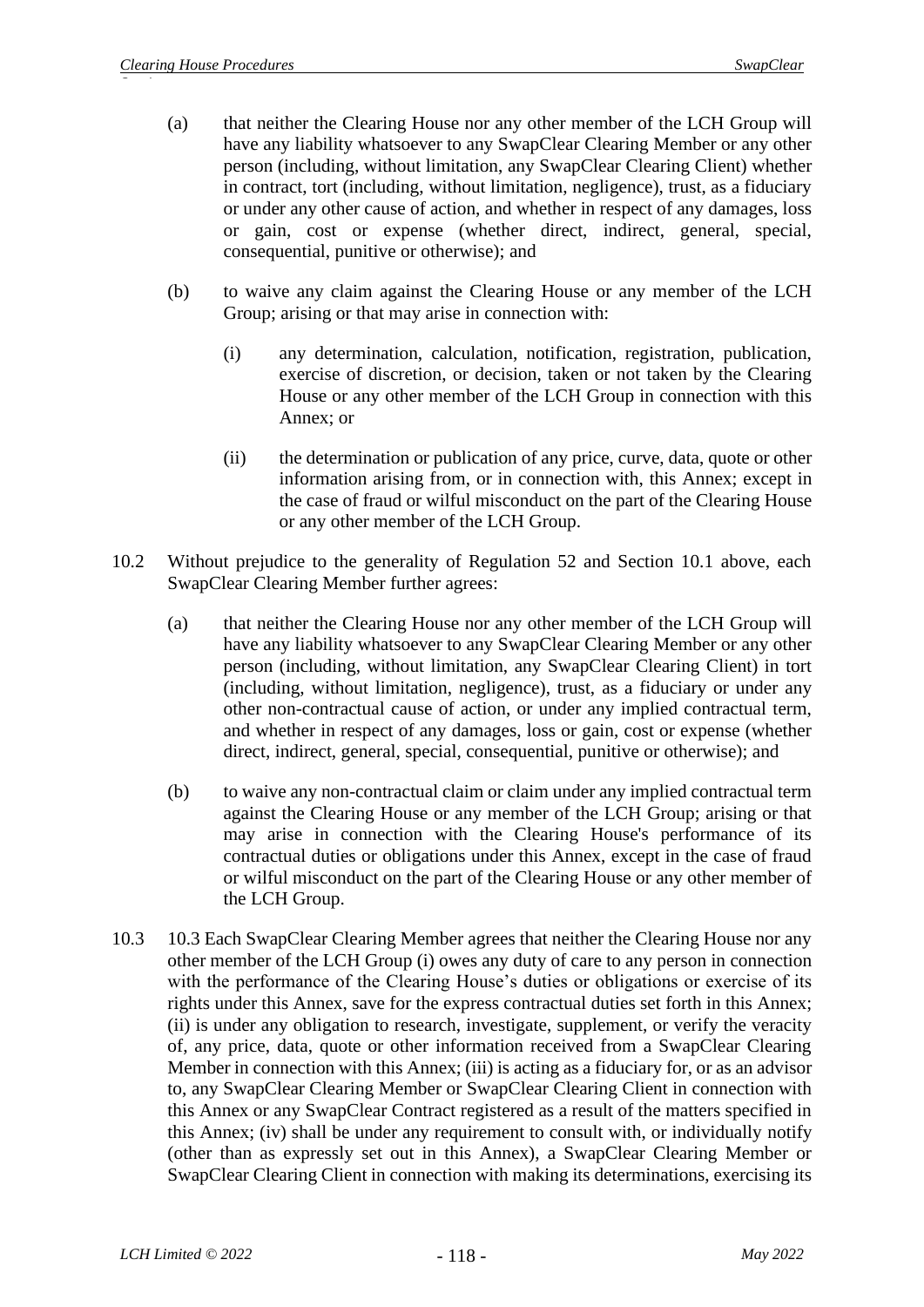(a) that neither the Clearing House nor any other member of the LCH Group will have any liability whatsoever to any SwapClear Clearing Member or any other person (including, without limitation, any SwapClear Clearing Client) whether in contract, tort (including, without limitation, negligence), trust, as a fiduciary or under any other cause of action, and whether in respect of any damages, loss or gain, cost or expense (whether direct, indirect, general, special, consequential, punitive or otherwise); and

(b) to waive any claim against the Clearing House or any member of the LCH Group; arising or that may arise in connection with:

(i) any determination, calculation, notification, registration, publication, exercise of discretion, or decision, taken or not taken by the Clearing House or any other member of the LCH Group in connection with this Annex; or

(ii) the determination or publication of any price, curve, data, quote or other information arising from, or in connection with, this Annex; except in the case of fraud or wilful misconduct on the part of the Clearing House or any other member of the LCH Group.

10.2 Without prejudice to the generality of Regulation 52 and Section 10.1 above, each SwapClear Clearing Member further agrees:

(a) that neither the Clearing House nor any other member of the LCH Group will have any liability whatsoever to any SwapClear Clearing Member or any other person (including, without limitation, any SwapClear Clearing Client) in tort (including, without limitation, negligence), trust, as a fiduciary or under any other non-contractual cause of action, or under any implied contractual term, and whether in respect of any damages, loss or gain, cost or expense (whether direct, indirect, general, special, consequential, punitive or otherwise); and

(b) to waive any non-contractual claim or claim under any implied contractual term against the Clearing House or any member of the LCH Group; arising or that may arise in connection with the Clearing House's performance of its contractual duties or obligations under this Annex, except in the case of fraud or wilful misconduct on the part of the Clearing House or any other member of the LCH Group.

10.3 10.3 Each SwapClear Clearing Member agrees that neither the Clearing House nor any other member of the LCH Group (i) owes any duty of care to any person in connection with the performance of the Clearing House's duties or obligations or exercise of its rights under this Annex, save for the express contractual duties set forth in this Annex; (ii) is under any obligation to research, investigate, supplement, or verify the veracity of, any price, data, quote or other information received from a SwapClear Clearing Member in connection with this Annex; (iii) is acting as a fiduciary for, or as an advisor to, any SwapClear Clearing Member or SwapClear Clearing Client in connection with this Annex or any SwapClear Contract registered as a result of the matters specified in this Annex; (iv) shall be under any requirement to consult with, or individually notify (other than as expressly set out in this Annex), a SwapClear Clearing Member or SwapClear Clearing Client in connection with making its determinations, exercising its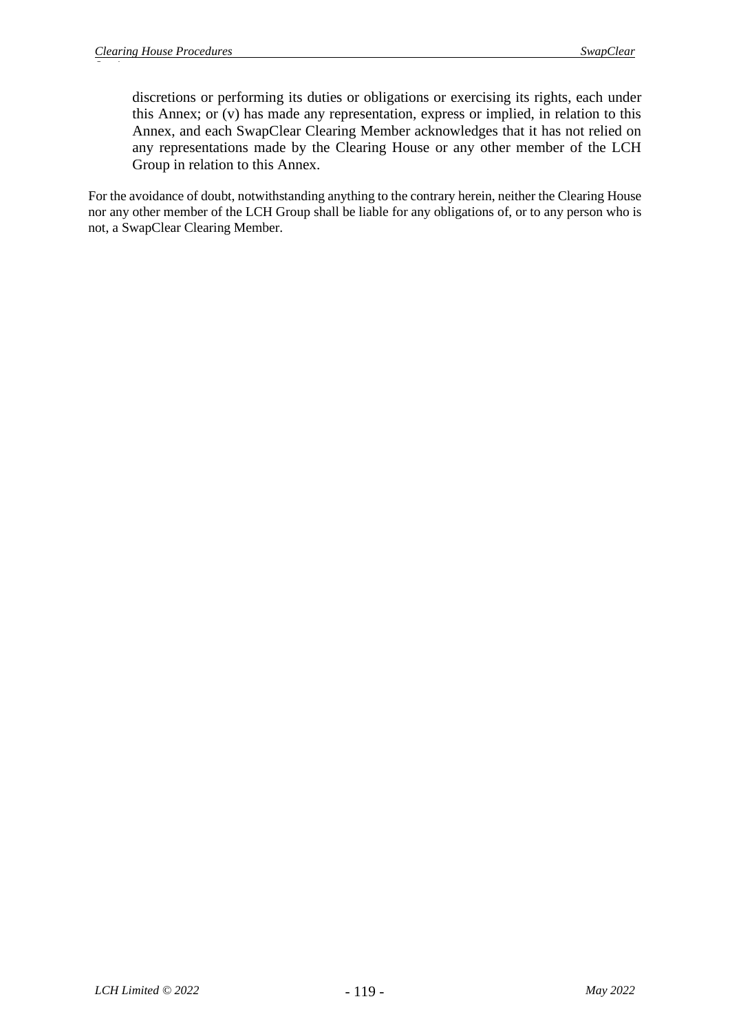discretions or performing its duties or obligations or exercising its rights, each under this Annex; or (v) has made any representation, express or implied, in relation to this Annex, and each SwapClear Clearing Member acknowledges that it has not relied on any representations made by the Clearing House or any other member of the LCH Group in relation to this Annex.

For the avoidance of doubt, notwithstanding anything to the contrary herein, neither the Clearing House nor any other member of the LCH Group shall be liable for any obligations of, or to any person who is not, a SwapClear Clearing Member.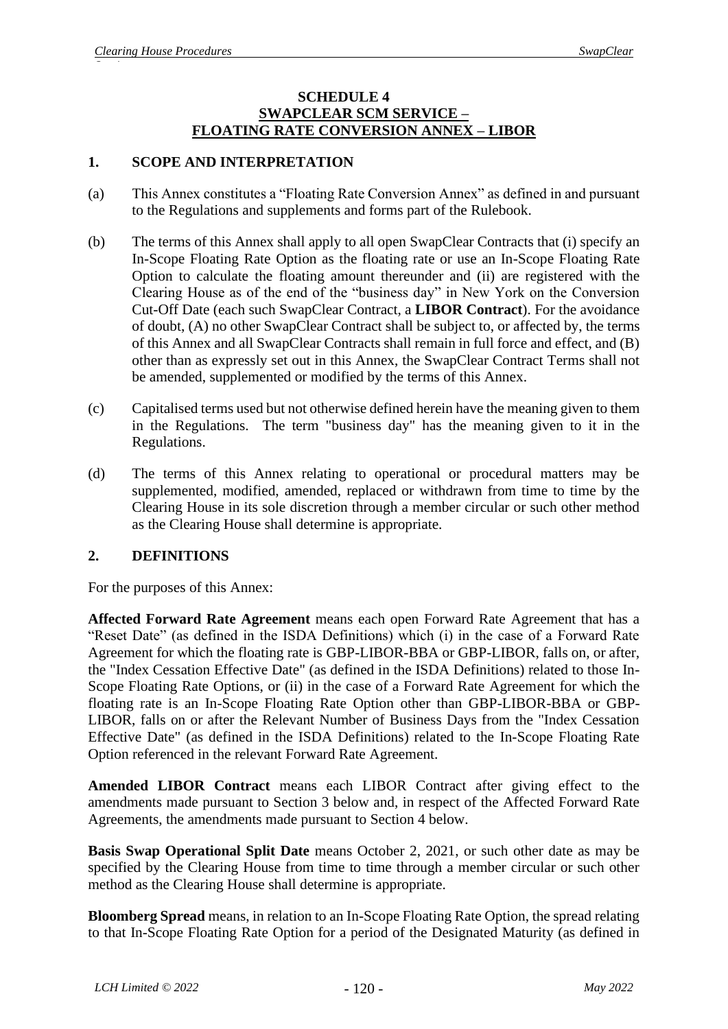# SCHEDULE 4
# SWAPCLEAR SCM SERVICE – FLOATING RATE CONVERSION ANNEX – LIBOR

## 1. SCOPE AND INTERPRETATION

(a) This Annex constitutes a "Floating Rate Conversion Annex" as defined in and pursuant to the Regulations and supplements and forms part of the Rulebook.

(b) The terms of this Annex shall apply to all open SwapClear Contracts that (i) specify an In-Scope Floating Rate Option as the floating rate or use an In-Scope Floating Rate Option to calculate the floating amount thereunder and (ii) are registered with the Clearing House as of the end of the "business day" in New York on the Conversion Cut-Off Date (each such SwapClear Contract, a **LIBOR Contract**). For the avoidance of doubt, (A) no other SwapClear Contract shall be subject to, or affected by, the terms of this Annex and all SwapClear Contracts shall remain in full force and effect, and (B) other than as expressly set out in this Annex, the SwapClear Contract Terms shall not be amended, supplemented or modified by the terms of this Annex.

(c) Capitalised terms used but not otherwise defined herein have the meaning given to them in the Regulations. The term "business day" has the meaning given to it in the Regulations.

(d) The terms of this Annex relating to operational or procedural matters may be supplemented, modified, amended, replaced or withdrawn from time to time by the Clearing House in its sole discretion through a member circular or such other method as the Clearing House shall determine is appropriate.

## 2. DEFINITIONS

For the purposes of this Annex:

**Affected Forward Rate Agreement** means each open Forward Rate Agreement that has a "Reset Date" (as defined in the ISDA Definitions) which (i) in the case of a Forward Rate Agreement for which the floating rate is GBP-LIBOR-BBA or GBP-LIBOR, falls on, or after, the "Index Cessation Effective Date" (as defined in the ISDA Definitions) related to those In-Scope Floating Rate Options, or (ii) in the case of a Forward Rate Agreement for which the floating rate is an In-Scope Floating Rate Option other than GBP-LIBOR-BBA or GBP-LIBOR, falls on or after the Relevant Number of Business Days from the "Index Cessation Effective Date" (as defined in the ISDA Definitions) related to the In-Scope Floating Rate Option referenced in the relevant Forward Rate Agreement.

**Amended LIBOR Contract** means each LIBOR Contract after giving effect to the amendments made pursuant to Section 3 below and, in respect of the Affected Forward Rate Agreements, the amendments made pursuant to Section 4 below.

**Basis Swap Operational Split Date** means October 2, 2021, or such other date as may be specified by the Clearing House from time to time through a member circular or such other method as the Clearing House shall determine is appropriate.

**Bloomberg Spread** means, in relation to an In-Scope Floating Rate Option, the spread relating to that In-Scope Floating Rate Option for a period of the Designated Maturity (as defined in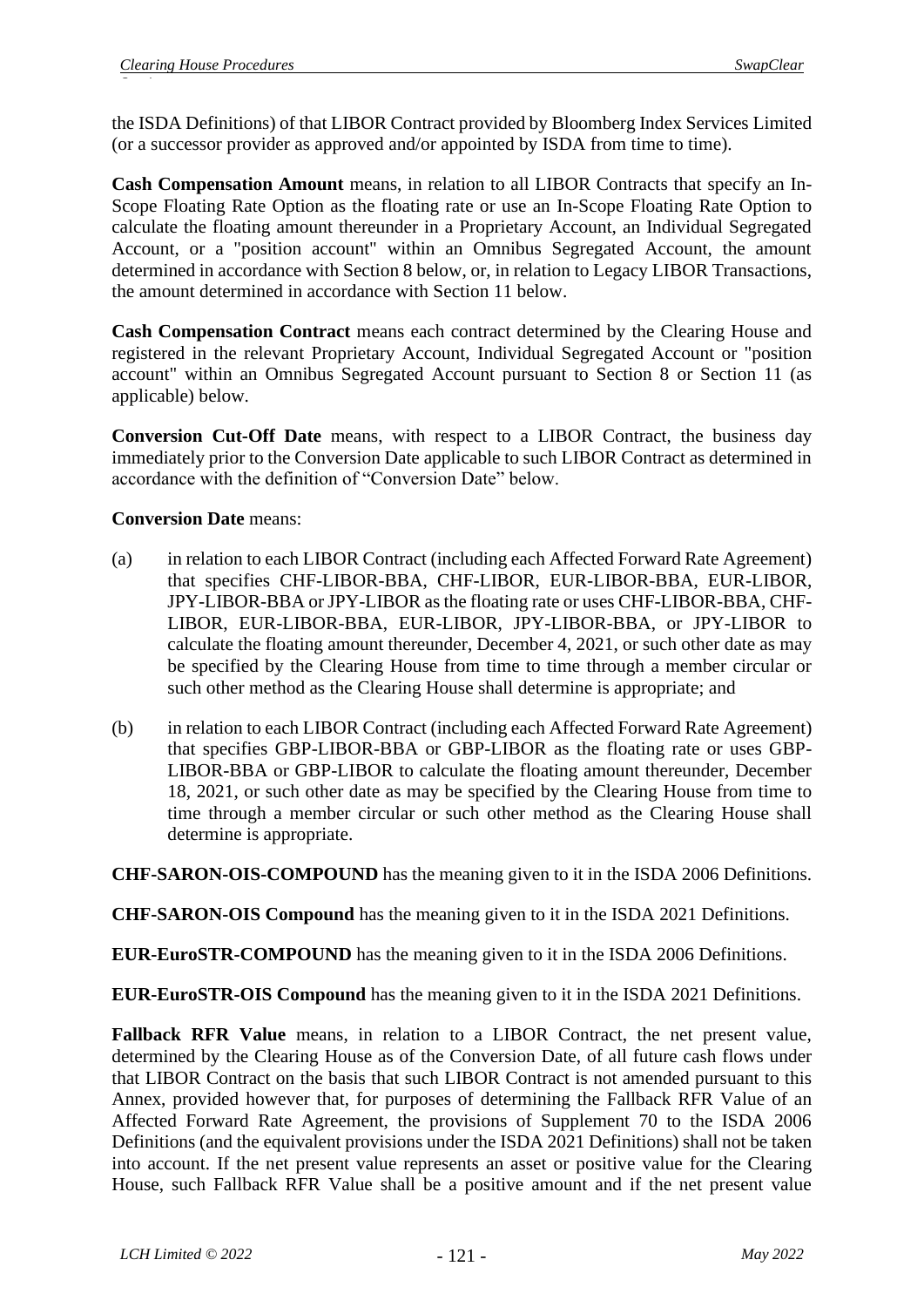the ISDA Definitions) of that LIBOR Contract provided by Bloomberg Index Services Limited (or a successor provider as approved and/or appointed by ISDA from time to time).

**Cash Compensation Amount** means, in relation to all LIBOR Contracts that specify an In-Scope Floating Rate Option as the floating rate or use an In-Scope Floating Rate Option to calculate the floating amount thereunder in a Proprietary Account, an Individual Segregated Account, or a "position account" within an Omnibus Segregated Account, the amount determined in accordance with Section 8 below, or, in relation to Legacy LIBOR Transactions, the amount determined in accordance with Section 11 below.

**Cash Compensation Contract** means each contract determined by the Clearing House and registered in the relevant Proprietary Account, Individual Segregated Account or "position account" within an Omnibus Segregated Account pursuant to Section 8 or Section 11 (as applicable) below.

**Conversion Cut-Off Date** means, with respect to a LIBOR Contract, the business day immediately prior to the Conversion Date applicable to such LIBOR Contract as determined in accordance with the definition of "Conversion Date" below.

**Conversion Date** means:

(a) in relation to each LIBOR Contract (including each Affected Forward Rate Agreement) that specifies CHF-LIBOR-BBA, CHF-LIBOR, EUR-LIBOR-BBA, EUR-LIBOR, JPY-LIBOR-BBA or JPY-LIBOR as the floating rate or uses CHF-LIBOR-BBA, CHF-LIBOR, EUR-LIBOR-BBA, EUR-LIBOR, JPY-LIBOR-BBA, or JPY-LIBOR to calculate the floating amount thereunder, December 4, 2021, or such other date as may be specified by the Clearing House from time to time through a member circular or such other method as the Clearing House shall determine is appropriate; and

(b) in relation to each LIBOR Contract (including each Affected Forward Rate Agreement) that specifies GBP-LIBOR-BBA or GBP-LIBOR as the floating rate or uses GBP-LIBOR-BBA or GBP-LIBOR to calculate the floating amount thereunder, December 18, 2021, or such other date as may be specified by the Clearing House from time to time through a member circular or such other method as the Clearing House shall determine is appropriate.

**CHF-SARON-OIS-COMPOUND** has the meaning given to it in the ISDA 2006 Definitions.

**CHF-SARON-OIS Compound** has the meaning given to it in the ISDA 2021 Definitions.

**EUR-EuroSTR-COMPOUND** has the meaning given to it in the ISDA 2006 Definitions.

**EUR-EuroSTR-OIS Compound** has the meaning given to it in the ISDA 2021 Definitions.

**Fallback RFR Value** means, in relation to a LIBOR Contract, the net present value, determined by the Clearing House as of the Conversion Date, of all future cash flows under that LIBOR Contract on the basis that such LIBOR Contract is not amended pursuant to this Annex, provided however that, for purposes of determining the Fallback RFR Value of an Affected Forward Rate Agreement, the provisions of Supplement 70 to the ISDA 2006 Definitions (and the equivalent provisions under the ISDA 2021 Definitions) shall not be taken into account. If the net present value represents an asset or positive value for the Clearing House, such Fallback RFR Value shall be a positive amount and if the net present value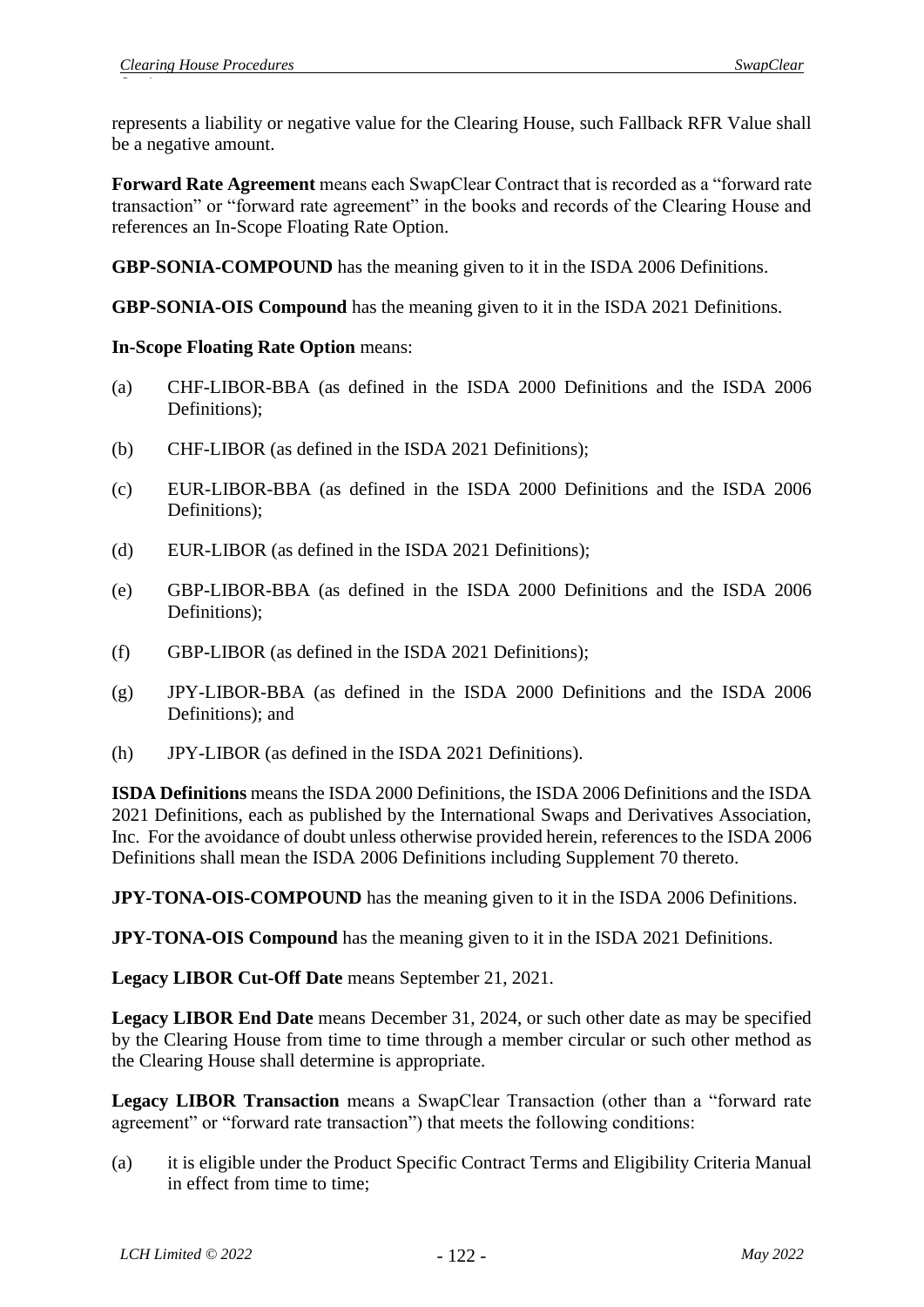represents a liability or negative value for the Clearing House, such Fallback RFR Value shall be a negative amount.

**Forward Rate Agreement** means each SwapClear Contract that is recorded as a "forward rate transaction" or "forward rate agreement" in the books and records of the Clearing House and references an In-Scope Floating Rate Option.

**GBP-SONIA-COMPOUND** has the meaning given to it in the ISDA 2006 Definitions.

**GBP-SONIA-OIS Compound** has the meaning given to it in the ISDA 2021 Definitions.

**In-Scope Floating Rate Option** means:

(a) CHF-LIBOR-BBA (as defined in the ISDA 2000 Definitions and the ISDA 2006 Definitions);

(b) CHF-LIBOR (as defined in the ISDA 2021 Definitions);

(c) EUR-LIBOR-BBA (as defined in the ISDA 2000 Definitions and the ISDA 2006 Definitions);

(d) EUR-LIBOR (as defined in the ISDA 2021 Definitions);

(e) GBP-LIBOR-BBA (as defined in the ISDA 2000 Definitions and the ISDA 2006 Definitions);

(f) GBP-LIBOR (as defined in the ISDA 2021 Definitions);

(g) JPY-LIBOR-BBA (as defined in the ISDA 2000 Definitions and the ISDA 2006 Definitions); and

(h) JPY-LIBOR (as defined in the ISDA 2021 Definitions).

**ISDA Definitions** means the ISDA 2000 Definitions, the ISDA 2006 Definitions and the ISDA 2021 Definitions, each as published by the International Swaps and Derivatives Association, Inc. For the avoidance of doubt unless otherwise provided herein, references to the ISDA 2006 Definitions shall mean the ISDA 2006 Definitions including Supplement 70 thereto.

**JPY-TONA-OIS-COMPOUND** has the meaning given to it in the ISDA 2006 Definitions.

**JPY-TONA-OIS Compound** has the meaning given to it in the ISDA 2021 Definitions.

**Legacy LIBOR Cut-Off Date** means September 21, 2021.

**Legacy LIBOR End Date** means December 31, 2024, or such other date as may be specified by the Clearing House from time to time through a member circular or such other method as the Clearing House shall determine is appropriate.

**Legacy LIBOR Transaction** means a SwapClear Transaction (other than a "forward rate agreement" or "forward rate transaction") that meets the following conditions:

(a) it is eligible under the Product Specific Contract Terms and Eligibility Criteria Manual in effect from time to time;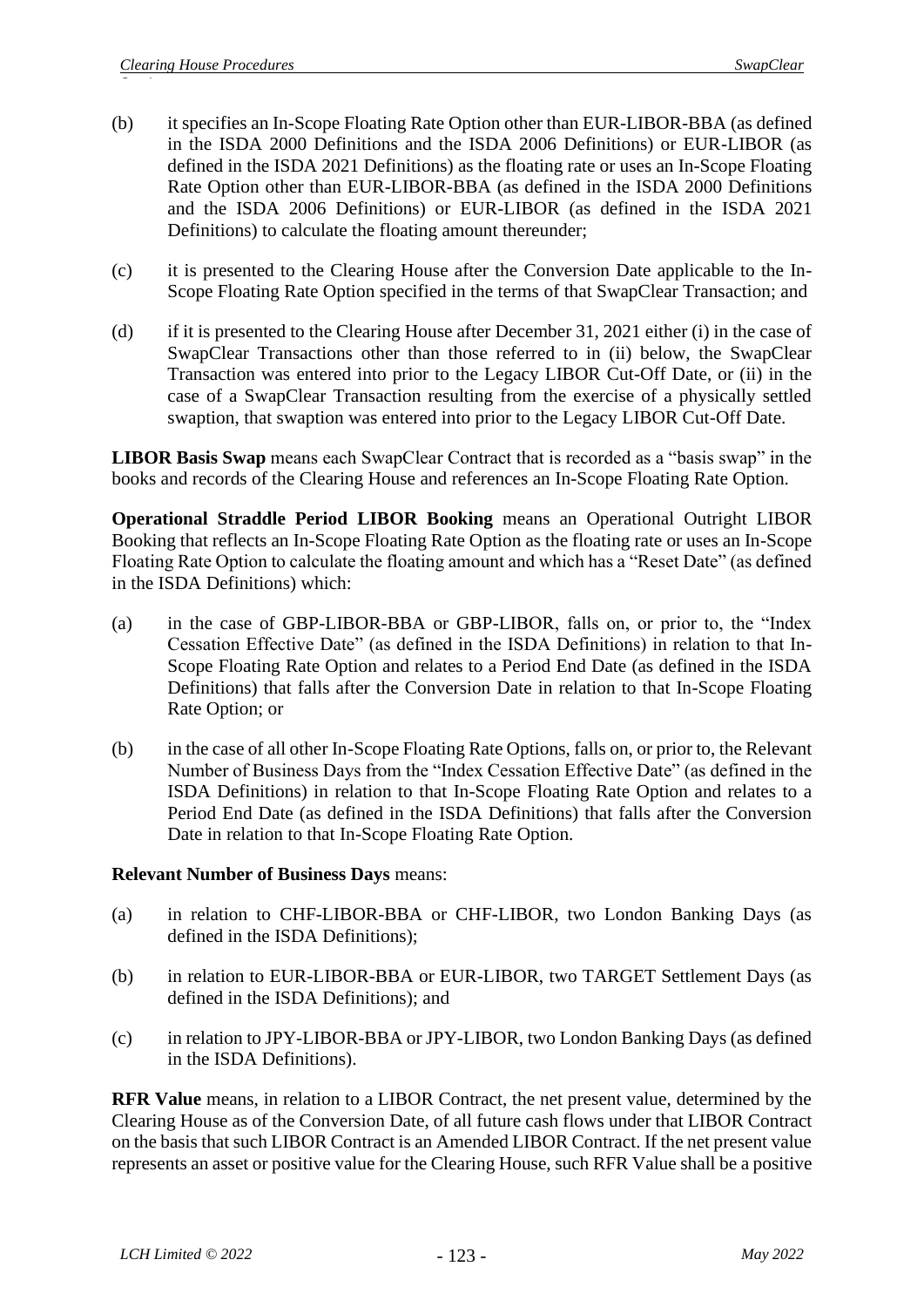(b) it specifies an In-Scope Floating Rate Option other than EUR-LIBOR-BBA (as defined in the ISDA 2000 Definitions and the ISDA 2006 Definitions) or EUR-LIBOR (as defined in the ISDA 2021 Definitions) as the floating rate or uses an In-Scope Floating Rate Option other than EUR-LIBOR-BBA (as defined in the ISDA 2000 Definitions and the ISDA 2006 Definitions) or EUR-LIBOR (as defined in the ISDA 2021 Definitions) to calculate the floating amount thereunder;

(c) it is presented to the Clearing House after the Conversion Date applicable to the In-Scope Floating Rate Option specified in the terms of that SwapClear Transaction; and

(d) if it is presented to the Clearing House after December 31, 2021 either (i) in the case of SwapClear Transactions other than those referred to in (ii) below, the SwapClear Transaction was entered into prior to the Legacy LIBOR Cut-Off Date, or (ii) in the case of a SwapClear Transaction resulting from the exercise of a physically settled swaption, that swaption was entered into prior to the Legacy LIBOR Cut-Off Date.

**LIBOR Basis Swap** means each SwapClear Contract that is recorded as a "basis swap" in the books and records of the Clearing House and references an In-Scope Floating Rate Option.

**Operational Straddle Period LIBOR Booking** means an Operational Outright LIBOR Booking that reflects an In-Scope Floating Rate Option as the floating rate or uses an In-Scope Floating Rate Option to calculate the floating amount and which has a "Reset Date" (as defined in the ISDA Definitions) which:

(a) in the case of GBP-LIBOR-BBA or GBP-LIBOR, falls on, or prior to, the "Index Cessation Effective Date" (as defined in the ISDA Definitions) in relation to that In-Scope Floating Rate Option and relates to a Period End Date (as defined in the ISDA Definitions) that falls after the Conversion Date in relation to that In-Scope Floating Rate Option; or

(b) in the case of all other In-Scope Floating Rate Options, falls on, or prior to, the Relevant Number of Business Days from the "Index Cessation Effective Date" (as defined in the ISDA Definitions) in relation to that In-Scope Floating Rate Option and relates to a Period End Date (as defined in the ISDA Definitions) that falls after the Conversion Date in relation to that In-Scope Floating Rate Option.

**Relevant Number of Business Days** means:

(a) in relation to CHF-LIBOR-BBA or CHF-LIBOR, two London Banking Days (as defined in the ISDA Definitions);

(b) in relation to EUR-LIBOR-BBA or EUR-LIBOR, two TARGET Settlement Days (as defined in the ISDA Definitions); and

(c) in relation to JPY-LIBOR-BBA or JPY-LIBOR, two London Banking Days (as defined in the ISDA Definitions).

**RFR Value** means, in relation to a LIBOR Contract, the net present value, determined by the Clearing House as of the Conversion Date, of all future cash flows under that LIBOR Contract on the basis that such LIBOR Contract is an Amended LIBOR Contract. If the net present value represents an asset or positive value for the Clearing House, such RFR Value shall be a positive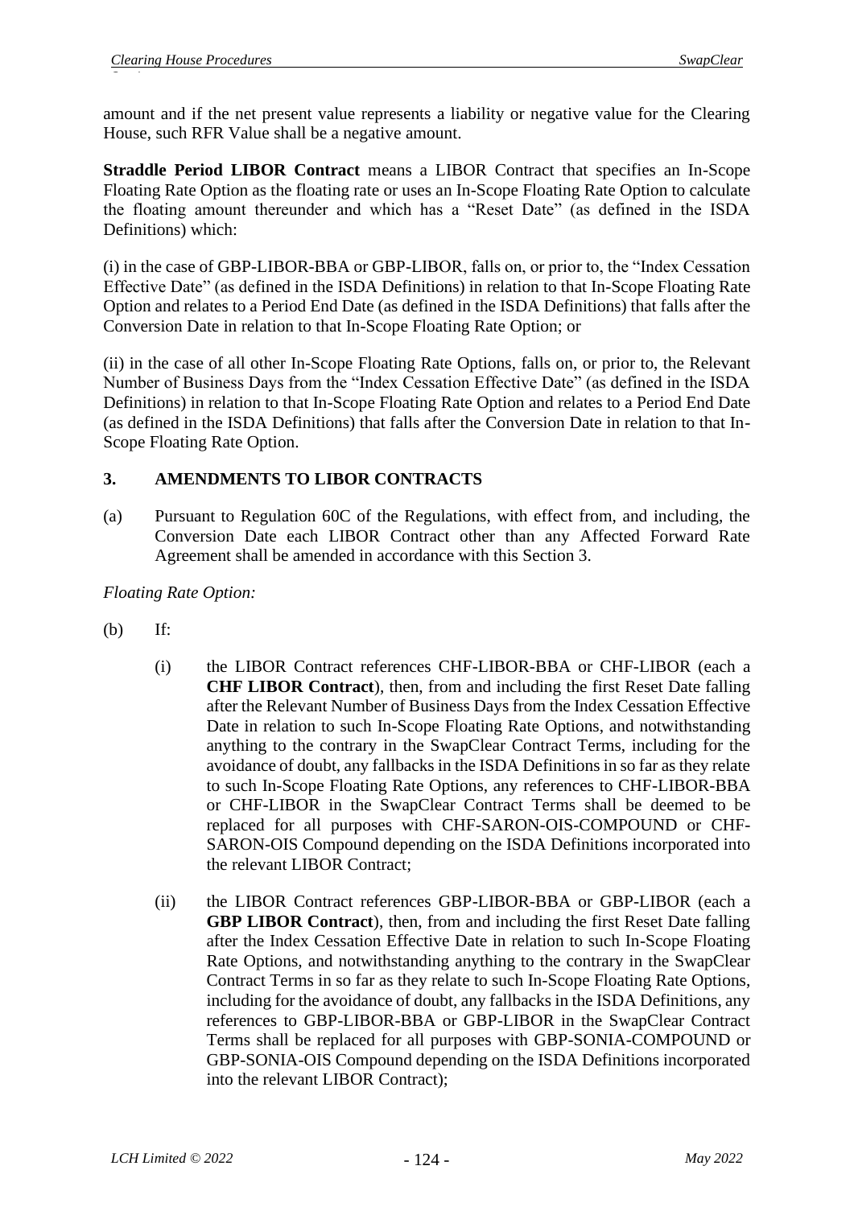amount and if the net present value represents a liability or negative value for the Clearing House, such RFR Value shall be a negative amount.

**Straddle Period LIBOR Contract** means a LIBOR Contract that specifies an In-Scope Floating Rate Option as the floating rate or uses an In-Scope Floating Rate Option to calculate the floating amount thereunder and which has a "Reset Date" (as defined in the ISDA Definitions) which:

(i) in the case of GBP-LIBOR-BBA or GBP-LIBOR, falls on, or prior to, the "Index Cessation Effective Date" (as defined in the ISDA Definitions) in relation to that In-Scope Floating Rate Option and relates to a Period End Date (as defined in the ISDA Definitions) that falls after the Conversion Date in relation to that In-Scope Floating Rate Option; or

(ii) in the case of all other In-Scope Floating Rate Options, falls on, or prior to, the Relevant Number of Business Days from the "Index Cessation Effective Date" (as defined in the ISDA Definitions) in relation to that In-Scope Floating Rate Option and relates to a Period End Date (as defined in the ISDA Definitions) that falls after the Conversion Date in relation to that In-Scope Floating Rate Option.

## 3. AMENDMENTS TO LIBOR CONTRACTS

(a) Pursuant to Regulation 60C of the Regulations, with effect from, and including, the Conversion Date each LIBOR Contract other than any Affected Forward Rate Agreement shall be amended in accordance with this Section 3.

*Floating Rate Option:*

(b) If:

(i) the LIBOR Contract references CHF-LIBOR-BBA or CHF-LIBOR (each a **CHF LIBOR Contract**), then, from and including the first Reset Date falling after the Relevant Number of Business Days from the Index Cessation Effective Date in relation to such In-Scope Floating Rate Options, and notwithstanding anything to the contrary in the SwapClear Contract Terms, including for the avoidance of doubt, any fallbacks in the ISDA Definitions in so far as they relate to such In-Scope Floating Rate Options, any references to CHF-LIBOR-BBA or CHF-LIBOR in the SwapClear Contract Terms shall be deemed to be replaced for all purposes with CHF-SARON-OIS-COMPOUND or CHF-SARON-OIS Compound depending on the ISDA Definitions incorporated into the relevant LIBOR Contract;

(ii) the LIBOR Contract references GBP-LIBOR-BBA or GBP-LIBOR (each a **GBP LIBOR Contract**), then, from and including the first Reset Date falling after the Index Cessation Effective Date in relation to such In-Scope Floating Rate Options, and notwithstanding anything to the contrary in the SwapClear Contract Terms in so far as they relate to such In-Scope Floating Rate Options, including for the avoidance of doubt, any fallbacks in the ISDA Definitions, any references to GBP-LIBOR-BBA or GBP-LIBOR in the SwapClear Contract Terms shall be replaced for all purposes with GBP-SONIA-COMPOUND or GBP-SONIA-OIS Compound depending on the ISDA Definitions incorporated into the relevant LIBOR Contract);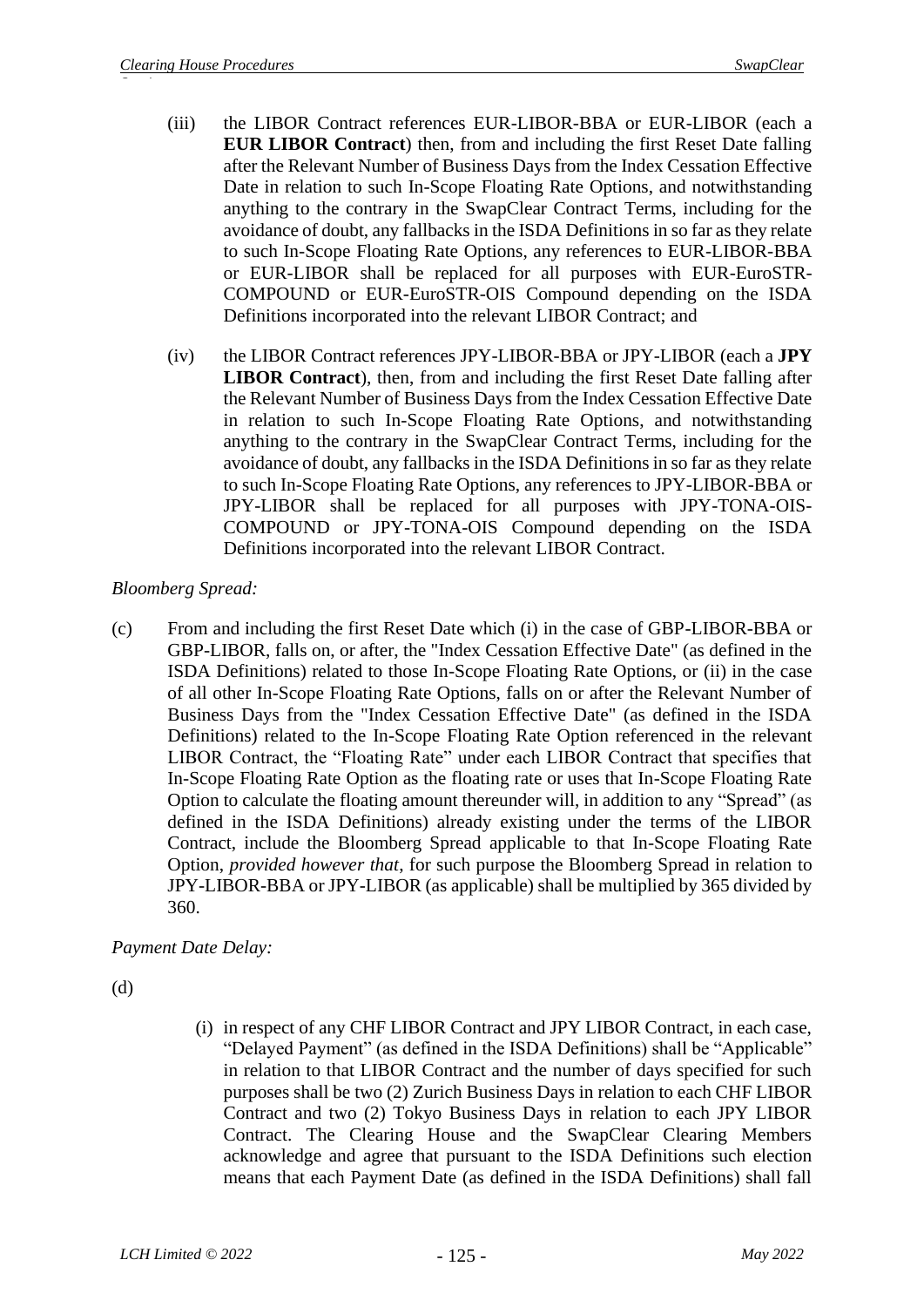(iii) the LIBOR Contract references EUR-LIBOR-BBA or EUR-LIBOR (each a **EUR LIBOR Contract**) then, from and including the first Reset Date falling after the Relevant Number of Business Days from the Index Cessation Effective Date in relation to such In-Scope Floating Rate Options, and notwithstanding anything to the contrary in the SwapClear Contract Terms, including for the avoidance of doubt, any fallbacks in the ISDA Definitions in so far as they relate to such In-Scope Floating Rate Options, any references to EUR-LIBOR-BBA or EUR-LIBOR shall be replaced for all purposes with EUR-EuroSTR-COMPOUND or EUR-EuroSTR-OIS Compound depending on the ISDA Definitions incorporated into the relevant LIBOR Contract; and

(iv) the LIBOR Contract references JPY-LIBOR-BBA or JPY-LIBOR (each a **JPY LIBOR Contract**), then, from and including the first Reset Date falling after the Relevant Number of Business Days from the Index Cessation Effective Date in relation to such In-Scope Floating Rate Options, and notwithstanding anything to the contrary in the SwapClear Contract Terms, including for the avoidance of doubt, any fallbacks in the ISDA Definitions in so far as they relate to such In-Scope Floating Rate Options, any references to JPY-LIBOR-BBA or JPY-LIBOR shall be replaced for all purposes with JPY-TONA-OIS-COMPOUND or JPY-TONA-OIS Compound depending on the ISDA Definitions incorporated into the relevant LIBOR Contract.

*Bloomberg Spread:*

(c) From and including the first Reset Date which (i) in the case of GBP-LIBOR-BBA or GBP-LIBOR, falls on, or after, the "Index Cessation Effective Date" (as defined in the ISDA Definitions) related to those In-Scope Floating Rate Options, or (ii) in the case of all other In-Scope Floating Rate Options, falls on or after the Relevant Number of Business Days from the "Index Cessation Effective Date" (as defined in the ISDA Definitions) related to the In-Scope Floating Rate Option referenced in the relevant LIBOR Contract, the "Floating Rate" under each LIBOR Contract that specifies that In-Scope Floating Rate Option as the floating rate or uses that In-Scope Floating Rate Option to calculate the floating amount thereunder will, in addition to any "Spread" (as defined in the ISDA Definitions) already existing under the terms of the LIBOR Contract, include the Bloomberg Spread applicable to that In-Scope Floating Rate Option, *provided however that*, for such purpose the Bloomberg Spread in relation to JPY-LIBOR-BBA or JPY-LIBOR (as applicable) shall be multiplied by 365 divided by 360.

*Payment Date Delay:*

(d)

(i) in respect of any CHF LIBOR Contract and JPY LIBOR Contract, in each case, "Delayed Payment" (as defined in the ISDA Definitions) shall be "Applicable" in relation to that LIBOR Contract and the number of days specified for such purposes shall be two (2) Zurich Business Days in relation to each CHF LIBOR Contract and two (2) Tokyo Business Days in relation to each JPY LIBOR Contract. The Clearing House and the SwapClear Clearing Members acknowledge and agree that pursuant to the ISDA Definitions such election means that each Payment Date (as defined in the ISDA Definitions) shall fall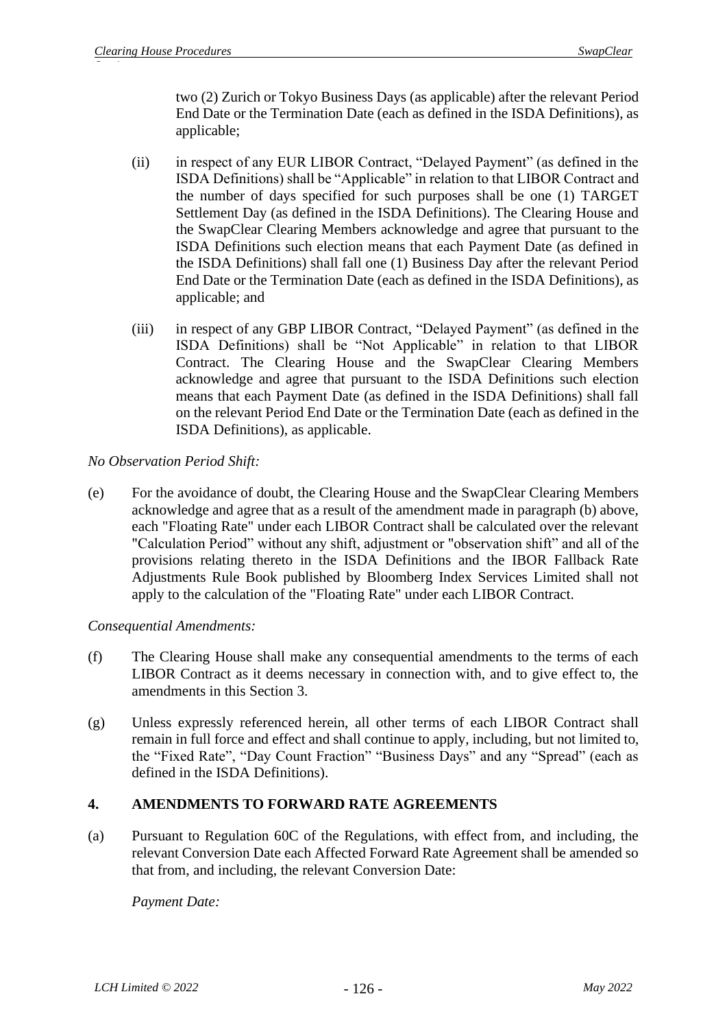two (2) Zurich or Tokyo Business Days (as applicable) after the relevant Period End Date or the Termination Date (each as defined in the ISDA Definitions), as applicable;

(ii) in respect of any EUR LIBOR Contract, "Delayed Payment" (as defined in the ISDA Definitions) shall be "Applicable" in relation to that LIBOR Contract and the number of days specified for such purposes shall be one (1) TARGET Settlement Day (as defined in the ISDA Definitions). The Clearing House and the SwapClear Clearing Members acknowledge and agree that pursuant to the ISDA Definitions such election means that each Payment Date (as defined in the ISDA Definitions) shall fall one (1) Business Day after the relevant Period End Date or the Termination Date (each as defined in the ISDA Definitions), as applicable; and

(iii) in respect of any GBP LIBOR Contract, "Delayed Payment" (as defined in the ISDA Definitions) shall be "Not Applicable" in relation to that LIBOR Contract. The Clearing House and the SwapClear Clearing Members acknowledge and agree that pursuant to the ISDA Definitions such election means that each Payment Date (as defined in the ISDA Definitions) shall fall on the relevant Period End Date or the Termination Date (each as defined in the ISDA Definitions), as applicable.

*No Observation Period Shift:*

(e) For the avoidance of doubt, the Clearing House and the SwapClear Clearing Members acknowledge and agree that as a result of the amendment made in paragraph (b) above, each "Floating Rate" under each LIBOR Contract shall be calculated over the relevant "Calculation Period" without any shift, adjustment or "observation shift" and all of the provisions relating thereto in the ISDA Definitions and the IBOR Fallback Rate Adjustments Rule Book published by Bloomberg Index Services Limited shall not apply to the calculation of the "Floating Rate" under each LIBOR Contract.

*Consequential Amendments:*

(f) The Clearing House shall make any consequential amendments to the terms of each LIBOR Contract as it deems necessary in connection with, and to give effect to, the amendments in this Section 3.

(g) Unless expressly referenced herein, all other terms of each LIBOR Contract shall remain in full force and effect and shall continue to apply, including, but not limited to, the "Fixed Rate", "Day Count Fraction" "Business Days" and any "Spread" (each as defined in the ISDA Definitions).

## 4. AMENDMENTS TO FORWARD RATE AGREEMENTS

(a) Pursuant to Regulation 60C of the Regulations, with effect from, and including, the relevant Conversion Date each Affected Forward Rate Agreement shall be amended so that from, and including, the relevant Conversion Date:

*Payment Date:*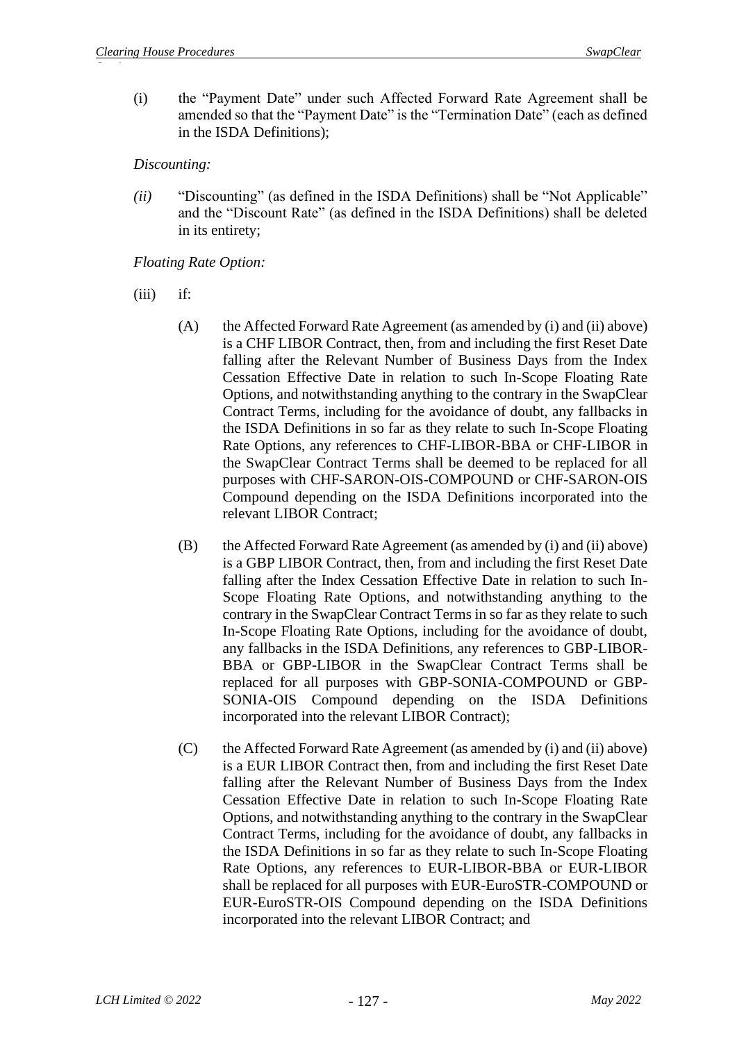(i) the "Payment Date" under such Affected Forward Rate Agreement shall be amended so that the "Payment Date" is the "Termination Date" (each as defined in the ISDA Definitions);

*Discounting:*

*(ii)* "Discounting" (as defined in the ISDA Definitions) shall be "Not Applicable" and the "Discount Rate" (as defined in the ISDA Definitions) shall be deleted in its entirety;

*Floating Rate Option:*

(iii) if:

(A) the Affected Forward Rate Agreement (as amended by (i) and (ii) above) is a CHF LIBOR Contract, then, from and including the first Reset Date falling after the Relevant Number of Business Days from the Index Cessation Effective Date in relation to such In-Scope Floating Rate Options, and notwithstanding anything to the contrary in the SwapClear Contract Terms, including for the avoidance of doubt, any fallbacks in the ISDA Definitions in so far as they relate to such In-Scope Floating Rate Options, any references to CHF-LIBOR-BBA or CHF-LIBOR in the SwapClear Contract Terms shall be deemed to be replaced for all purposes with CHF-SARON-OIS-COMPOUND or CHF-SARON-OIS Compound depending on the ISDA Definitions incorporated into the relevant LIBOR Contract;

(B) the Affected Forward Rate Agreement (as amended by (i) and (ii) above) is a GBP LIBOR Contract, then, from and including the first Reset Date falling after the Index Cessation Effective Date in relation to such In-Scope Floating Rate Options, and notwithstanding anything to the contrary in the SwapClear Contract Terms in so far as they relate to such In-Scope Floating Rate Options, including for the avoidance of doubt, any fallbacks in the ISDA Definitions, any references to GBP-LIBOR-BBA or GBP-LIBOR in the SwapClear Contract Terms shall be replaced for all purposes with GBP-SONIA-COMPOUND or GBP-SONIA-OIS Compound depending on the ISDA Definitions incorporated into the relevant LIBOR Contract);

(C) the Affected Forward Rate Agreement (as amended by (i) and (ii) above) is a EUR LIBOR Contract then, from and including the first Reset Date falling after the Relevant Number of Business Days from the Index Cessation Effective Date in relation to such In-Scope Floating Rate Options, and notwithstanding anything to the contrary in the SwapClear Contract Terms, including for the avoidance of doubt, any fallbacks in the ISDA Definitions in so far as they relate to such In-Scope Floating Rate Options, any references to EUR-LIBOR-BBA or EUR-LIBOR shall be replaced for all purposes with EUR-EuroSTR-COMPOUND or EUR-EuroSTR-OIS Compound depending on the ISDA Definitions incorporated into the relevant LIBOR Contract; and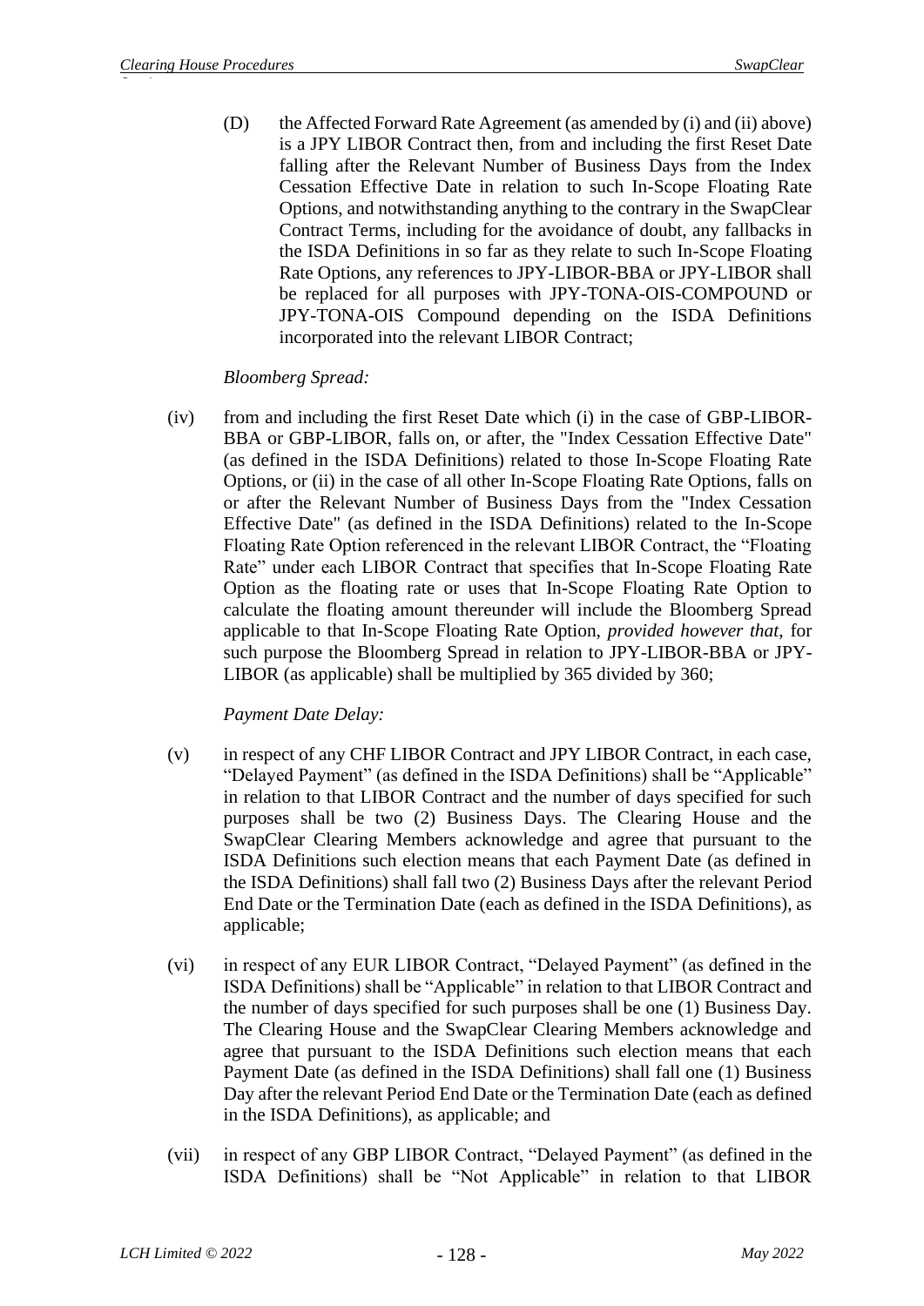(D) the Affected Forward Rate Agreement (as amended by (i) and (ii) above) is a JPY LIBOR Contract then, from and including the first Reset Date falling after the Relevant Number of Business Days from the Index Cessation Effective Date in relation to such In-Scope Floating Rate Options, and notwithstanding anything to the contrary in the SwapClear Contract Terms, including for the avoidance of doubt, any fallbacks in the ISDA Definitions in so far as they relate to such In-Scope Floating Rate Options, any references to JPY-LIBOR-BBA or JPY-LIBOR shall be replaced for all purposes with JPY-TONA-OIS-COMPOUND or JPY-TONA-OIS Compound depending on the ISDA Definitions incorporated into the relevant LIBOR Contract;

*Bloomberg Spread:*

(iv) from and including the first Reset Date which (i) in the case of GBP-LIBOR-BBA or GBP-LIBOR, falls on, or after, the "Index Cessation Effective Date" (as defined in the ISDA Definitions) related to those In-Scope Floating Rate Options, or (ii) in the case of all other In-Scope Floating Rate Options, falls on or after the Relevant Number of Business Days from the "Index Cessation Effective Date" (as defined in the ISDA Definitions) related to the In-Scope Floating Rate Option referenced in the relevant LIBOR Contract, the "Floating Rate" under each LIBOR Contract that specifies that In-Scope Floating Rate Option as the floating rate or uses that In-Scope Floating Rate Option to calculate the floating amount thereunder will include the Bloomberg Spread applicable to that In-Scope Floating Rate Option, *provided however that*, for such purpose the Bloomberg Spread in relation to JPY-LIBOR-BBA or JPY-LIBOR (as applicable) shall be multiplied by 365 divided by 360;

*Payment Date Delay:*

(v) in respect of any CHF LIBOR Contract and JPY LIBOR Contract, in each case, "Delayed Payment" (as defined in the ISDA Definitions) shall be "Applicable" in relation to that LIBOR Contract and the number of days specified for such purposes shall be two (2) Business Days. The Clearing House and the SwapClear Clearing Members acknowledge and agree that pursuant to the ISDA Definitions such election means that each Payment Date (as defined in the ISDA Definitions) shall fall two (2) Business Days after the relevant Period End Date or the Termination Date (each as defined in the ISDA Definitions), as applicable;

(vi) in respect of any EUR LIBOR Contract, "Delayed Payment" (as defined in the ISDA Definitions) shall be "Applicable" in relation to that LIBOR Contract and the number of days specified for such purposes shall be one (1) Business Day. The Clearing House and the SwapClear Clearing Members acknowledge and agree that pursuant to the ISDA Definitions such election means that each Payment Date (as defined in the ISDA Definitions) shall fall one (1) Business Day after the relevant Period End Date or the Termination Date (each as defined in the ISDA Definitions), as applicable; and

(vii) in respect of any GBP LIBOR Contract, "Delayed Payment" (as defined in the ISDA Definitions) shall be "Not Applicable" in relation to that LIBOR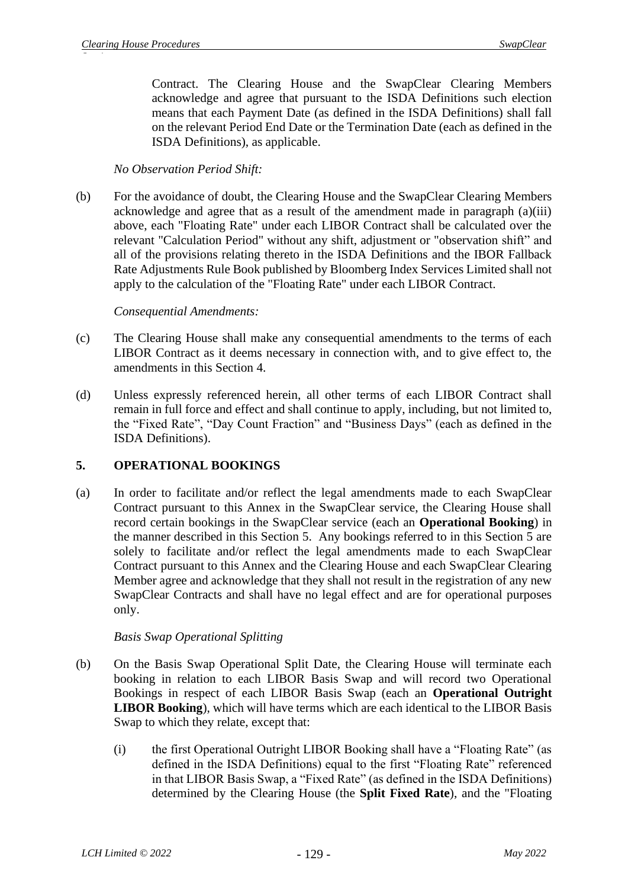Contract. The Clearing House and the SwapClear Clearing Members acknowledge and agree that pursuant to the ISDA Definitions such election means that each Payment Date (as defined in the ISDA Definitions) shall fall on the relevant Period End Date or the Termination Date (each as defined in the ISDA Definitions), as applicable.

*No Observation Period Shift:*

(b) For the avoidance of doubt, the Clearing House and the SwapClear Clearing Members acknowledge and agree that as a result of the amendment made in paragraph (a)(iii) above, each "Floating Rate" under each LIBOR Contract shall be calculated over the relevant "Calculation Period" without any shift, adjustment or "observation shift" and all of the provisions relating thereto in the ISDA Definitions and the IBOR Fallback Rate Adjustments Rule Book published by Bloomberg Index Services Limited shall not apply to the calculation of the "Floating Rate" under each LIBOR Contract.

*Consequential Amendments:*

(c) The Clearing House shall make any consequential amendments to the terms of each LIBOR Contract as it deems necessary in connection with, and to give effect to, the amendments in this Section 4.

(d) Unless expressly referenced herein, all other terms of each LIBOR Contract shall remain in full force and effect and shall continue to apply, including, but not limited to, the "Fixed Rate", "Day Count Fraction" and "Business Days" (each as defined in the ISDA Definitions).

## 5. OPERATIONAL BOOKINGS

(a) In order to facilitate and/or reflect the legal amendments made to each SwapClear Contract pursuant to this Annex in the SwapClear service, the Clearing House shall record certain bookings in the SwapClear service (each an **Operational Booking**) in the manner described in this Section 5. Any bookings referred to in this Section 5 are solely to facilitate and/or reflect the legal amendments made to each SwapClear Contract pursuant to this Annex and the Clearing House and each SwapClear Clearing Member agree and acknowledge that they shall not result in the registration of any new SwapClear Contracts and shall have no legal effect and are for operational purposes only.

*Basis Swap Operational Splitting*

(b) On the Basis Swap Operational Split Date, the Clearing House will terminate each booking in relation to each LIBOR Basis Swap and will record two Operational Bookings in respect of each LIBOR Basis Swap (each an **Operational Outright LIBOR Booking**), which will have terms which are each identical to the LIBOR Basis Swap to which they relate, except that:

   (i) the first Operational Outright LIBOR Booking shall have a "Floating Rate" (as defined in the ISDA Definitions) equal to the first "Floating Rate" referenced in that LIBOR Basis Swap, a "Fixed Rate" (as defined in the ISDA Definitions) determined by the Clearing House (the **Split Fixed Rate**), and the "Floating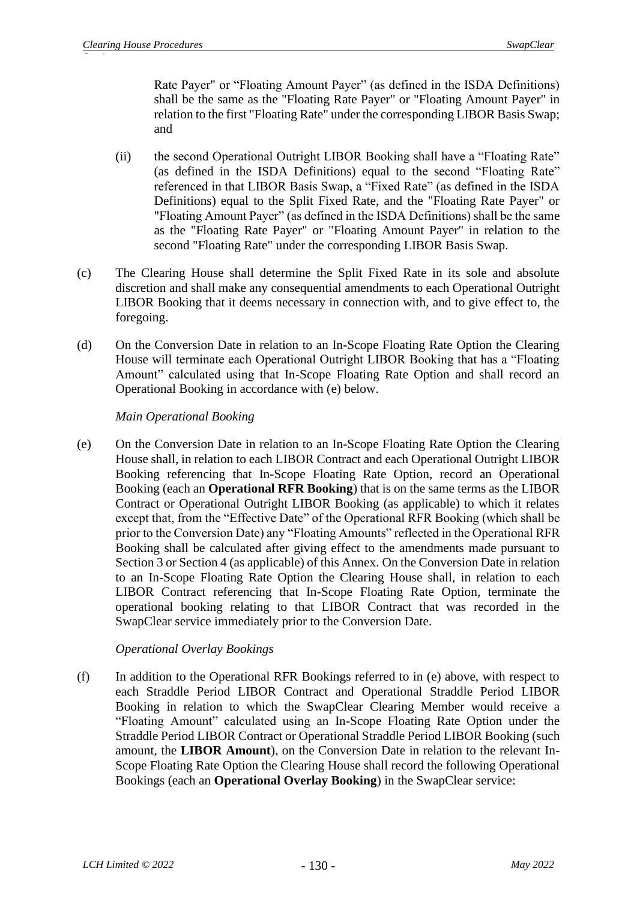Rate Payer" or "Floating Amount Payer" (as defined in the ISDA Definitions) shall be the same as the "Floating Rate Payer" or "Floating Amount Payer" in relation to the first "Floating Rate" under the corresponding LIBOR Basis Swap; and

(ii) the second Operational Outright LIBOR Booking shall have a "Floating Rate" (as defined in the ISDA Definitions) equal to the second "Floating Rate" referenced in that LIBOR Basis Swap, a "Fixed Rate" (as defined in the ISDA Definitions) equal to the Split Fixed Rate, and the "Floating Rate Payer" or "Floating Amount Payer" (as defined in the ISDA Definitions) shall be the same as the "Floating Rate Payer" or "Floating Amount Payer" in relation to the second "Floating Rate" under the corresponding LIBOR Basis Swap.

(c) The Clearing House shall determine the Split Fixed Rate in its sole and absolute discretion and shall make any consequential amendments to each Operational Outright LIBOR Booking that it deems necessary in connection with, and to give effect to, the foregoing.

(d) On the Conversion Date in relation to an In-Scope Floating Rate Option the Clearing House will terminate each Operational Outright LIBOR Booking that has a "Floating Amount" calculated using that In-Scope Floating Rate Option and shall record an Operational Booking in accordance with (e) below.

*Main Operational Booking*

(e) On the Conversion Date in relation to an In-Scope Floating Rate Option the Clearing House shall, in relation to each LIBOR Contract and each Operational Outright LIBOR Booking referencing that In-Scope Floating Rate Option, record an Operational Booking (each an **Operational RFR Booking**) that is on the same terms as the LIBOR Contract or Operational Outright LIBOR Booking (as applicable) to which it relates except that, from the "Effective Date" of the Operational RFR Booking (which shall be prior to the Conversion Date) any "Floating Amounts" reflected in the Operational RFR Booking shall be calculated after giving effect to the amendments made pursuant to Section 3 or Section 4 (as applicable) of this Annex. On the Conversion Date in relation to an In-Scope Floating Rate Option the Clearing House shall, in relation to each LIBOR Contract referencing that In-Scope Floating Rate Option, terminate the operational booking relating to that LIBOR Contract that was recorded in the SwapClear service immediately prior to the Conversion Date.

*Operational Overlay Bookings*

(f) In addition to the Operational RFR Bookings referred to in (e) above, with respect to each Straddle Period LIBOR Contract and Operational Straddle Period LIBOR Booking in relation to which the SwapClear Clearing Member would receive a "Floating Amount" calculated using an In-Scope Floating Rate Option under the Straddle Period LIBOR Contract or Operational Straddle Period LIBOR Booking (such amount, the **LIBOR Amount**), on the Conversion Date in relation to the relevant In-Scope Floating Rate Option the Clearing House shall record the following Operational Bookings (each an **Operational Overlay Booking**) in the SwapClear service: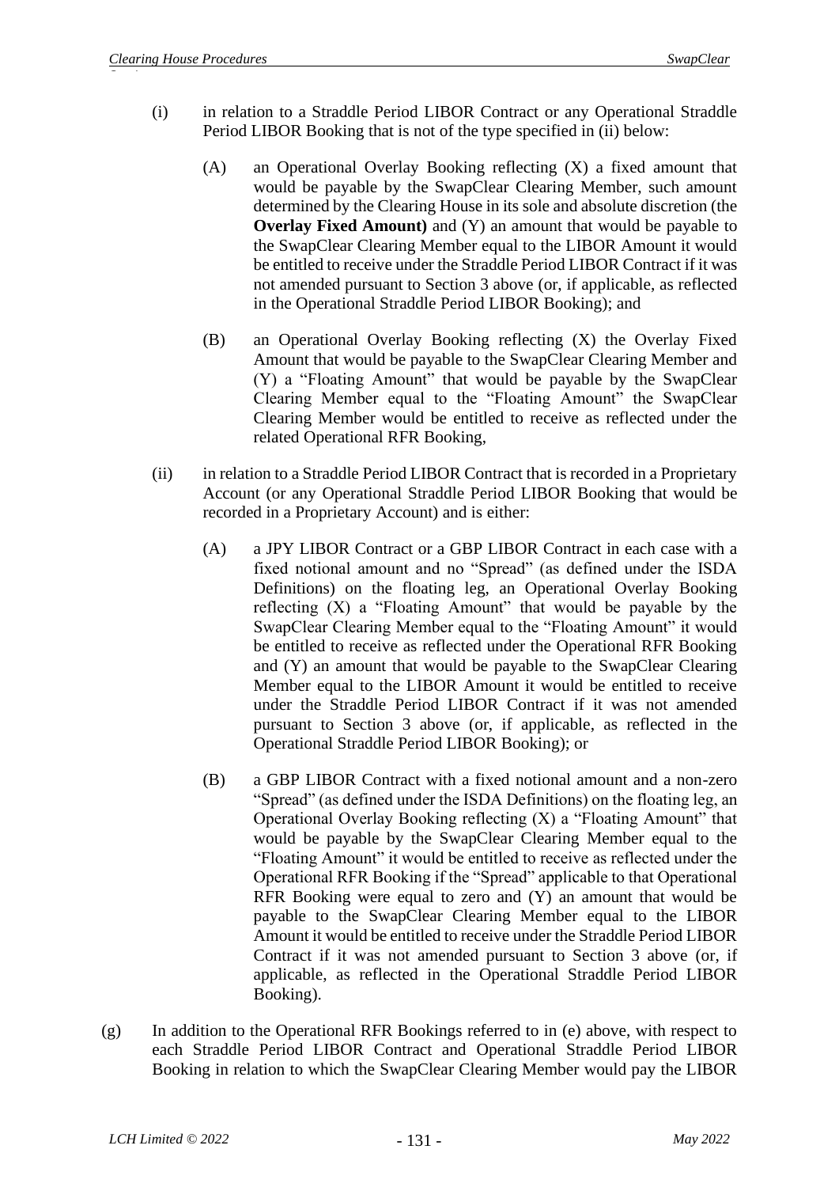(i) in relation to a Straddle Period LIBOR Contract or any Operational Straddle Period LIBOR Booking that is not of the type specified in (ii) below:

(A) an Operational Overlay Booking reflecting (X) a fixed amount that would be payable by the SwapClear Clearing Member, such amount determined by the Clearing House in its sole and absolute discretion (the **Overlay Fixed Amount)** and (Y) an amount that would be payable to the SwapClear Clearing Member equal to the LIBOR Amount it would be entitled to receive under the Straddle Period LIBOR Contract if it was not amended pursuant to Section 3 above (or, if applicable, as reflected in the Operational Straddle Period LIBOR Booking); and

(B) an Operational Overlay Booking reflecting (X) the Overlay Fixed Amount that would be payable to the SwapClear Clearing Member and (Y) a "Floating Amount" that would be payable by the SwapClear Clearing Member equal to the "Floating Amount" the SwapClear Clearing Member would be entitled to receive as reflected under the related Operational RFR Booking,

(ii) in relation to a Straddle Period LIBOR Contract that is recorded in a Proprietary Account (or any Operational Straddle Period LIBOR Booking that would be recorded in a Proprietary Account) and is either:

(A) a JPY LIBOR Contract or a GBP LIBOR Contract in each case with a fixed notional amount and no "Spread" (as defined under the ISDA Definitions) on the floating leg, an Operational Overlay Booking reflecting (X) a "Floating Amount" that would be payable by the SwapClear Clearing Member equal to the "Floating Amount" it would be entitled to receive as reflected under the Operational RFR Booking and (Y) an amount that would be payable to the SwapClear Clearing Member equal to the LIBOR Amount it would be entitled to receive under the Straddle Period LIBOR Contract if it was not amended pursuant to Section 3 above (or, if applicable, as reflected in the Operational Straddle Period LIBOR Booking); or

(B) a GBP LIBOR Contract with a fixed notional amount and a non-zero "Spread" (as defined under the ISDA Definitions) on the floating leg, an Operational Overlay Booking reflecting (X) a "Floating Amount" that would be payable by the SwapClear Clearing Member equal to the "Floating Amount" it would be entitled to receive as reflected under the Operational RFR Booking if the "Spread" applicable to that Operational RFR Booking were equal to zero and (Y) an amount that would be payable to the SwapClear Clearing Member equal to the LIBOR Amount it would be entitled to receive under the Straddle Period LIBOR Contract if it was not amended pursuant to Section 3 above (or, if applicable, as reflected in the Operational Straddle Period LIBOR Booking).

(g) In addition to the Operational RFR Bookings referred to in (e) above, with respect to each Straddle Period LIBOR Contract and Operational Straddle Period LIBOR Booking in relation to which the SwapClear Clearing Member would pay the LIBOR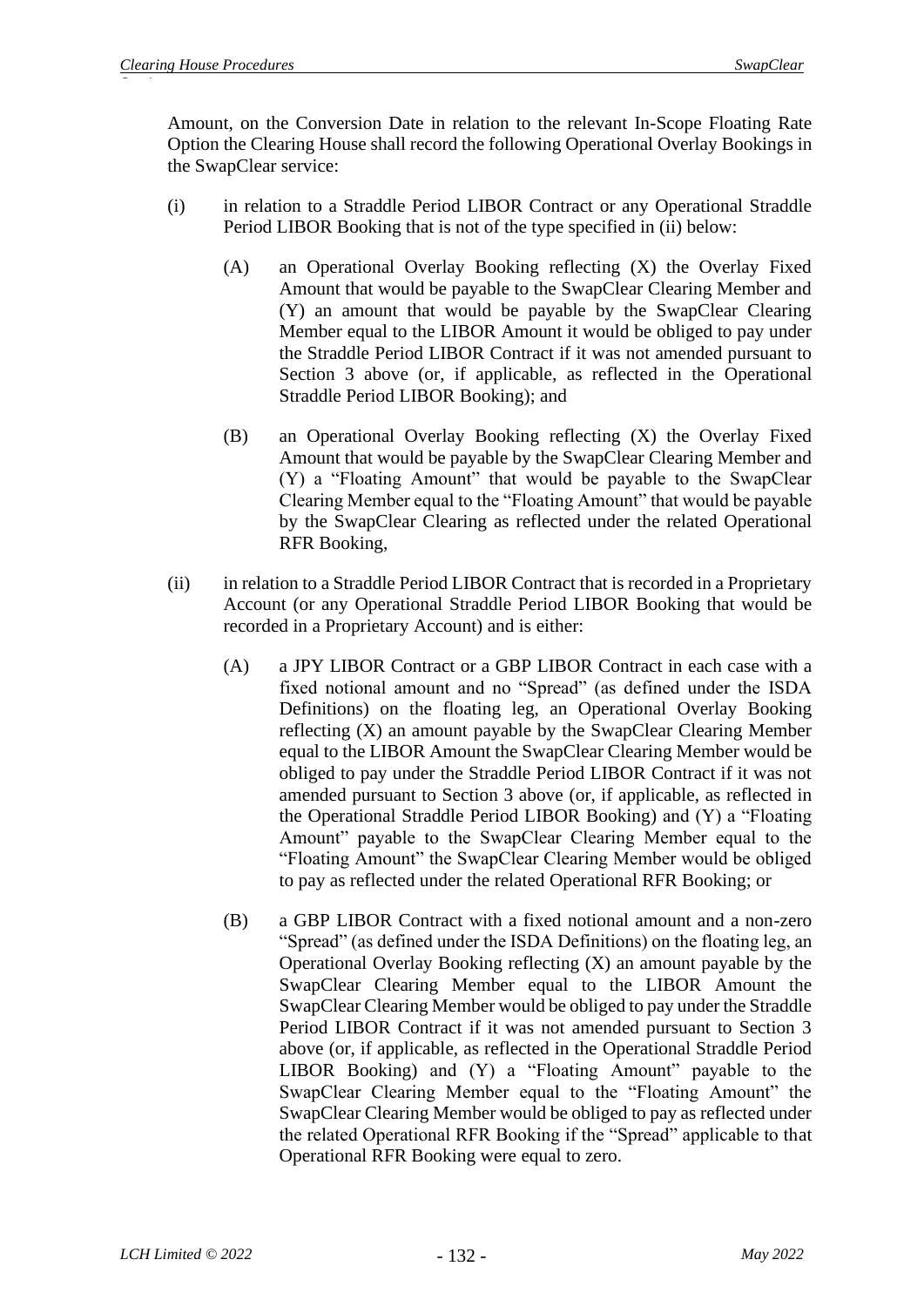Amount, on the Conversion Date in relation to the relevant In-Scope Floating Rate Option the Clearing House shall record the following Operational Overlay Bookings in the SwapClear service:

(i) in relation to a Straddle Period LIBOR Contract or any Operational Straddle Period LIBOR Booking that is not of the type specified in (ii) below:

(A) an Operational Overlay Booking reflecting (X) the Overlay Fixed Amount that would be payable to the SwapClear Clearing Member and (Y) an amount that would be payable by the SwapClear Clearing Member equal to the LIBOR Amount it would be obliged to pay under the Straddle Period LIBOR Contract if it was not amended pursuant to Section 3 above (or, if applicable, as reflected in the Operational Straddle Period LIBOR Booking); and

(B) an Operational Overlay Booking reflecting (X) the Overlay Fixed Amount that would be payable by the SwapClear Clearing Member and (Y) a "Floating Amount" that would be payable to the SwapClear Clearing Member equal to the "Floating Amount" that would be payable by the SwapClear Clearing as reflected under the related Operational RFR Booking,

(ii) in relation to a Straddle Period LIBOR Contract that is recorded in a Proprietary Account (or any Operational Straddle Period LIBOR Booking that would be recorded in a Proprietary Account) and is either:

(A) a JPY LIBOR Contract or a GBP LIBOR Contract in each case with a fixed notional amount and no "Spread" (as defined under the ISDA Definitions) on the floating leg, an Operational Overlay Booking reflecting (X) an amount payable by the SwapClear Clearing Member equal to the LIBOR Amount the SwapClear Clearing Member would be obliged to pay under the Straddle Period LIBOR Contract if it was not amended pursuant to Section 3 above (or, if applicable, as reflected in the Operational Straddle Period LIBOR Booking) and (Y) a "Floating Amount" payable to the SwapClear Clearing Member equal to the "Floating Amount" the SwapClear Clearing Member would be obliged to pay as reflected under the related Operational RFR Booking; or

(B) a GBP LIBOR Contract with a fixed notional amount and a non-zero "Spread" (as defined under the ISDA Definitions) on the floating leg, an Operational Overlay Booking reflecting (X) an amount payable by the SwapClear Clearing Member equal to the LIBOR Amount the SwapClear Clearing Member would be obliged to pay under the Straddle Period LIBOR Contract if it was not amended pursuant to Section 3 above (or, if applicable, as reflected in the Operational Straddle Period LIBOR Booking) and (Y) a "Floating Amount" payable to the SwapClear Clearing Member equal to the "Floating Amount" the SwapClear Clearing Member would be obliged to pay as reflected under the related Operational RFR Booking if the "Spread" applicable to that Operational RFR Booking were equal to zero.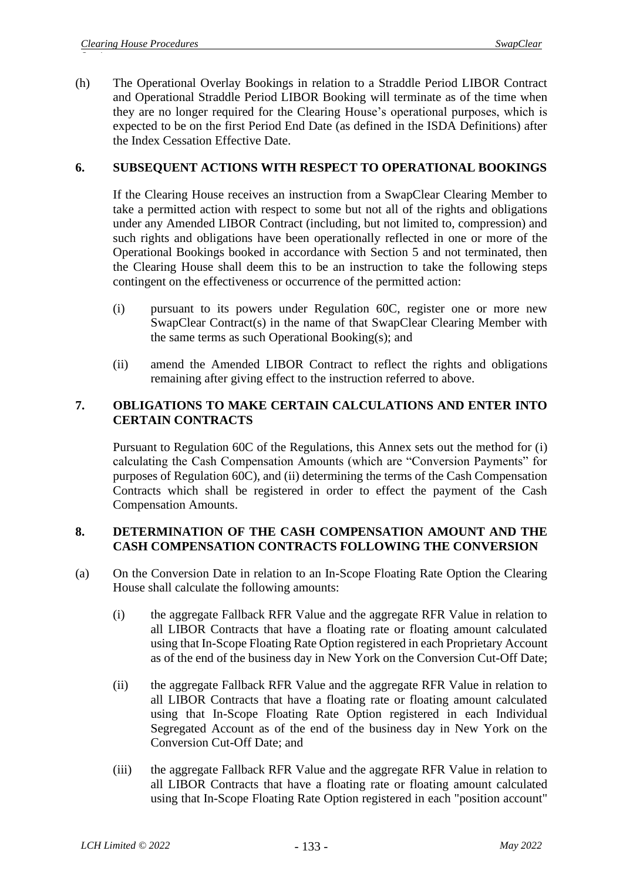(h) The Operational Overlay Bookings in relation to a Straddle Period LIBOR Contract and Operational Straddle Period LIBOR Booking will terminate as of the time when they are no longer required for the Clearing House's operational purposes, which is expected to be on the first Period End Date (as defined in the ISDA Definitions) after the Index Cessation Effective Date.

## 6. SUBSEQUENT ACTIONS WITH RESPECT TO OPERATIONAL BOOKINGS

If the Clearing House receives an instruction from a SwapClear Clearing Member to take a permitted action with respect to some but not all of the rights and obligations under any Amended LIBOR Contract (including, but not limited to, compression) and such rights and obligations have been operationally reflected in one or more of the Operational Bookings booked in accordance with Section 5 and not terminated, then the Clearing House shall deem this to be an instruction to take the following steps contingent on the effectiveness or occurrence of the permitted action:

(i) pursuant to its powers under Regulation 60C, register one or more new SwapClear Contract(s) in the name of that SwapClear Clearing Member with the same terms as such Operational Booking(s); and

(ii) amend the Amended LIBOR Contract to reflect the rights and obligations remaining after giving effect to the instruction referred to above.

## 7. OBLIGATIONS TO MAKE CERTAIN CALCULATIONS AND ENTER INTO CERTAIN CONTRACTS

Pursuant to Regulation 60C of the Regulations, this Annex sets out the method for (i) calculating the Cash Compensation Amounts (which are "Conversion Payments" for purposes of Regulation 60C), and (ii) determining the terms of the Cash Compensation Contracts which shall be registered in order to effect the payment of the Cash Compensation Amounts.

## 8. DETERMINATION OF THE CASH COMPENSATION AMOUNT AND THE CASH COMPENSATION CONTRACTS FOLLOWING THE CONVERSION

(a) On the Conversion Date in relation to an In-Scope Floating Rate Option the Clearing House shall calculate the following amounts:

(i) the aggregate Fallback RFR Value and the aggregate RFR Value in relation to all LIBOR Contracts that have a floating rate or floating amount calculated using that In-Scope Floating Rate Option registered in each Proprietary Account as of the end of the business day in New York on the Conversion Cut-Off Date;

(ii) the aggregate Fallback RFR Value and the aggregate RFR Value in relation to all LIBOR Contracts that have a floating rate or floating amount calculated using that In-Scope Floating Rate Option registered in each Individual Segregated Account as of the end of the business day in New York on the Conversion Cut-Off Date; and

(iii) the aggregate Fallback RFR Value and the aggregate RFR Value in relation to all LIBOR Contracts that have a floating rate or floating amount calculated using that In-Scope Floating Rate Option registered in each "position account"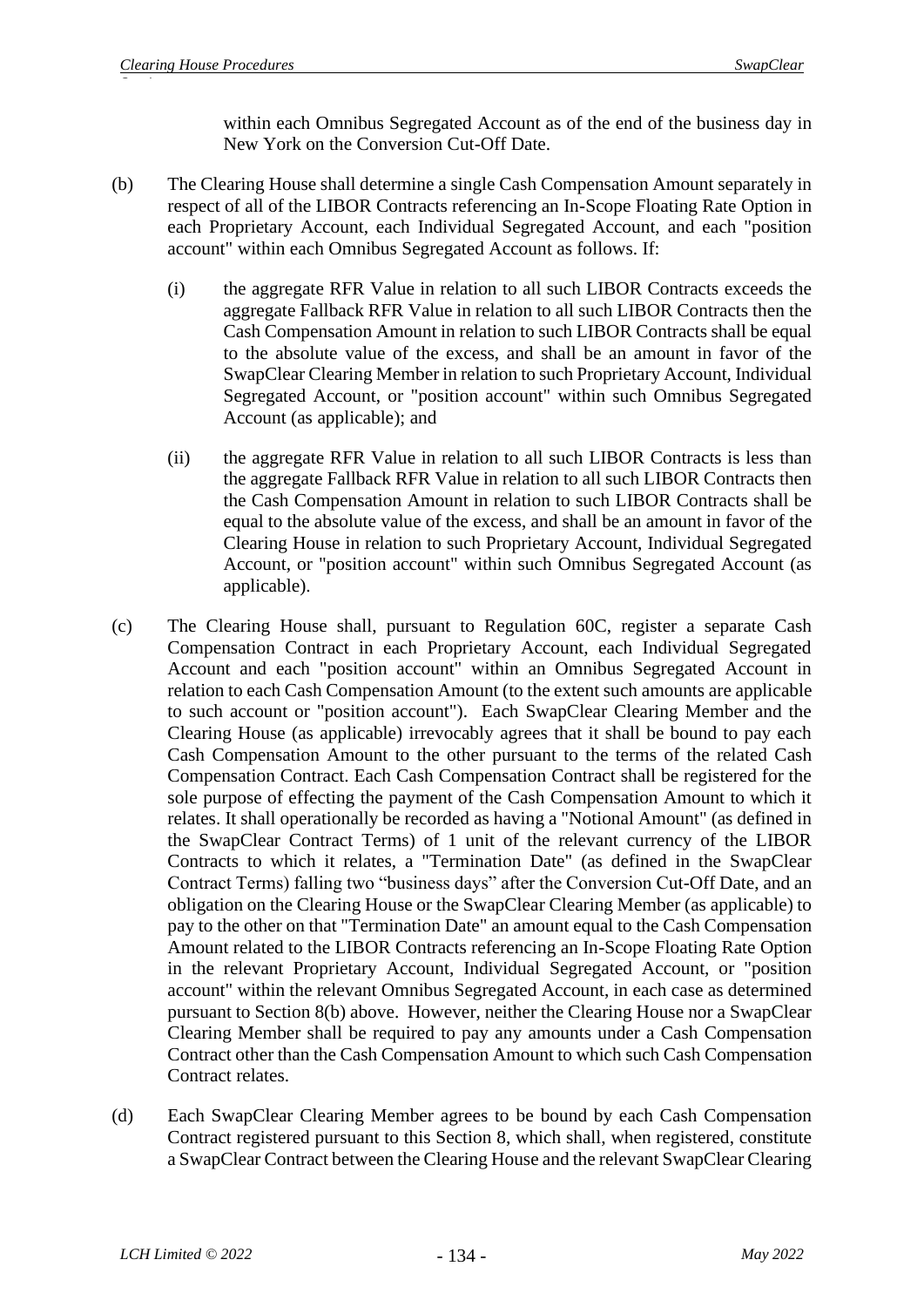within each Omnibus Segregated Account as of the end of the business day in New York on the Conversion Cut-Off Date.

(b) The Clearing House shall determine a single Cash Compensation Amount separately in respect of all of the LIBOR Contracts referencing an In-Scope Floating Rate Option in each Proprietary Account, each Individual Segregated Account, and each "position account" within each Omnibus Segregated Account as follows. If:

   (i) the aggregate RFR Value in relation to all such LIBOR Contracts exceeds the aggregate Fallback RFR Value in relation to all such LIBOR Contracts then the Cash Compensation Amount in relation to such LIBOR Contracts shall be equal to the absolute value of the excess, and shall be an amount in favor of the SwapClear Clearing Member in relation to such Proprietary Account, Individual Segregated Account, or "position account" within such Omnibus Segregated Account (as applicable); and

   (ii) the aggregate RFR Value in relation to all such LIBOR Contracts is less than the aggregate Fallback RFR Value in relation to all such LIBOR Contracts then the Cash Compensation Amount in relation to such LIBOR Contracts shall be equal to the absolute value of the excess, and shall be an amount in favor of the Clearing House in relation to such Proprietary Account, Individual Segregated Account, or "position account" within such Omnibus Segregated Account (as applicable).

(c) The Clearing House shall, pursuant to Regulation 60C, register a separate Cash Compensation Contract in each Proprietary Account, each Individual Segregated Account and each "position account" within an Omnibus Segregated Account in relation to each Cash Compensation Amount (to the extent such amounts are applicable to such account or "position account"). Each SwapClear Clearing Member and the Clearing House (as applicable) irrevocably agrees that it shall be bound to pay each Cash Compensation Amount to the other pursuant to the terms of the related Cash Compensation Contract. Each Cash Compensation Contract shall be registered for the sole purpose of effecting the payment of the Cash Compensation Amount to which it relates. It shall operationally be recorded as having a "Notional Amount" (as defined in the SwapClear Contract Terms) of 1 unit of the relevant currency of the LIBOR Contracts to which it relates, a "Termination Date" (as defined in the SwapClear Contract Terms) falling two "business days" after the Conversion Cut-Off Date, and an obligation on the Clearing House or the SwapClear Clearing Member (as applicable) to pay to the other on that "Termination Date" an amount equal to the Cash Compensation Amount related to the LIBOR Contracts referencing an In-Scope Floating Rate Option in the relevant Proprietary Account, Individual Segregated Account, or "position account" within the relevant Omnibus Segregated Account, in each case as determined pursuant to Section 8(b) above. However, neither the Clearing House nor a SwapClear Clearing Member shall be required to pay any amounts under a Cash Compensation Contract other than the Cash Compensation Amount to which such Cash Compensation Contract relates.

(d) Each SwapClear Clearing Member agrees to be bound by each Cash Compensation Contract registered pursuant to this Section 8, which shall, when registered, constitute a SwapClear Contract between the Clearing House and the relevant SwapClear Clearing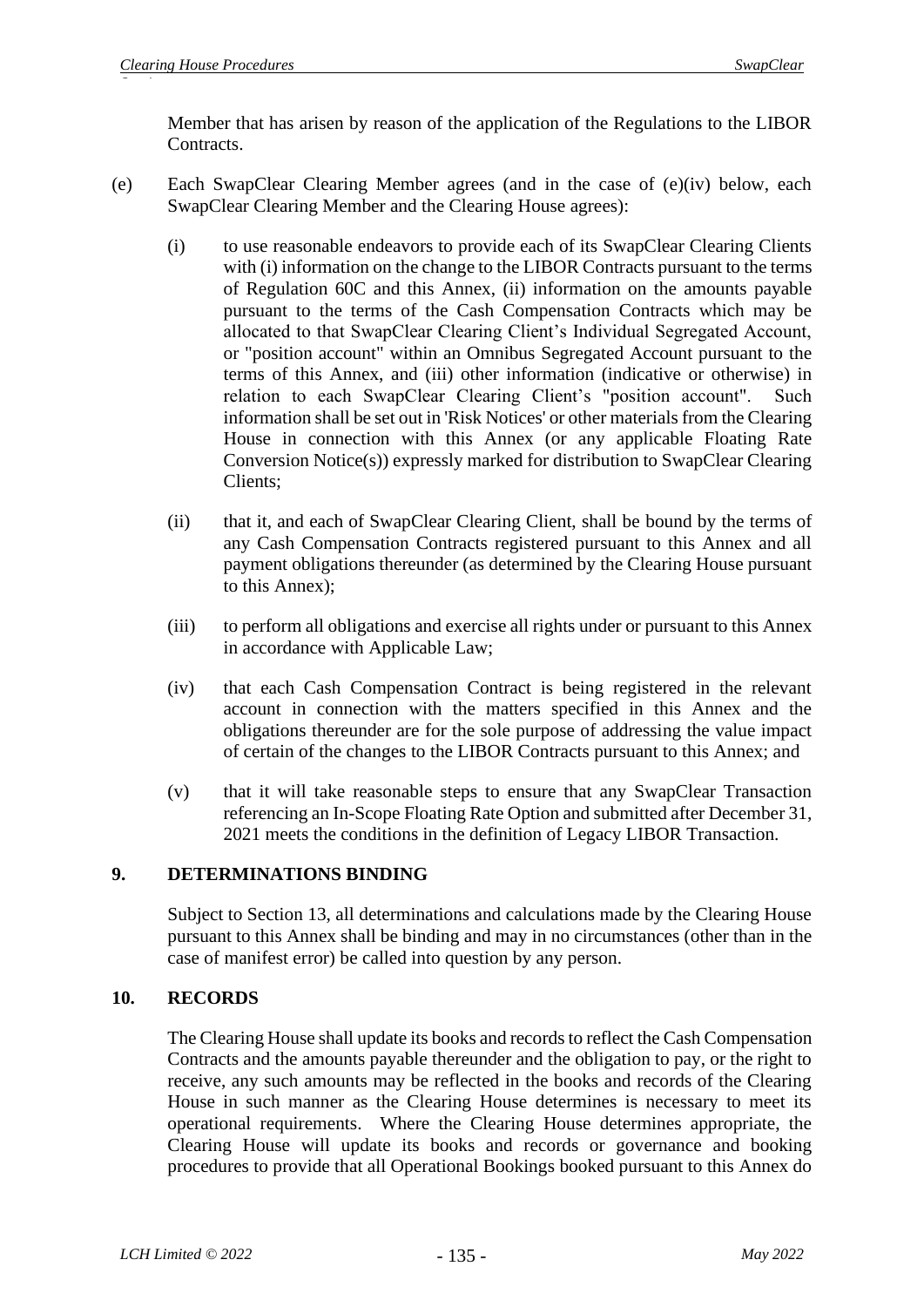Member that has arisen by reason of the application of the Regulations to the LIBOR Contracts.

(e) Each SwapClear Clearing Member agrees (and in the case of (e)(iv) below, each SwapClear Clearing Member and the Clearing House agrees):

(i) to use reasonable endeavors to provide each of its SwapClear Clearing Clients with (i) information on the change to the LIBOR Contracts pursuant to the terms of Regulation 60C and this Annex, (ii) information on the amounts payable pursuant to the terms of the Cash Compensation Contracts which may be allocated to that SwapClear Clearing Client's Individual Segregated Account, or "position account" within an Omnibus Segregated Account pursuant to the terms of this Annex, and (iii) other information (indicative or otherwise) in relation to each SwapClear Clearing Client's "position account". Such information shall be set out in 'Risk Notices' or other materials from the Clearing House in connection with this Annex (or any applicable Floating Rate Conversion Notice(s)) expressly marked for distribution to SwapClear Clearing Clients;

(ii) that it, and each of SwapClear Clearing Client, shall be bound by the terms of any Cash Compensation Contracts registered pursuant to this Annex and all payment obligations thereunder (as determined by the Clearing House pursuant to this Annex);

(iii) to perform all obligations and exercise all rights under or pursuant to this Annex in accordance with Applicable Law;

(iv) that each Cash Compensation Contract is being registered in the relevant account in connection with the matters specified in this Annex and the obligations thereunder are for the sole purpose of addressing the value impact of certain of the changes to the LIBOR Contracts pursuant to this Annex; and

(v) that it will take reasonable steps to ensure that any SwapClear Transaction referencing an In-Scope Floating Rate Option and submitted after December 31, 2021 meets the conditions in the definition of Legacy LIBOR Transaction.

## 9. DETERMINATIONS BINDING

Subject to Section 13, all determinations and calculations made by the Clearing House pursuant to this Annex shall be binding and may in no circumstances (other than in the case of manifest error) be called into question by any person.

## 10. RECORDS

The Clearing House shall update its books and records to reflect the Cash Compensation Contracts and the amounts payable thereunder and the obligation to pay, or the right to receive, any such amounts may be reflected in the books and records of the Clearing House in such manner as the Clearing House determines is necessary to meet its operational requirements. Where the Clearing House determines appropriate, the Clearing House will update its books and records or governance and booking procedures to provide that all Operational Bookings booked pursuant to this Annex do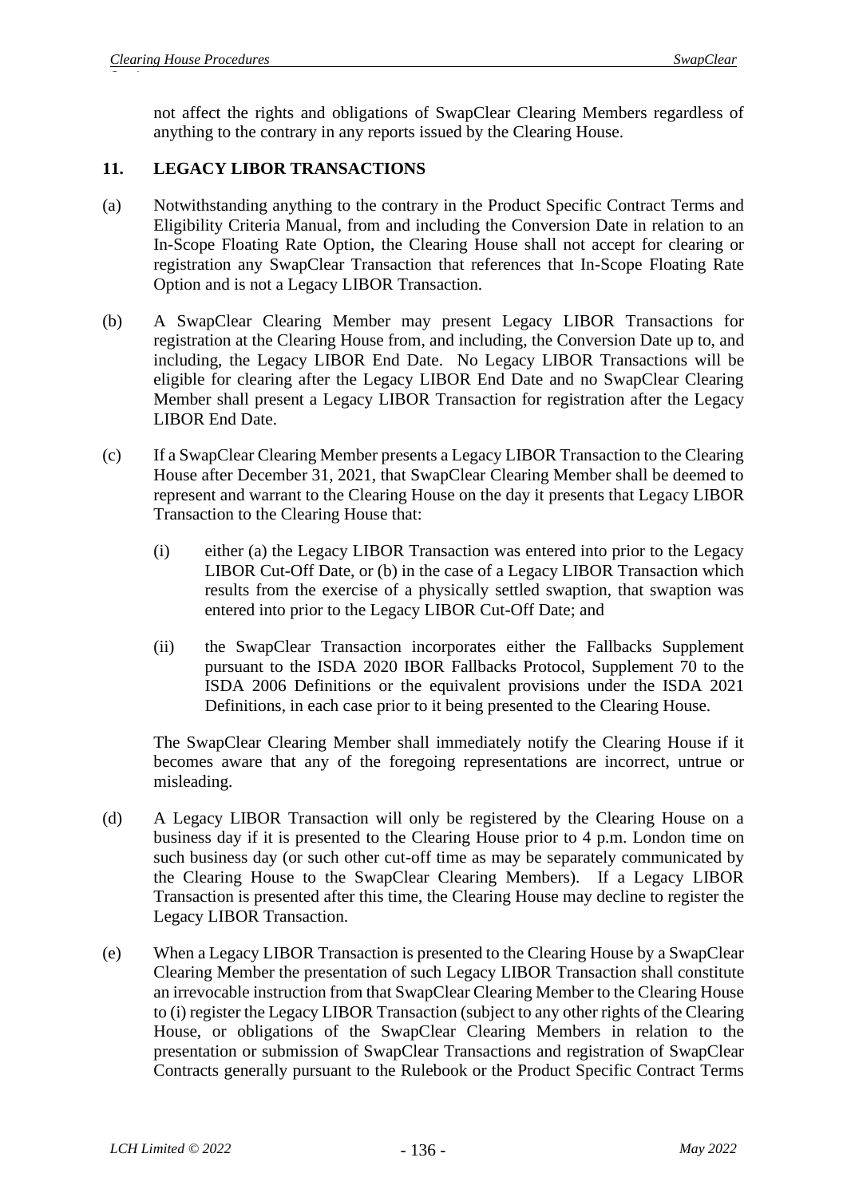not affect the rights and obligations of SwapClear Clearing Members regardless of anything to the contrary in any reports issued by the Clearing House.

## 11. LEGACY LIBOR TRANSACTIONS

(a) Notwithstanding anything to the contrary in the Product Specific Contract Terms and Eligibility Criteria Manual, from and including the Conversion Date in relation to an In-Scope Floating Rate Option, the Clearing House shall not accept for clearing or registration any SwapClear Transaction that references that In-Scope Floating Rate Option and is not a Legacy LIBOR Transaction.

(b) A SwapClear Clearing Member may present Legacy LIBOR Transactions for registration at the Clearing House from, and including, the Conversion Date up to, and including, the Legacy LIBOR End Date. No Legacy LIBOR Transactions will be eligible for clearing after the Legacy LIBOR End Date and no SwapClear Clearing Member shall present a Legacy LIBOR Transaction for registration after the Legacy LIBOR End Date.

(c) If a SwapClear Clearing Member presents a Legacy LIBOR Transaction to the Clearing House after December 31, 2021, that SwapClear Clearing Member shall be deemed to represent and warrant to the Clearing House on the day it presents that Legacy LIBOR Transaction to the Clearing House that:

   (i) either (a) the Legacy LIBOR Transaction was entered into prior to the Legacy LIBOR Cut-Off Date, or (b) in the case of a Legacy LIBOR Transaction which results from the exercise of a physically settled swaption, that swaption was entered into prior to the Legacy LIBOR Cut-Off Date; and

   (ii) the SwapClear Transaction incorporates either the Fallbacks Supplement pursuant to the ISDA 2020 IBOR Fallbacks Protocol, Supplement 70 to the ISDA 2006 Definitions or the equivalent provisions under the ISDA 2021 Definitions, in each case prior to it being presented to the Clearing House.

   The SwapClear Clearing Member shall immediately notify the Clearing House if it becomes aware that any of the foregoing representations are incorrect, untrue or misleading.

(d) A Legacy LIBOR Transaction will only be registered by the Clearing House on a business day if it is presented to the Clearing House prior to 4 p.m. London time on such business day (or such other cut-off time as may be separately communicated by the Clearing House to the SwapClear Clearing Members). If a Legacy LIBOR Transaction is presented after this time, the Clearing House may decline to register the Legacy LIBOR Transaction.

(e) When a Legacy LIBOR Transaction is presented to the Clearing House by a SwapClear Clearing Member the presentation of such Legacy LIBOR Transaction shall constitute an irrevocable instruction from that SwapClear Clearing Member to the Clearing House to (i) register the Legacy LIBOR Transaction (subject to any other rights of the Clearing House, or obligations of the SwapClear Clearing Members in relation to the presentation or submission of SwapClear Transactions and registration of SwapClear Contracts generally pursuant to the Rulebook or the Product Specific Contract Terms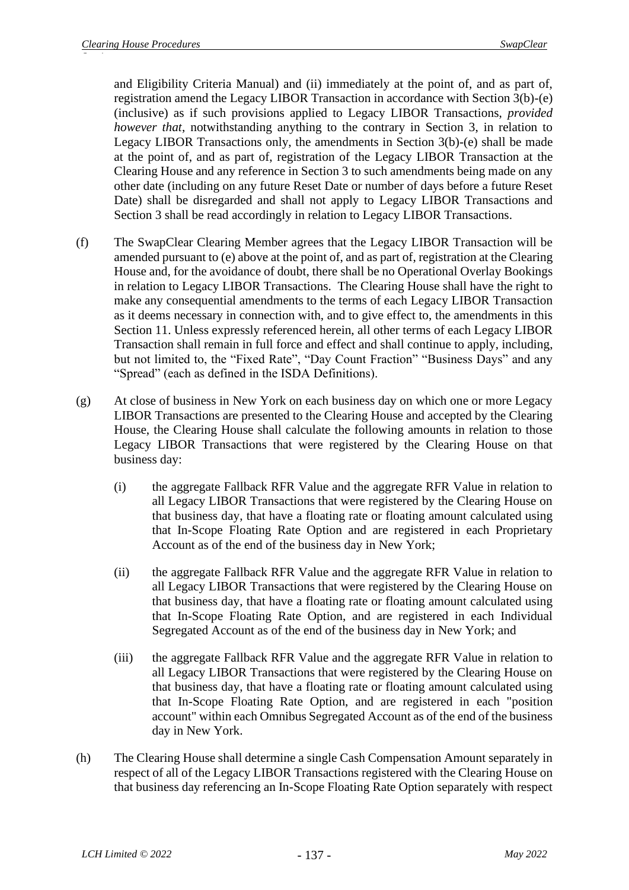and Eligibility Criteria Manual) and (ii) immediately at the point of, and as part of, registration amend the Legacy LIBOR Transaction in accordance with Section 3(b)-(e) (inclusive) as if such provisions applied to Legacy LIBOR Transactions, *provided however that*, notwithstanding anything to the contrary in Section 3, in relation to Legacy LIBOR Transactions only, the amendments in Section 3(b)-(e) shall be made at the point of, and as part of, registration of the Legacy LIBOR Transaction at the Clearing House and any reference in Section 3 to such amendments being made on any other date (including on any future Reset Date or number of days before a future Reset Date) shall be disregarded and shall not apply to Legacy LIBOR Transactions and Section 3 shall be read accordingly in relation to Legacy LIBOR Transactions.

(f) The SwapClear Clearing Member agrees that the Legacy LIBOR Transaction will be amended pursuant to (e) above at the point of, and as part of, registration at the Clearing House and, for the avoidance of doubt, there shall be no Operational Overlay Bookings in relation to Legacy LIBOR Transactions. The Clearing House shall have the right to make any consequential amendments to the terms of each Legacy LIBOR Transaction as it deems necessary in connection with, and to give effect to, the amendments in this Section 11. Unless expressly referenced herein, all other terms of each Legacy LIBOR Transaction shall remain in full force and effect and shall continue to apply, including, but not limited to, the "Fixed Rate", "Day Count Fraction" "Business Days" and any "Spread" (each as defined in the ISDA Definitions).

(g) At close of business in New York on each business day on which one or more Legacy LIBOR Transactions are presented to the Clearing House and accepted by the Clearing House, the Clearing House shall calculate the following amounts in relation to those Legacy LIBOR Transactions that were registered by the Clearing House on that business day:

  (i) the aggregate Fallback RFR Value and the aggregate RFR Value in relation to all Legacy LIBOR Transactions that were registered by the Clearing House on that business day, that have a floating rate or floating amount calculated using that In-Scope Floating Rate Option and are registered in each Proprietary Account as of the end of the business day in New York;

  (ii) the aggregate Fallback RFR Value and the aggregate RFR Value in relation to all Legacy LIBOR Transactions that were registered by the Clearing House on that business day, that have a floating rate or floating amount calculated using that In-Scope Floating Rate Option, and are registered in each Individual Segregated Account as of the end of the business day in New York; and

  (iii) the aggregate Fallback RFR Value and the aggregate RFR Value in relation to all Legacy LIBOR Transactions that were registered by the Clearing House on that business day, that have a floating rate or floating amount calculated using that In-Scope Floating Rate Option, and are registered in each "position account" within each Omnibus Segregated Account as of the end of the business day in New York.

(h) The Clearing House shall determine a single Cash Compensation Amount separately in respect of all of the Legacy LIBOR Transactions registered with the Clearing House on that business day referencing an In-Scope Floating Rate Option separately with respect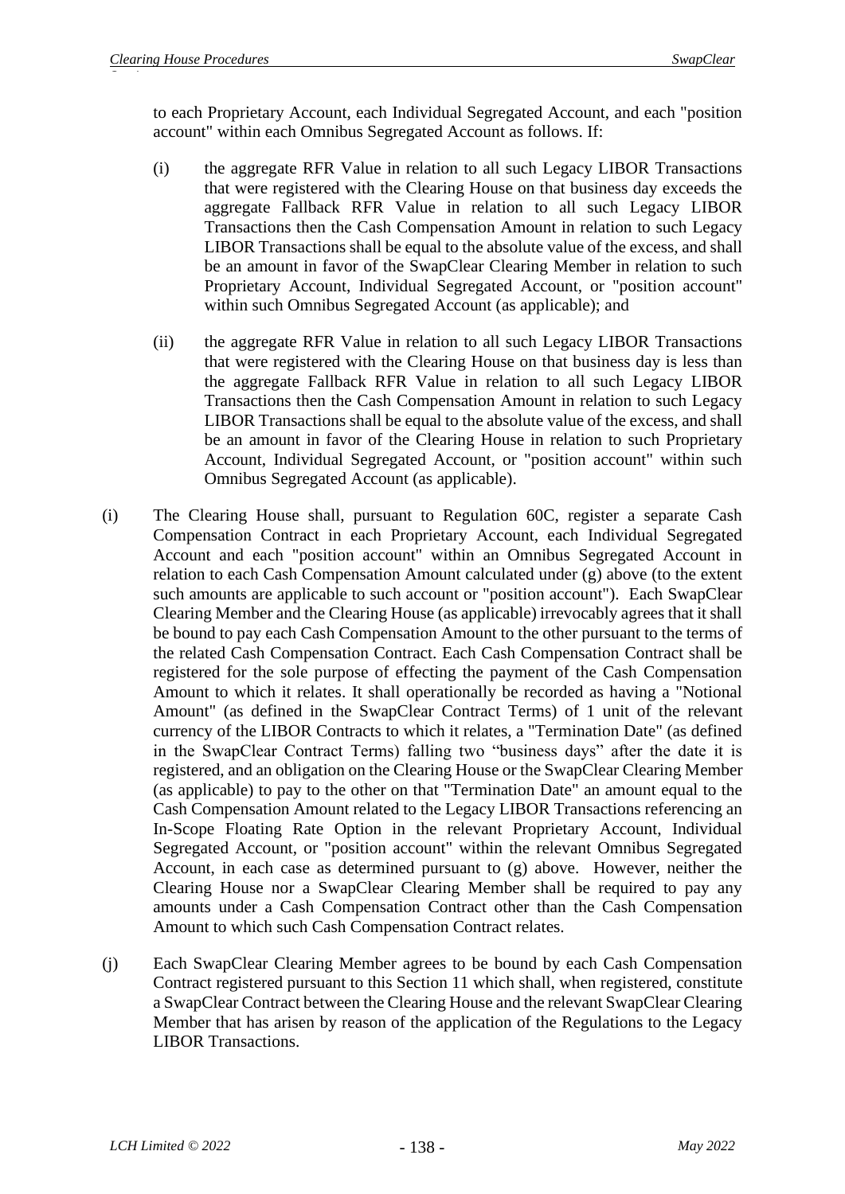to each Proprietary Account, each Individual Segregated Account, and each "position account" within each Omnibus Segregated Account as follows. If:

(i) the aggregate RFR Value in relation to all such Legacy LIBOR Transactions that were registered with the Clearing House on that business day exceeds the aggregate Fallback RFR Value in relation to all such Legacy LIBOR Transactions then the Cash Compensation Amount in relation to such Legacy LIBOR Transactions shall be equal to the absolute value of the excess, and shall be an amount in favor of the SwapClear Clearing Member in relation to such Proprietary Account, Individual Segregated Account, or "position account" within such Omnibus Segregated Account (as applicable); and

(ii) the aggregate RFR Value in relation to all such Legacy LIBOR Transactions that were registered with the Clearing House on that business day is less than the aggregate Fallback RFR Value in relation to all such Legacy LIBOR Transactions then the Cash Compensation Amount in relation to such Legacy LIBOR Transactions shall be equal to the absolute value of the excess, and shall be an amount in favor of the Clearing House in relation to such Proprietary Account, Individual Segregated Account, or "position account" within such Omnibus Segregated Account (as applicable).

(i) The Clearing House shall, pursuant to Regulation 60C, register a separate Cash Compensation Contract in each Proprietary Account, each Individual Segregated Account and each "position account" within an Omnibus Segregated Account in relation to each Cash Compensation Amount calculated under (g) above (to the extent such amounts are applicable to such account or "position account"). Each SwapClear Clearing Member and the Clearing House (as applicable) irrevocably agrees that it shall be bound to pay each Cash Compensation Amount to the other pursuant to the terms of the related Cash Compensation Contract. Each Cash Compensation Contract shall be registered for the sole purpose of effecting the payment of the Cash Compensation Amount to which it relates. It shall operationally be recorded as having a "Notional Amount" (as defined in the SwapClear Contract Terms) of 1 unit of the relevant currency of the LIBOR Contracts to which it relates, a "Termination Date" (as defined in the SwapClear Contract Terms) falling two "business days" after the date it is registered, and an obligation on the Clearing House or the SwapClear Clearing Member (as applicable) to pay to the other on that "Termination Date" an amount equal to the Cash Compensation Amount related to the Legacy LIBOR Transactions referencing an In-Scope Floating Rate Option in the relevant Proprietary Account, Individual Segregated Account, or "position account" within the relevant Omnibus Segregated Account, in each case as determined pursuant to (g) above. However, neither the Clearing House nor a SwapClear Clearing Member shall be required to pay any amounts under a Cash Compensation Contract other than the Cash Compensation Amount to which such Cash Compensation Contract relates.

(j) Each SwapClear Clearing Member agrees to be bound by each Cash Compensation Contract registered pursuant to this Section 11 which shall, when registered, constitute a SwapClear Contract between the Clearing House and the relevant SwapClear Clearing Member that has arisen by reason of the application of the Regulations to the Legacy LIBOR Transactions.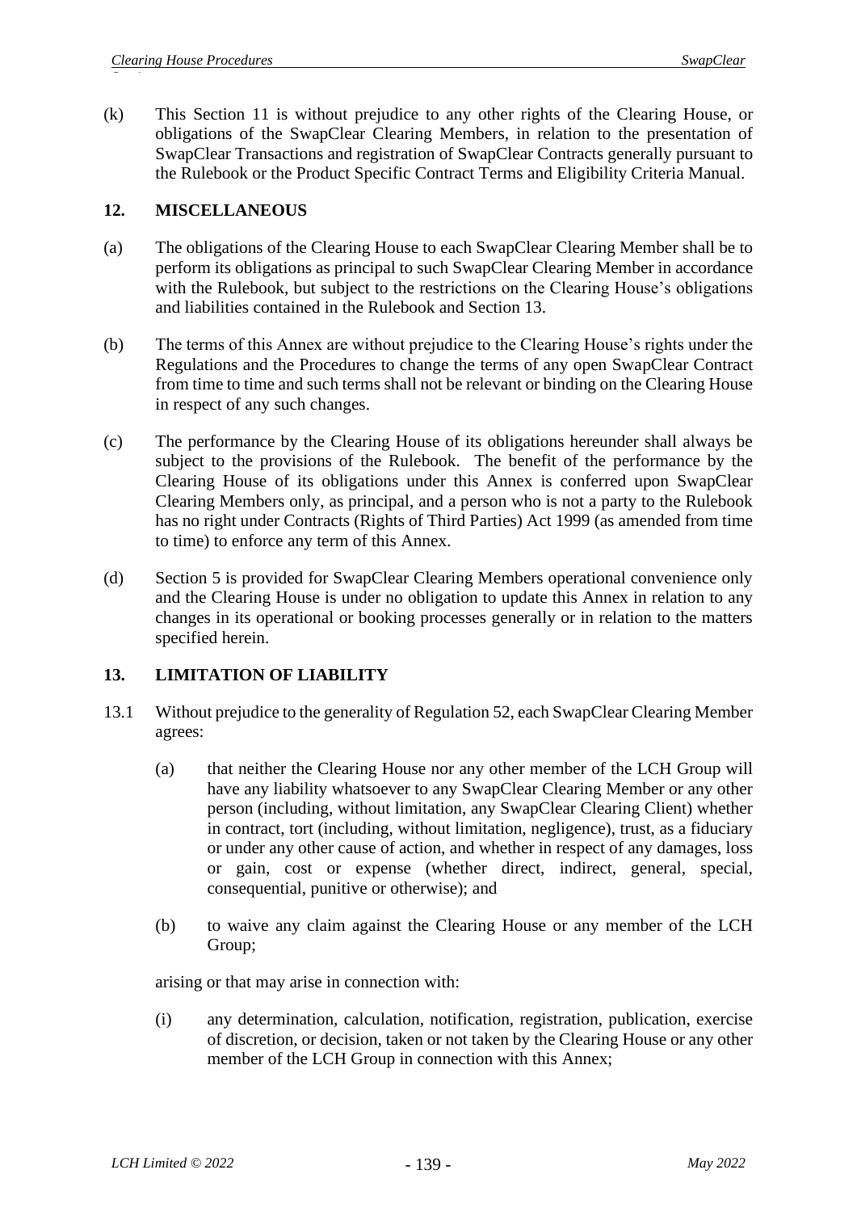(k) This Section 11 is without prejudice to any other rights of the Clearing House, or obligations of the SwapClear Clearing Members, in relation to the presentation of SwapClear Transactions and registration of SwapClear Contracts generally pursuant to the Rulebook or the Product Specific Contract Terms and Eligibility Criteria Manual.

## 12. MISCELLANEOUS

(a) The obligations of the Clearing House to each SwapClear Clearing Member shall be to perform its obligations as principal to such SwapClear Clearing Member in accordance with the Rulebook, but subject to the restrictions on the Clearing House's obligations and liabilities contained in the Rulebook and Section 13.

(b) The terms of this Annex are without prejudice to the Clearing House's rights under the Regulations and the Procedures to change the terms of any open SwapClear Contract from time to time and such terms shall not be relevant or binding on the Clearing House in respect of any such changes.

(c) The performance by the Clearing House of its obligations hereunder shall always be subject to the provisions of the Rulebook. The benefit of the performance by the Clearing House of its obligations under this Annex is conferred upon SwapClear Clearing Members only, as principal, and a person who is not a party to the Rulebook has no right under Contracts (Rights of Third Parties) Act 1999 (as amended from time to time) to enforce any term of this Annex.

(d) Section 5 is provided for SwapClear Clearing Members operational convenience only and the Clearing House is under no obligation to update this Annex in relation to any changes in its operational or booking processes generally or in relation to the matters specified herein.

## 13. LIMITATION OF LIABILITY

13.1 Without prejudice to the generality of Regulation 52, each SwapClear Clearing Member agrees:

(a) that neither the Clearing House nor any other member of the LCH Group will have any liability whatsoever to any SwapClear Clearing Member or any other person (including, without limitation, any SwapClear Clearing Client) whether in contract, tort (including, without limitation, negligence), trust, as a fiduciary or under any other cause of action, and whether in respect of any damages, loss or gain, cost or expense (whether direct, indirect, general, special, consequential, punitive or otherwise); and

(b) to waive any claim against the Clearing House or any member of the LCH Group;

arising or that may arise in connection with:

(i) any determination, calculation, notification, registration, publication, exercise of discretion, or decision, taken or not taken by the Clearing House or any other member of the LCH Group in connection with this Annex;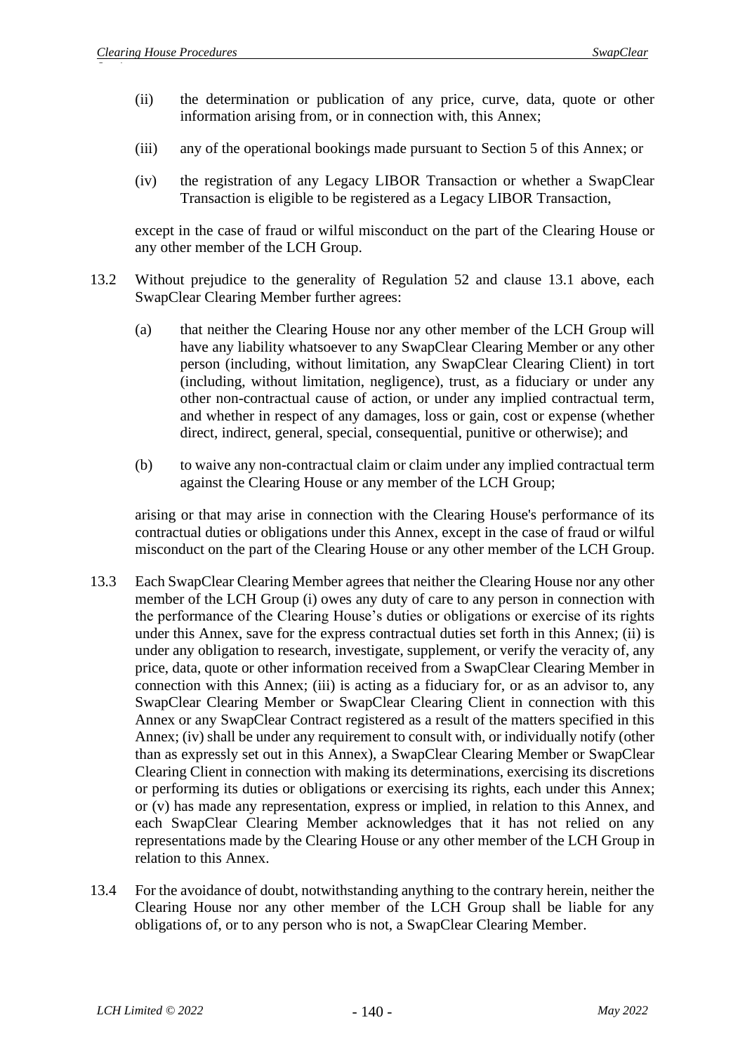(ii) the determination or publication of any price, curve, data, quote or other information arising from, or in connection with, this Annex;

(iii) any of the operational bookings made pursuant to Section 5 of this Annex; or

(iv) the registration of any Legacy LIBOR Transaction or whether a SwapClear Transaction is eligible to be registered as a Legacy LIBOR Transaction,

except in the case of fraud or wilful misconduct on the part of the Clearing House or any other member of the LCH Group.

13.2 Without prejudice to the generality of Regulation 52 and clause 13.1 above, each SwapClear Clearing Member further agrees:

(a) that neither the Clearing House nor any other member of the LCH Group will have any liability whatsoever to any SwapClear Clearing Member or any other person (including, without limitation, any SwapClear Clearing Client) in tort (including, without limitation, negligence), trust, as a fiduciary or under any other non-contractual cause of action, or under any implied contractual term, and whether in respect of any damages, loss or gain, cost or expense (whether direct, indirect, general, special, consequential, punitive or otherwise); and

(b) to waive any non-contractual claim or claim under any implied contractual term against the Clearing House or any member of the LCH Group;

arising or that may arise in connection with the Clearing House's performance of its contractual duties or obligations under this Annex, except in the case of fraud or wilful misconduct on the part of the Clearing House or any other member of the LCH Group.

13.3 Each SwapClear Clearing Member agrees that neither the Clearing House nor any other member of the LCH Group (i) owes any duty of care to any person in connection with the performance of the Clearing House's duties or obligations or exercise of its rights under this Annex, save for the express contractual duties set forth in this Annex; (ii) is under any obligation to research, investigate, supplement, or verify the veracity of, any price, data, quote or other information received from a SwapClear Clearing Member in connection with this Annex; (iii) is acting as a fiduciary for, or as an advisor to, any SwapClear Clearing Member or SwapClear Clearing Client in connection with this Annex or any SwapClear Contract registered as a result of the matters specified in this Annex; (iv) shall be under any requirement to consult with, or individually notify (other than as expressly set out in this Annex), a SwapClear Clearing Member or SwapClear Clearing Client in connection with making its determinations, exercising its discretions or performing its duties or obligations or exercising its rights, each under this Annex; or (v) has made any representation, express or implied, in relation to this Annex, and each SwapClear Clearing Member acknowledges that it has not relied on any representations made by the Clearing House or any other member of the LCH Group in relation to this Annex.

13.4 For the avoidance of doubt, notwithstanding anything to the contrary herein, neither the Clearing House nor any other member of the LCH Group shall be liable for any obligations of, or to any person who is not, a SwapClear Clearing Member.